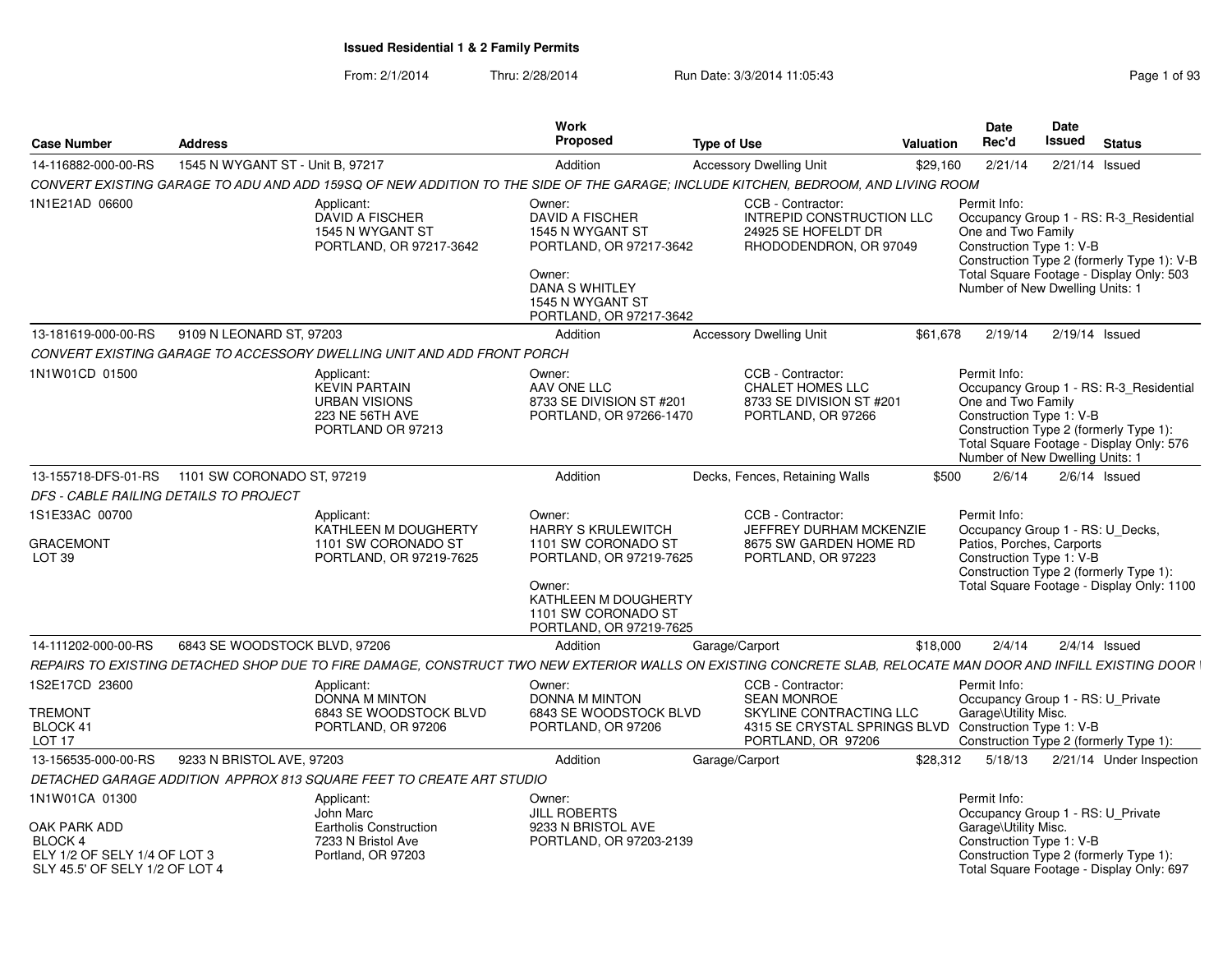# Issued Residential 1 & 2 Family Permits

From: 2/1/2014 Thru: 2/28/2014 Run Date: 3/3/2014 11:05:43

| Case Number | Address | Work Proposed | Type of Use | Valuation | Date Rec'd | Date Issued | Status |
|---|---|---|---|---|---|---|---|
| 14-116882-000-00-RS | 1545 N WYGANT ST - Unit B, 97217 | Addition | Accessory Dwelling Unit | $29,160 | 2/21/14 | 2/21/14 | Issued |

*CONVERT EXISTING GARAGE TO ADU AND ADD 159SQ OF NEW ADDITION TO THE SIDE OF THE GARAGE; INCLUDE KITCHEN, BEDROOM, AND LIVING ROOM*

1N1E21AD 06600

Applicant: DAVID A FISCHER, 1545 N WYGANT ST, PORTLAND, OR 97217-3642

Owner: DAVID A FISCHER, 1545 N WYGANT ST, PORTLAND, OR 97217-3642

Owner: DANA S WHITLEY, 1545 N WYGANT ST, PORTLAND, OR 97217-3642

CCB - Contractor: INTREPID CONSTRUCTION LLC, 24925 SE HOFELDT DR, RHODODENDRON, OR 97049

Permit Info: Occupancy Group 1 - RS: R-3_Residential One and Two Family; Construction Type 1: V-B; Construction Type 2 (formerly Type 1): V-B; Total Square Footage - Display Only: 503; Number of New Dwelling Units: 1

| Case Number | Address | Work Proposed | Type of Use | Valuation | Date Rec'd | Date Issued | Status |
|---|---|---|---|---|---|---|---|
| 13-181619-000-00-RS | 9109 N LEONARD ST, 97203 | Addition | Accessory Dwelling Unit | $61,678 | 2/19/14 | 2/19/14 | Issued |

*CONVERT EXISTING GARAGE TO ACCESSORY DWELLING UNIT AND ADD FRONT PORCH*

1N1W01CD 01500

Applicant: KEVIN PARTAIN, URBAN VISIONS, 223 NE 56TH AVE, PORTLAND OR 97213

Owner: AAV ONE LLC, 8733 SE DIVISION ST #201, PORTLAND, OR 97266-1470

CCB - Contractor: CHALET HOMES LLC, 8733 SE DIVISION ST #201, PORTLAND, OR 97266

Permit Info: Occupancy Group 1 - RS: R-3_Residential One and Two Family; Construction Type 1: V-B; Construction Type 2 (formerly Type 1):; Total Square Footage - Display Only: 576; Number of New Dwelling Units: 1

| Case Number | Address | Work Proposed | Type of Use | Valuation | Date Rec'd | Date Issued | Status |
|---|---|---|---|---|---|---|---|
| 13-155718-DFS-01-RS | 1101 SW CORONADO ST, 97219 | Addition | Decks, Fences, Retaining Walls | $500 | 2/6/14 | 2/6/14 | Issued |

*DFS - CABLE RAILING DETAILS TO PROJECT*

1S1E33AC 00700

GRACEMONT
LOT 39

Applicant: KATHLEEN M DOUGHERTY, 1101 SW CORONADO ST, PORTLAND, OR 97219-7625

Owner: HARRY S KRULEWITCH, 1101 SW CORONADO ST, PORTLAND, OR 97219-7625

Owner: KATHLEEN M DOUGHERTY, 1101 SW CORONADO ST, PORTLAND, OR 97219-7625

CCB - Contractor: JEFFREY DURHAM MCKENZIE, 8675 SW GARDEN HOME RD, PORTLAND, OR 97223

Permit Info: Occupancy Group 1 - RS: U_Decks, Patios, Porches, Carports; Construction Type 1: V-B; Construction Type 2 (formerly Type 1):; Total Square Footage - Display Only: 1100

| Case Number | Address | Work Proposed | Type of Use | Valuation | Date Rec'd | Date Issued | Status |
|---|---|---|---|---|---|---|---|
| 14-111202-000-00-RS | 6843 SE WOODSTOCK BLVD, 97206 | Addition | Garage/Carport | $18,000 | 2/4/14 | 2/4/14 | Issued |

*REPAIRS TO EXISTING DETACHED SHOP DUE TO FIRE DAMAGE, CONSTRUCT TWO NEW EXTERIOR WALLS ON EXISTING CONCRETE SLAB, RELOCATE MAN DOOR AND INFILL EXISTING DOOR*

1S2E17CD 23600

TREMONT
BLOCK 41
LOT 17

Applicant: DONNA M MINTON, 6843 SE WOODSTOCK BLVD, PORTLAND, OR 97206

Owner: DONNA M MINTON, 6843 SE WOODSTOCK BLVD, PORTLAND, OR 97206

CCB - Contractor: SEAN MONROE, SKYLINE CONTRACTING LLC, 4315 SE CRYSTAL SPRINGS BLVD, PORTLAND, OR 97206

Permit Info: Occupancy Group 1 - RS: U_Private Garage\Utility Misc.; Construction Type 1: V-B; Construction Type 2 (formerly Type 1):

| Case Number | Address | Work Proposed | Type of Use | Valuation | Date Rec'd | Date Issued | Status |
|---|---|---|---|---|---|---|---|
| 13-156535-000-00-RS | 9233 N BRISTOL AVE, 97203 | Addition | Garage/Carport | $28,312 | 5/18/13 | 2/21/14 | Under Inspection |

*DETACHED GARAGE ADDITION APPROX 813 SQUARE FEET TO CREATE ART STUDIO*

1N1W01CA 01300

OAK PARK ADD
BLOCK 4
ELY 1/2 OF SELY 1/4 OF LOT 3
SLY 45.5' OF SELY 1/2 OF LOT 4

Applicant: John Marc, Eartholis Construction, 7233 N Bristol Ave, Portland, OR 97203

Owner: JILL ROBERTS, 9233 N BRISTOL AVE, PORTLAND, OR 97203-2139

Permit Info: Occupancy Group 1 - RS: U_Private Garage\Utility Misc.; Construction Type 1: V-B; Construction Type 2 (formerly Type 1):; Total Square Footage - Display Only: 697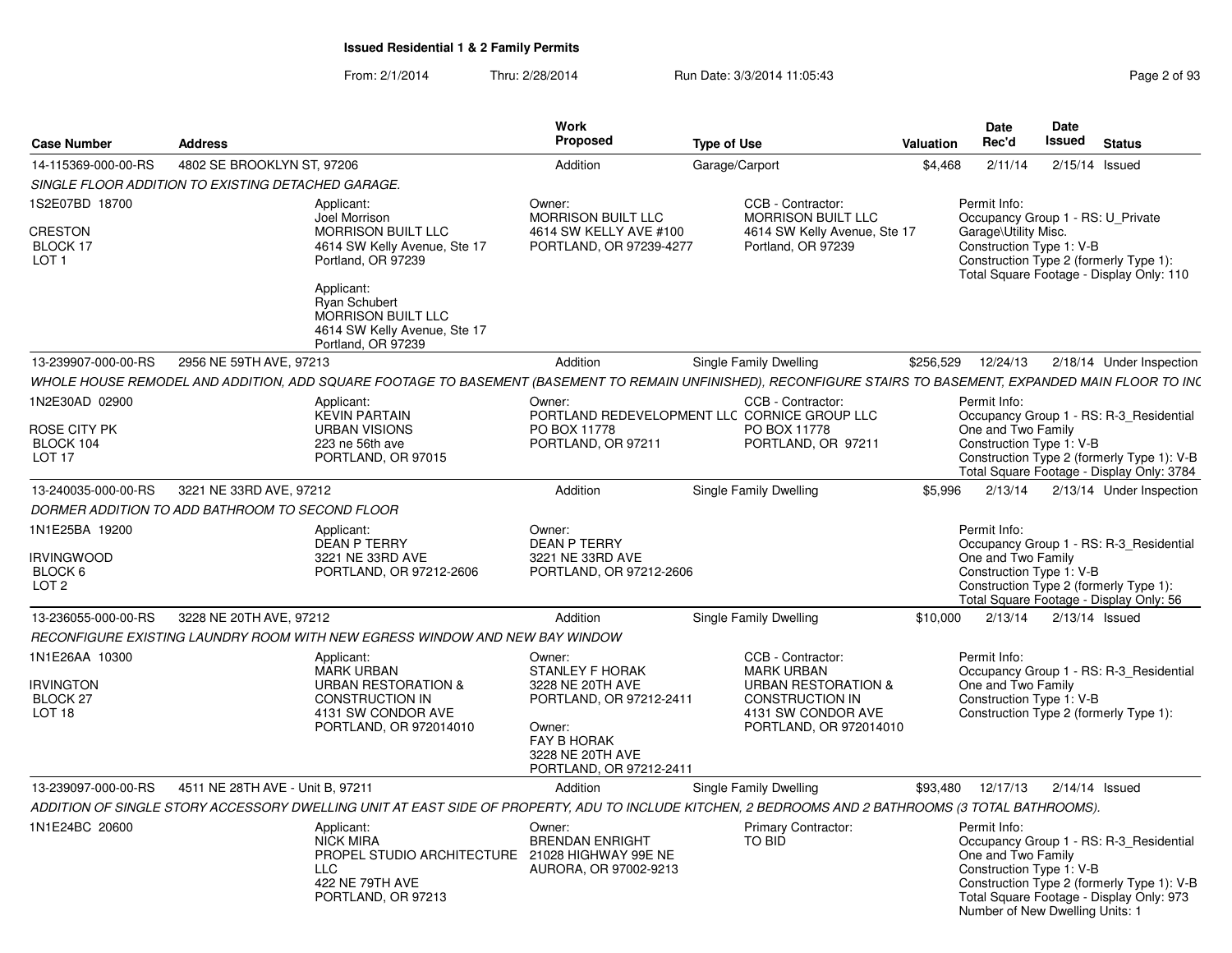## Issued Residential 1 & 2 Family Permits

From: 2/1/2014 Thru: 2/28/2014 Run Date: 3/3/2014 11:05:43

| Case Number | Address | Work Proposed | Type of Use | Valuation | Date Rec'd | Date Issued | Status |
|---|---|---|---|---|---|---|---|
| 14-115369-000-00-RS | 4802 SE BROOKLYN ST, 97206 | Addition | Garage/Carport | $4,468 | 2/11/14 | 2/15/14 | Issued |

SINGLE FLOOR ADDITION TO EXISTING DETACHED GARAGE.

1S2E07BD 18700
CRESTON
BLOCK 17
LOT 1

Applicant:
Joel Morrison
MORRISON BUILT LLC
4614 SW Kelly Avenue, Ste 17
Portland, OR 97239

Applicant:
Ryan Schubert
MORRISON BUILT LLC
4614 SW Kelly Avenue, Ste 17
Portland, OR 97239

Owner:
MORRISON BUILT LLC
4614 SW KELLY AVE #100
PORTLAND, OR 97239-4277

CCB - Contractor:
MORRISON BUILT LLC
4614 SW Kelly Avenue, Ste 17
Portland, OR 97239

Permit Info:
Occupancy Group 1 - RS: U_Private Garage\Utility Misc.
Construction Type 1: V-B
Construction Type 2 (formerly Type 1):
Total Square Footage - Display Only: 110

| Case Number | Address | Work Proposed | Type of Use | Valuation | Date Rec'd | Date Issued | Status |
|---|---|---|---|---|---|---|---|
| 13-239907-000-00-RS | 2956 NE 59TH AVE, 97213 | Addition | Single Family Dwelling | $256,529 | 12/24/13 | 2/18/14 | Under Inspection |

WHOLE HOUSE REMODEL AND ADDITION, ADD SQUARE FOOTAGE TO BASEMENT (BASEMENT TO REMAIN UNFINISHED), RECONFIGURE STAIRS TO BASEMENT, EXPANDED MAIN FLOOR TO INC

1N2E30AD 02900
ROSE CITY PK
BLOCK 104
LOT 17

Applicant:
KEVIN PARTAIN
URBAN VISIONS
223 ne 56th ave
PORTLAND, OR 97015

Owner:
PORTLAND REDEVELOPMENT LLC
PO BOX 11778
PORTLAND, OR 97211

CCB - Contractor:
CORNICE GROUP LLC
PO BOX 11778
PORTLAND, OR 97211

Permit Info:
Occupancy Group 1 - RS: R-3_Residential One and Two Family
Construction Type 1: V-B
Construction Type 2 (formerly Type 1): V-B
Total Square Footage - Display Only: 3784

| Case Number | Address | Work Proposed | Type of Use | Valuation | Date Rec'd | Date Issued | Status |
|---|---|---|---|---|---|---|---|
| 13-240035-000-00-RS | 3221 NE 33RD AVE, 97212 | Addition | Single Family Dwelling | $5,996 | 2/13/14 | 2/13/14 | Under Inspection |

DORMER ADDITION TO ADD BATHROOM TO SECOND FLOOR

1N1E25BA 19200
IRVINGWOOD
BLOCK 6
LOT 2

Applicant:
DEAN P TERRY
3221 NE 33RD AVE
PORTLAND, OR 97212-2606

Owner:
DEAN P TERRY
3221 NE 33RD AVE
PORTLAND, OR 97212-2606

Permit Info:
Occupancy Group 1 - RS: R-3_Residential One and Two Family
Construction Type 1: V-B
Construction Type 2 (formerly Type 1):
Total Square Footage - Display Only: 56

| Case Number | Address | Work Proposed | Type of Use | Valuation | Date Rec'd | Date Issued | Status |
|---|---|---|---|---|---|---|---|
| 13-236055-000-00-RS | 3228 NE 20TH AVE, 97212 | Addition | Single Family Dwelling | $10,000 | 2/13/14 | 2/13/14 | Issued |

RECONFIGURE EXISTING LAUNDRY ROOM WITH NEW EGRESS WINDOW AND NEW BAY WINDOW

1N1E26AA 10300
IRVINGTON
BLOCK 27
LOT 18

Applicant:
MARK URBAN
URBAN RESTORATION & CONSTRUCTION IN
4131 SW CONDOR AVE
PORTLAND, OR 972014010

Owner:
STANLEY F HORAK
3228 NE 20TH AVE
PORTLAND, OR 97212-2411

Owner:
FAY B HORAK
3228 NE 20TH AVE
PORTLAND, OR 97212-2411

CCB - Contractor:
MARK URBAN
URBAN RESTORATION & CONSTRUCTION IN
4131 SW CONDOR AVE
PORTLAND, OR 972014010

Permit Info:
Occupancy Group 1 - RS: R-3_Residential One and Two Family
Construction Type 1: V-B
Construction Type 2 (formerly Type 1):

| Case Number | Address | Work Proposed | Type of Use | Valuation | Date Rec'd | Date Issued | Status |
|---|---|---|---|---|---|---|---|
| 13-239097-000-00-RS | 4511 NE 28TH AVE - Unit B, 97211 | Addition | Single Family Dwelling | $93,480 | 12/17/13 | 2/14/14 | Issued |

ADDITION OF SINGLE STORY ACCESSORY DWELLING UNIT AT EAST SIDE OF PROPERTY, ADU TO INCLUDE KITCHEN, 2 BEDROOMS AND 2 BATHROOMS (3 TOTAL BATHROOMS).

1N1E24BC 20600

Applicant:
NICK MIRA
PROPEL STUDIO ARCHITECTURE LLC
422 NE 79TH AVE
PORTLAND, OR 97213

Owner:
BRENDAN ENRIGHT
21028 HIGHWAY 99E NE
AURORA, OR 97002-9213

Primary Contractor:
TO BID

Permit Info:
Occupancy Group 1 - RS: R-3_Residential One and Two Family
Construction Type 1: V-B
Construction Type 2 (formerly Type 1): V-B
Total Square Footage - Display Only: 973
Number of New Dwelling Units: 1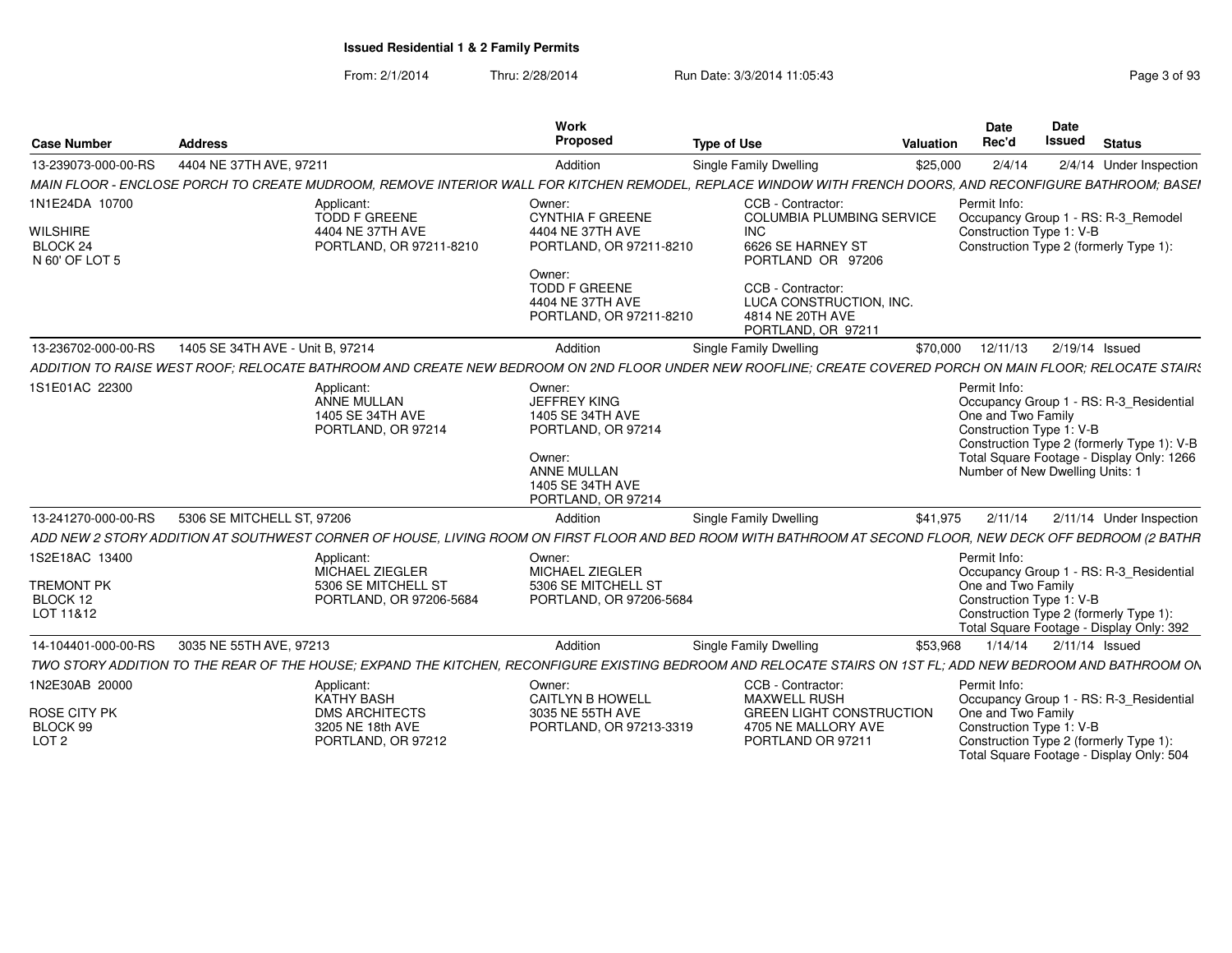**Issued Residential 1 & 2 Family Permits**

From: 2/1/2014 Thru: 2/28/2014 Run Date: 3/3/2014 11:05:43

| Case Number | Address | Work Proposed | Type of Use | Valuation | Date Rec'd | Date Issued | Status |
|---|---|---|---|---|---|---|---|
| 13-239073-000-00-RS | 4404 NE 37TH AVE, 97211 | Addition | Single Family Dwelling | $25,000 | 2/4/14 | 2/4/14 | Under Inspection |

MAIN FLOOR - ENCLOSE PORCH TO CREATE MUDROOM, REMOVE INTERIOR WALL FOR KITCHEN REMODEL, REPLACE WINDOW WITH FRENCH DOORS, AND RECONFIGURE BATHROOM; BASEI

1N1E24DA 10700
WILSHIRE
BLOCK 24
N 60' OF LOT 5

Applicant:
TODD F GREENE
4404 NE 37TH AVE
PORTLAND, OR 97211-8210

Owner:
CYNTHIA F GREENE
4404 NE 37TH AVE
PORTLAND, OR 97211-8210

Owner:
TODD F GREENE
4404 NE 37TH AVE
PORTLAND, OR 97211-8210

CCB - Contractor:
COLUMBIA PLUMBING SERVICE INC
6626 SE HARNEY ST
PORTLAND OR 97206

CCB - Contractor:
LUCA CONSTRUCTION, INC.
4814 NE 20TH AVE
PORTLAND, OR 97211

Permit Info:
Occupancy Group 1 - RS: R-3_Remodel
Construction Type 1: V-B
Construction Type 2 (formerly Type 1):

| Case Number | Address | Work Proposed | Type of Use | Valuation | Date Rec'd | Date Issued | Status |
|---|---|---|---|---|---|---|---|
| 13-236702-000-00-RS | 1405 SE 34TH AVE - Unit B, 97214 | Addition | Single Family Dwelling | $70,000 | 12/11/13 | 2/19/14 | Issued |

ADDITION TO RAISE WEST ROOF; RELOCATE BATHROOM AND CREATE NEW BEDROOM ON 2ND FLOOR UNDER NEW ROOFLINE; CREATE COVERED PORCH ON MAIN FLOOR; RELOCATE STAIRS

1S1E01AC 22300

Applicant:
ANNE MULLAN
1405 SE 34TH AVE
PORTLAND, OR 97214

Owner:
JEFFREY KING
1405 SE 34TH AVE
PORTLAND, OR 97214

Owner:
ANNE MULLAN
1405 SE 34TH AVE
PORTLAND, OR 97214

Permit Info:
Occupancy Group 1 - RS: R-3_Residential One and Two Family
Construction Type 1: V-B
Construction Type 2 (formerly Type 1): V-B
Total Square Footage - Display Only: 1266
Number of New Dwelling Units: 1

| Case Number | Address | Work Proposed | Type of Use | Valuation | Date Rec'd | Date Issued | Status |
|---|---|---|---|---|---|---|---|
| 13-241270-000-00-RS | 5306 SE MITCHELL ST, 97206 | Addition | Single Family Dwelling | $41,975 | 2/11/14 | 2/11/14 | Under Inspection |

ADD NEW 2 STORY ADDITION AT SOUTHWEST CORNER OF HOUSE, LIVING ROOM ON FIRST FLOOR AND BED ROOM WITH BATHROOM AT SECOND FLOOR, NEW DECK OFF BEDROOM (2 BATHR

1S2E18AC 13400
TREMONT PK
BLOCK 12
LOT 11&12

Applicant:
MICHAEL ZIEGLER
5306 SE MITCHELL ST
PORTLAND, OR 97206-5684

Owner:
MICHAEL ZIEGLER
5306 SE MITCHELL ST
PORTLAND, OR 97206-5684

Permit Info:
Occupancy Group 1 - RS: R-3_Residential One and Two Family
Construction Type 1: V-B
Construction Type 2 (formerly Type 1):
Total Square Footage - Display Only: 392

| Case Number | Address | Work Proposed | Type of Use | Valuation | Date Rec'd | Date Issued | Status |
|---|---|---|---|---|---|---|---|
| 14-104401-000-00-RS | 3035 NE 55TH AVE, 97213 | Addition | Single Family Dwelling | $53,968 | 1/14/14 | 2/11/14 | Issued |

TWO STORY ADDITION TO THE REAR OF THE HOUSE; EXPAND THE KITCHEN, RECONFIGURE EXISTING BEDROOM AND RELOCATE STAIRS ON 1ST FL; ADD NEW BEDROOM AND BATHROOM ON

1N2E30AB 20000
ROSE CITY PK
BLOCK 99
LOT 2

Applicant:
KATHY BASH
DMS ARCHITECTS
3205 NE 18th AVE
PORTLAND, OR 97212

Owner:
CAITLYN B HOWELL
3035 NE 55TH AVE
PORTLAND, OR 97213-3319

CCB - Contractor:
MAXWELL RUSH
GREEN LIGHT CONSTRUCTION
4705 NE MALLORY AVE
PORTLAND OR 97211

Permit Info:
Occupancy Group 1 - RS: R-3_Residential One and Two Family
Construction Type 1: V-B
Construction Type 2 (formerly Type 1):
Total Square Footage - Display Only: 504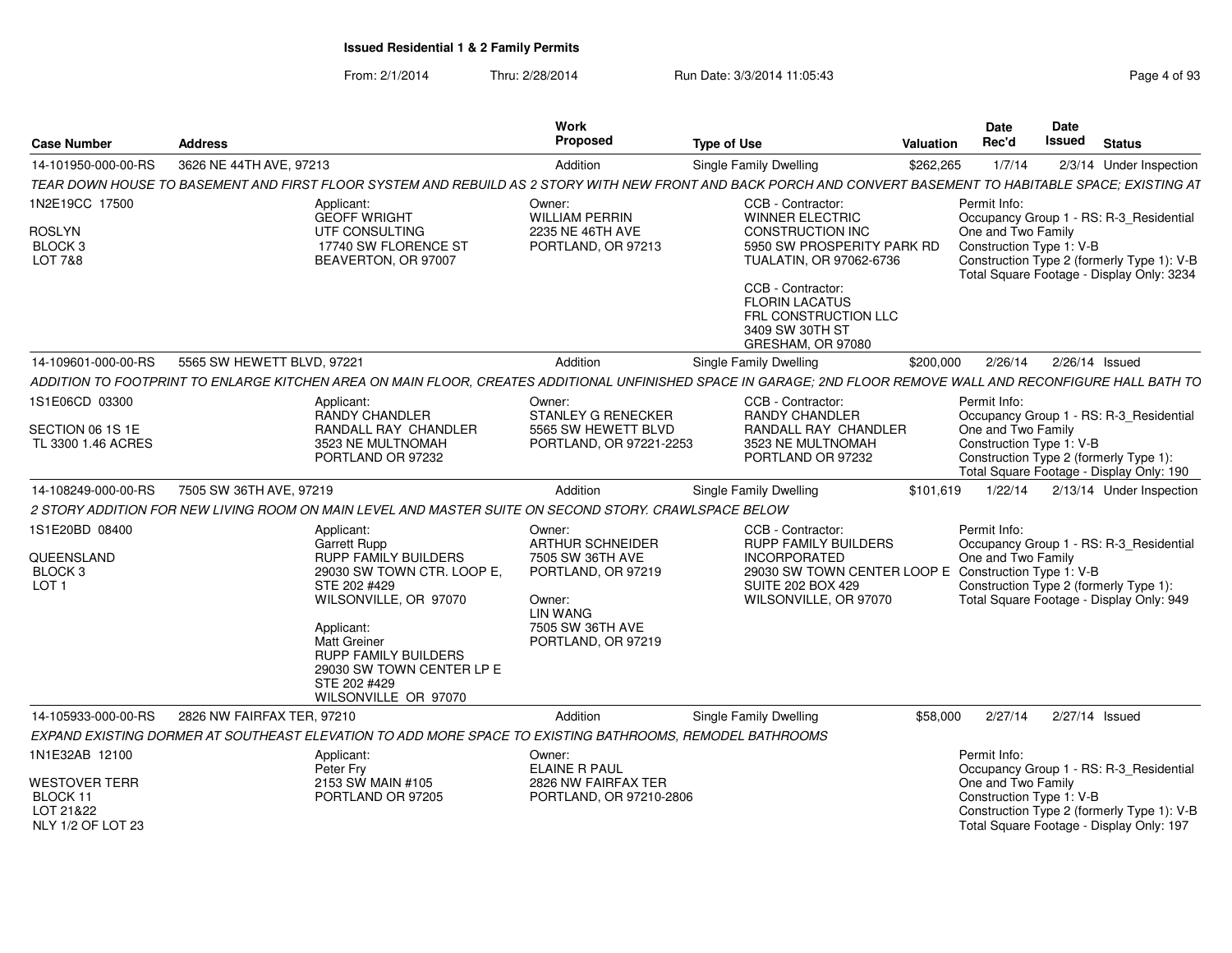**Issued Residential 1 & 2 Family Permits**

From: 2/1/2014 Thru: 2/28/2014 Run Date: 3/3/2014 11:05:43

| Case Number | Address | Work Proposed | Type of Use | Valuation | Date Rec'd | Date Issued | Status |
|---|---|---|---|---|---|---|---|
| 14-101950-000-00-RS | 3626 NE 44TH AVE, 97213 | Addition | Single Family Dwelling | $262,265 | 1/7/14 | 2/3/14 | Under Inspection |

TEAR DOWN HOUSE TO BASEMENT AND FIRST FLOOR SYSTEM AND REBUILD AS 2 STORY WITH NEW FRONT AND BACK PORCH AND CONVERT BASEMENT TO HABITABLE SPACE; EXISTING AT

1N2E19CC 17500
ROSLYN
BLOCK 3
LOT 7&8

Applicant:
GEOFF WRIGHT
UTF CONSULTING
17740 SW FLORENCE ST
BEAVERTON, OR 97007

Owner:
WILLIAM PERRIN
2235 NE 46TH AVE
PORTLAND, OR 97213

CCB - Contractor:
WINNER ELECTRIC CONSTRUCTION INC
5950 SW PROSPERITY PARK RD
TUALATIN, OR 97062-6736

CCB - Contractor:
FLORIN LACATUS
FRL CONSTRUCTION LLC
3409 SW 30TH ST
GRESHAM, OR 97080

Permit Info:
Occupancy Group 1 - RS: R-3_Residential One and Two Family
Construction Type 1: V-B
Construction Type 2 (formerly Type 1): V-B
Total Square Footage - Display Only: 3234

| Case Number | Address | Work Proposed | Type of Use | Valuation | Date Rec'd | Date Issued | Status |
|---|---|---|---|---|---|---|---|
| 14-109601-000-00-RS | 5565 SW HEWETT BLVD, 97221 | Addition | Single Family Dwelling | $200,000 | 2/26/14 | 2/26/14 | Issued |

ADDITION TO FOOTPRINT TO ENLARGE KITCHEN AREA ON MAIN FLOOR, CREATES ADDITIONAL UNFINISHED SPACE IN GARAGE; 2ND FLOOR REMOVE WALL AND RECONFIGURE HALL BATH TO

1S1E06CD 03300
SECTION 06 1S 1E
TL 3300 1.46 ACRES

Applicant:
RANDY CHANDLER
RANDALL RAY CHANDLER
3523 NE MULTNOMAH
PORTLAND OR 97232

Owner:
STANLEY G RENECKER
5565 SW HEWETT BLVD
PORTLAND, OR 97221-2253

CCB - Contractor:
RANDY CHANDLER
RANDALL RAY CHANDLER
3523 NE MULTNOMAH
PORTLAND OR 97232

Permit Info:
Occupancy Group 1 - RS: R-3_Residential One and Two Family
Construction Type 1: V-B
Construction Type 2 (formerly Type 1):
Total Square Footage - Display Only: 190

| Case Number | Address | Work Proposed | Type of Use | Valuation | Date Rec'd | Date Issued | Status |
|---|---|---|---|---|---|---|---|
| 14-108249-000-00-RS | 7505 SW 36TH AVE, 97219 | Addition | Single Family Dwelling | $101,619 | 1/22/14 | 2/13/14 | Under Inspection |

2 STORY ADDITION FOR NEW LIVING ROOM ON MAIN LEVEL AND MASTER SUITE ON SECOND STORY. CRAWLSPACE BELOW

1S1E20BD 08400
QUEENSLAND
BLOCK 3
LOT 1

Applicant:
Garrett Rupp
RUPP FAMILY BUILDERS
29030 SW TOWN CTR. LOOP E, STE 202 #429
WILSONVILLE, OR 97070

Applicant:
Matt Greiner
RUPP FAMILY BUILDERS
29030 SW TOWN CENTER LP E
STE 202 #429
WILSONVILLE OR 97070

Owner:
ARTHUR SCHNEIDER
7505 SW 36TH AVE
PORTLAND, OR 97219

Owner:
LIN WANG
7505 SW 36TH AVE
PORTLAND, OR 97219

CCB - Contractor:
RUPP FAMILY BUILDERS INCORPORATED
29030 SW TOWN CENTER LOOP E
SUITE 202 BOX 429
WILSONVILLE, OR 97070

Permit Info:
Occupancy Group 1 - RS: R-3_Residential One and Two Family
Construction Type 1: V-B
Construction Type 2 (formerly Type 1):
Total Square Footage - Display Only: 949

| Case Number | Address | Work Proposed | Type of Use | Valuation | Date Rec'd | Date Issued | Status |
|---|---|---|---|---|---|---|---|
| 14-105933-000-00-RS | 2826 NW FAIRFAX TER, 97210 | Addition | Single Family Dwelling | $58,000 | 2/27/14 | 2/27/14 | Issued |

EXPAND EXISTING DORMER AT SOUTHEAST ELEVATION TO ADD MORE SPACE TO EXISTING BATHROOMS, REMODEL BATHROOMS

1N1E32AB 12100
WESTOVER TERR
BLOCK 11
LOT 21&22
NLY 1/2 OF LOT 23

Applicant:
Peter Fry
2153 SW MAIN #105
PORTLAND OR 97205

Owner:
ELAINE R PAUL
2826 NW FAIRFAX TER
PORTLAND, OR 97210-2806

Permit Info:
Occupancy Group 1 - RS: R-3_Residential One and Two Family
Construction Type 1: V-B
Construction Type 2 (formerly Type 1): V-B
Total Square Footage - Display Only: 197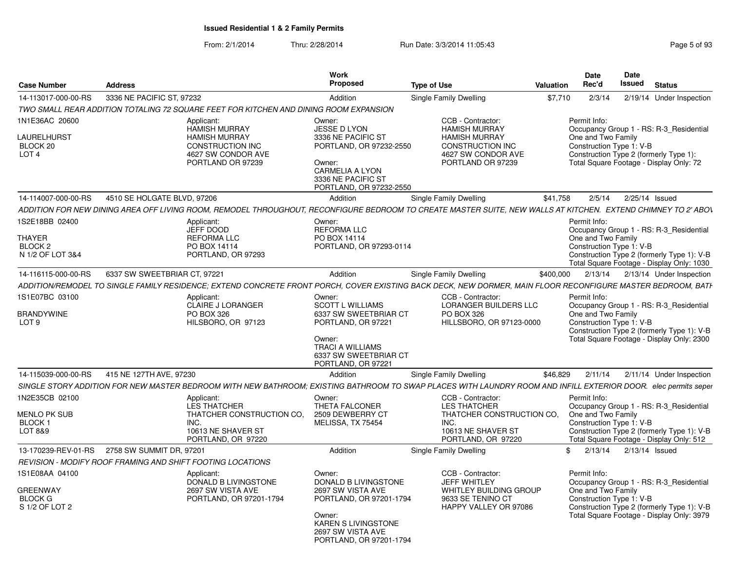# Issued Residential 1 & 2 Family Permits

From: 2/1/2014 Thru: 2/28/2014 Run Date: 3/3/2014 11:05:43

| Case Number | Address | Work Proposed | Type of Use | Valuation | Date Rec'd | Date Issued | Status |
|---|---|---|---|---|---|---|---|
| 14-113017-000-00-RS | 3336 NE PACIFIC ST, 97232 | Addition | Single Family Dwelling | $7,710 | 2/3/14 | 2/19/14 | Under Inspection |

*TWO SMALL REAR ADDITION TOTALING 72 SQUARE FEET FOR KITCHEN AND DINING ROOM EXPANSION*

1N1E36AC 20600
LAURELHURST
BLOCK 20
LOT 4

Applicant:
HAMISH MURRAY
HAMISH MURRAY CONSTRUCTION INC
4627 SW CONDOR AVE
PORTLAND OR 97239

Owner:
JESSE D LYON
3336 NE PACIFIC ST
PORTLAND, OR 97232-2550

Owner:
CARMELIA A LYON
3336 NE PACIFIC ST
PORTLAND, OR 97232-2550

CCB - Contractor:
HAMISH MURRAY
HAMISH MURRAY CONSTRUCTION INC
4627 SW CONDOR AVE
PORTLAND OR 97239

Permit Info:
Occupancy Group 1 - RS: R-3_Residential One and Two Family
Construction Type 1: V-B
Construction Type 2 (formerly Type 1):
Total Square Footage - Display Only: 72

| Case Number | Address | Work Proposed | Type of Use | Valuation | Date Rec'd | Date Issued | Status |
|---|---|---|---|---|---|---|---|
| 14-114007-000-00-RS | 4510 SE HOLGATE BLVD, 97206 | Addition | Single Family Dwelling | $41,758 | 2/5/14 | 2/25/14 | Issued |

*ADDITION FOR NEW DINING AREA OFF LIVING ROOM, REMODEL THROUGHOUT, RECONFIGURE BEDROOM TO CREATE MASTER SUITE, NEW WALLS AT KITCHEN. EXTEND CHIMNEY TO 2' ABOV*

1S2E18BB 02400
THAYER
BLOCK 2
N 1/2 OF LOT 3&4

Applicant:
JEFF DOOD
REFORMA LLC
PO BOX 14114
PORTLAND, OR 97293

Owner:
REFORMA LLC
PO BOX 14114
PORTLAND, OR 97293-0114

Permit Info:
Occupancy Group 1 - RS: R-3_Residential One and Two Family
Construction Type 1: V-B
Construction Type 2 (formerly Type 1): V-B
Total Square Footage - Display Only: 1030

| Case Number | Address | Work Proposed | Type of Use | Valuation | Date Rec'd | Date Issued | Status |
|---|---|---|---|---|---|---|---|
| 14-116115-000-00-RS | 6337 SW SWEETBRIAR CT, 97221 | Addition | Single Family Dwelling | $400,000 | 2/13/14 | 2/13/14 | Under Inspection |

*ADDITION/REMODEL TO SINGLE FAMILY RESIDENCE; EXTEND CONCRETE FRONT PORCH, COVER EXISTING BACK DECK, NEW DORMER, MAIN FLOOR RECONFIGURE MASTER BEDROOM, BATH*

1S1E07BC 03100
BRANDYWINE
LOT 9

Applicant:
CLAIRE J LORANGER
PO BOX 326
HILSBORO, OR 97123

Owner:
SCOTT L WILLIAMS
6337 SW SWEETBRIAR CT
PORTLAND, OR 97221

Owner:
TRACI A WILLIAMS
6337 SW SWEETBRIAR CT
PORTLAND, OR 97221

CCB - Contractor:
LORANGER BUILDERS LLC
PO BOX 326
HILLSBORO, OR 97123-0000

Permit Info:
Occupancy Group 1 - RS: R-3_Residential One and Two Family
Construction Type 1: V-B
Construction Type 2 (formerly Type 1): V-B
Total Square Footage - Display Only: 2300

| Case Number | Address | Work Proposed | Type of Use | Valuation | Date Rec'd | Date Issued | Status |
|---|---|---|---|---|---|---|---|
| 14-115039-000-00-RS | 415 NE 127TH AVE, 97230 | Addition | Single Family Dwelling | $46,829 | 2/11/14 | 2/11/14 | Under Inspection |

*SINGLE STORY ADDITION FOR NEW MASTER BEDROOM WITH NEW BATHROOM; EXISTING BATHROOM TO SWAP PLACES WITH LAUNDRY ROOM AND INFILL EXTERIOR DOOR. elec permits seper*

1N2E35CB 02100
MENLO PK SUB
BLOCK 1
LOT 8&9

Applicant:
LES THATCHER
THATCHER CONSTRUCTION CO, INC.
10613 NE SHAVER ST
PORTLAND, OR 97220

Owner:
THETA FALCONER
2509 DEWBERRY CT
MELISSA, TX 75454

CCB - Contractor:
LES THATCHER
THATCHER CONSTRUCTION CO, INC.
10613 NE SHAVER ST
PORTLAND, OR 97220

Permit Info:
Occupancy Group 1 - RS: R-3_Residential One and Two Family
Construction Type 1: V-B
Construction Type 2 (formerly Type 1): V-B
Total Square Footage - Display Only: 512

| Case Number | Address | Work Proposed | Type of Use | Valuation | Date Rec'd | Date Issued | Status |
|---|---|---|---|---|---|---|---|
| 13-170239-REV-01-RS | 2758 SW SUMMIT DR, 97201 | Addition | Single Family Dwelling | $ | 2/13/14 | 2/13/14 | Issued |

*REVISION - MODIFY ROOF FRAMING AND SHIFT FOOTING LOCATIONS*

1S1E08AA 04100
GREENWAY
BLOCK G
S 1/2 OF LOT 2

Applicant:
DONALD B LIVINGSTONE
2697 SW VISTA AVE
PORTLAND, OR 97201-1794

Owner:
DONALD B LIVINGSTONE
2697 SW VISTA AVE
PORTLAND, OR 97201-1794

Owner:
KAREN S LIVINGSTONE
2697 SW VISTA AVE
PORTLAND, OR 97201-1794

CCB - Contractor:
JEFF WHITLEY
WHITLEY BUILDING GROUP
9633 SE TENINO CT
HAPPY VALLEY OR 97086

Permit Info:
Occupancy Group 1 - RS: R-3_Residential One and Two Family
Construction Type 1: V-B
Construction Type 2 (formerly Type 1): V-B
Total Square Footage - Display Only: 3979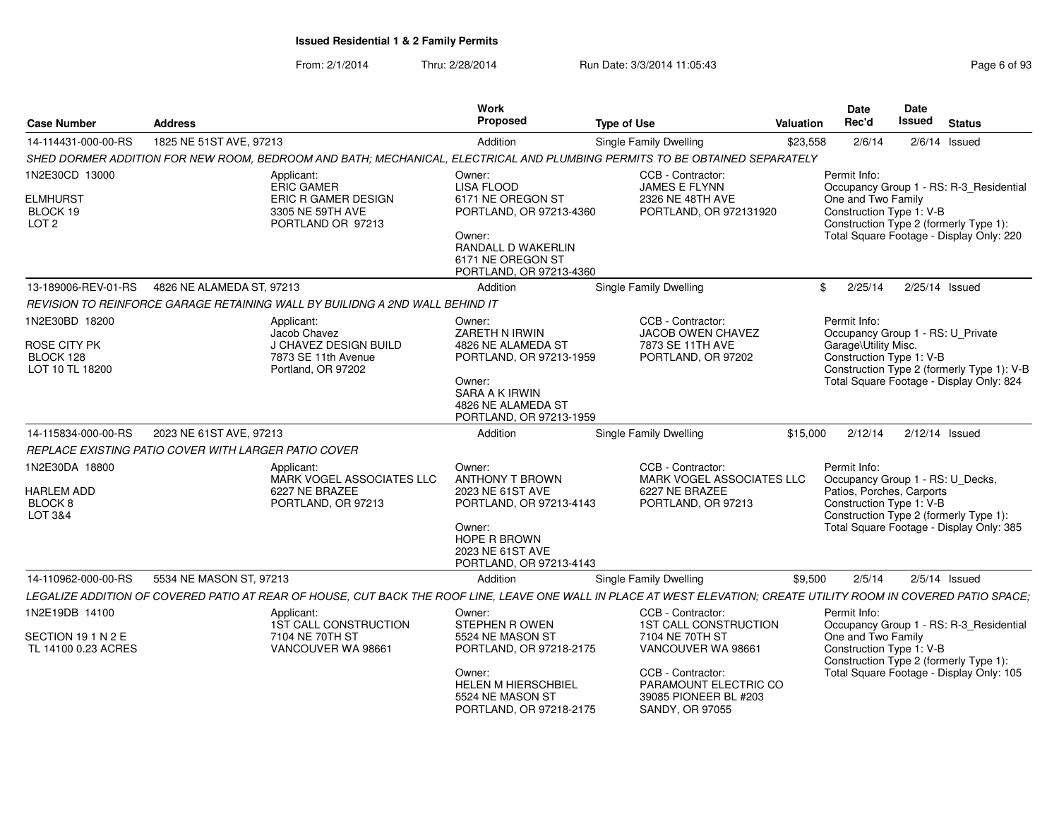**Issued Residential 1 & 2 Family Permits**

From: 2/1/2014 Thru: 2/28/2014 Run Date: 3/3/2014 11:05:43

| Case Number | Address | Work Proposed | Type of Use | Valuation | Date Rec'd | Date Issued | Status |
|---|---|---|---|---|---|---|---|
| 14-114431-000-00-RS | 1825 NE 51ST AVE, 97213 | Addition | Single Family Dwelling | $23,558 | 2/6/14 | 2/6/14 | Issued |

*SHED DORMER ADDITION FOR NEW ROOM, BEDROOM AND BATH; MECHANICAL, ELECTRICAL AND PLUMBING PERMITS TO BE OBTAINED SEPARATELY*

1N2E30CD 13000
ELMHURST
BLOCK 19
LOT 2

Applicant:
ERIC GAMER
ERIC R GAMER DESIGN
3305 NE 59TH AVE
PORTLAND OR 97213

Owner:
LISA FLOOD
6171 NE OREGON ST
PORTLAND, OR 97213-4360

Owner:
RANDALL D WAKERLIN
6171 NE OREGON ST
PORTLAND, OR 97213-4360

CCB - Contractor:
JAMES E FLYNN
2326 NE 48TH AVE
PORTLAND, OR 972131920

Permit Info:
Occupancy Group 1 - RS: R-3_Residential One and Two Family
Construction Type 1: V-B
Construction Type 2 (formerly Type 1):
Total Square Footage - Display Only: 220

| Case Number | Address | Work Proposed | Type of Use | Valuation | Date Rec'd | Date Issued | Status |
|---|---|---|---|---|---|---|---|
| 13-189006-REV-01-RS | 4826 NE ALAMEDA ST, 97213 | Addition | Single Family Dwelling | $ | 2/25/14 | 2/25/14 | Issued |

*REVISION TO REINFORCE GARAGE RETAINING WALL BY BUILIDNG A 2ND WALL BEHIND IT*

1N2E30BD 18200
ROSE CITY PK
BLOCK 128
LOT 10 TL 18200

Applicant:
Jacob Chavez
J CHAVEZ DESIGN BUILD
7873 SE 11th Avenue
Portland, OR 97202

Owner:
ZARETH N IRWIN
4826 NE ALAMEDA ST
PORTLAND, OR 97213-1959

Owner:
SARA A K IRWIN
4826 NE ALAMEDA ST
PORTLAND, OR 97213-1959

CCB - Contractor:
JACOB OWEN CHAVEZ
7873 SE 11TH AVE
PORTLAND, OR 97202

Permit Info:
Occupancy Group 1 - RS: U_Private Garage\Utility Misc.
Construction Type 1: V-B
Construction Type 2 (formerly Type 1): V-B
Total Square Footage - Display Only: 824

| Case Number | Address | Work Proposed | Type of Use | Valuation | Date Rec'd | Date Issued | Status |
|---|---|---|---|---|---|---|---|
| 14-115834-000-00-RS | 2023 NE 61ST AVE, 97213 | Addition | Single Family Dwelling | $15,000 | 2/12/14 | 2/12/14 | Issued |

*REPLACE EXISTING PATIO COVER WITH LARGER PATIO COVER*

1N2E30DA 18800
HARLEM ADD
BLOCK 8
LOT 3&4

Applicant:
MARK VOGEL ASSOCIATES LLC
6227 NE BRAZEE
PORTLAND, OR 97213

Owner:
ANTHONY T BROWN
2023 NE 61ST AVE
PORTLAND, OR 97213-4143

Owner:
HOPE R BROWN
2023 NE 61ST AVE
PORTLAND, OR 97213-4143

CCB - Contractor:
MARK VOGEL ASSOCIATES LLC
6227 NE BRAZEE
PORTLAND, OR 97213

Permit Info:
Occupancy Group 1 - RS: U_Decks, Patios, Porches, Carports
Construction Type 1: V-B
Construction Type 2 (formerly Type 1):
Total Square Footage - Display Only: 385

| Case Number | Address | Work Proposed | Type of Use | Valuation | Date Rec'd | Date Issued | Status |
|---|---|---|---|---|---|---|---|
| 14-110962-000-00-RS | 5534 NE MASON ST, 97213 | Addition | Single Family Dwelling | $9,500 | 2/5/14 | 2/5/14 | Issued |

*LEGALIZE ADDITION OF COVERED PATIO AT REAR OF HOUSE, CUT BACK THE ROOF LINE, LEAVE ONE WALL IN PLACE AT WEST ELEVATION; CREATE UTILITY ROOM IN COVERED PATIO SPACE;*

1N2E19DB 14100
SECTION 19 1 N 2 E
TL 14100 0.23 ACRES

Applicant:
1ST CALL CONSTRUCTION
7104 NE 70TH ST
VANCOUVER WA 98661

Owner:
STEPHEN R OWEN
5524 NE MASON ST
PORTLAND, OR 97218-2175

Owner:
HELEN M HIERSCHBIEL
5524 NE MASON ST
PORTLAND, OR 97218-2175

CCB - Contractor:
1ST CALL CONSTRUCTION
7104 NE 70TH ST
VANCOUVER WA 98661

CCB - Contractor:
PARAMOUNT ELECTRIC CO
39085 PIONEER BL #203
SANDY, OR 97055

Permit Info:
Occupancy Group 1 - RS: R-3_Residential One and Two Family
Construction Type 1: V-B
Construction Type 2 (formerly Type 1):
Total Square Footage - Display Only: 105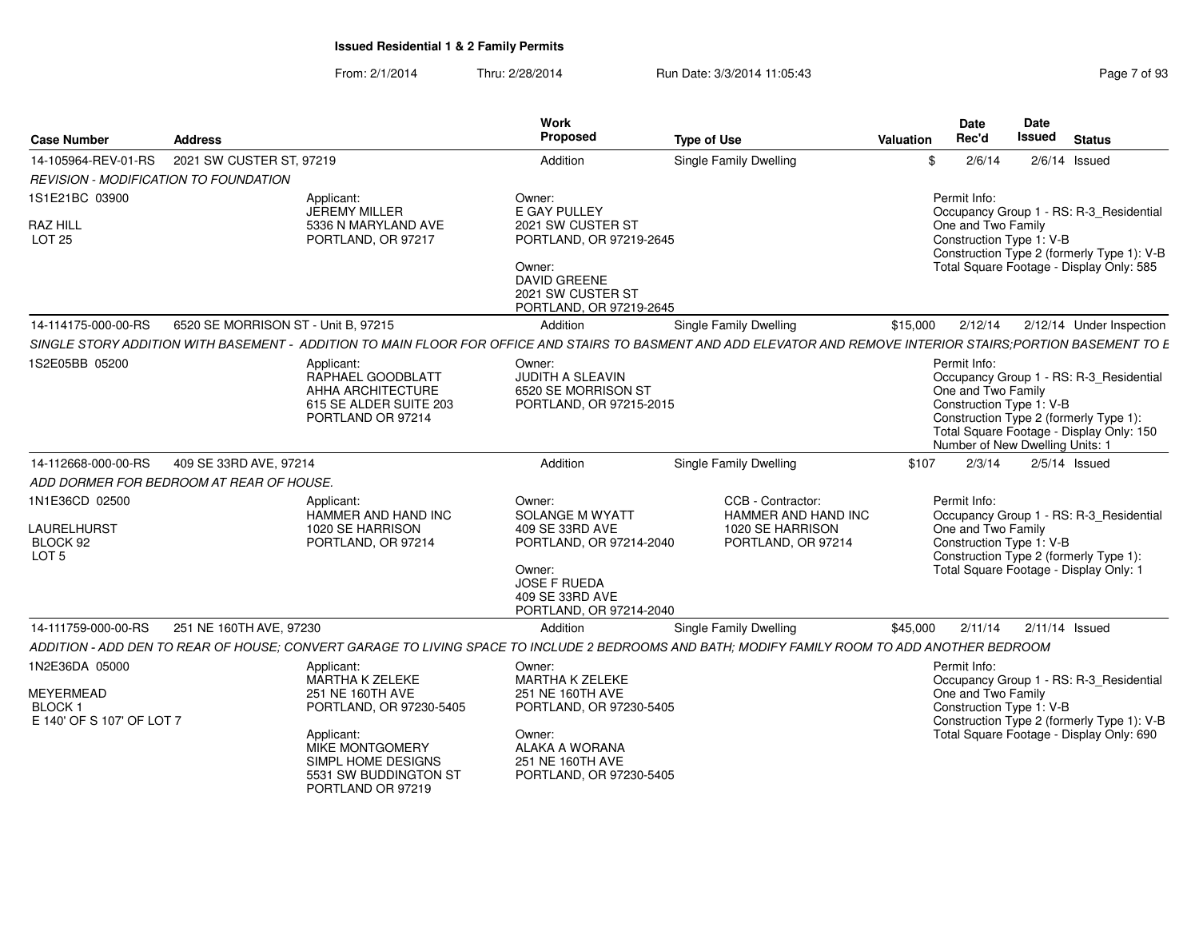**Issued Residential 1 & 2 Family Permits**

From: 2/1/2014 Thru: 2/28/2014 Run Date: 3/3/2014 11:05:43

| Case Number | Address | Work Proposed | Type of Use | Valuation | Date Rec'd | Date Issued | Status |
|---|---|---|---|---|---|---|---|
| 14-105964-REV-01-RS | 2021 SW CUSTER ST, 97219 | Addition | Single Family Dwelling | $ | 2/6/14 | 2/6/14 | Issued |
| *REVISION - MODIFICATION TO FOUNDATION* | | | | | | | |
| 1S1E21BC 03900<br>RAZ HILL<br>LOT 25 | Applicant:<br>JEREMY MILLER<br>5336 N MARYLAND AVE<br>PORTLAND, OR 97217 | Owner:<br>E GAY PULLEY<br>2021 SW CUSTER ST<br>PORTLAND, OR 97219-2645<br>Owner:<br>DAVID GREENE<br>2021 SW CUSTER ST<br>PORTLAND, OR 97219-2645 | | | Permit Info:<br>Occupancy Group 1 - RS: R-3_Residential One and Two Family<br>Construction Type 1: V-B<br>Construction Type 2 (formerly Type 1): V-B<br>Total Square Footage - Display Only: 585 | | |
| 14-114175-000-00-RS | 6520 SE MORRISON ST - Unit B, 97215 | Addition | Single Family Dwelling | $15,000 | 2/12/14 | 2/12/14 | Under Inspection |
| *SINGLE STORY ADDITION WITH BASEMENT - ADDITION TO MAIN FLOOR FOR OFFICE AND STAIRS TO BASMENT AND ADD ELEVATOR AND REMOVE INTERIOR STAIRS;PORTION BASEMENT TO E* | | | | | | | |
| 1S2E05BB 05200 | Applicant:<br>RAPHAEL GOODBLATT<br>AHHA ARCHITECTURE<br>615 SE ALDER SUITE 203<br>PORTLAND OR 97214 | Owner:<br>JUDITH A SLEAVIN<br>6520 SE MORRISON ST<br>PORTLAND, OR 97215-2015 | | | Permit Info:<br>Occupancy Group 1 - RS: R-3_Residential One and Two Family<br>Construction Type 1: V-B<br>Construction Type 2 (formerly Type 1):<br>Total Square Footage - Display Only: 150<br>Number of New Dwelling Units: 1 | | |
| 14-112668-000-00-RS | 409 SE 33RD AVE, 97214 | Addition | Single Family Dwelling | $107 | 2/3/14 | 2/5/14 | Issued |
| *ADD DORMER FOR BEDROOM AT REAR OF HOUSE.* | | | | | | | |
| 1N1E36CD 02500<br>LAURELHURST<br>BLOCK 92<br>LOT 5 | Applicant:<br>HAMMER AND HAND INC<br>1020 SE HARRISON<br>PORTLAND, OR 97214 | Owner:<br>SOLANGE M WYATT<br>409 SE 33RD AVE<br>PORTLAND, OR 97214-2040<br>Owner:<br>JOSE F RUEDA<br>409 SE 33RD AVE<br>PORTLAND, OR 97214-2040 | CCB - Contractor:<br>HAMMER AND HAND INC<br>1020 SE HARRISON<br>PORTLAND, OR 97214 | | Permit Info:<br>Occupancy Group 1 - RS: R-3_Residential One and Two Family<br>Construction Type 1: V-B<br>Construction Type 2 (formerly Type 1):<br>Total Square Footage - Display Only: 1 | | |
| 14-111759-000-00-RS | 251 NE 160TH AVE, 97230 | Addition | Single Family Dwelling | $45,000 | 2/11/14 | 2/11/14 | Issued |
| *ADDITION - ADD DEN TO REAR OF HOUSE; CONVERT GARAGE TO LIVING SPACE TO INCLUDE 2 BEDROOMS AND BATH; MODIFY FAMILY ROOM TO ADD ANOTHER BEDROOM* | | | | | | | |
| 1N2E36DA 05000<br>MEYERMEAD<br>BLOCK 1<br>E 140' OF S 107' OF LOT 7 | Applicant:<br>MARTHA K ZELEKE<br>251 NE 160TH AVE<br>PORTLAND, OR 97230-5405<br>Applicant:<br>MIKE MONTGOMERY<br>SIMPL HOME DESIGNS<br>5531 SW BUDDINGTON ST<br>PORTLAND OR 97219 | Owner:<br>MARTHA K ZELEKE<br>251 NE 160TH AVE<br>PORTLAND, OR 97230-5405<br>Owner:<br>ALAKA A WORANA<br>251 NE 160TH AVE<br>PORTLAND, OR 97230-5405 | | | Permit Info:<br>Occupancy Group 1 - RS: R-3_Residential One and Two Family<br>Construction Type 1: V-B<br>Construction Type 2 (formerly Type 1): V-B<br>Total Square Footage - Display Only: 690 | | |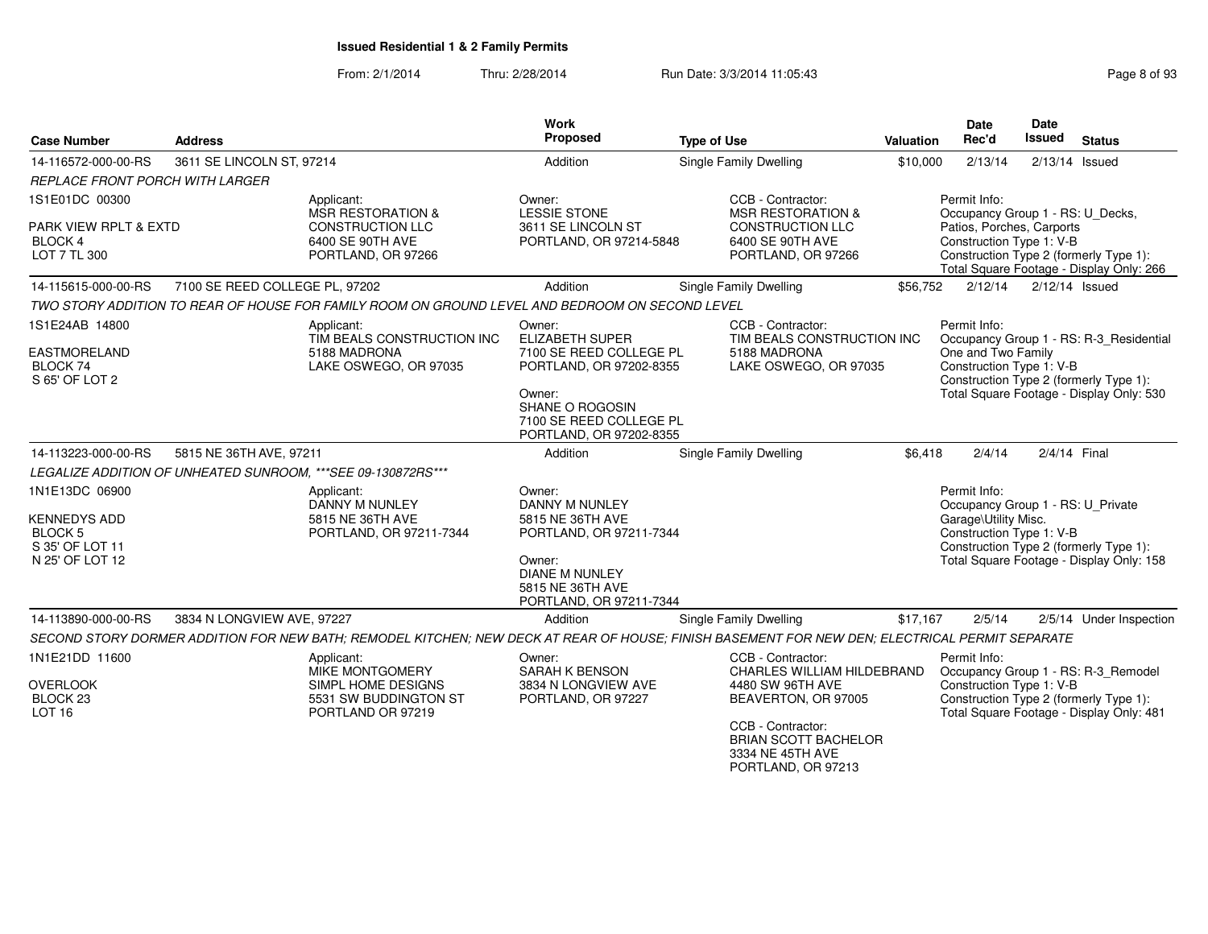# Issued Residential 1 & 2 Family Permits

From: 2/1/2014 Thru: 2/28/2014 Run Date: 3/3/2014 11:05:43

| Case Number | Address | Work Proposed | Type of Use | Valuation | Date Rec'd | Date Issued | Status |
|---|---|---|---|---|---|---|---|
| 14-116572-000-00-RS | 3611 SE LINCOLN ST, 97214 | Addition | Single Family Dwelling | $10,000 | 2/13/14 | 2/13/14 | Issued |

*REPLACE FRONT PORCH WITH LARGER*

1S1E01DC 00300
PARK VIEW RPLT & EXTD
BLOCK 4
LOT 7 TL 300

Applicant:
MSR RESTORATION & CONSTRUCTION LLC
6400 SE 90TH AVE
PORTLAND, OR 97266

Owner:
LESSIE STONE
3611 SE LINCOLN ST
PORTLAND, OR 97214-5848

CCB - Contractor:
MSR RESTORATION & CONSTRUCTION LLC
6400 SE 90TH AVE
PORTLAND, OR 97266

Permit Info:
Occupancy Group 1 - RS: U_Decks, Patios, Porches, Carports
Construction Type 1: V-B
Construction Type 2 (formerly Type 1):
Total Square Footage - Display Only: 266

| Case Number | Address | Work Proposed | Type of Use | Valuation | Date Rec'd | Date Issued | Status |
|---|---|---|---|---|---|---|---|
| 14-115615-000-00-RS | 7100 SE REED COLLEGE PL, 97202 | Addition | Single Family Dwelling | $56,752 | 2/12/14 | 2/12/14 | Issued |

*TWO STORY ADDITION TO REAR OF HOUSE FOR FAMILY ROOM ON GROUND LEVEL AND BEDROOM ON SECOND LEVEL*

1S1E24AB 14800
EASTMORELAND
BLOCK 74
S 65' OF LOT 2

Applicant:
TIM BEALS CONSTRUCTION INC
5188 MADRONA
LAKE OSWEGO, OR 97035

Owner:
ELIZABETH SUPER
7100 SE REED COLLEGE PL
PORTLAND, OR 97202-8355

Owner:
SHANE O ROGOSIN
7100 SE REED COLLEGE PL
PORTLAND, OR 97202-8355

CCB - Contractor:
TIM BEALS CONSTRUCTION INC
5188 MADRONA
LAKE OSWEGO, OR 97035

Permit Info:
Occupancy Group 1 - RS: R-3_Residential One and Two Family
Construction Type 1: V-B
Construction Type 2 (formerly Type 1):
Total Square Footage - Display Only: 530

| Case Number | Address | Work Proposed | Type of Use | Valuation | Date Rec'd | Date Issued | Status |
|---|---|---|---|---|---|---|---|
| 14-113223-000-00-RS | 5815 NE 36TH AVE, 97211 | Addition | Single Family Dwelling | $6,418 | 2/4/14 | 2/4/14 | Final |

*LEGALIZE ADDITION OF UNHEATED SUNROOM, ***SEE 09-130872RS****

1N1E13DC 06900
KENNEDYS ADD
BLOCK 5
S 35' OF LOT 11
N 25' OF LOT 12

Applicant:
DANNY M NUNLEY
5815 NE 36TH AVE
PORTLAND, OR 97211-7344

Owner:
DANNY M NUNLEY
5815 NE 36TH AVE
PORTLAND, OR 97211-7344

Owner:
DIANE M NUNLEY
5815 NE 36TH AVE
PORTLAND, OR 97211-7344

Permit Info:
Occupancy Group 1 - RS: U_Private Garage\Utility Misc.
Construction Type 1: V-B
Construction Type 2 (formerly Type 1):
Total Square Footage - Display Only: 158

| Case Number | Address | Work Proposed | Type of Use | Valuation | Date Rec'd | Date Issued | Status |
|---|---|---|---|---|---|---|---|
| 14-113890-000-00-RS | 3834 N LONGVIEW AVE, 97227 | Addition | Single Family Dwelling | $17,167 | 2/5/14 | 2/5/14 | Under Inspection |

*SECOND STORY DORMER ADDITION FOR NEW BATH; REMODEL KITCHEN; NEW DECK AT REAR OF HOUSE; FINISH BASEMENT FOR NEW DEN; ELECTRICAL PERMIT SEPARATE*

1N1E21DD 11600
OVERLOOK
BLOCK 23
LOT 16

Applicant:
MIKE MONTGOMERY
SIMPL HOME DESIGNS
5531 SW BUDDINGTON ST
PORTLAND OR 97219

Owner:
SARAH K BENSON
3834 N LONGVIEW AVE
PORTLAND, OR 97227

CCB - Contractor:
CHARLES WILLIAM HILDEBRAND
4480 SW 96TH AVE
BEAVERTON, OR 97005

CCB - Contractor:
BRIAN SCOTT BACHELOR
3334 NE 45TH AVE
PORTLAND, OR 97213

Permit Info:
Occupancy Group 1 - RS: R-3_Remodel
Construction Type 1: V-B
Construction Type 2 (formerly Type 1):
Total Square Footage - Display Only: 481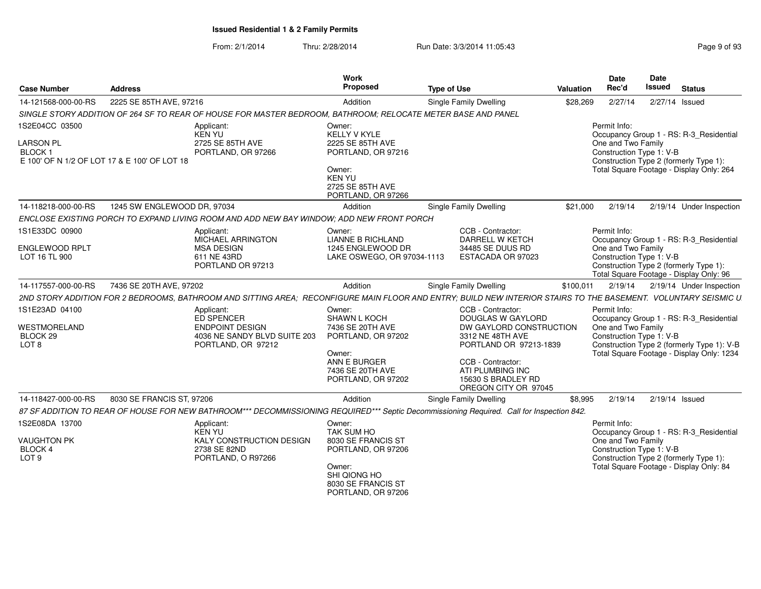**Issued Residential 1 & 2 Family Permits**

From: 2/1/2014 Thru: 2/28/2014 Run Date: 3/3/2014 11:05:43

| Case Number | Address | Work Proposed | Type of Use | Valuation | Date Rec'd | Date Issued | Status |
|---|---|---|---|---|---|---|---|
| 14-121568-000-00-RS | 2225 SE 85TH AVE, 97216 | Addition | Single Family Dwelling | $28,269 | 2/27/14 | 2/27/14 | Issued |

*SINGLE STORY ADDITION OF 264 SF TO REAR OF HOUSE FOR MASTER BEDROOM, BATHROOM; RELOCATE METER BASE AND PANEL*

1S2E04CC 03500
LARSON PL
BLOCK 1
E 100' OF N 1/2 OF LOT 17 & E 100' OF LOT 18

Applicant:
KEN YU
2725 SE 85TH AVE
PORTLAND, OR 97266

Owner:
KELLY V KYLE
2225 SE 85TH AVE
PORTLAND, OR 97216

Owner:
KEN YU
2725 SE 85TH AVE
PORTLAND, OR 97266

Permit Info:
Occupancy Group 1 - RS: R-3_Residential One and Two Family
Construction Type 1: V-B
Construction Type 2 (formerly Type 1):
Total Square Footage - Display Only: 264

| Case Number | Address | Work Proposed | Type of Use | Valuation | Date Rec'd | Date Issued | Status |
|---|---|---|---|---|---|---|---|
| 14-118218-000-00-RS | 1245 SW ENGLEWOOD DR, 97034 | Addition | Single Family Dwelling | $21,000 | 2/19/14 | 2/19/14 | Under Inspection |

*ENCLOSE EXISTING PORCH TO EXPAND LIVING ROOM AND ADD NEW BAY WINDOW; ADD NEW FRONT PORCH*

1S1E33DC 00900
ENGLEWOOD RPLT
LOT 16 TL 900

Applicant:
MICHAEL ARRINGTON
MSA DESIGN
611 NE 43RD
PORTLAND OR 97213

Owner:
LIANNE B RICHLAND
1245 ENGLEWOOD DR
LAKE OSWEGO, OR 97034-1113

CCB - Contractor:
DARRELL W KETCH
34485 SE DUUS RD
ESTACADA OR 97023

Permit Info:
Occupancy Group 1 - RS: R-3_Residential One and Two Family
Construction Type 1: V-B
Construction Type 2 (formerly Type 1):
Total Square Footage - Display Only: 96

| Case Number | Address | Work Proposed | Type of Use | Valuation | Date Rec'd | Date Issued | Status |
|---|---|---|---|---|---|---|---|
| 14-117557-000-00-RS | 7436 SE 20TH AVE, 97202 | Addition | Single Family Dwelling | $100,011 | 2/19/14 | 2/19/14 | Under Inspection |

*2ND STORY ADDITION FOR 2 BEDROOMS, BATHROOM AND SITTING AREA; RECONFIGURE MAIN FLOOR AND ENTRY; BUILD NEW INTERIOR STAIRS TO THE BASEMENT. VOLUNTARY SEISMIC U*

1S1E23AD 04100
WESTMORELAND
BLOCK 29
LOT 8

Applicant:
ED SPENCER
ENDPOINT DESIGN
4036 NE SANDY BLVD SUITE 203
PORTLAND, OR 97212

Owner:
SHAWN L KOCH
7436 SE 20TH AVE
PORTLAND, OR 97202

Owner:
ANN E BURGER
7436 SE 20TH AVE
PORTLAND, OR 97202

CCB - Contractor:
DOUGLAS W GAYLORD
DW GAYLORD CONSTRUCTION
3312 NE 48TH AVE
PORTLAND OR 97213-1839

CCB - Contractor:
ATI PLUMBING INC
15630 S BRADLEY RD
OREGON CITY OR 97045

Permit Info:
Occupancy Group 1 - RS: R-3_Residential One and Two Family
Construction Type 1: V-B
Construction Type 2 (formerly Type 1): V-B
Total Square Footage - Display Only: 1234

| Case Number | Address | Work Proposed | Type of Use | Valuation | Date Rec'd | Date Issued | Status |
|---|---|---|---|---|---|---|---|
| 14-118427-000-00-RS | 8030 SE FRANCIS ST, 97206 | Addition | Single Family Dwelling | $8,995 | 2/19/14 | 2/19/14 | Issued |

*87 SF ADDITION TO REAR OF HOUSE FOR NEW BATHROOM*** DECOMMISSIONING REQUIRED*** Septic Decommissioning Required. Call for Inspection 842.*

1S2E08DA 13700
VAUGHTON PK
BLOCK 4
LOT 9

Applicant:
KEN YU
KALY CONSTRUCTION DESIGN
2738 SE 82ND
PORTLAND, O R97266

Owner:
TAK SUM HO
8030 SE FRANCIS ST
PORTLAND, OR 97206

Owner:
SHI QIONG HO
8030 SE FRANCIS ST
PORTLAND, OR 97206

Permit Info:
Occupancy Group 1 - RS: R-3_Residential One and Two Family
Construction Type 1: V-B
Construction Type 2 (formerly Type 1):
Total Square Footage - Display Only: 84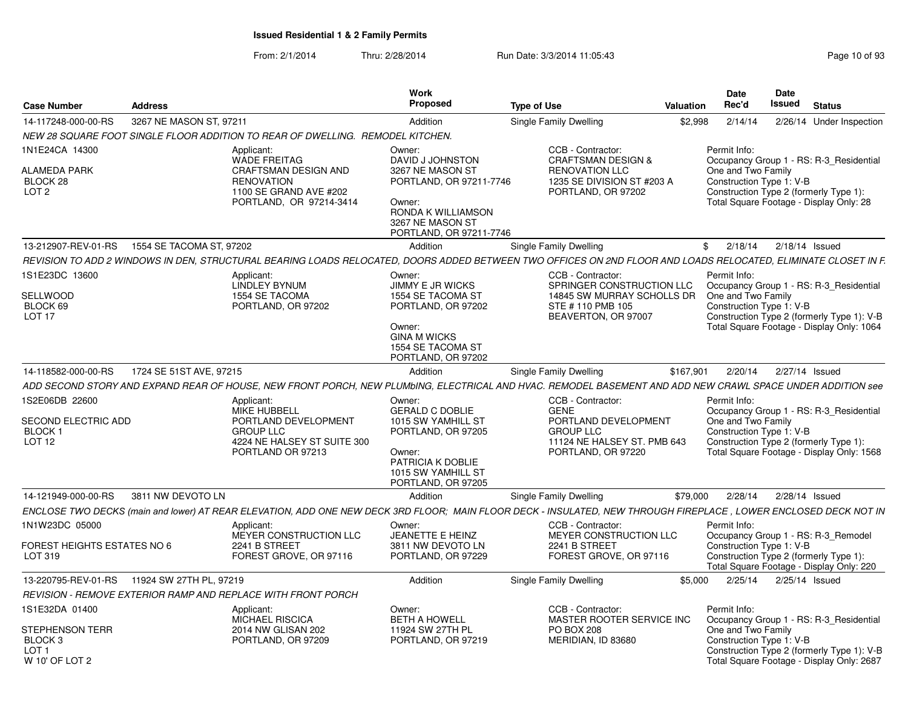**Issued Residential 1 & 2 Family Permits**

From: 2/1/2014 Thru: 2/28/2014 Run Date: 3/3/2014 11:05:43

| Case Number | Address | Work Proposed | Type of Use | Valuation | Date Rec'd | Date Issued | Status |
|---|---|---|---|---|---|---|---|
| 14-117248-000-00-RS | 3267 NE MASON ST, 97211 | Addition | Single Family Dwelling | $2,998 | 2/14/14 | 2/26/14 | Under Inspection |

NEW 28 SQUARE FOOT SINGLE FLOOR ADDITION TO REAR OF DWELLING. REMODEL KITCHEN.

1N1E24CA 14300
ALAMEDA PARK
BLOCK 28
LOT 2

Applicant:
WADE FREITAG
CRAFTSMAN DESIGN AND RENOVATION
1100 SE GRAND AVE #202
PORTLAND, OR 97214-3414

Owner:
DAVID J JOHNSTON
3267 NE MASON ST
PORTLAND, OR 97211-7746

Owner:
RONDA K WILLIAMSON
3267 NE MASON ST
PORTLAND, OR 97211-7746

CCB - Contractor:
CRAFTSMAN DESIGN & RENOVATION LLC
1235 SE DIVISION ST #203 A
PORTLAND, OR 97202

Permit Info:
Occupancy Group 1 - RS: R-3_Residential One and Two Family
Construction Type 1: V-B
Construction Type 2 (formerly Type 1):
Total Square Footage - Display Only: 28

| Case Number | Address | Work Proposed | Type of Use | Valuation | Date Rec'd | Date Issued | Status |
|---|---|---|---|---|---|---|---|
| 13-212907-REV-01-RS | 1554 SE TACOMA ST, 97202 | Addition | Single Family Dwelling | $ | 2/18/14 | 2/18/14 | Issued |

REVISION TO ADD 2 WINDOWS IN DEN, STRUCTURAL BEARING LOADS RELOCATED, DOORS ADDED BETWEEN TWO OFFICES ON 2ND FLOOR AND LOADS RELOCATED, ELIMINATE CLOSET IN F.

1S1E23DC 13600
SELLWOOD
BLOCK 69
LOT 17

Applicant:
LINDLEY BYNUM
1554 SE TACOMA
PORTLAND, OR 97202

Owner:
JIMMY E JR WICKS
1554 SE TACOMA ST
PORTLAND, OR 97202

Owner:
GINA M WICKS
1554 SE TACOMA ST
PORTLAND, OR 97202

CCB - Contractor:
SPRINGER CONSTRUCTION LLC
14845 SW MURRAY SCHOLLS DR STE # 110 PMB 105
BEAVERTON, OR 97007

Permit Info:
Occupancy Group 1 - RS: R-3_Residential One and Two Family
Construction Type 1: V-B
Construction Type 2 (formerly Type 1): V-B
Total Square Footage - Display Only: 1064

| Case Number | Address | Work Proposed | Type of Use | Valuation | Date Rec'd | Date Issued | Status |
|---|---|---|---|---|---|---|---|
| 14-118582-000-00-RS | 1724 SE 51ST AVE, 97215 | Addition | Single Family Dwelling | $167,901 | 2/20/14 | 2/27/14 | Issued |

ADD SECOND STORY AND EXPAND REAR OF HOUSE, NEW FRONT PORCH, NEW PLUMbING, ELECTRICAL AND HVAC. REMODEL BASEMENT AND ADD NEW CRAWL SPACE UNDER ADDITION see

1S2E06DB 22600
SECOND ELECTRIC ADD
BLOCK 1
LOT 12

Applicant:
MIKE HUBBELL
PORTLAND DEVELOPMENT GROUP LLC
4224 NE HALSEY ST SUITE 300
PORTLAND OR 97213

Owner:
GERALD C DOBLIE
1015 SW YAMHILL ST
PORTLAND, OR 97205

Owner:
PATRICIA K DOBLIE
1015 SW YAMHILL ST
PORTLAND, OR 97205

CCB - Contractor:
GENE
PORTLAND DEVELOPMENT GROUP LLC
11124 NE HALSEY ST. PMB 643
PORTLAND, OR 97220

Permit Info:
Occupancy Group 1 - RS: R-3_Residential One and Two Family
Construction Type 1: V-B
Construction Type 2 (formerly Type 1):
Total Square Footage - Display Only: 1568

| Case Number | Address | Work Proposed | Type of Use | Valuation | Date Rec'd | Date Issued | Status |
|---|---|---|---|---|---|---|---|
| 14-121949-000-00-RS | 3811 NW DEVOTO LN | Addition | Single Family Dwelling | $79,000 | 2/28/14 | 2/28/14 | Issued |

ENCLOSE TWO DECKS (main and lower) AT REAR ELEVATION, ADD ONE NEW DECK 3RD FLOOR; MAIN FLOOR DECK - INSULATED, NEW THROUGH FIREPLACE , LOWER ENCLOSED DECK NOT IN

1N1W23DC 05000
FOREST HEIGHTS ESTATES NO 6
LOT 319

Applicant:
MEYER CONSTRUCTION LLC
2241 B STREET
FOREST GROVE, OR 97116

Owner:
JEANETTE E HEINZ
3811 NW DEVOTO LN
PORTLAND, OR 97229

CCB - Contractor:
MEYER CONSTRUCTION LLC
2241 B STREET
FOREST GROVE, OR 97116

Permit Info:
Occupancy Group 1 - RS: R-3_Remodel
Construction Type 1: V-B
Construction Type 2 (formerly Type 1):
Total Square Footage - Display Only: 220

| Case Number | Address | Work Proposed | Type of Use | Valuation | Date Rec'd | Date Issued | Status |
|---|---|---|---|---|---|---|---|
| 13-220795-REV-01-RS | 11924 SW 27TH PL, 97219 | Addition | Single Family Dwelling | $5,000 | 2/25/14 | 2/25/14 | Issued |

REVISION - REMOVE EXTERIOR RAMP AND REPLACE WITH FRONT PORCH

1S1E32DA 01400
STEPHENSON TERR
BLOCK 3
LOT 1
W 10' OF LOT 2

Applicant:
MICHAEL RISCICA
2014 NW GLISAN 202
PORTLAND, OR 97209

Owner:
BETH A HOWELL
11924 SW 27TH PL
PORTLAND, OR 97219

CCB - Contractor:
MASTER ROOTER SERVICE INC
PO BOX 208
MERIDIAN, ID 83680

Permit Info:
Occupancy Group 1 - RS: R-3_Residential One and Two Family
Construction Type 1: V-B
Construction Type 2 (formerly Type 1): V-B
Total Square Footage - Display Only: 2687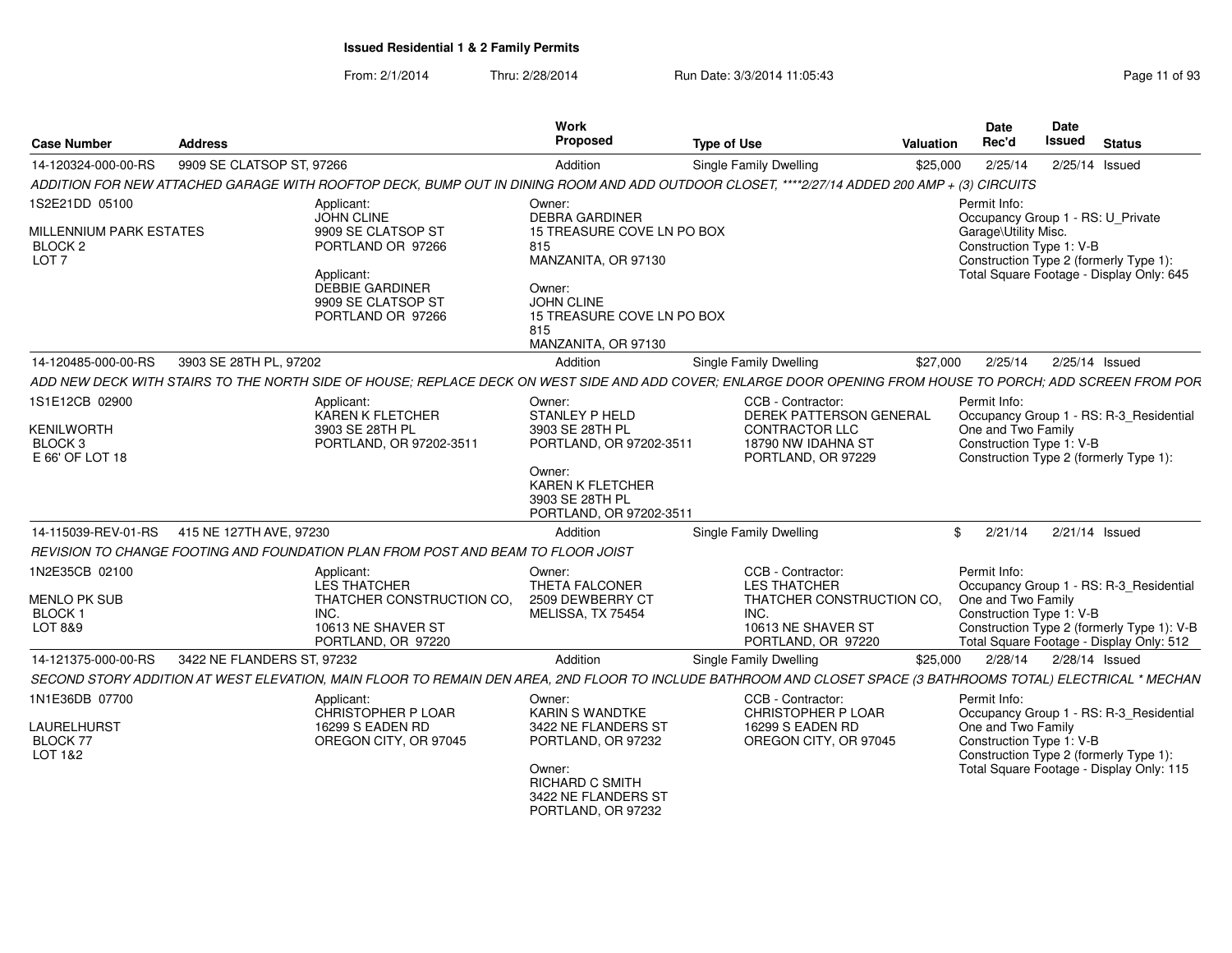**Issued Residential 1 & 2 Family Permits**

From: 2/1/2014 Thru: 2/28/2014 Run Date: 3/3/2014 11:05:43

| Case Number | Address | Work Proposed | Type of Use | Valuation | Date Rec'd | Date Issued | Status |
|---|---|---|---|---|---|---|---|
| 14-120324-000-00-RS | 9909 SE CLATSOP ST, 97266 | Addition | Single Family Dwelling | $25,000 | 2/25/14 | 2/25/14 | Issued |

*ADDITION FOR NEW ATTACHED GARAGE WITH ROOFTOP DECK, BUMP OUT IN DINING ROOM AND ADD OUTDOOR CLOSET, ****2/27/14 ADDED 200 AMP + (3) CIRCUITS*

1S2E21DD 05100
MILLENNIUM PARK ESTATES
BLOCK 2
LOT 7

Applicant:
JOHN CLINE
9909 SE CLATSOP ST
PORTLAND OR 97266

Applicant:
DEBBIE GARDINER
9909 SE CLATSOP ST
PORTLAND OR 97266

Owner:
DEBRA GARDINER
15 TREASURE COVE LN PO BOX 815
MANZANITA, OR 97130

Owner:
JOHN CLINE
15 TREASURE COVE LN PO BOX 815
MANZANITA, OR 97130

Permit Info:
Occupancy Group 1 - RS: U_Private Garage\Utility Misc.
Construction Type 1: V-B
Construction Type 2 (formerly Type 1):
Total Square Footage - Display Only: 645

| Case Number | Address | Work Proposed | Type of Use | Valuation | Date Rec'd | Date Issued | Status |
|---|---|---|---|---|---|---|---|
| 14-120485-000-00-RS | 3903 SE 28TH PL, 97202 | Addition | Single Family Dwelling | $27,000 | 2/25/14 | 2/25/14 | Issued |

*ADD NEW DECK WITH STAIRS TO THE NORTH SIDE OF HOUSE; REPLACE DECK ON WEST SIDE AND ADD COVER; ENLARGE DOOR OPENING FROM HOUSE TO PORCH; ADD SCREEN FROM POR*

1S1E12CB 02900
KENILWORTH
BLOCK 3
E 66' OF LOT 18

Applicant:
KAREN K FLETCHER
3903 SE 28TH PL
PORTLAND, OR 97202-3511

Owner:
STANLEY P HELD
3903 SE 28TH PL
PORTLAND, OR 97202-3511

Owner:
KAREN K FLETCHER
3903 SE 28TH PL
PORTLAND, OR 97202-3511

CCB - Contractor:
DEREK PATTERSON GENERAL CONTRACTOR LLC
18790 NW IDAHNA ST
PORTLAND, OR 97229

Permit Info:
Occupancy Group 1 - RS: R-3_Residential One and Two Family
Construction Type 1: V-B
Construction Type 2 (formerly Type 1):

| Case Number | Address | Work Proposed | Type of Use | Valuation | Date Rec'd | Date Issued | Status |
|---|---|---|---|---|---|---|---|
| 14-115039-REV-01-RS | 415 NE 127TH AVE, 97230 | Addition | Single Family Dwelling | $ | 2/21/14 | 2/21/14 | Issued |

*REVISION TO CHANGE FOOTING AND FOUNDATION PLAN FROM POST AND BEAM TO FLOOR JOIST*

1N2E35CB 02100
MENLO PK SUB
BLOCK 1
LOT 8&9

Applicant:
LES THATCHER
THATCHER CONSTRUCTION CO, INC.
10613 NE SHAVER ST
PORTLAND, OR 97220

Owner:
THETA FALCONER
2509 DEWBERRY CT
MELISSA, TX 75454

CCB - Contractor:
LES THATCHER
THATCHER CONSTRUCTION CO, INC.
10613 NE SHAVER ST
PORTLAND, OR 97220

Permit Info:
Occupancy Group 1 - RS: R-3_Residential One and Two Family
Construction Type 1: V-B
Construction Type 2 (formerly Type 1): V-B
Total Square Footage - Display Only: 512

| Case Number | Address | Work Proposed | Type of Use | Valuation | Date Rec'd | Date Issued | Status |
|---|---|---|---|---|---|---|---|
| 14-121375-000-00-RS | 3422 NE FLANDERS ST, 97232 | Addition | Single Family Dwelling | $25,000 | 2/28/14 | 2/28/14 | Issued |

*SECOND STORY ADDITION AT WEST ELEVATION, MAIN FLOOR TO REMAIN DEN AREA, 2ND FLOOR TO INCLUDE BATHROOM AND CLOSET SPACE (3 BATHROOMS TOTAL) ELECTRICAL * MECHAN*

1N1E36DB 07700
LAURELHURST
BLOCK 77
LOT 1&2

Applicant:
CHRISTOPHER P LOAR
16299 S EADEN RD
OREGON CITY, OR 97045

Owner:
KARIN S WANDTKE
3422 NE FLANDERS ST
PORTLAND, OR 97232

Owner:
RICHARD C SMITH
3422 NE FLANDERS ST
PORTLAND, OR 97232

CCB - Contractor:
CHRISTOPHER P LOAR
16299 S EADEN RD
OREGON CITY, OR 97045

Permit Info:
Occupancy Group 1 - RS: R-3_Residential One and Two Family
Construction Type 1: V-B
Construction Type 2 (formerly Type 1):
Total Square Footage - Display Only: 115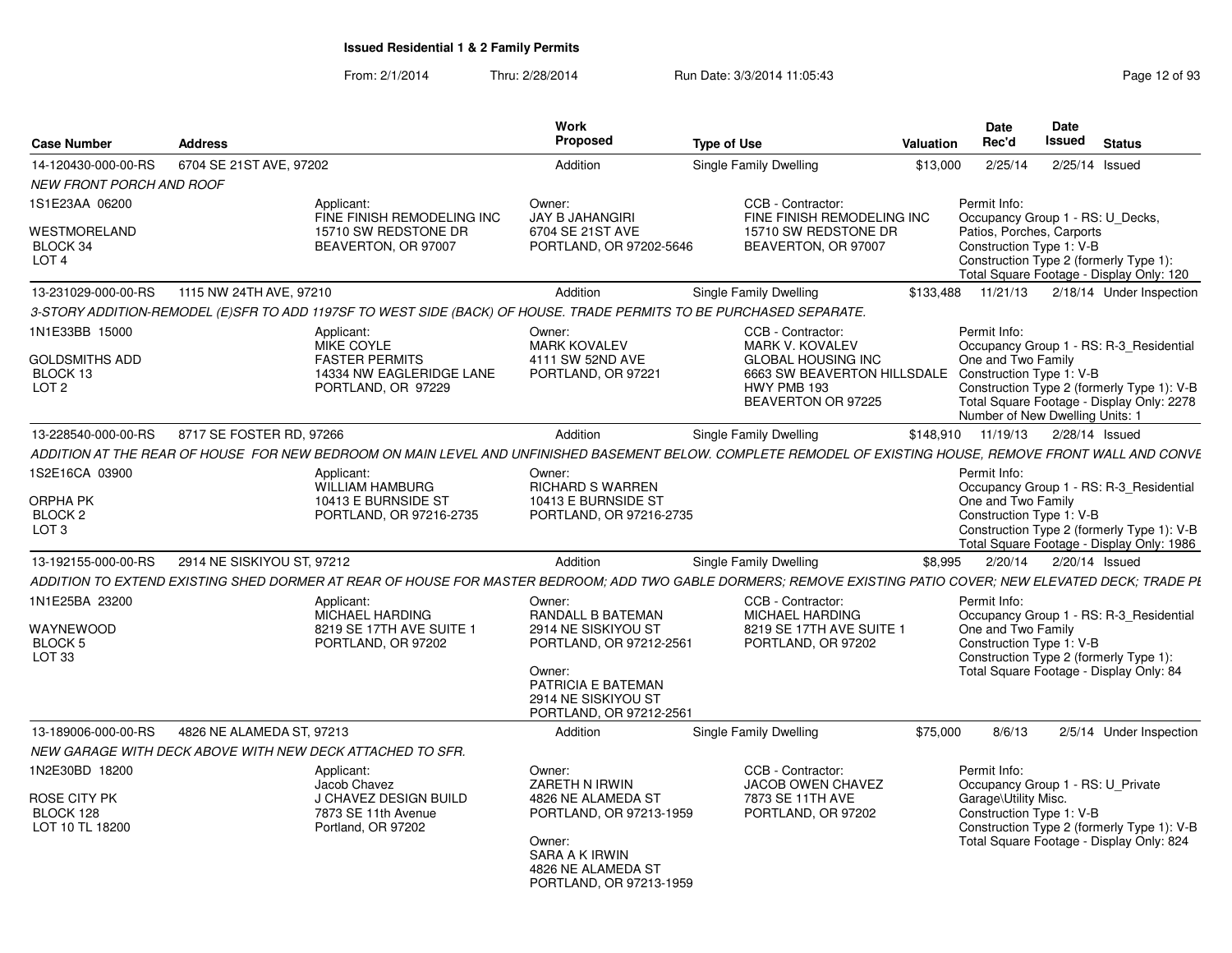**Issued Residential 1 & 2 Family Permits**

From: 2/1/2014 Thru: 2/28/2014 Run Date: 3/3/2014 11:05:43

| Case Number | Address | Work Proposed | Type of Use | Valuation | Date Rec'd | Date Issued | Status |
|---|---|---|---|---|---|---|---|
| 14-120430-000-00-RS | 6704 SE 21ST AVE, 97202 | Addition | Single Family Dwelling | $13,000 | 2/25/14 | 2/25/14 | Issued |

*NEW FRONT PORCH AND ROOF*

1S1E23AA 06200
WESTMORELAND
BLOCK 34
LOT 4

Applicant:
FINE FINISH REMODELING INC
15710 SW REDSTONE DR
BEAVERTON, OR 97007

Owner:
JAY B JAHANGIRI
6704 SE 21ST AVE
PORTLAND, OR 97202-5646

CCB - Contractor:
FINE FINISH REMODELING INC
15710 SW REDSTONE DR
BEAVERTON, OR 97007

Permit Info:
Occupancy Group 1 - RS: U_Decks, Patios, Porches, Carports
Construction Type 1: V-B
Construction Type 2 (formerly Type 1):
Total Square Footage - Display Only: 120

| Case Number | Address | Work Proposed | Type of Use | Valuation | Date Rec'd | Date Issued | Status |
|---|---|---|---|---|---|---|---|
| 13-231029-000-00-RS | 1115 NW 24TH AVE, 97210 | Addition | Single Family Dwelling | $133,488 | 11/21/13 | 2/18/14 | Under Inspection |

*3-STORY ADDITION-REMODEL (E)SFR TO ADD 1197SF TO WEST SIDE (BACK) OF HOUSE. TRADE PERMITS TO BE PURCHASED SEPARATE.*

1N1E33BB 15000
GOLDSMITHS ADD
BLOCK 13
LOT 2

Applicant:
MIKE COYLE
FASTER PERMITS
14334 NW EAGLERIDGE LANE
PORTLAND, OR 97229

Owner:
MARK KOVALEV
4111 SW 52ND AVE
PORTLAND, OR 97221

CCB - Contractor:
MARK V. KOVALEV
GLOBAL HOUSING INC
6663 SW BEAVERTON HILLSDALE HWY PMB 193
BEAVERTON OR 97225

Permit Info:
Occupancy Group 1 - RS: R-3_Residential One and Two Family
Construction Type 1: V-B
Construction Type 2 (formerly Type 1): V-B
Total Square Footage - Display Only: 2278
Number of New Dwelling Units: 1

| Case Number | Address | Work Proposed | Type of Use | Valuation | Date Rec'd | Date Issued | Status |
|---|---|---|---|---|---|---|---|
| 13-228540-000-00-RS | 8717 SE FOSTER RD, 97266 | Addition | Single Family Dwelling | $148,910 | 11/19/13 | 2/28/14 | Issued |

*ADDITION AT THE REAR OF HOUSE FOR NEW BEDROOM ON MAIN LEVEL AND UNFINISHED BASEMENT BELOW. COMPLETE REMODEL OF EXISTING HOUSE, REMOVE FRONT WALL AND CONVE*

1S2E16CA 03900
ORPHA PK
BLOCK 2
LOT 3

Applicant:
WILLIAM HAMBURG
10413 E BURNSIDE ST
PORTLAND, OR 97216-2735

Owner:
RICHARD S WARREN
10413 E BURNSIDE ST
PORTLAND, OR 97216-2735

Permit Info:
Occupancy Group 1 - RS: R-3_Residential One and Two Family
Construction Type 1: V-B
Construction Type 2 (formerly Type 1): V-B
Total Square Footage - Display Only: 1986

| Case Number | Address | Work Proposed | Type of Use | Valuation | Date Rec'd | Date Issued | Status |
|---|---|---|---|---|---|---|---|
| 13-192155-000-00-RS | 2914 NE SISKIYOU ST, 97212 | Addition | Single Family Dwelling | $8,995 | 2/20/14 | 2/20/14 | Issued |

*ADDITION TO EXTEND EXISTING SHED DORMER AT REAR OF HOUSE FOR MASTER BEDROOM; ADD TWO GABLE DORMERS; REMOVE EXISTING PATIO COVER; NEW ELEVATED DECK; TRADE PE*

1N1E25BA 23200
WAYNEWOOD
BLOCK 5
LOT 33

Applicant:
MICHAEL HARDING
8219 SE 17TH AVE SUITE 1
PORTLAND, OR 97202

Owner:
RANDALL B BATEMAN
2914 NE SISKIYOU ST
PORTLAND, OR 97212-2561

Owner:
PATRICIA E BATEMAN
2914 NE SISKIYOU ST
PORTLAND, OR 97212-2561

CCB - Contractor:
MICHAEL HARDING
8219 SE 17TH AVE SUITE 1
PORTLAND, OR 97202

Permit Info:
Occupancy Group 1 - RS: R-3_Residential One and Two Family
Construction Type 1: V-B
Construction Type 2 (formerly Type 1):
Total Square Footage - Display Only: 84

| Case Number | Address | Work Proposed | Type of Use | Valuation | Date Rec'd | Date Issued | Status |
|---|---|---|---|---|---|---|---|
| 13-189006-000-00-RS | 4826 NE ALAMEDA ST, 97213 | Addition | Single Family Dwelling | $75,000 | 8/6/13 | 2/5/14 | Under Inspection |

*NEW GARAGE WITH DECK ABOVE WITH NEW DECK ATTACHED TO SFR.*

1N2E30BD 18200
ROSE CITY PK
BLOCK 128
LOT 10 TL 18200

Applicant:
Jacob Chavez
J CHAVEZ DESIGN BUILD
7873 SE 11th Avenue
Portland, OR 97202

Owner:
ZARETH N IRWIN
4826 NE ALAMEDA ST
PORTLAND, OR 97213-1959

Owner:
SARA A K IRWIN
4826 NE ALAMEDA ST
PORTLAND, OR 97213-1959

CCB - Contractor:
JACOB OWEN CHAVEZ
7873 SE 11TH AVE
PORTLAND, OR 97202

Permit Info:
Occupancy Group 1 - RS: U_Private Garage\Utility Misc.
Construction Type 1: V-B
Construction Type 2 (formerly Type 1): V-B
Total Square Footage - Display Only: 824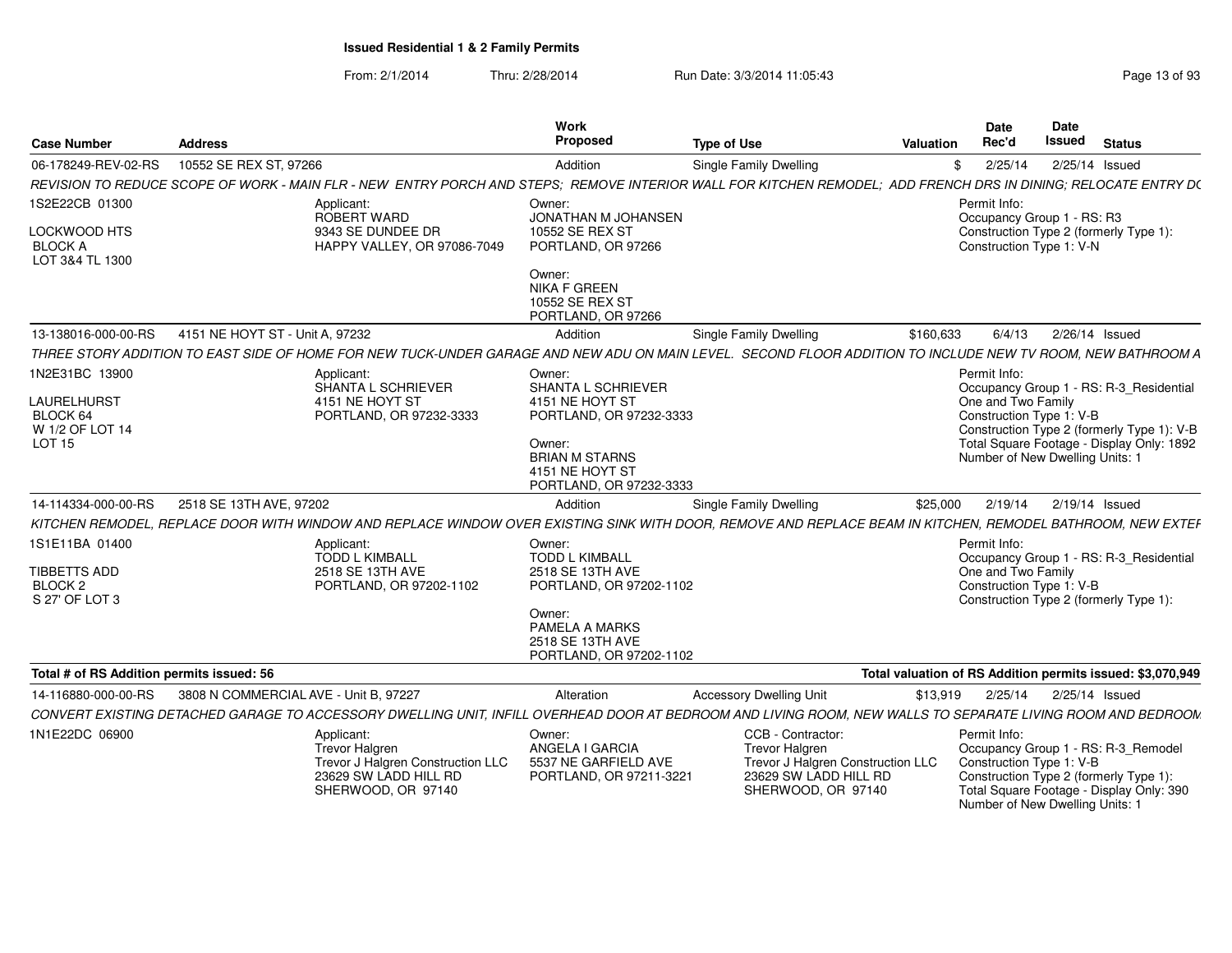# Issued Residential 1 & 2 Family Permits

From: 2/1/2014 Thru: 2/28/2014 Run Date: 3/3/2014 11:05:43

| Case Number | Address | Work Proposed | Type of Use | Valuation | Date Rec'd | Date Issued | Status |
|---|---|---|---|---|---|---|---|
| 06-178249-REV-02-RS | 10552 SE REX ST, 97266 | Addition | Single Family Dwelling | $ | 2/25/14 | 2/25/14 | Issued |

*REVISION TO REDUCE SCOPE OF WORK - MAIN FLR - NEW ENTRY PORCH AND STEPS; REMOVE INTERIOR WALL FOR KITCHEN REMODEL; ADD FRENCH DRS IN DINING; RELOCATE ENTRY DC*

1S2E22CB 01300
LOCKWOOD HTS
BLOCK A
LOT 3&4 TL 1300

Applicant:
ROBERT WARD
9343 SE DUNDEE DR
HAPPY VALLEY, OR 97086-7049

Owner:
JONATHAN M JOHANSEN
10552 SE REX ST
PORTLAND, OR 97266

Owner:
NIKA F GREEN
10552 SE REX ST
PORTLAND, OR 97266

Permit Info:
Occupancy Group 1 - RS: R3
Construction Type 2 (formerly Type 1):
Construction Type 1: V-N

| Case Number | Address | Work Proposed | Type of Use | Valuation | Date Rec'd | Date Issued | Status |
|---|---|---|---|---|---|---|---|
| 13-138016-000-00-RS | 4151 NE HOYT ST - Unit A, 97232 | Addition | Single Family Dwelling | $160,633 | 6/4/13 | 2/26/14 | Issued |

*THREE STORY ADDITION TO EAST SIDE OF HOME FOR NEW TUCK-UNDER GARAGE AND NEW ADU ON MAIN LEVEL. SECOND FLOOR ADDITION TO INCLUDE NEW TV ROOM, NEW BATHROOM A*

1N2E31BC 13900
LAURELHURST
BLOCK 64
W 1/2 OF LOT 14
LOT 15

Applicant:
SHANTA L SCHRIEVER
4151 NE HOYT ST
PORTLAND, OR 97232-3333

Owner:
SHANTA L SCHRIEVER
4151 NE HOYT ST
PORTLAND, OR 97232-3333

Owner:
BRIAN M STARNS
4151 NE HOYT ST
PORTLAND, OR 97232-3333

Permit Info:
Occupancy Group 1 - RS: R-3_Residential One and Two Family
Construction Type 1: V-B
Construction Type 2 (formerly Type 1): V-B
Total Square Footage - Display Only: 1892
Number of New Dwelling Units: 1

| Case Number | Address | Work Proposed | Type of Use | Valuation | Date Rec'd | Date Issued | Status |
|---|---|---|---|---|---|---|---|
| 14-114334-000-00-RS | 2518 SE 13TH AVE, 97202 | Addition | Single Family Dwelling | $25,000 | 2/19/14 | 2/19/14 | Issued |

*KITCHEN REMODEL, REPLACE DOOR WITH WINDOW AND REPLACE WINDOW OVER EXISTING SINK WITH DOOR, REMOVE AND REPLACE BEAM IN KITCHEN, REMODEL BATHROOM, NEW EXTEF*

1S1E11BA 01400
TIBBETTS ADD
BLOCK 2
S 27' OF LOT 3

Applicant:
TODD L KIMBALL
2518 SE 13TH AVE
PORTLAND, OR 97202-1102

Owner:
TODD L KIMBALL
2518 SE 13TH AVE
PORTLAND, OR 97202-1102

Owner:
PAMELA A MARKS
2518 SE 13TH AVE
PORTLAND, OR 97202-1102

Permit Info:
Occupancy Group 1 - RS: R-3_Residential One and Two Family
Construction Type 1: V-B
Construction Type 2 (formerly Type 1):

**Total # of RS Addition permits issued: 56**

**Total valuation of RS Addition permits issued: $3,070,949**

| Case Number | Address | Work Proposed | Type of Use | Valuation | Date Rec'd | Date Issued | Status |
|---|---|---|---|---|---|---|---|
| 14-116880-000-00-RS | 3808 N COMMERCIAL AVE - Unit B, 97227 | Alteration | Accessory Dwelling Unit | $13,919 | 2/25/14 | 2/25/14 | Issued |

*CONVERT EXISTING DETACHED GARAGE TO ACCESSORY DWELLING UNIT, INFILL OVERHEAD DOOR AT BEDROOM AND LIVING ROOM, NEW WALLS TO SEPARATE LIVING ROOM AND BEDROOM*

1N1E22DC 06900

Applicant:
Trevor Halgren
Trevor J Halgren Construction LLC
23629 SW LADD HILL RD
SHERWOOD, OR 97140

Owner:
ANGELA I GARCIA
5537 NE GARFIELD AVE
PORTLAND, OR 97211-3221

CCB - Contractor:
Trevor Halgren
Trevor J Halgren Construction LLC
23629 SW LADD HILL RD
SHERWOOD, OR 97140

Permit Info:
Occupancy Group 1 - RS: R-3_Remodel
Construction Type 1: V-B
Construction Type 2 (formerly Type 1):
Total Square Footage - Display Only: 390
Number of New Dwelling Units: 1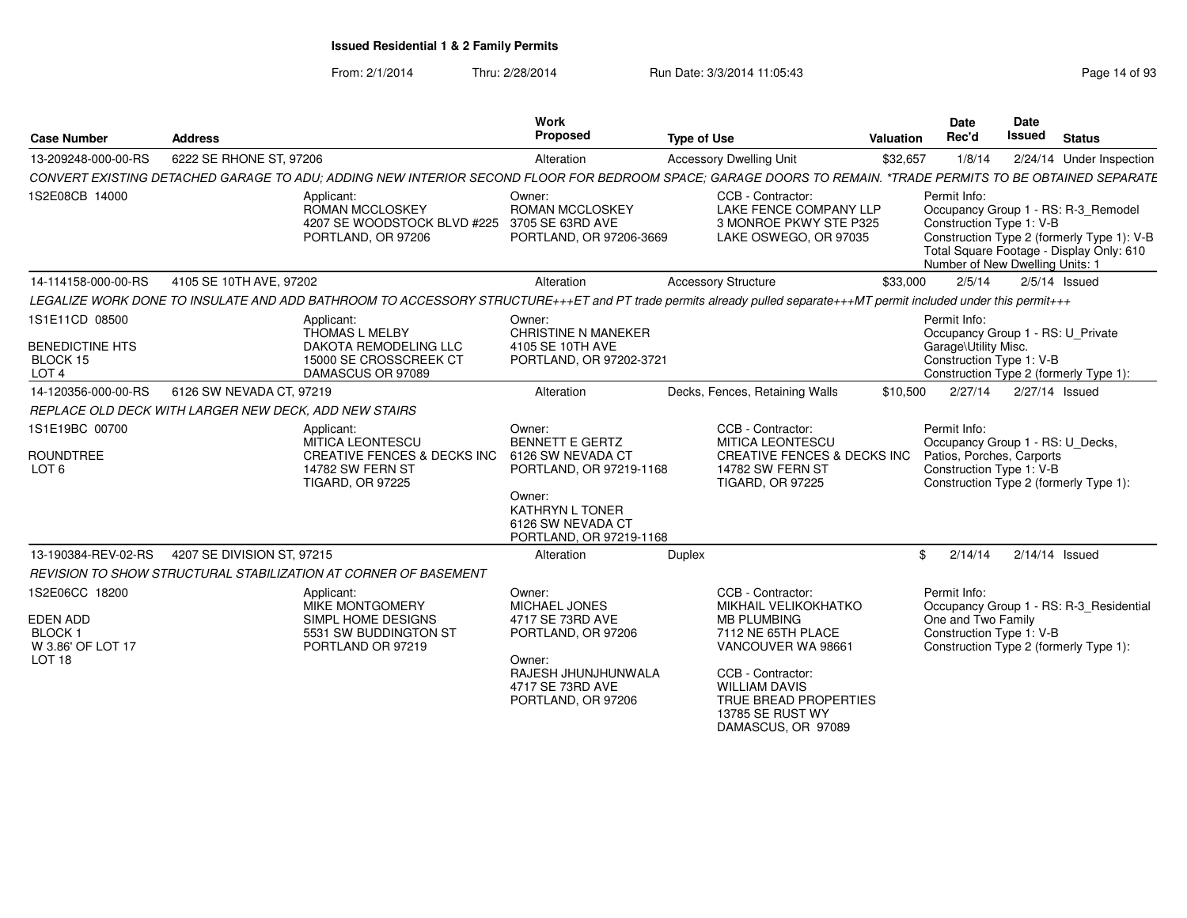**Issued Residential 1 & 2 Family Permits**

From: 2/1/2014 Thru: 2/28/2014 Run Date: 3/3/2014 11:05:43

| Case Number | Address | Work Proposed | Type of Use | Valuation | Date Rec'd | Date Issued | Status |
|---|---|---|---|---|---|---|---|
| 13-209248-000-00-RS | 6222 SE RHONE ST, 97206 | Alteration | Accessory Dwelling Unit | $32,657 | 1/8/14 | 2/24/14 | Under Inspection |

*CONVERT EXISTING DETACHED GARAGE TO ADU; ADDING NEW INTERIOR SECOND FLOOR FOR BEDROOM SPACE; GARAGE DOORS TO REMAIN. *TRADE PERMITS TO BE OBTAINED SEPARATE*

1S2E08CB 14000

Applicant: ROMAN MCCLOSKEY, 4207 SE WOODSTOCK BLVD #225, PORTLAND, OR 97206

Owner: ROMAN MCCLOSKEY, 3705 SE 63RD AVE, PORTLAND, OR 97206-3669

CCB - Contractor: LAKE FENCE COMPANY LLP, 3 MONROE PKWY STE P325, LAKE OSWEGO, OR 97035

Permit Info: Occupancy Group 1 - RS: R-3_Remodel; Construction Type 1: V-B; Construction Type 2 (formerly Type 1): V-B; Total Square Footage - Display Only: 610; Number of New Dwelling Units: 1

| Case Number | Address | Work Proposed | Type of Use | Valuation | Date Rec'd | Date Issued | Status |
|---|---|---|---|---|---|---|---|
| 14-114158-000-00-RS | 4105 SE 10TH AVE, 97202 | Alteration | Accessory Structure | $33,000 | 2/5/14 | 2/5/14 | Issued |

*LEGALIZE WORK DONE TO INSULATE AND ADD BATHROOM TO ACCESSORY STRUCTURE+++ET and PT trade permits already pulled separate+++MT permit included under this permit+++*

1S1E11CD 08500; BENEDICTINE HTS; BLOCK 15; LOT 4

Applicant: THOMAS L MELBY, DAKOTA REMODELING LLC, 15000 SE CROSSCREEK CT, DAMASCUS OR 97089

Owner: CHRISTINE N MANEKER, 4105 SE 10TH AVE, PORTLAND, OR 97202-3721

Permit Info: Occupancy Group 1 - RS: U_Private Garage\Utility Misc.; Construction Type 1: V-B; Construction Type 2 (formerly Type 1):

| Case Number | Address | Work Proposed | Type of Use | Valuation | Date Rec'd | Date Issued | Status |
|---|---|---|---|---|---|---|---|
| 14-120356-000-00-RS | 6126 SW NEVADA CT, 97219 | Alteration | Decks, Fences, Retaining Walls | $10,500 | 2/27/14 | 2/27/14 | Issued |

*REPLACE OLD DECK WITH LARGER NEW DECK, ADD NEW STAIRS*

1S1E19BC 00700; ROUNDTREE; LOT 6

Applicant: MITICA LEONTESCU, CREATIVE FENCES & DECKS INC, 14782 SW FERN ST, TIGARD, OR 97225

Owner: BENNETT E GERTZ, 6126 SW NEVADA CT, PORTLAND, OR 97219-1168

Owner: KATHRYN L TONER, 6126 SW NEVADA CT, PORTLAND, OR 97219-1168

CCB - Contractor: MITICA LEONTESCU, CREATIVE FENCES & DECKS INC, 14782 SW FERN ST, TIGARD, OR 97225

Permit Info: Occupancy Group 1 - RS: U_Decks, Patios, Porches, Carports; Construction Type 1: V-B; Construction Type 2 (formerly Type 1):

| Case Number | Address | Work Proposed | Type of Use | Valuation | Date Rec'd | Date Issued | Status |
|---|---|---|---|---|---|---|---|
| 13-190384-REV-02-RS | 4207 SE DIVISION ST, 97215 | Alteration | Duplex | $ | 2/14/14 | 2/14/14 | Issued |

*REVISION TO SHOW STRUCTURAL STABILIZATION AT CORNER OF BASEMENT*

1S2E06CC 18200; EDEN ADD; BLOCK 1; W 3.86' OF LOT 17; LOT 18

Applicant: MIKE MONTGOMERY, SIMPL HOME DESIGNS, 5531 SW BUDDINGTON ST, PORTLAND OR 97219

Owner: MICHAEL JONES, 4717 SE 73RD AVE, PORTLAND, OR 97206

Owner: RAJESH JHUNJHUNWALA, 4717 SE 73RD AVE, PORTLAND, OR 97206

CCB - Contractor: MIKHAIL VELIKOKHATKO, MB PLUMBING, 7112 NE 65TH PLACE, VANCOUVER WA 98661

CCB - Contractor: WILLIAM DAVIS, TRUE BREAD PROPERTIES, 13785 SE RUST WY, DAMASCUS, OR 97089

Permit Info: Occupancy Group 1 - RS: R-3_Residential One and Two Family; Construction Type 1: V-B; Construction Type 2 (formerly Type 1):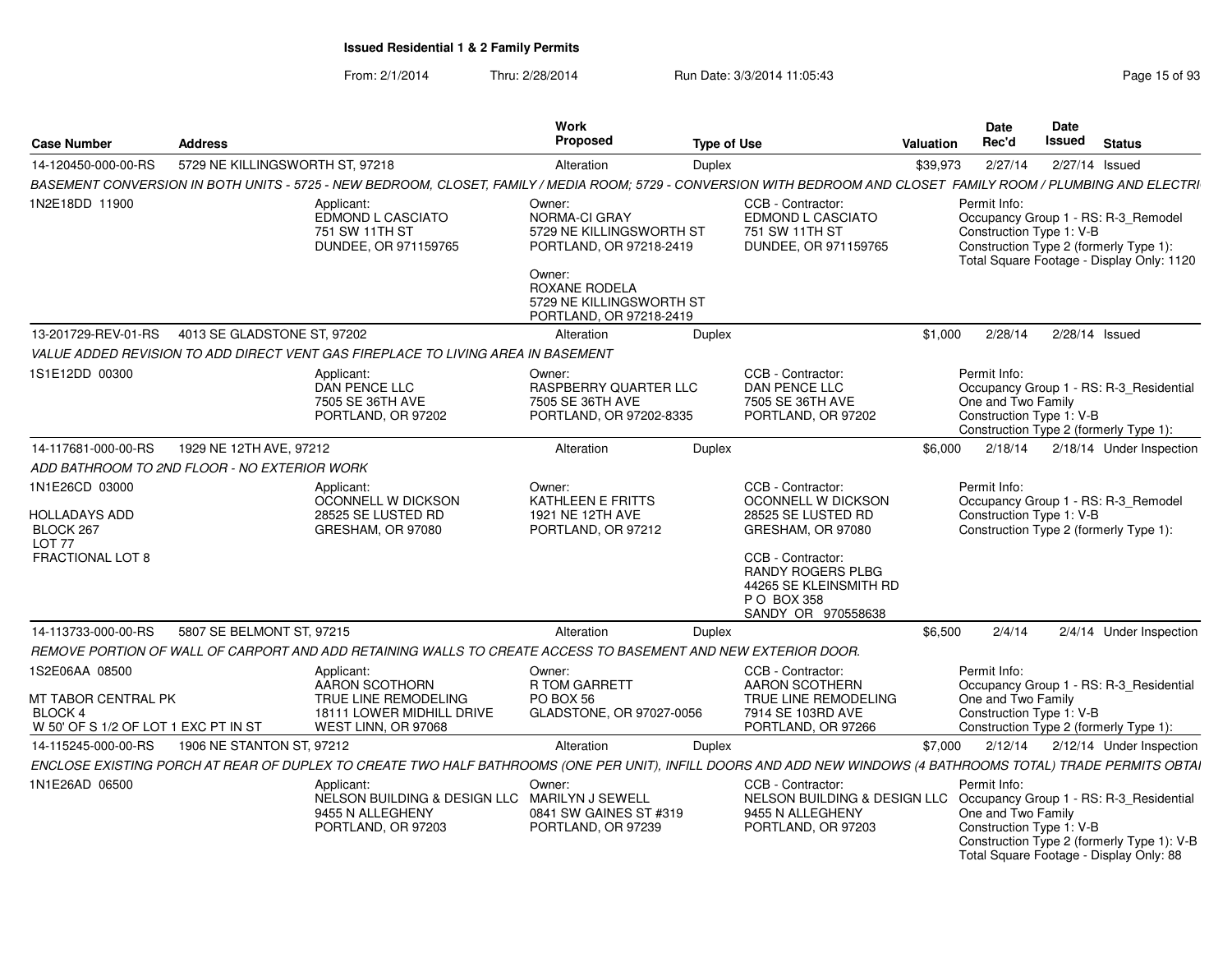**Issued Residential 1 & 2 Family Permits**

From: 2/1/2014 Thru: 2/28/2014 Run Date: 3/3/2014 11:05:43

| Case Number | Address | Work Proposed | Type of Use | Valuation | Date Rec'd | Date Issued | Status |
|---|---|---|---|---|---|---|---|
| 14-120450-000-00-RS | 5729 NE KILLINGSWORTH ST, 97218 | Alteration | Duplex | $39,973 | 2/27/14 | 2/27/14 | Issued |

*BASEMENT CONVERSION IN BOTH UNITS - 5725 - NEW BEDROOM, CLOSET, FAMILY / MEDIA ROOM; 5729 - CONVERSION WITH BEDROOM AND CLOSET FAMILY ROOM / PLUMBING AND ELECTRI*

1N2E18DD 11900

Applicant: EDMOND L CASCIATO, 751 SW 11TH ST, DUNDEE, OR 971159765

Owner: NORMA-CI GRAY, 5729 NE KILLINGSWORTH ST, PORTLAND, OR 97218-2419

Owner: ROXANE RODELA, 5729 NE KILLINGSWORTH ST, PORTLAND, OR 97218-2419

CCB - Contractor: EDMOND L CASCIATO, 751 SW 11TH ST, DUNDEE, OR 971159765

Permit Info: Occupancy Group 1 - RS: R-3_Remodel; Construction Type 1: V-B; Construction Type 2 (formerly Type 1):; Total Square Footage - Display Only: 1120

| Case Number | Address | Work Proposed | Type of Use | Valuation | Date Rec'd | Date Issued | Status |
|---|---|---|---|---|---|---|---|
| 13-201729-REV-01-RS | 4013 SE GLADSTONE ST, 97202 | Alteration | Duplex | $1,000 | 2/28/14 | 2/28/14 | Issued |

*VALUE ADDED REVISION TO ADD DIRECT VENT GAS FIREPLACE TO LIVING AREA IN BASEMENT*

1S1E12DD 00300

Applicant: DAN PENCE LLC, 7505 SE 36TH AVE, PORTLAND, OR 97202

Owner: RASPBERRY QUARTER LLC, 7505 SE 36TH AVE, PORTLAND, OR 97202-8335

CCB - Contractor: DAN PENCE LLC, 7505 SE 36TH AVE, PORTLAND, OR 97202

Permit Info: Occupancy Group 1 - RS: R-3_Residential One and Two Family; Construction Type 1: V-B; Construction Type 2 (formerly Type 1):

| Case Number | Address | Work Proposed | Type of Use | Valuation | Date Rec'd | Date Issued | Status |
|---|---|---|---|---|---|---|---|
| 14-117681-000-00-RS | 1929 NE 12TH AVE, 97212 | Alteration | Duplex | $6,000 | 2/18/14 | 2/18/14 | Under Inspection |

*ADD BATHROOM TO 2ND FLOOR - NO EXTERIOR WORK*

1N1E26CD 03000
HOLLADAYS ADD
BLOCK 267
LOT 77
FRACTIONAL LOT 8

Applicant: OCONNELL W DICKSON, 28525 SE LUSTED RD, GRESHAM, OR 97080

Owner: KATHLEEN E FRITTS, 1921 NE 12TH AVE, PORTLAND, OR 97212

CCB - Contractor: OCONNELL W DICKSON, 28525 SE LUSTED RD, GRESHAM, OR 97080

CCB - Contractor: RANDY ROGERS PLBG, 44265 SE KLEINSMITH RD, P O BOX 358, SANDY OR 970558638

Permit Info: Occupancy Group 1 - RS: R-3_Remodel; Construction Type 1: V-B; Construction Type 2 (formerly Type 1):

| Case Number | Address | Work Proposed | Type of Use | Valuation | Date Rec'd | Date Issued | Status |
|---|---|---|---|---|---|---|---|
| 14-113733-000-00-RS | 5807 SE BELMONT ST, 97215 | Alteration | Duplex | $6,500 | 2/4/14 | 2/4/14 | Under Inspection |

*REMOVE PORTION OF WALL OF CARPORT AND ADD RETAINING WALLS TO CREATE ACCESS TO BASEMENT AND NEW EXTERIOR DOOR.*

1S2E06AA 08500
MT TABOR CENTRAL PK
BLOCK 4
W 50' OF S 1/2 OF LOT 1 EXC PT IN ST

Applicant: AARON SCOTHORN, TRUE LINE REMODELING, 18111 LOWER MIDHILL DRIVE, WEST LINN, OR 97068

Owner: R TOM GARRETT, PO BOX 56, GLADSTONE, OR 97027-0056

CCB - Contractor: AARON SCOTHERN, TRUE LINE REMODELING, 7914 SE 103RD AVE, PORTLAND, OR 97266

Permit Info: Occupancy Group 1 - RS: R-3_Residential One and Two Family; Construction Type 1: V-B; Construction Type 2 (formerly Type 1):

| Case Number | Address | Work Proposed | Type of Use | Valuation | Date Rec'd | Date Issued | Status |
|---|---|---|---|---|---|---|---|
| 14-115245-000-00-RS | 1906 NE STANTON ST, 97212 | Alteration | Duplex | $7,000 | 2/12/14 | 2/12/14 | Under Inspection |

*ENCLOSE EXISTING PORCH AT REAR OF DUPLEX TO CREATE TWO HALF BATHROOMS (ONE PER UNIT), INFILL DOORS AND ADD NEW WINDOWS (4 BATHROOMS TOTAL) TRADE PERMITS OBTAI*

1N1E26AD 06500

Applicant: NELSON BUILDING & DESIGN LLC, 9455 N ALLEGHENY, PORTLAND, OR 97203

Owner: MARILYN J SEWELL, 0841 SW GAINES ST #319, PORTLAND, OR 97239

CCB - Contractor: NELSON BUILDING & DESIGN LLC, 9455 N ALLEGHENY, PORTLAND, OR 97203

Permit Info: Occupancy Group 1 - RS: R-3_Residential One and Two Family; Construction Type 1: V-B; Construction Type 2 (formerly Type 1): V-B; Total Square Footage - Display Only: 88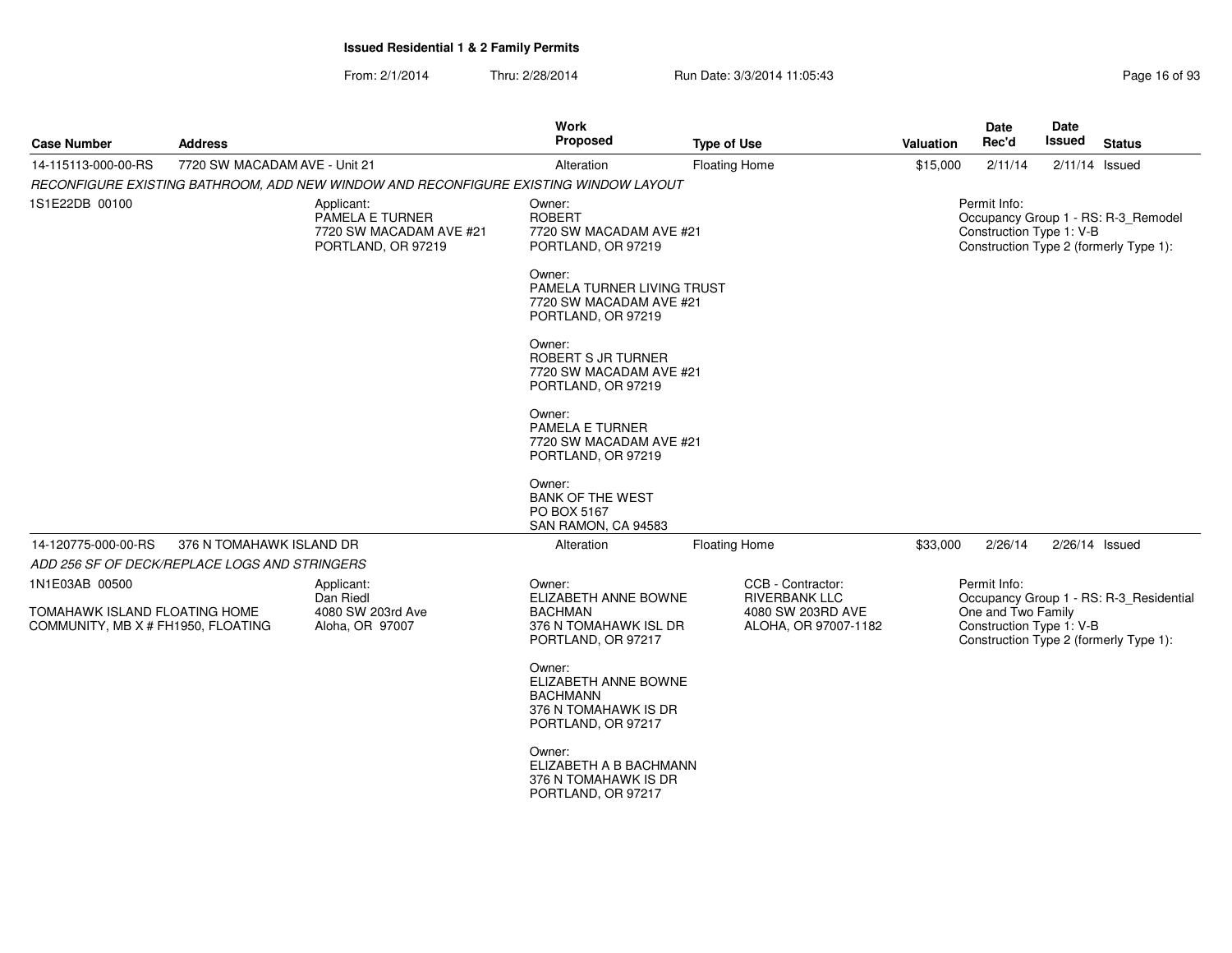**Issued Residential 1 & 2 Family Permits**

From: 2/1/2014 Thru: 2/28/2014 Run Date: 3/3/2014 11:05:43

| Case Number | Address | Work Proposed | Type of Use | Valuation | Date Rec'd | Date Issued | Status |
|---|---|---|---|---|---|---|---|
| 14-115113-000-00-RS | 7720 SW MACADAM AVE - Unit 21 | Alteration | Floating Home | $15,000 | 2/11/14 | 2/11/14 | Issued |

*RECONFIGURE EXISTING BATHROOM, ADD NEW WINDOW AND RECONFIGURE EXISTING WINDOW LAYOUT*

1S1E22DB 00100

Applicant:
PAMELA E TURNER
7720 SW MACADAM AVE #21
PORTLAND, OR 97219

Owner:
ROBERT
7720 SW MACADAM AVE #21
PORTLAND, OR 97219

Owner:
PAMELA TURNER LIVING TRUST
7720 SW MACADAM AVE #21
PORTLAND, OR 97219

Owner:
ROBERT S JR TURNER
7720 SW MACADAM AVE #21
PORTLAND, OR 97219

Owner:
PAMELA E TURNER
7720 SW MACADAM AVE #21
PORTLAND, OR 97219

Owner:
BANK OF THE WEST
PO BOX 5167
SAN RAMON, CA 94583

Permit Info:
Occupancy Group 1 - RS: R-3_Remodel
Construction Type 1: V-B
Construction Type 2 (formerly Type 1):

| Case Number | Address | Work Proposed | Type of Use | Valuation | Date Rec'd | Date Issued | Status |
|---|---|---|---|---|---|---|---|
| 14-120775-000-00-RS | 376 N TOMAHAWK ISLAND DR | Alteration | Floating Home | $33,000 | 2/26/14 | 2/26/14 | Issued |

*ADD 256 SF OF DECK/REPLACE LOGS AND STRINGERS*

1N1E03AB 00500

TOMAHAWK ISLAND FLOATING HOME COMMUNITY, MB X # FH1950, FLOATING

Applicant:
Dan Riedl
4080 SW 203rd Ave
Aloha, OR 97007

Owner:
ELIZABETH ANNE BOWNE BACHMAN
376 N TOMAHAWK ISL DR
PORTLAND, OR 97217

Owner:
ELIZABETH ANNE BOWNE BACHMANN
376 N TOMAHAWK IS DR
PORTLAND, OR 97217

Owner:
ELIZABETH A B BACHMANN
376 N TOMAHAWK IS DR
PORTLAND, OR 97217

CCB - Contractor:
RIVERBANK LLC
4080 SW 203RD AVE
ALOHA, OR 97007-1182

Permit Info:
Occupancy Group 1 - RS: R-3_Residential One and Two Family
Construction Type 1: V-B
Construction Type 2 (formerly Type 1):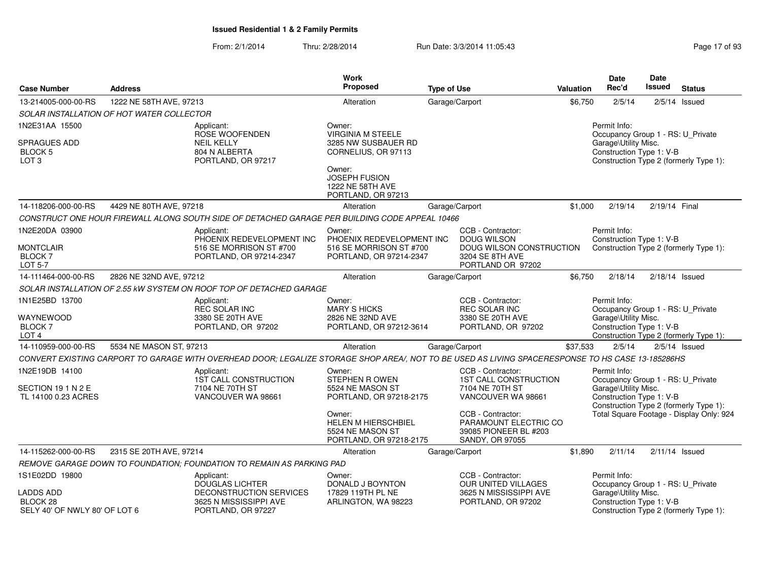# Issued Residential 1 & 2 Family Permits

From: 2/1/2014 Thru: 2/28/2014 Run Date: 3/3/2014 11:05:43

| Case Number | Address | Work Proposed | Type of Use | Valuation | Date Rec'd | Date Issued | Status |
|---|---|---|---|---|---|---|---|
| 13-214005-000-00-RS | 1222 NE 58TH AVE, 97213 | Alteration | Garage/Carport | $6,750 | 2/5/14 | 2/5/14 | Issued |

*SOLAR INSTALLATION OF HOT WATER COLLECTOR*

1N2E31AA 15500
SPRAGUES ADD
BLOCK 5
LOT 3

Applicant:
ROSE WOOFENDEN
NEIL KELLY
804 N ALBERTA
PORTLAND, OR 97217

Owner:
VIRGINIA M STEELE
3285 NW SUSBAUER RD
CORNELIUS, OR 97113

Owner:
JOSEPH FUSION
1222 NE 58TH AVE
PORTLAND, OR 97213

Permit Info:
Occupancy Group 1 - RS: U_Private Garage\Utility Misc.
Construction Type 1: V-B
Construction Type 2 (formerly Type 1):

---

| Case Number | Address | Work Proposed | Type of Use | Valuation | Date Rec'd | Date Issued | Status |
|---|---|---|---|---|---|---|---|
| 14-118206-000-00-RS | 4429 NE 80TH AVE, 97218 | Alteration | Garage/Carport | $1,000 | 2/19/14 | 2/19/14 | Final |

*CONSTRUCT ONE HOUR FIREWALL ALONG SOUTH SIDE OF DETACHED GARAGE PER BUILDING CODE APPEAL 10466*

1N2E20DA 03900
MONTCLAIR
BLOCK 7
LOT 5-7

Applicant:
PHOENIX REDEVELOPMENT INC
516 SE MORRISON ST #700
PORTLAND, OR 97214-2347

Owner:
PHOENIX REDEVELOPMENT INC
516 SE MORRISON ST #700
PORTLAND, OR 97214-2347

CCB - Contractor:
DOUG WILSON
DOUG WILSON CONSTRUCTION
3204 SE 8TH AVE
PORTLAND OR 97202

Permit Info:
Construction Type 1: V-B
Construction Type 2 (formerly Type 1):

---

| Case Number | Address | Work Proposed | Type of Use | Valuation | Date Rec'd | Date Issued | Status |
|---|---|---|---|---|---|---|---|
| 14-111464-000-00-RS | 2826 NE 32ND AVE, 97212 | Alteration | Garage/Carport | $6,750 | 2/18/14 | 2/18/14 | Issued |

*SOLAR INSTALLATION OF 2.55 kW SYSTEM ON ROOF TOP OF DETACHED GARAGE*

1N1E25BD 13700
WAYNEWOOD
BLOCK 7
LOT 4

Applicant:
REC SOLAR INC
3380 SE 20TH AVE
PORTLAND, OR 97202

Owner:
MARY S HICKS
2826 NE 32ND AVE
PORTLAND, OR 97212-3614

CCB - Contractor:
REC SOLAR INC
3380 SE 20TH AVE
PORTLAND, OR 97202

Permit Info:
Occupancy Group 1 - RS: U_Private Garage\Utility Misc.
Construction Type 1: V-B
Construction Type 2 (formerly Type 1):

---

| Case Number | Address | Work Proposed | Type of Use | Valuation | Date Rec'd | Date Issued | Status |
|---|---|---|---|---|---|---|---|
| 14-110959-000-00-RS | 5534 NE MASON ST, 97213 | Alteration | Garage/Carport | $37,533 | 2/5/14 | 2/5/14 | Issued |

*CONVERT EXISTING CARPORT TO GARAGE WITH OVERHEAD DOOR; LEGALIZE STORAGE SHOP AREA/, NOT TO BE USED AS LIVING SPACERESPONSE TO HS CASE 13-185286HS*

1N2E19DB 14100
SECTION 19 1 N 2 E
TL 14100 0.23 ACRES

Applicant:
1ST CALL CONSTRUCTION
7104 NE 70TH ST
VANCOUVER WA 98661

Owner:
STEPHEN R OWEN
5524 NE MASON ST
PORTLAND, OR 97218-2175

Owner:
HELEN M HIERSCHBIEL
5524 NE MASON ST
PORTLAND, OR 97218-2175

CCB - Contractor:
1ST CALL CONSTRUCTION
7104 NE 70TH ST
VANCOUVER WA 98661

CCB - Contractor:
PARAMOUNT ELECTRIC CO
39085 PIONEER BL #203
SANDY, OR 97055

Permit Info:
Occupancy Group 1 - RS: U_Private Garage\Utility Misc.
Construction Type 1: V-B
Construction Type 2 (formerly Type 1):
Total Square Footage - Display Only: 924

---

| Case Number | Address | Work Proposed | Type of Use | Valuation | Date Rec'd | Date Issued | Status |
|---|---|---|---|---|---|---|---|
| 14-115262-000-00-RS | 2315 SE 20TH AVE, 97214 | Alteration | Garage/Carport | $1,890 | 2/11/14 | 2/11/14 | Issued |

*REMOVE GARAGE DOWN TO FOUNDATION; FOUNDATION TO REMAIN AS PARKING PAD*

1S1E02DD 19800
LADDS ADD
BLOCK 28
SELY 40' OF NWLY 80' OF LOT 6

Applicant:
DOUGLAS LICHTER
DECONSTRUCTION SERVICES
3625 N MISSISSIPPI AVE
PORTLAND, OR 97227

Owner:
DONALD J BOYNTON
17829 119TH PL NE
ARLINGTON, WA 98223

CCB - Contractor:
OUR UNITED VILLAGES
3625 N MISSISSIPPI AVE
PORTLAND, OR 97202

Permit Info:
Occupancy Group 1 - RS: U_Private Garage\Utility Misc.
Construction Type 1: V-B
Construction Type 2 (formerly Type 1):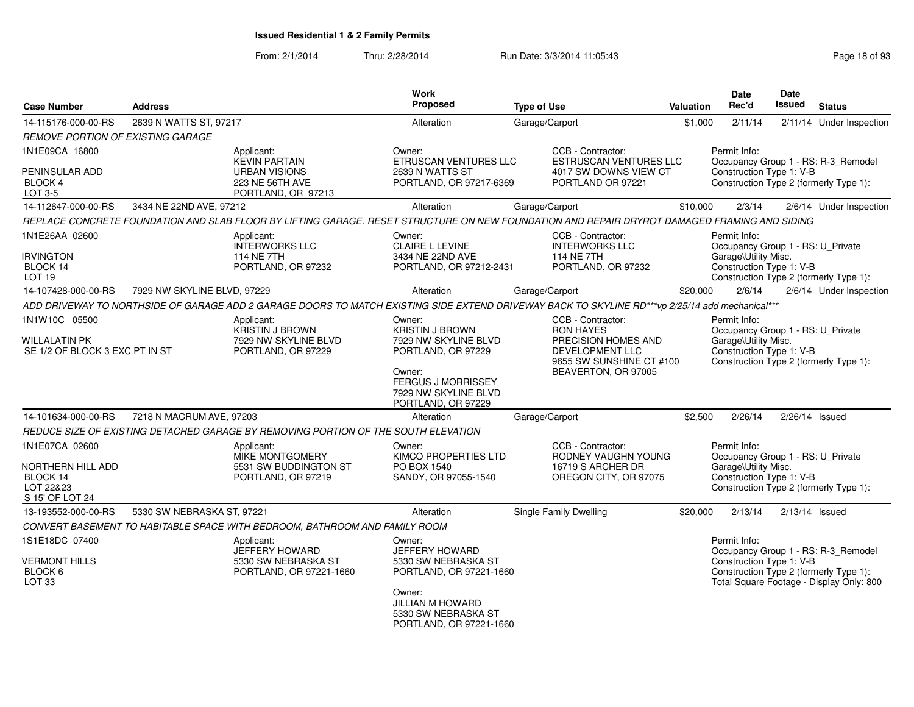# Issued Residential 1 & 2 Family Permits

From: 2/1/2014 Thru: 2/28/2014 Run Date: 3/3/2014 11:05:43

| Case Number | Address | Work Proposed | Type of Use | Valuation | Date Rec'd | Date Issued | Status |
|---|---|---|---|---|---|---|---|
| 14-115176-000-00-RS | 2639 N WATTS ST, 97217 | Alteration | Garage/Carport | $1,000 | 2/11/14 | 2/11/14 | Under Inspection |

*REMOVE PORTION OF EXISTING GARAGE*

1N1E09CA 16800
PENINSULAR ADD
BLOCK 4
LOT 3-5

Applicant: KEVIN PARTAIN, URBAN VISIONS, 223 NE 56TH AVE, PORTLAND, OR 97213

Owner: ETRUSCAN VENTURES LLC, 2639 N WATTS ST, PORTLAND, OR 97217-6369

CCB - Contractor: ESTRUSCAN VENTURES LLC, 4017 SW DOWNS VIEW CT, PORTLAND OR 97221

Permit Info: Occupancy Group 1 - RS: R-3_Remodel; Construction Type 1: V-B; Construction Type 2 (formerly Type 1):

| Case Number | Address | Work Proposed | Type of Use | Valuation | Date Rec'd | Date Issued | Status |
|---|---|---|---|---|---|---|---|
| 14-112647-000-00-RS | 3434 NE 22ND AVE, 97212 | Alteration | Garage/Carport | $10,000 | 2/3/14 | 2/6/14 | Under Inspection |

*REPLACE CONCRETE FOUNDATION AND SLAB FLOOR BY LIFTING GARAGE. RESET STRUCTURE ON NEW FOUNDATION AND REPAIR DRYROT DAMAGED FRAMING AND SIDING*

1N1E26AA 02600
IRVINGTON
BLOCK 14
LOT 19

Applicant: INTERWORKS LLC, 114 NE 7TH, PORTLAND, OR 97232

Owner: CLAIRE L LEVINE, 3434 NE 22ND AVE, PORTLAND, OR 97212-2431

CCB - Contractor: INTERWORKS LLC, 114 NE 7TH, PORTLAND, OR 97232

Permit Info: Occupancy Group 1 - RS: U_Private Garage\Utility Misc.; Construction Type 1: V-B; Construction Type 2 (formerly Type 1):

| Case Number | Address | Work Proposed | Type of Use | Valuation | Date Rec'd | Date Issued | Status |
|---|---|---|---|---|---|---|---|
| 14-107428-000-00-RS | 7929 NW SKYLINE BLVD, 97229 | Alteration | Garage/Carport | $20,000 | 2/6/14 | 2/6/14 | Under Inspection |

*ADD DRIVEWAY TO NORTHSIDE OF GARAGE ADD 2 GARAGE DOORS TO MATCH EXISTING SIDE EXTEND DRIVEWAY BACK TO SKYLINE RD***vp 2/25/14 add mechanical****

1N1W10C 05500
WILLALATIN PK
SE 1/2 OF BLOCK 3 EXC PT IN ST

Applicant: KRISTIN J BROWN, 7929 NW SKYLINE BLVD, PORTLAND, OR 97229

Owner: KRISTIN J BROWN, 7929 NW SKYLINE BLVD, PORTLAND, OR 97229

Owner: FERGUS J MORRISSEY, 7929 NW SKYLINE BLVD, PORTLAND, OR 97229

CCB - Contractor: RON HAYES, PRECISION HOMES AND DEVELOPMENT LLC, 9655 SW SUNSHINE CT #100, BEAVERTON, OR 97005

Permit Info: Occupancy Group 1 - RS: U_Private Garage\Utility Misc.; Construction Type 1: V-B; Construction Type 2 (formerly Type 1):

| Case Number | Address | Work Proposed | Type of Use | Valuation | Date Rec'd | Date Issued | Status |
|---|---|---|---|---|---|---|---|
| 14-101634-000-00-RS | 7218 N MACRUM AVE, 97203 | Alteration | Garage/Carport | $2,500 | 2/26/14 | 2/26/14 | Issued |

*REDUCE SIZE OF EXISTING DETACHED GARAGE BY REMOVING PORTION OF THE SOUTH ELEVATION*

1N1E07CA 02600
NORTHERN HILL ADD
BLOCK 14
LOT 22&23
S 15' OF LOT 24

Applicant: MIKE MONTGOMERY, 5531 SW BUDDINGTON ST, PORTLAND, OR 97219

Owner: KIMCO PROPERTIES LTD, PO BOX 1540, SANDY, OR 97055-1540

CCB - Contractor: RODNEY VAUGHN YOUNG, 16719 S ARCHER DR, OREGON CITY, OR 97075

Permit Info: Occupancy Group 1 - RS: U_Private Garage\Utility Misc.; Construction Type 1: V-B; Construction Type 2 (formerly Type 1):

| Case Number | Address | Work Proposed | Type of Use | Valuation | Date Rec'd | Date Issued | Status |
|---|---|---|---|---|---|---|---|
| 13-193552-000-00-RS | 5330 SW NEBRASKA ST, 97221 | Alteration | Single Family Dwelling | $20,000 | 2/13/14 | 2/13/14 | Issued |

*CONVERT BASEMENT TO HABITABLE SPACE WITH BEDROOM, BATHROOM AND FAMILY ROOM*

1S1E18DC 07400
VERMONT HILLS
BLOCK 6
LOT 33

Applicant: JEFFERY HOWARD, 5330 SW NEBRASKA ST, PORTLAND, OR 97221-1660

Owner: JEFFERY HOWARD, 5330 SW NEBRASKA ST, PORTLAND, OR 97221-1660

Owner: JILLIAN M HOWARD, 5330 SW NEBRASKA ST, PORTLAND, OR 97221-1660

Permit Info: Occupancy Group 1 - RS: R-3_Remodel; Construction Type 1: V-B; Construction Type 2 (formerly Type 1):; Total Square Footage - Display Only: 800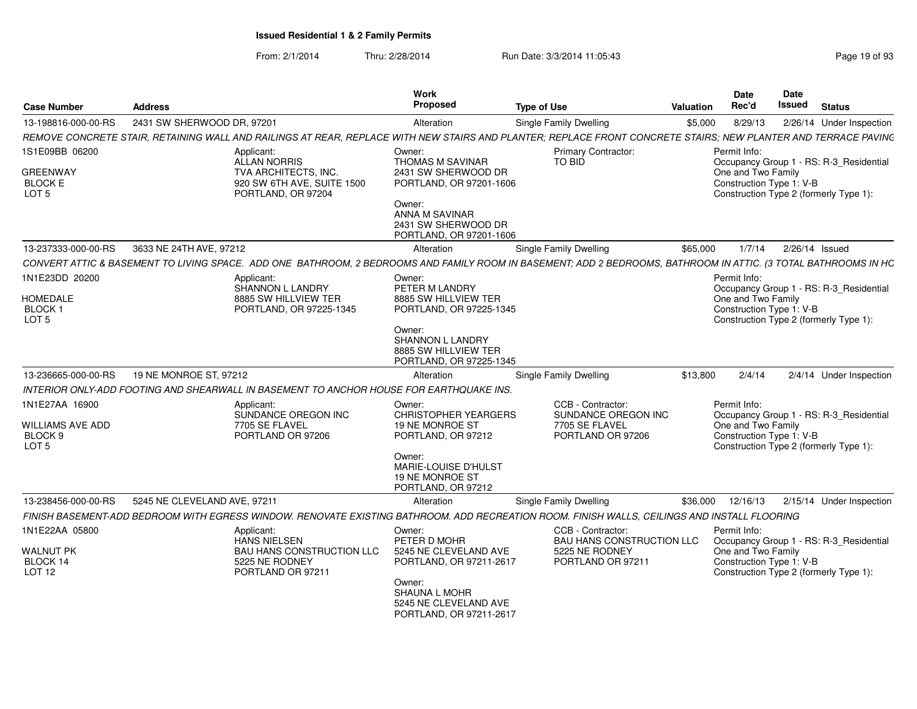# Issued Residential 1 & 2 Family Permits

From: 2/1/2014 Thru: 2/28/2014 Run Date: 3/3/2014 11:05:43

| Case Number | Address | Work Proposed | Type of Use | Valuation | Date Rec'd | Date Issued | Status |
|---|---|---|---|---|---|---|---|
| 13-198816-000-00-RS | 2431 SW SHERWOOD DR, 97201 | Alteration | Single Family Dwelling | $5,000 | 8/29/13 | 2/26/14 | Under Inspection |

REMOVE CONCRETE STAIR, RETAINING WALL AND RAILINGS AT REAR, REPLACE WITH NEW STAIRS AND PLANTER; REPLACE FRONT CONCRETE STAIRS; NEW PLANTER AND TERRACE PAVING

1S1E09BB 06200
GREENWAY
BLOCK E
LOT 5

Applicant:
ALLAN NORRIS
TVA ARCHITECTS, INC.
920 SW 6TH AVE, SUITE 1500
PORTLAND, OR 97204

Owner:
THOMAS M SAVINAR
2431 SW SHERWOOD DR
PORTLAND, OR 97201-1606

Owner:
ANNA M SAVINAR
2431 SW SHERWOOD DR
PORTLAND, OR 97201-1606

Primary Contractor:
TO BID

Permit Info:
Occupancy Group 1 - RS: R-3_Residential One and Two Family
Construction Type 1: V-B
Construction Type 2 (formerly Type 1):

| Case Number | Address | Work Proposed | Type of Use | Valuation | Date Rec'd | Date Issued | Status |
|---|---|---|---|---|---|---|---|
| 13-237333-000-00-RS | 3633 NE 24TH AVE, 97212 | Alteration | Single Family Dwelling | $65,000 | 1/7/14 | 2/26/14 | Issued |

CONVERT ATTIC & BASEMENT TO LIVING SPACE. ADD ONE BATHROOM, 2 BEDROOMS AND FAMILY ROOM IN BASEMENT; ADD 2 BEDROOMS, BATHROOM IN ATTIC. (3 TOTAL BATHROOMS IN HC

1N1E23DD 20200
HOMEDALE
BLOCK 1
LOT 5

Applicant:
SHANNON L LANDRY
8885 SW HILLVIEW TER
PORTLAND, OR 97225-1345

Owner:
PETER M LANDRY
8885 SW HILLVIEW TER
PORTLAND, OR 97225-1345

Owner:
SHANNON L LANDRY
8885 SW HILLVIEW TER
PORTLAND, OR 97225-1345

Permit Info:
Occupancy Group 1 - RS: R-3_Residential One and Two Family
Construction Type 1: V-B
Construction Type 2 (formerly Type 1):

| Case Number | Address | Work Proposed | Type of Use | Valuation | Date Rec'd | Date Issued | Status |
|---|---|---|---|---|---|---|---|
| 13-236665-000-00-RS | 19 NE MONROE ST, 97212 | Alteration | Single Family Dwelling | $13,800 | 2/4/14 | 2/4/14 | Under Inspection |

INTERIOR ONLY-ADD FOOTING AND SHEARWALL IN BASEMENT TO ANCHOR HOUSE FOR EARTHQUAKE INS.

1N1E27AA 16900
WILLIAMS AVE ADD
BLOCK 9
LOT 5

Applicant:
SUNDANCE OREGON INC
7705 SE FLAVEL
PORTLAND OR 97206

Owner:
CHRISTOPHER YEARGERS
19 NE MONROE ST
PORTLAND, OR 97212

Owner:
MARIE-LOUISE D'HULST
19 NE MONROE ST
PORTLAND, OR 97212

CCB - Contractor:
SUNDANCE OREGON INC
7705 SE FLAVEL
PORTLAND OR 97206

Permit Info:
Occupancy Group 1 - RS: R-3_Residential One and Two Family
Construction Type 1: V-B
Construction Type 2 (formerly Type 1):

| Case Number | Address | Work Proposed | Type of Use | Valuation | Date Rec'd | Date Issued | Status |
|---|---|---|---|---|---|---|---|
| 13-238456-000-00-RS | 5245 NE CLEVELAND AVE, 97211 | Alteration | Single Family Dwelling | $36,000 | 12/16/13 | 2/15/14 | Under Inspection |

FINISH BASEMENT-ADD BEDROOM WITH EGRESS WINDOW. RENOVATE EXISTING BATHROOM. ADD RECREATION ROOM. FINISH WALLS, CEILINGS AND INSTALL FLOORING

1N1E22AA 05800
WALNUT PK
BLOCK 14
LOT 12

Applicant:
HANS NIELSEN
BAU HANS CONSTRUCTION LLC
5225 NE RODNEY
PORTLAND OR 97211

Owner:
PETER D MOHR
5245 NE CLEVELAND AVE
PORTLAND, OR 97211-2617

Owner:
SHAUNA L MOHR
5245 NE CLEVELAND AVE
PORTLAND, OR 97211-2617

CCB - Contractor:
BAU HANS CONSTRUCTION LLC
5225 NE RODNEY
PORTLAND OR 97211

Permit Info:
Occupancy Group 1 - RS: R-3_Residential One and Two Family
Construction Type 1: V-B
Construction Type 2 (formerly Type 1):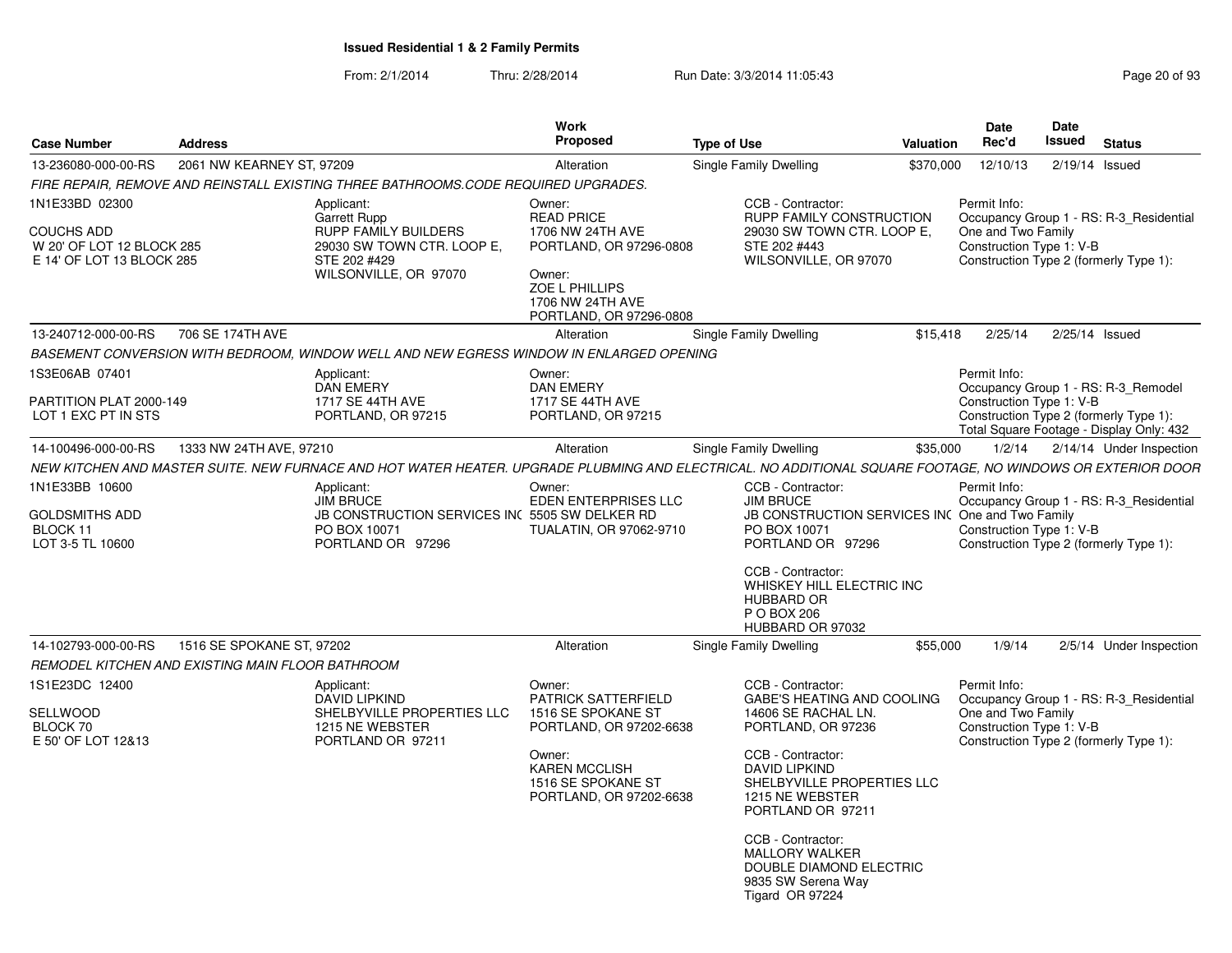**Issued Residential 1 & 2 Family Permits**

From: 2/1/2014 Thru: 2/28/2014 Run Date: 3/3/2014 11:05:43

| Case Number | Address | Work Proposed | Type of Use | Valuation | Date Rec'd | Date Issued | Status |
|---|---|---|---|---|---|---|---|
| 13-236080-000-00-RS | 2061 NW KEARNEY ST, 97209 | Alteration | Single Family Dwelling | $370,000 | 12/10/13 | 2/19/14 | Issued |

*FIRE REPAIR, REMOVE AND REINSTALL EXISTING THREE BATHROOMS.CODE REQUIRED UPGRADES.*

1N1E33BD 02300

COUCHS ADD
W 20' OF LOT 12 BLOCK 285
E 14' OF LOT 13 BLOCK 285

Applicant:
Garrett Rupp
RUPP FAMILY BUILDERS
29030 SW TOWN CTR. LOOP E, STE 202 #429
WILSONVILLE, OR 97070

Owner:
READ PRICE
1706 NW 24TH AVE
PORTLAND, OR 97296-0808

Owner:
ZOE L PHILLIPS
1706 NW 24TH AVE
PORTLAND, OR 97296-0808

CCB - Contractor:
RUPP FAMILY CONSTRUCTION
29030 SW TOWN CTR. LOOP E, STE 202 #443
WILSONVILLE, OR 97070

Permit Info:
Occupancy Group 1 - RS: R-3_Residential One and Two Family
Construction Type 1: V-B
Construction Type 2 (formerly Type 1):

| Case Number | Address | Work Proposed | Type of Use | Valuation | Date Rec'd | Date Issued | Status |
|---|---|---|---|---|---|---|---|
| 13-240712-000-00-RS | 706 SE 174TH AVE | Alteration | Single Family Dwelling | $15,418 | 2/25/14 | 2/25/14 | Issued |

*BASEMENT CONVERSION WITH BEDROOM, WINDOW WELL AND NEW EGRESS WINDOW IN ENLARGED OPENING*

1S3E06AB 07401

PARTITION PLAT 2000-149
LOT 1 EXC PT IN STS

Applicant:
DAN EMERY
1717 SE 44TH AVE
PORTLAND, OR 97215

Owner:
DAN EMERY
1717 SE 44TH AVE
PORTLAND, OR 97215

Permit Info:
Occupancy Group 1 - RS: R-3_Remodel
Construction Type 1: V-B
Construction Type 2 (formerly Type 1):
Total Square Footage - Display Only: 432

| Case Number | Address | Work Proposed | Type of Use | Valuation | Date Rec'd | Date Issued | Status |
|---|---|---|---|---|---|---|---|
| 14-100496-000-00-RS | 1333 NW 24TH AVE, 97210 | Alteration | Single Family Dwelling | $35,000 | 1/2/14 | 2/14/14 | Under Inspection |

*NEW KITCHEN AND MASTER SUITE. NEW FURNACE AND HOT WATER HEATER. UPGRADE PLUBMING AND ELECTRICAL. NO ADDITIONAL SQUARE FOOTAGE, NO WINDOWS OR EXTERIOR DOOR*

1N1E33BB 10600

GOLDSMITHS ADD
BLOCK 11
LOT 3-5 TL 10600

Applicant:
JIM BRUCE
JB CONSTRUCTION SERVICES INC
PO BOX 10071
PORTLAND OR 97296

Owner:
EDEN ENTERPRISES LLC
5505 SW DELKER RD
TUALATIN, OR 97062-9710

CCB - Contractor:
JIM BRUCE
JB CONSTRUCTION SERVICES INC
PO BOX 10071
PORTLAND OR 97296

CCB - Contractor:
WHISKEY HILL ELECTRIC INC
HUBBARD OR
P O BOX 206
HUBBARD OR 97032

Permit Info:
Occupancy Group 1 - RS: R-3_Residential One and Two Family
Construction Type 1: V-B
Construction Type 2 (formerly Type 1):

| Case Number | Address | Work Proposed | Type of Use | Valuation | Date Rec'd | Date Issued | Status |
|---|---|---|---|---|---|---|---|
| 14-102793-000-00-RS | 1516 SE SPOKANE ST, 97202 | Alteration | Single Family Dwelling | $55,000 | 1/9/14 | 2/5/14 | Under Inspection |

*REMODEL KITCHEN AND EXISTING MAIN FLOOR BATHROOM*

1S1E23DC 12400

SELLWOOD
BLOCK 70
E 50' OF LOT 12&13

Applicant:
DAVID LIPKIND
SHELBYVILLE PROPERTIES LLC
1215 NE WEBSTER
PORTLAND OR 97211

Owner:
PATRICK SATTERFIELD
1516 SE SPOKANE ST
PORTLAND, OR 97202-6638

Owner:
KAREN MCCLISH
1516 SE SPOKANE ST
PORTLAND, OR 97202-6638

CCB - Contractor:
GABE'S HEATING AND COOLING
14606 SE RACHAL LN.
PORTLAND, OR 97236

CCB - Contractor:
DAVID LIPKIND
SHELBYVILLE PROPERTIES LLC
1215 NE WEBSTER
PORTLAND OR 97211

CCB - Contractor:
MALLORY WALKER
DOUBLE DIAMOND ELECTRIC
9835 SW Serena Way
Tigard OR 97224

Permit Info:
Occupancy Group 1 - RS: R-3_Residential One and Two Family
Construction Type 1: V-B
Construction Type 2 (formerly Type 1):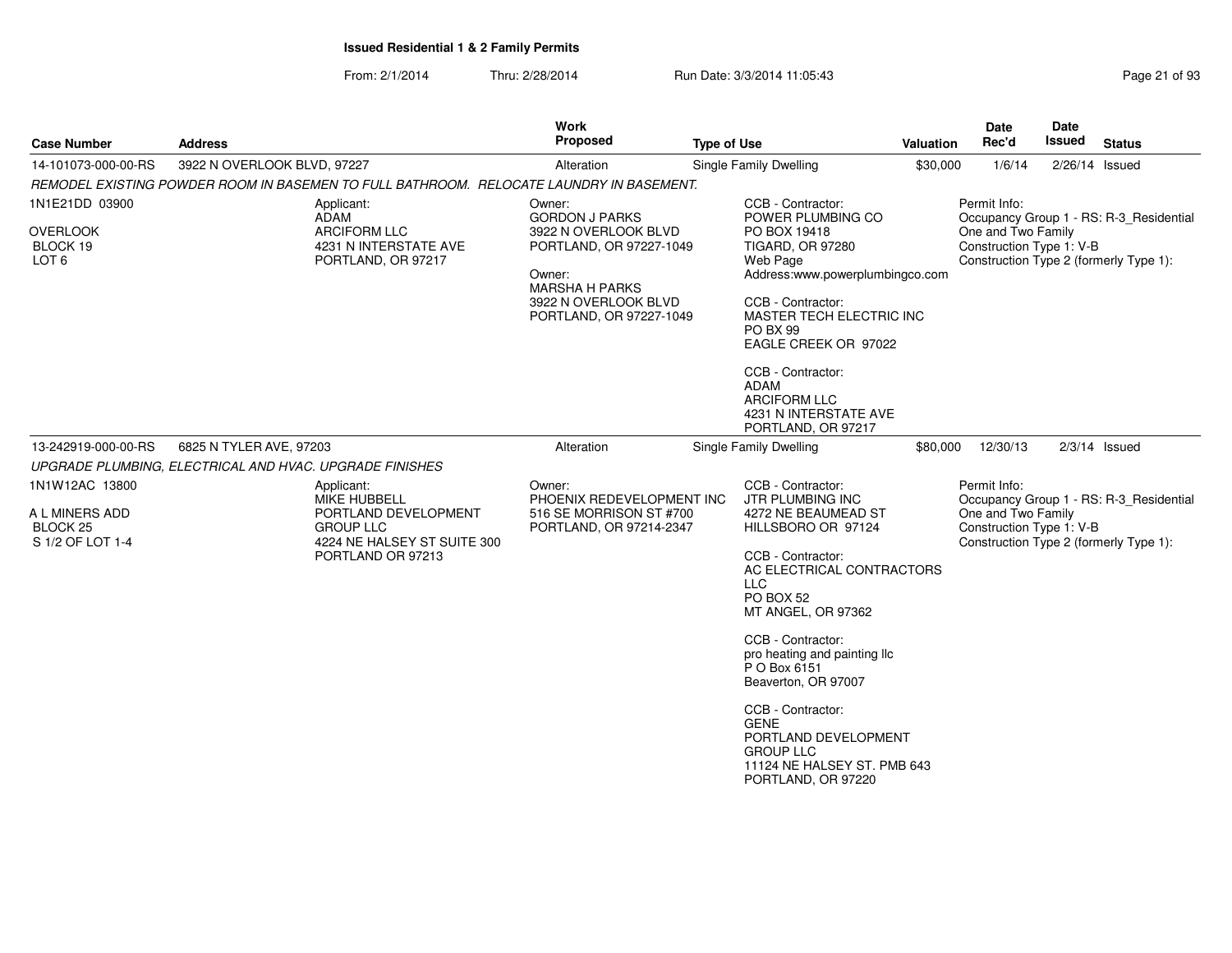**Issued Residential 1 & 2 Family Permits**

From: 2/1/2014 Thru: 2/28/2014 Run Date: 3/3/2014 11:05:43

| Case Number | Address | Work Proposed | Type of Use | Valuation | Date Rec'd | Date Issued | Status |
|---|---|---|---|---|---|---|---|
| 14-101073-000-00-RS | 3922 N OVERLOOK BLVD, 97227 | Alteration | Single Family Dwelling | $30,000 | 1/6/14 | 2/26/14 | Issued |

*REMODEL EXISTING POWDER ROOM IN BASEMEN TO FULL BATHROOM. RELOCATE LAUNDRY IN BASEMENT.*

1N1E21DD 03900
OVERLOOK
BLOCK 19
LOT 6

Applicant:
ADAM
ARCIFORM LLC
4231 N INTERSTATE AVE
PORTLAND, OR 97217

Owner:
GORDON J PARKS
3922 N OVERLOOK BLVD
PORTLAND, OR 97227-1049

Owner:
MARSHA H PARKS
3922 N OVERLOOK BLVD
PORTLAND, OR 97227-1049

CCB - Contractor:
POWER PLUMBING CO
PO BOX 19418
TIGARD, OR 97280
Web Page
Address:www.powerplumbingco.com

CCB - Contractor:
MASTER TECH ELECTRIC INC
PO BX 99
EAGLE CREEK OR 97022

CCB - Contractor:
ADAM
ARCIFORM LLC
4231 N INTERSTATE AVE
PORTLAND, OR 97217

Permit Info:
Occupancy Group 1 - RS: R-3_Residential One and Two Family
Construction Type 1: V-B
Construction Type 2 (formerly Type 1):

| Case Number | Address | Work Proposed | Type of Use | Valuation | Date Rec'd | Date Issued | Status |
|---|---|---|---|---|---|---|---|
| 13-242919-000-00-RS | 6825 N TYLER AVE, 97203 | Alteration | Single Family Dwelling | $80,000 | 12/30/13 | 2/3/14 | Issued |

*UPGRADE PLUMBING, ELECTRICAL AND HVAC. UPGRADE FINISHES*

1N1W12AC 13800
A L MINERS ADD
BLOCK 25
S 1/2 OF LOT 1-4

Applicant:
MIKE HUBBELL
PORTLAND DEVELOPMENT
GROUP LLC
4224 NE HALSEY ST SUITE 300
PORTLAND OR 97213

Owner:
PHOENIX REDEVELOPMENT INC
516 SE MORRISON ST #700
PORTLAND, OR 97214-2347

CCB - Contractor:
JTR PLUMBING INC
4272 NE BEAUMEAD ST
HILLSBORO OR 97124

CCB - Contractor:
AC ELECTRICAL CONTRACTORS
LLC
PO BOX 52
MT ANGEL, OR 97362

CCB - Contractor:
pro heating and painting llc
P O Box 6151
Beaverton, OR 97007

CCB - Contractor:
GENE
PORTLAND DEVELOPMENT
GROUP LLC
11124 NE HALSEY ST. PMB 643
PORTLAND, OR 97220

Permit Info:
Occupancy Group 1 - RS: R-3_Residential One and Two Family
Construction Type 1: V-B
Construction Type 2 (formerly Type 1):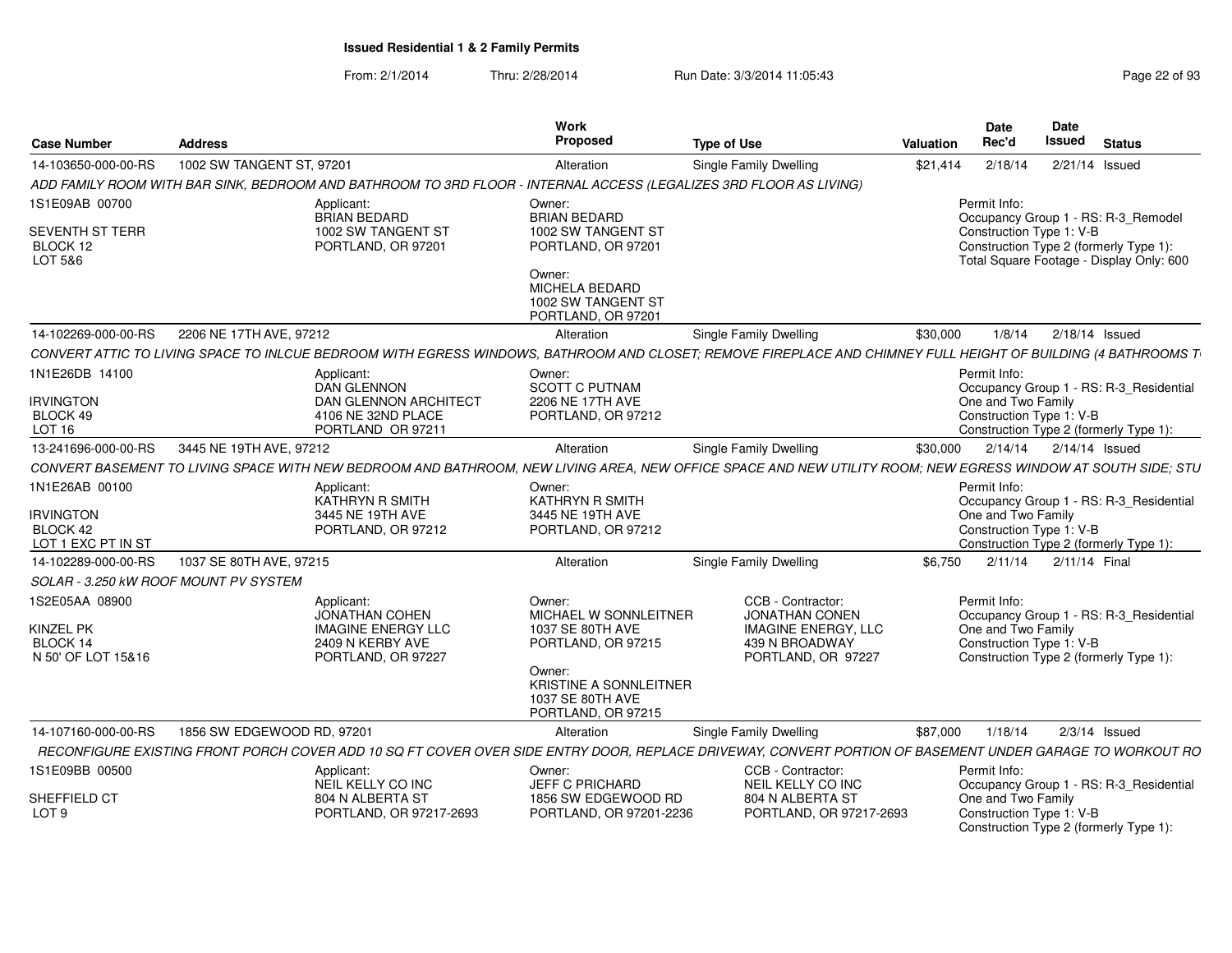# Issued Residential 1 & 2 Family Permits

From: 2/1/2014 Thru: 2/28/2014 Run Date: 3/3/2014 11:05:43

| Case Number | Address | Work Proposed | Type of Use | Valuation | Date Rec'd | Date Issued | Status |
|---|---|---|---|---|---|---|---|
| 14-103650-000-00-RS | 1002 SW TANGENT ST, 97201 | Alteration | Single Family Dwelling | $21,414 | 2/18/14 | 2/21/14 | Issued |

*ADD FAMILY ROOM WITH BAR SINK, BEDROOM AND BATHROOM TO 3RD FLOOR - INTERNAL ACCESS (LEGALIZES 3RD FLOOR AS LIVING)*

1S1E09AB 00700
SEVENTH ST TERR
BLOCK 12
LOT 5&6

Applicant:
BRIAN BEDARD
1002 SW TANGENT ST
PORTLAND, OR 97201

Owner:
BRIAN BEDARD
1002 SW TANGENT ST
PORTLAND, OR 97201

Owner:
MICHELA BEDARD
1002 SW TANGENT ST
PORTLAND, OR 97201

Permit Info:
Occupancy Group 1 - RS: R-3_Remodel
Construction Type 1: V-B
Construction Type 2 (formerly Type 1):
Total Square Footage - Display Only: 600

| Case Number | Address | Work Proposed | Type of Use | Valuation | Date Rec'd | Date Issued | Status |
|---|---|---|---|---|---|---|---|
| 14-102269-000-00-RS | 2206 NE 17TH AVE, 97212 | Alteration | Single Family Dwelling | $30,000 | 1/8/14 | 2/18/14 | Issued |

*CONVERT ATTIC TO LIVING SPACE TO INLCUE BEDROOM WITH EGRESS WINDOWS, BATHROOM AND CLOSET; REMOVE FIREPLACE AND CHIMNEY FULL HEIGHT OF BUILDING (4 BATHROOMS T*

1N1E26DB 14100
IRVINGTON
BLOCK 49
LOT 16

Applicant:
DAN GLENNON
DAN GLENNON ARCHITECT
4106 NE 32ND PLACE
PORTLAND OR 97211

Owner:
SCOTT C PUTNAM
2206 NE 17TH AVE
PORTLAND, OR 97212

Permit Info:
Occupancy Group 1 - RS: R-3_Residential One and Two Family
Construction Type 1: V-B
Construction Type 2 (formerly Type 1):

| Case Number | Address | Work Proposed | Type of Use | Valuation | Date Rec'd | Date Issued | Status |
|---|---|---|---|---|---|---|---|
| 13-241696-000-00-RS | 3445 NE 19TH AVE, 97212 | Alteration | Single Family Dwelling | $30,000 | 2/14/14 | 2/14/14 | Issued |

*CONVERT BASEMENT TO LIVING SPACE WITH NEW BEDROOM AND BATHROOM, NEW LIVING AREA, NEW OFFICE SPACE AND NEW UTILITY ROOM; NEW EGRESS WINDOW AT SOUTH SIDE; STU*

1N1E26AB 00100
IRVINGTON
BLOCK 42
LOT 1 EXC PT IN ST

Applicant:
KATHRYN R SMITH
3445 NE 19TH AVE
PORTLAND, OR 97212

Owner:
KATHRYN R SMITH
3445 NE 19TH AVE
PORTLAND, OR 97212

Permit Info:
Occupancy Group 1 - RS: R-3_Residential One and Two Family
Construction Type 1: V-B
Construction Type 2 (formerly Type 1):

| Case Number | Address | Work Proposed | Type of Use | Valuation | Date Rec'd | Date Issued | Status |
|---|---|---|---|---|---|---|---|
| 14-102289-000-00-RS | 1037 SE 80TH AVE, 97215 | Alteration | Single Family Dwelling | $6,750 | 2/11/14 | 2/11/14 | Final |

*SOLAR - 3.250 kW ROOF MOUNT PV SYSTEM*

1S2E05AA 08900
KINZEL PK
BLOCK 14
N 50' OF LOT 15&16

Applicant:
JONATHAN COHEN
IMAGINE ENERGY LLC
2409 N KERBY AVE
PORTLAND, OR 97227

Owner:
MICHAEL W SONNLEITNER
1037 SE 80TH AVE
PORTLAND, OR 97215

Owner:
KRISTINE A SONNLEITNER
1037 SE 80TH AVE
PORTLAND, OR 97215

CCB - Contractor:
JONATHAN CONEN
IMAGINE ENERGY, LLC
439 N BROADWAY
PORTLAND, OR 97227

Permit Info:
Occupancy Group 1 - RS: R-3_Residential One and Two Family
Construction Type 1: V-B
Construction Type 2 (formerly Type 1):

| Case Number | Address | Work Proposed | Type of Use | Valuation | Date Rec'd | Date Issued | Status |
|---|---|---|---|---|---|---|---|
| 14-107160-000-00-RS | 1856 SW EDGEWOOD RD, 97201 | Alteration | Single Family Dwelling | $87,000 | 1/18/14 | 2/3/14 | Issued |

*RECONFIGURE EXISTING FRONT PORCH COVER ADD 10 SQ FT COVER OVER SIDE ENTRY DOOR, REPLACE DRIVEWAY, CONVERT PORTION OF BASEMENT UNDER GARAGE TO WORKOUT RO*

1S1E09BB 00500
SHEFFIELD CT
LOT 9

Applicant:
NEIL KELLY CO INC
804 N ALBERTA ST
PORTLAND, OR 97217-2693

Owner:
JEFF C PRICHARD
1856 SW EDGEWOOD RD
PORTLAND, OR 97201-2236

CCB - Contractor:
NEIL KELLY CO INC
804 N ALBERTA ST
PORTLAND, OR 97217-2693

Permit Info:
Occupancy Group 1 - RS: R-3_Residential One and Two Family
Construction Type 1: V-B
Construction Type 2 (formerly Type 1):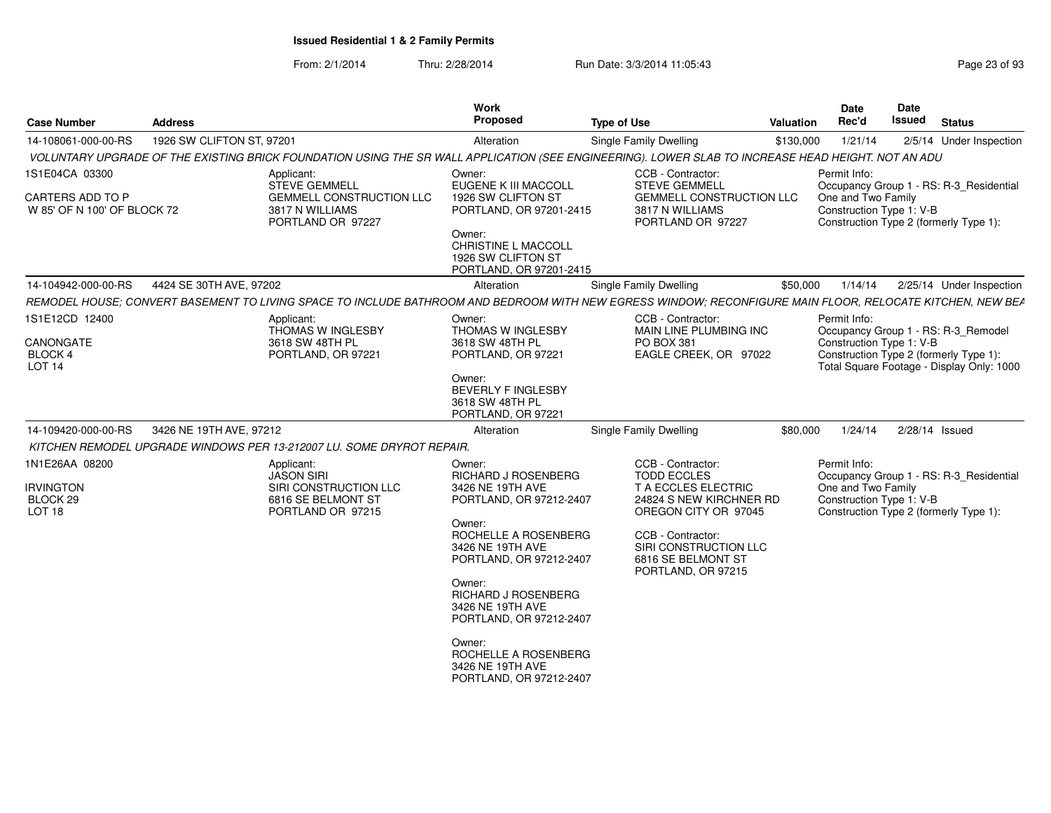**Issued Residential 1 & 2 Family Permits**

From: 2/1/2014 Thru: 2/28/2014 Run Date: 3/3/2014 11:05:43

| Case Number | Address | Work Proposed | Type of Use | Valuation | Date Rec'd | Date Issued | Status |
|---|---|---|---|---|---|---|---|
| 14-108061-000-00-RS | 1926 SW CLIFTON ST, 97201 | Alteration | Single Family Dwelling | $130,000 | 1/21/14 | 2/5/14 | Under Inspection |

*VOLUNTARY UPGRADE OF THE EXISTING BRICK FOUNDATION USING THE SR WALL APPLICATION (SEE ENGINEERING). LOWER SLAB TO INCREASE HEAD HEIGHT. NOT AN ADU*

1S1E04CA 03300
CARTERS ADD TO P
W 85' OF N 100' OF BLOCK 72

Applicant:
STEVE GEMMELL
GEMMELL CONSTRUCTION LLC
3817 N WILLIAMS
PORTLAND OR 97227

Owner:
EUGENE K III MACCOLL
1926 SW CLIFTON ST
PORTLAND, OR 97201-2415

Owner:
CHRISTINE L MACCOLL
1926 SW CLIFTON ST
PORTLAND, OR 97201-2415

CCB - Contractor:
STEVE GEMMELL
GEMMELL CONSTRUCTION LLC
3817 N WILLIAMS
PORTLAND OR 97227

Permit Info:
Occupancy Group 1 - RS: R-3_Residential One and Two Family
Construction Type 1: V-B
Construction Type 2 (formerly Type 1):

| Case Number | Address | Work Proposed | Type of Use | Valuation | Date Rec'd | Date Issued | Status |
|---|---|---|---|---|---|---|---|
| 14-104942-000-00-RS | 4424 SE 30TH AVE, 97202 | Alteration | Single Family Dwelling | $50,000 | 1/14/14 | 2/25/14 | Under Inspection |

*REMODEL HOUSE; CONVERT BASEMENT TO LIVING SPACE TO INCLUDE BATHROOM AND BEDROOM WITH NEW EGRESS WINDOW; RECONFIGURE MAIN FLOOR, RELOCATE KITCHEN, NEW BEA*

1S1E12CD 12400
CANONGATE
BLOCK 4
LOT 14

Applicant:
THOMAS W INGLESBY
3618 SW 48TH PL
PORTLAND, OR 97221

Owner:
THOMAS W INGLESBY
3618 SW 48TH PL
PORTLAND, OR 97221

Owner:
BEVERLY F INGLESBY
3618 SW 48TH PL
PORTLAND, OR 97221

CCB - Contractor:
MAIN LINE PLUMBING INC
PO BOX 381
EAGLE CREEK, OR 97022

Permit Info:
Occupancy Group 1 - RS: R-3_Remodel
Construction Type 1: V-B
Construction Type 2 (formerly Type 1):
Total Square Footage - Display Only: 1000

| Case Number | Address | Work Proposed | Type of Use | Valuation | Date Rec'd | Date Issued | Status |
|---|---|---|---|---|---|---|---|
| 14-109420-000-00-RS | 3426 NE 19TH AVE, 97212 | Alteration | Single Family Dwelling | $80,000 | 1/24/14 | 2/28/14 | Issued |

*KITCHEN REMODEL UPGRADE WINDOWS PER 13-212007 LU. SOME DRYROT REPAIR.*

1N1E26AA 08200
IRVINGTON
BLOCK 29
LOT 18

Applicant:
JASON SIRI
SIRI CONSTRUCTION LLC
6816 SE BELMONT ST
PORTLAND OR 97215

Owner:
RICHARD J ROSENBERG
3426 NE 19TH AVE
PORTLAND, OR 97212-2407

Owner:
ROCHELLE A ROSENBERG
3426 NE 19TH AVE
PORTLAND, OR 97212-2407

Owner:
RICHARD J ROSENBERG
3426 NE 19TH AVE
PORTLAND, OR 97212-2407

Owner:
ROCHELLE A ROSENBERG
3426 NE 19TH AVE
PORTLAND, OR 97212-2407

CCB - Contractor:
TODD ECCLES
T A ECCLES ELECTRIC
24824 S NEW KIRCHNER RD
OREGON CITY OR 97045

CCB - Contractor:
SIRI CONSTRUCTION LLC
6816 SE BELMONT ST
PORTLAND, OR 97215

Permit Info:
Occupancy Group 1 - RS: R-3_Residential One and Two Family
Construction Type 1: V-B
Construction Type 2 (formerly Type 1):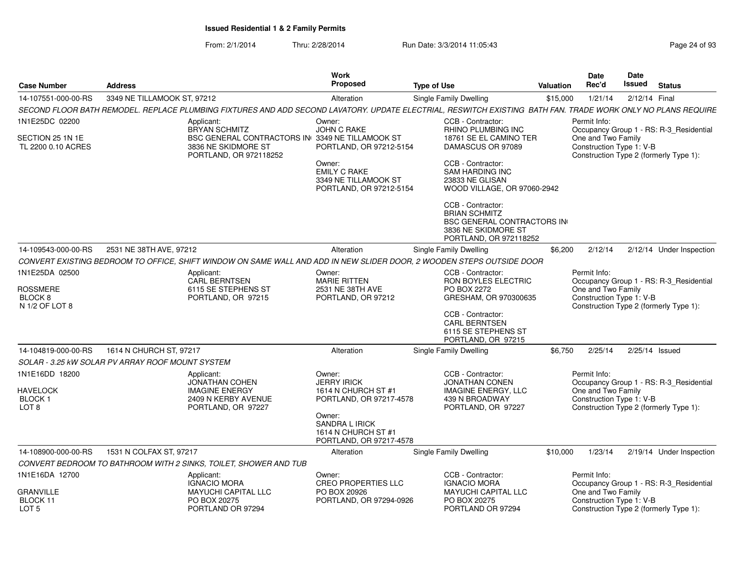**Issued Residential 1 & 2 Family Permits**

From: 2/1/2014 Thru: 2/28/2014 Run Date: 3/3/2014 11:05:43

| Case Number | Address | Work Proposed | Type of Use | Valuation | Date Rec'd | Date Issued | Status |
|---|---|---|---|---|---|---|---|
| 14-107551-000-00-RS | 3349 NE TILLAMOOK ST, 97212 | Alteration | Single Family Dwelling | $15,000 | 1/21/14 | 2/12/14 | Final |

*SECOND FLOOR BATH REMODEL. REPLACE PLUMBING FIXTURES AND ADD SECOND LAVATORY. UPDATE ELECTRIAL, RESWITCH EXISTING BATH FAN. TRADE WORK ONLY NO PLANS REQUIRE*

1N1E25DC 02200
SECTION 25 1N 1E
TL 2200 0.10 ACRES

Applicant:
BRYAN SCHMITZ
BSC GENERAL CONTRACTORS IN
3836 NE SKIDMORE ST
PORTLAND, OR 972118252

Owner:
JOHN C RAKE
3349 NE TILLAMOOK ST
PORTLAND, OR 97212-5154

Owner:
EMILY C RAKE
3349 NE TILLAMOOK ST
PORTLAND, OR 97212-5154

CCB - Contractor:
RHINO PLUMBING INC
18761 SE EL CAMINO TER
DAMASCUS OR 97089

CCB - Contractor:
SAM HARDING INC
23833 NE GLISAN
WOOD VILLAGE, OR 97060-2942

CCB - Contractor:
BRIAN SCHMITZ
BSC GENERAL CONTRACTORS IN
3836 NE SKIDMORE ST
PORTLAND, OR 972118252

Permit Info:
Occupancy Group 1 - RS: R-3_Residential One and Two Family
Construction Type 1: V-B
Construction Type 2 (formerly Type 1):

| Case Number | Address | Work Proposed | Type of Use | Valuation | Date Rec'd | Date Issued | Status |
|---|---|---|---|---|---|---|---|
| 14-109543-000-00-RS | 2531 NE 38TH AVE, 97212 | Alteration | Single Family Dwelling | $6,200 | 2/12/14 | 2/12/14 | Under Inspection |

*CONVERT EXISTING BEDROOM TO OFFICE, SHIFT WINDOW ON SAME WALL AND ADD IN NEW SLIDER DOOR, 2 WOODEN STEPS OUTSIDE DOOR*

1N1E25DA 02500
ROSSMERE
BLOCK 8
N 1/2 OF LOT 8

Applicant:
CARL BERNTSEN
6115 SE STEPHENS ST
PORTLAND, OR 97215

Owner:
MARIE RITTEN
2531 NE 38TH AVE
PORTLAND, OR 97212

CCB - Contractor:
RON BOYLES ELECTRIC
PO BOX 2272
GRESHAM, OR 970300635

CCB - Contractor:
CARL BERNTSEN
6115 SE STEPHENS ST
PORTLAND, OR 97215

Permit Info:
Occupancy Group 1 - RS: R-3_Residential One and Two Family
Construction Type 1: V-B
Construction Type 2 (formerly Type 1):

| Case Number | Address | Work Proposed | Type of Use | Valuation | Date Rec'd | Date Issued | Status |
|---|---|---|---|---|---|---|---|
| 14-104819-000-00-RS | 1614 N CHURCH ST, 97217 | Alteration | Single Family Dwelling | $6,750 | 2/25/14 | 2/25/14 | Issued |

*SOLAR - 3.25 kW SOLAR PV ARRAY ROOF MOUNT SYSTEM*

1N1E16DD 18200
HAVELOCK
BLOCK 1
LOT 8

Applicant:
JONATHAN COHEN
IMAGINE ENERGY
2409 N KERBY AVENUE
PORTLAND, OR 97227

Owner:
JERRY IRICK
1614 N CHURCH ST #1
PORTLAND, OR 97217-4578

Owner:
SANDRA L IRICK
1614 N CHURCH ST #1
PORTLAND, OR 97217-4578

CCB - Contractor:
JONATHAN CONEN
IMAGINE ENERGY, LLC
439 N BROADWAY
PORTLAND, OR 97227

Permit Info:
Occupancy Group 1 - RS: R-3_Residential One and Two Family
Construction Type 1: V-B
Construction Type 2 (formerly Type 1):

| Case Number | Address | Work Proposed | Type of Use | Valuation | Date Rec'd | Date Issued | Status |
|---|---|---|---|---|---|---|---|
| 14-108900-000-00-RS | 1531 N COLFAX ST, 97217 | Alteration | Single Family Dwelling | $10,000 | 1/23/14 | 2/19/14 | Under Inspection |

*CONVERT BEDROOM TO BATHROOM WITH 2 SINKS, TOILET, SHOWER AND TUB*

1N1E16DA 12700
GRANVILLE
BLOCK 11
LOT 5

Applicant:
IGNACIO MORA
MAYUCHI CAPITAL LLC
PO BOX 20275
PORTLAND OR 97294

Owner:
CREO PROPERTIES LLC
PO BOX 20926
PORTLAND, OR 97294-0926

CCB - Contractor:
IGNACIO MORA
MAYUCHI CAPITAL LLC
PO BOX 20275
PORTLAND OR 97294

Permit Info:
Occupancy Group 1 - RS: R-3_Residential One and Two Family
Construction Type 1: V-B
Construction Type 2 (formerly Type 1):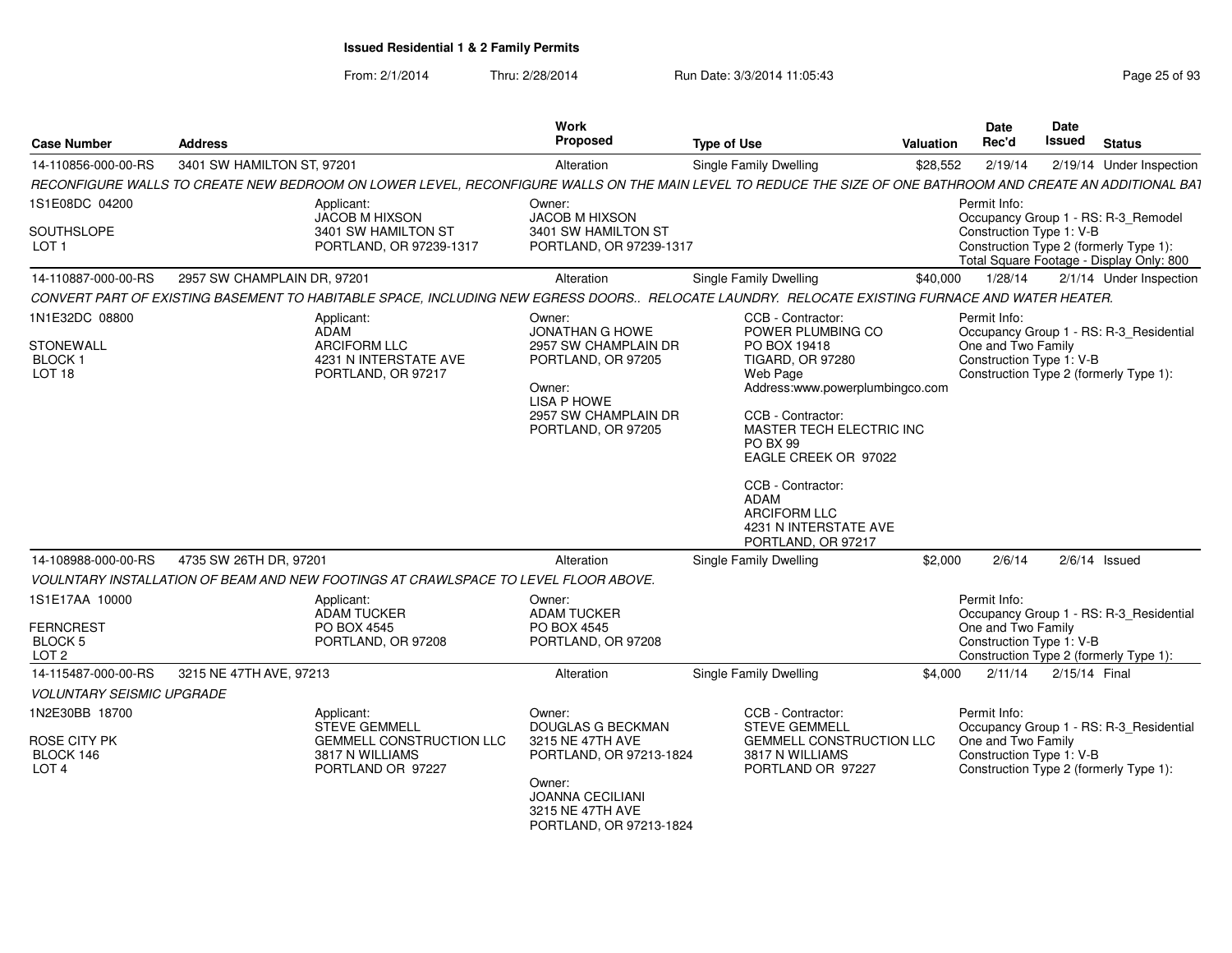# Issued Residential 1 & 2 Family Permits

From: 2/1/2014 Thru: 2/28/2014 Run Date: 3/3/2014 11:05:43

| Case Number | Address | Work Proposed | Type of Use | Valuation | Date Rec'd | Date Issued | Status |
|---|---|---|---|---|---|---|---|
| 14-110856-000-00-RS | 3401 SW HAMILTON ST, 97201 | Alteration | Single Family Dwelling | $28,552 | 2/19/14 | 2/19/14 | Under Inspection |

*RECONFIGURE WALLS TO CREATE NEW BEDROOM ON LOWER LEVEL, RECONFIGURE WALLS ON THE MAIN LEVEL TO REDUCE THE SIZE OF ONE BATHROOM AND CREATE AN ADDITIONAL BAT*

1S1E08DC 04200
SOUTHSLOPE
LOT 1

Applicant:
JACOB M HIXSON
3401 SW HAMILTON ST
PORTLAND, OR 97239-1317

Owner:
JACOB M HIXSON
3401 SW HAMILTON ST
PORTLAND, OR 97239-1317

Permit Info:
Occupancy Group 1 - RS: R-3_Remodel
Construction Type 1: V-B
Construction Type 2 (formerly Type 1):
Total Square Footage - Display Only: 800

| Case Number | Address | Work Proposed | Type of Use | Valuation | Date Rec'd | Date Issued | Status |
|---|---|---|---|---|---|---|---|
| 14-110887-000-00-RS | 2957 SW CHAMPLAIN DR, 97201 | Alteration | Single Family Dwelling | $40,000 | 1/28/14 | 2/1/14 | Under Inspection |

*CONVERT PART OF EXISTING BASEMENT TO HABITABLE SPACE, INCLUDING NEW EGRESS DOORS.. RELOCATE LAUNDRY. RELOCATE EXISTING FURNACE AND WATER HEATER.*

1N1E32DC 08800
STONEWALL
BLOCK 1
LOT 18

Applicant:
ADAM
ARCIFORM LLC
4231 N INTERSTATE AVE
PORTLAND, OR 97217

Owner:
JONATHAN G HOWE
2957 SW CHAMPLAIN DR
PORTLAND, OR 97205

Owner:
LISA P HOWE
2957 SW CHAMPLAIN DR
PORTLAND, OR 97205

CCB - Contractor:
POWER PLUMBING CO
PO BOX 19418
TIGARD, OR 97280
Web Page
Address:www.powerplumbingco.com

CCB - Contractor:
MASTER TECH ELECTRIC INC
PO BX 99
EAGLE CREEK OR 97022

CCB - Contractor:
ADAM
ARCIFORM LLC
4231 N INTERSTATE AVE
PORTLAND, OR 97217

Permit Info:
Occupancy Group 1 - RS: R-3_Residential One and Two Family
Construction Type 1: V-B
Construction Type 2 (formerly Type 1):

| Case Number | Address | Work Proposed | Type of Use | Valuation | Date Rec'd | Date Issued | Status |
|---|---|---|---|---|---|---|---|
| 14-108988-000-00-RS | 4735 SW 26TH DR, 97201 | Alteration | Single Family Dwelling | $2,000 | 2/6/14 | 2/6/14 | Issued |

*VOULNTARY INSTALLATION OF BEAM AND NEW FOOTINGS AT CRAWLSPACE TO LEVEL FLOOR ABOVE.*

1S1E17AA 10000
FERNCREST
BLOCK 5
LOT 2

Applicant:
ADAM TUCKER
PO BOX 4545
PORTLAND, OR 97208

Owner:
ADAM TUCKER
PO BOX 4545
PORTLAND, OR 97208

Permit Info:
Occupancy Group 1 - RS: R-3_Residential One and Two Family
Construction Type 1: V-B
Construction Type 2 (formerly Type 1):

| Case Number | Address | Work Proposed | Type of Use | Valuation | Date Rec'd | Date Issued | Status |
|---|---|---|---|---|---|---|---|
| 14-115487-000-00-RS | 3215 NE 47TH AVE, 97213 | Alteration | Single Family Dwelling | $4,000 | 2/11/14 | 2/15/14 | Final |

*VOLUNTARY SEISMIC UPGRADE*

1N2E30BB 18700
ROSE CITY PK
BLOCK 146
LOT 4

Applicant:
STEVE GEMMELL
GEMMELL CONSTRUCTION LLC
3817 N WILLIAMS
PORTLAND OR 97227

Owner:
DOUGLAS G BECKMAN
3215 NE 47TH AVE
PORTLAND, OR 97213-1824

Owner:
JOANNA CECILIANI
3215 NE 47TH AVE
PORTLAND, OR 97213-1824

CCB - Contractor:
STEVE GEMMELL
GEMMELL CONSTRUCTION LLC
3817 N WILLIAMS
PORTLAND OR 97227

Permit Info:
Occupancy Group 1 - RS: R-3_Residential One and Two Family
Construction Type 1: V-B
Construction Type 2 (formerly Type 1):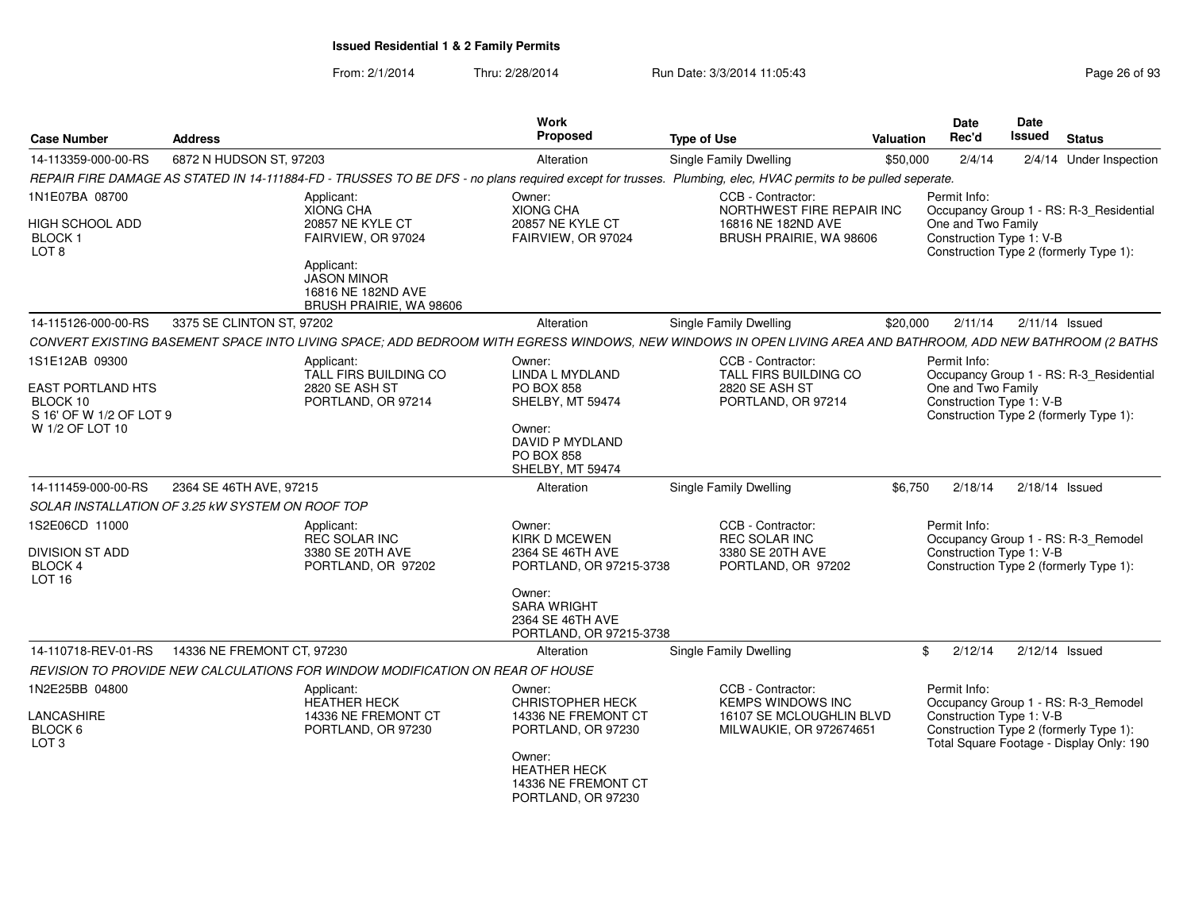**Issued Residential 1 & 2 Family Permits**

From: 2/1/2014 Thru: 2/28/2014 Run Date: 3/3/2014 11:05:43

| Case Number | Address | Work Proposed | Type of Use | Valuation | Date Rec'd | Date Issued | Status |
|---|---|---|---|---|---|---|---|
| 14-113359-000-00-RS | 6872 N HUDSON ST, 97203 | Alteration | Single Family Dwelling | $50,000 | 2/4/14 | 2/4/14 | Under Inspection |

*REPAIR FIRE DAMAGE AS STATED IN 14-111884-FD - TRUSSES TO BE DFS - no plans required except for trusses. Plumbing, elec, HVAC permits to be pulled seperate.*

1N1E07BA 08700
HIGH SCHOOL ADD
BLOCK 1
LOT 8

Applicant:
XIONG CHA
20857 NE KYLE CT
FAIRVIEW, OR 97024

Applicant:
JASON MINOR
16816 NE 182ND AVE
BRUSH PRAIRIE, WA 98606

Owner:
XIONG CHA
20857 NE KYLE CT
FAIRVIEW, OR 97024

CCB - Contractor:
NORTHWEST FIRE REPAIR INC
16816 NE 182ND AVE
BRUSH PRAIRIE, WA 98606

Permit Info:
Occupancy Group 1 - RS: R-3_Residential One and Two Family
Construction Type 1: V-B
Construction Type 2 (formerly Type 1):

---

| Case Number | Address | Work Proposed | Type of Use | Valuation | Date Rec'd | Date Issued | Status |
|---|---|---|---|---|---|---|---|
| 14-115126-000-00-RS | 3375 SE CLINTON ST, 97202 | Alteration | Single Family Dwelling | $20,000 | 2/11/14 | 2/11/14 | Issued |

*CONVERT EXISTING BASEMENT SPACE INTO LIVING SPACE; ADD BEDROOM WITH EGRESS WINDOWS, NEW WINDOWS IN OPEN LIVING AREA AND BATHROOM, ADD NEW BATHROOM (2 BATHS*

1S1E12AB 09300
EAST PORTLAND HTS
BLOCK 10
S 16' OF W 1/2 OF LOT 9
W 1/2 OF LOT 10

Applicant:
TALL FIRS BUILDING CO
2820 SE ASH ST
PORTLAND, OR 97214

Owner:
LINDA L MYDLAND
PO BOX 858
SHELBY, MT 59474

Owner:
DAVID P MYDLAND
PO BOX 858
SHELBY, MT 59474

CCB - Contractor:
TALL FIRS BUILDING CO
2820 SE ASH ST
PORTLAND, OR 97214

Permit Info:
Occupancy Group 1 - RS: R-3_Residential One and Two Family
Construction Type 1: V-B
Construction Type 2 (formerly Type 1):

---

| Case Number | Address | Work Proposed | Type of Use | Valuation | Date Rec'd | Date Issued | Status |
|---|---|---|---|---|---|---|---|
| 14-111459-000-00-RS | 2364 SE 46TH AVE, 97215 | Alteration | Single Family Dwelling | $6,750 | 2/18/14 | 2/18/14 | Issued |

*SOLAR INSTALLATION OF 3.25 kW SYSTEM ON ROOF TOP*

1S2E06CD 11000
DIVISION ST ADD
BLOCK 4
LOT 16

Applicant:
REC SOLAR INC
3380 SE 20TH AVE
PORTLAND, OR 97202

Owner:
KIRK D MCEWEN
2364 SE 46TH AVE
PORTLAND, OR 97215-3738

Owner:
SARA WRIGHT
2364 SE 46TH AVE
PORTLAND, OR 97215-3738

CCB - Contractor:
REC SOLAR INC
3380 SE 20TH AVE
PORTLAND, OR 97202

Permit Info:
Occupancy Group 1 - RS: R-3_Remodel
Construction Type 1: V-B
Construction Type 2 (formerly Type 1):

---

| Case Number | Address | Work Proposed | Type of Use | Valuation | Date Rec'd | Date Issued | Status |
|---|---|---|---|---|---|---|---|
| 14-110718-REV-01-RS | 14336 NE FREMONT CT, 97230 | Alteration | Single Family Dwelling | $ | 2/12/14 | 2/12/14 | Issued |

*REVISION TO PROVIDE NEW CALCULATIONS FOR WINDOW MODIFICATION ON REAR OF HOUSE*

1N2E25BB 04800
LANCASHIRE
BLOCK 6
LOT 3

Applicant:
HEATHER HECK
14336 NE FREMONT CT
PORTLAND, OR 97230

Owner:
CHRISTOPHER HECK
14336 NE FREMONT CT
PORTLAND, OR 97230

Owner:
HEATHER HECK
14336 NE FREMONT CT
PORTLAND, OR 97230

CCB - Contractor:
KEMPS WINDOWS INC
16107 SE MCLOUGHLIN BLVD
MILWAUKIE, OR 972674651

Permit Info:
Occupancy Group 1 - RS: R-3_Remodel
Construction Type 1: V-B
Construction Type 2 (formerly Type 1):
Total Square Footage - Display Only: 190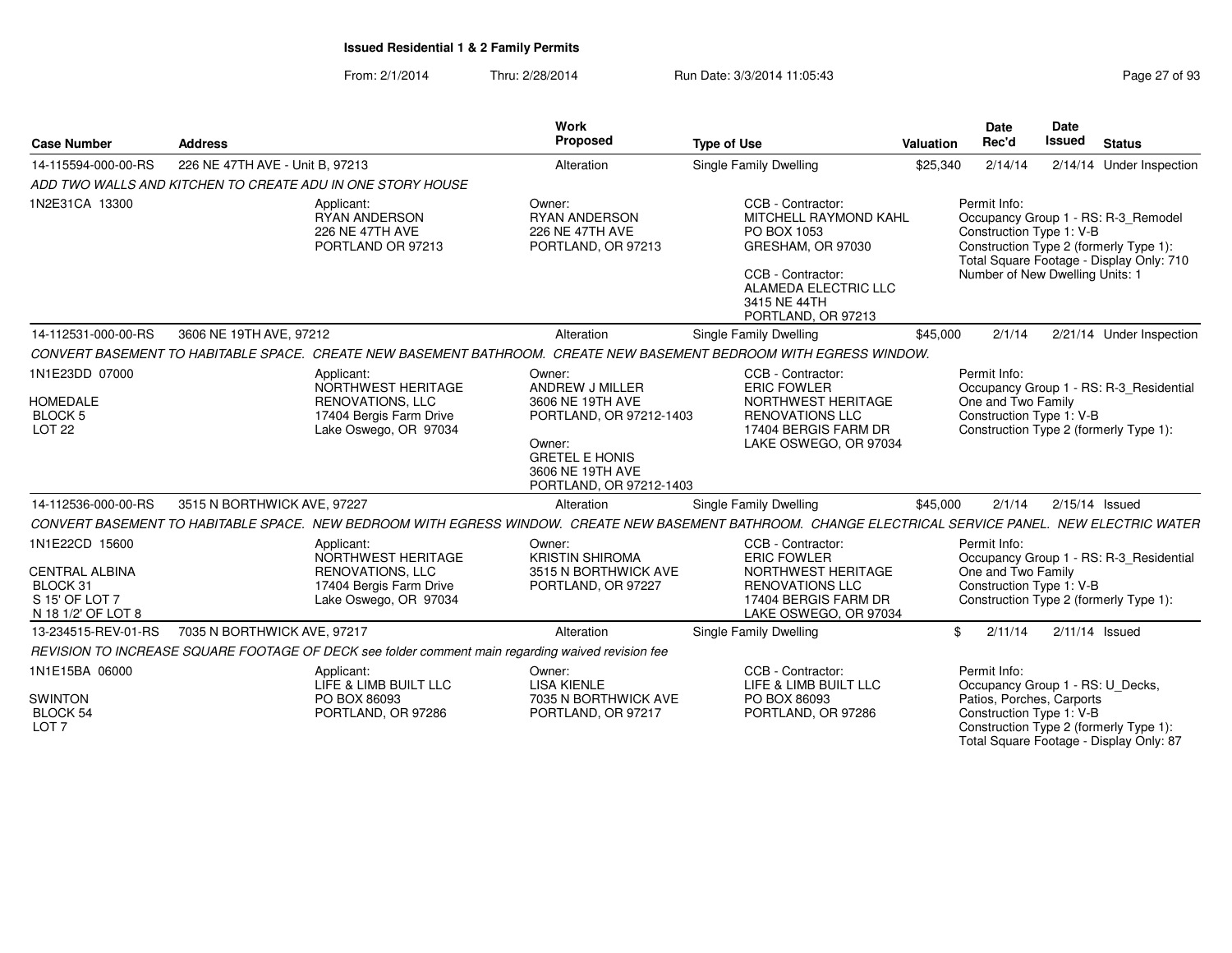**Issued Residential 1 & 2 Family Permits**

From: 2/1/2014 Thru: 2/28/2014 Run Date: 3/3/2014 11:05:43

| Case Number | Address | Work Proposed | Type of Use | Valuation | Date Rec'd | Date Issued | Status |
|---|---|---|---|---|---|---|---|
| 14-115594-000-00-RS | 226 NE 47TH AVE - Unit B, 97213 | Alteration | Single Family Dwelling | $25,340 | 2/14/14 | 2/14/14 | Under Inspection |

*ADD TWO WALLS AND KITCHEN TO CREATE ADU IN ONE STORY HOUSE*

1N2E31CA 13300

Applicant: RYAN ANDERSON, 226 NE 47TH AVE, PORTLAND OR 97213

Owner: RYAN ANDERSON, 226 NE 47TH AVE, PORTLAND, OR 97213

CCB - Contractor: MITCHELL RAYMOND KAHL, PO BOX 1053, GRESHAM, OR 97030

CCB - Contractor: ALAMEDA ELECTRIC LLC, 3415 NE 44TH, PORTLAND, OR 97213

Permit Info: Occupancy Group 1 - RS: R-3_Remodel; Construction Type 1: V-B; Construction Type 2 (formerly Type 1):; Total Square Footage - Display Only: 710; Number of New Dwelling Units: 1

| Case Number | Address | Work Proposed | Type of Use | Valuation | Date Rec'd | Date Issued | Status |
|---|---|---|---|---|---|---|---|
| 14-112531-000-00-RS | 3606 NE 19TH AVE, 97212 | Alteration | Single Family Dwelling | $45,000 | 2/1/14 | 2/21/14 | Under Inspection |

*CONVERT BASEMENT TO HABITABLE SPACE. CREATE NEW BASEMENT BATHROOM. CREATE NEW BASEMENT BEDROOM WITH EGRESS WINDOW.*

1N1E23DD 07000, HOMEDALE, BLOCK 5, LOT 22

Applicant: NORTHWEST HERITAGE RENOVATIONS, LLC, 17404 Bergis Farm Drive, Lake Oswego, OR 97034

Owner: ANDREW J MILLER, 3606 NE 19TH AVE, PORTLAND, OR 97212-1403

Owner: GRETEL E HONIS, 3606 NE 19TH AVE, PORTLAND, OR 97212-1403

CCB - Contractor: ERIC FOWLER, NORTHWEST HERITAGE RENOVATIONS LLC, 17404 BERGIS FARM DR, LAKE OSWEGO, OR 97034

Permit Info: Occupancy Group 1 - RS: R-3_Residential One and Two Family; Construction Type 1: V-B; Construction Type 2 (formerly Type 1):

| Case Number | Address | Work Proposed | Type of Use | Valuation | Date Rec'd | Date Issued | Status |
|---|---|---|---|---|---|---|---|
| 14-112536-000-00-RS | 3515 N BORTHWICK AVE, 97227 | Alteration | Single Family Dwelling | $45,000 | 2/1/14 | 2/15/14 | Issued |

*CONVERT BASEMENT TO HABITABLE SPACE. NEW BEDROOM WITH EGRESS WINDOW. CREATE NEW BASEMENT BATHROOM. CHANGE ELECTRICAL SERVICE PANEL. NEW ELECTRIC WATER*

1N1E22CD 15600, CENTRAL ALBINA, BLOCK 31, S 15' OF LOT 7, N 18 1/2' OF LOT 8

Applicant: NORTHWEST HERITAGE RENOVATIONS, LLC, 17404 Bergis Farm Drive, Lake Oswego, OR 97034

Owner: KRISTIN SHIROMA, 3515 N BORTHWICK AVE, PORTLAND, OR 97227

CCB - Contractor: ERIC FOWLER, NORTHWEST HERITAGE RENOVATIONS LLC, 17404 BERGIS FARM DR, LAKE OSWEGO, OR 97034

Permit Info: Occupancy Group 1 - RS: R-3_Residential One and Two Family; Construction Type 1: V-B; Construction Type 2 (formerly Type 1):

| Case Number | Address | Work Proposed | Type of Use | Valuation | Date Rec'd | Date Issued | Status |
|---|---|---|---|---|---|---|---|
| 13-234515-REV-01-RS | 7035 N BORTHWICK AVE, 97217 | Alteration | Single Family Dwelling | $ | 2/11/14 | 2/11/14 | Issued |

*REVISION TO INCREASE SQUARE FOOTAGE OF DECK see folder comment main regarding waived revision fee*

1N1E15BA 06000, SWINTON, BLOCK 54, LOT 7

Applicant: LIFE & LIMB BUILT LLC, PO BOX 86093, PORTLAND, OR 97286

Owner: LISA KIENLE, 7035 N BORTHWICK AVE, PORTLAND, OR 97217

CCB - Contractor: LIFE & LIMB BUILT LLC, PO BOX 86093, PORTLAND, OR 97286

Permit Info: Occupancy Group 1 - RS: U_Decks, Patios, Porches, Carports; Construction Type 1: V-B; Construction Type 2 (formerly Type 1):; Total Square Footage - Display Only: 87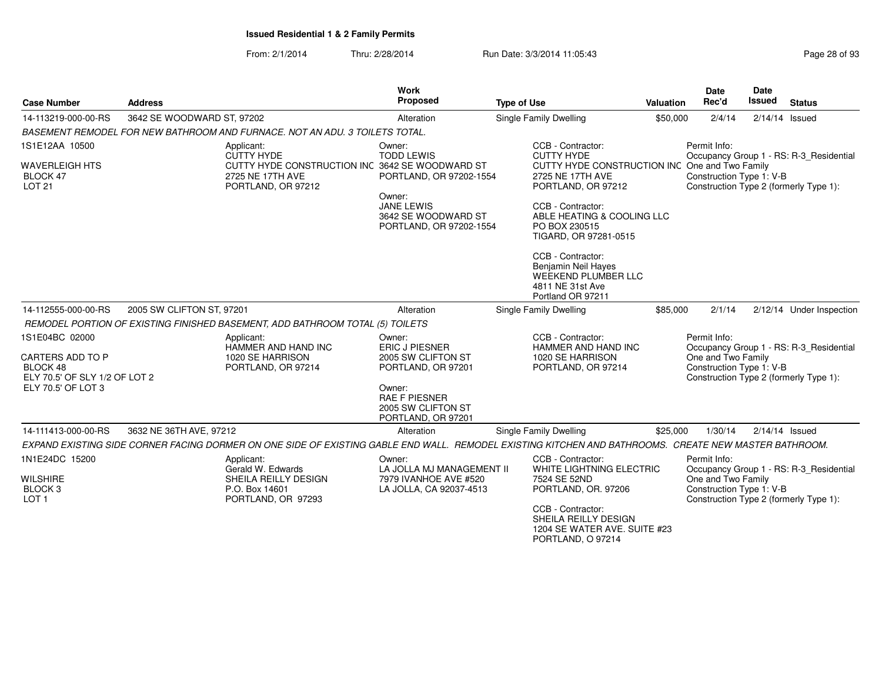# Issued Residential 1 & 2 Family Permits

From: 2/1/2014 Thru: 2/28/2014 Run Date: 3/3/2014 11:05:43

| Case Number | Address | Work Proposed | Type of Use | Valuation | Date Rec'd | Date Issued | Status |
|---|---|---|---|---|---|---|---|
| 14-113219-000-00-RS | 3642 SE WOODWARD ST, 97202 | Alteration | Single Family Dwelling | $50,000 | 2/4/14 | 2/14/14 | Issued |

*BASEMENT REMODEL FOR NEW BATHROOM AND FURNACE. NOT AN ADU. 3 TOILETS TOTAL.*

1S1E12AA 10500
WAVERLEIGH HTS
BLOCK 47
LOT 21

Applicant:
CUTTY HYDE
CUTTY HYDE CONSTRUCTION INC
2725 NE 17TH AVE
PORTLAND, OR 97212

Owner:
TODD LEWIS
3642 SE WOODWARD ST
PORTLAND, OR 97202-1554

Owner:
JANE LEWIS
3642 SE WOODWARD ST
PORTLAND, OR 97202-1554

CCB - Contractor:
CUTTY HYDE
CUTTY HYDE CONSTRUCTION INC
2725 NE 17TH AVE
PORTLAND, OR 97212

CCB - Contractor:
ABLE HEATING & COOLING LLC
PO BOX 230515
TIGARD, OR 97281-0515

CCB - Contractor:
Benjamin Neil Hayes
WEEKEND PLUMBER LLC
4811 NE 31st Ave
Portland OR 97211

Permit Info:
Occupancy Group 1 - RS: R-3_Residential One and Two Family
Construction Type 1: V-B
Construction Type 2 (formerly Type 1):

| Case Number | Address | Work Proposed | Type of Use | Valuation | Date Rec'd | Date Issued | Status |
|---|---|---|---|---|---|---|---|
| 14-112555-000-00-RS | 2005 SW CLIFTON ST, 97201 | Alteration | Single Family Dwelling | $85,000 | 2/1/14 | 2/12/14 | Under Inspection |

*REMODEL PORTION OF EXISTING FINISHED BASEMENT, ADD BATHROOM TOTAL (5) TOILETS*

1S1E04BC 02000
CARTERS ADD TO P
BLOCK 48
ELY 70.5' OF SLY 1/2 OF LOT 2
ELY 70.5' OF LOT 3

Applicant:
HAMMER AND HAND INC
1020 SE HARRISON
PORTLAND, OR 97214

Owner:
ERIC J PIESNER
2005 SW CLIFTON ST
PORTLAND, OR 97201

Owner:
RAE F PIESNER
2005 SW CLIFTON ST
PORTLAND, OR 97201

CCB - Contractor:
HAMMER AND HAND INC
1020 SE HARRISON
PORTLAND, OR 97214

Permit Info:
Occupancy Group 1 - RS: R-3_Residential One and Two Family
Construction Type 1: V-B
Construction Type 2 (formerly Type 1):

| Case Number | Address | Work Proposed | Type of Use | Valuation | Date Rec'd | Date Issued | Status |
|---|---|---|---|---|---|---|---|
| 14-111413-000-00-RS | 3632 NE 36TH AVE, 97212 | Alteration | Single Family Dwelling | $25,000 | 1/30/14 | 2/14/14 | Issued |

*EXPAND EXISTING SIDE CORNER FACING DORMER ON ONE SIDE OF EXISTING GABLE END WALL. REMODEL EXISTING KITCHEN AND BATHROOMS. CREATE NEW MASTER BATHROOM.*

1N1E24DC 15200
WILSHIRE
BLOCK 3
LOT 1

Applicant:
Gerald W. Edwards
SHEILA REILLY DESIGN
P.O. Box 14601
PORTLAND, OR 97293

Owner:
LA JOLLA MJ MANAGEMENT II
7979 IVANHOE AVE #520
LA JOLLA, CA 92037-4513

CCB - Contractor:
WHITE LIGHTNING ELECTRIC
7524 SE 52ND
PORTLAND, OR. 97206

CCB - Contractor:
SHEILA REILLY DESIGN
1204 SE WATER AVE. SUITE #23
PORTLAND, O 97214

Permit Info:
Occupancy Group 1 - RS: R-3_Residential One and Two Family
Construction Type 1: V-B
Construction Type 2 (formerly Type 1):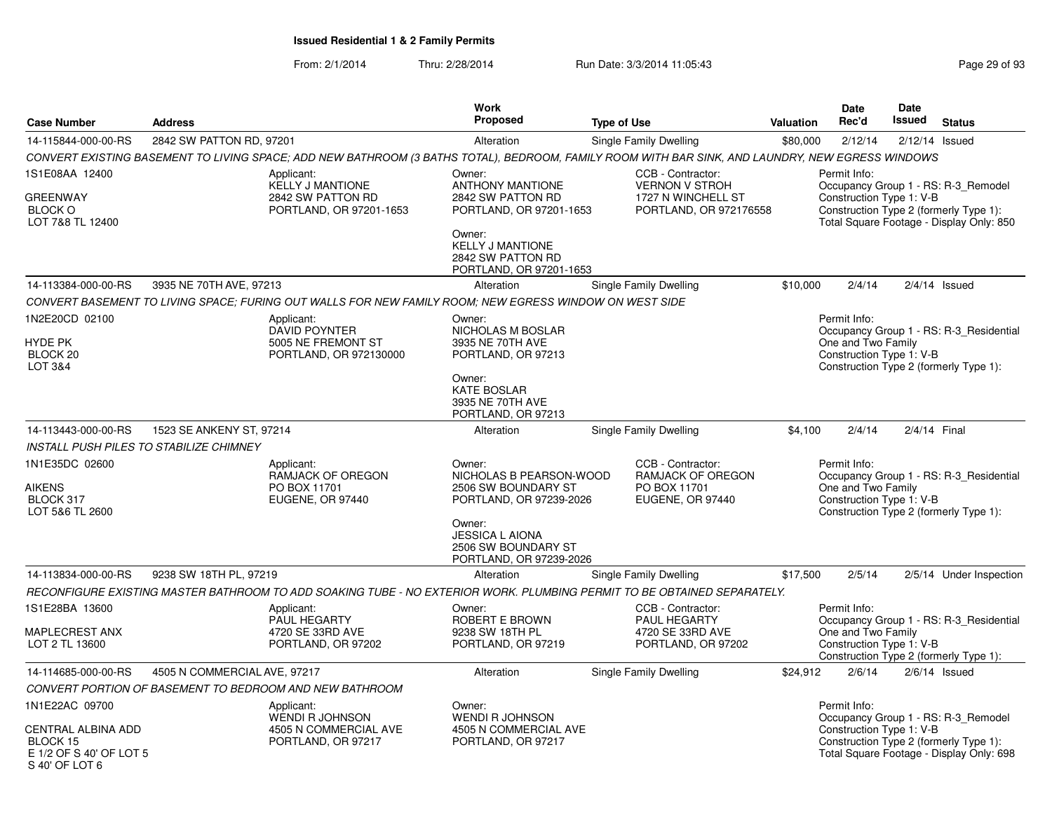# Issued Residential 1 & 2 Family Permits

From: 2/1/2014 Thru: 2/28/2014 Run Date: 3/3/2014 11:05:43

| Case Number | Address | Work Proposed | Type of Use | Valuation | Date Rec'd | Date Issued | Status |
|---|---|---|---|---|---|---|---|
| 14-115844-000-00-RS | 2842 SW PATTON RD, 97201 | Alteration | Single Family Dwelling | $80,000 | 2/12/14 | 2/12/14 | Issued |

*CONVERT EXISTING BASEMENT TO LIVING SPACE; ADD NEW BATHROOM (3 BATHS TOTAL), BEDROOM, FAMILY ROOM WITH BAR SINK, AND LAUNDRY, NEW EGRESS WINDOWS*

1S1E08AA 12400
GREENWAY
BLOCK O
LOT 7&8 TL 12400

Applicant:
KELLY J MANTIONE
2842 SW PATTON RD
PORTLAND, OR 97201-1653

Owner:
ANTHONY MANTIONE
2842 SW PATTON RD
PORTLAND, OR 97201-1653

Owner:
KELLY J MANTIONE
2842 SW PATTON RD
PORTLAND, OR 97201-1653

CCB - Contractor:
VERNON V STROH
1727 N WINCHELL ST
PORTLAND, OR 972176558

Permit Info:
Occupancy Group 1 - RS: R-3_Remodel
Construction Type 1: V-B
Construction Type 2 (formerly Type 1):
Total Square Footage - Display Only: 850

| Case Number | Address | Work Proposed | Type of Use | Valuation | Date Rec'd | Date Issued | Status |
|---|---|---|---|---|---|---|---|
| 14-113384-000-00-RS | 3935 NE 70TH AVE, 97213 | Alteration | Single Family Dwelling | $10,000 | 2/4/14 | 2/4/14 | Issued |

*CONVERT BASEMENT TO LIVING SPACE; FURING OUT WALLS FOR NEW FAMILY ROOM; NEW EGRESS WINDOW ON WEST SIDE*

1N2E20CD 02100
HYDE PK
BLOCK 20
LOT 3&4

Applicant:
DAVID POYNTER
5005 NE FREMONT ST
PORTLAND, OR 972130000

Owner:
NICHOLAS M BOSLAR
3935 NE 70TH AVE
PORTLAND, OR 97213

Owner:
KATE BOSLAR
3935 NE 70TH AVE
PORTLAND, OR 97213

Permit Info:
Occupancy Group 1 - RS: R-3_Residential One and Two Family
Construction Type 1: V-B
Construction Type 2 (formerly Type 1):

| Case Number | Address | Work Proposed | Type of Use | Valuation | Date Rec'd | Date Issued | Status |
|---|---|---|---|---|---|---|---|
| 14-113443-000-00-RS | 1523 SE ANKENY ST, 97214 | Alteration | Single Family Dwelling | $4,100 | 2/4/14 | 2/4/14 | Final |

*INSTALL PUSH PILES TO STABILIZE CHIMNEY*

1N1E35DC 02600
AIKENS
BLOCK 317
LOT 5&6 TL 2600

Applicant:
RAMJACK OF OREGON
PO BOX 11701
EUGENE, OR 97440

Owner:
NICHOLAS B PEARSON-WOOD
2506 SW BOUNDARY ST
PORTLAND, OR 97239-2026

Owner:
JESSICA L AIONA
2506 SW BOUNDARY ST
PORTLAND, OR 97239-2026

CCB - Contractor:
RAMJACK OF OREGON
PO BOX 11701
EUGENE, OR 97440

Permit Info:
Occupancy Group 1 - RS: R-3_Residential One and Two Family
Construction Type 1: V-B
Construction Type 2 (formerly Type 1):

| Case Number | Address | Work Proposed | Type of Use | Valuation | Date Rec'd | Date Issued | Status |
|---|---|---|---|---|---|---|---|
| 14-113834-000-00-RS | 9238 SW 18TH PL, 97219 | Alteration | Single Family Dwelling | $17,500 | 2/5/14 | 2/5/14 | Under Inspection |

*RECONFIGURE EXISTING MASTER BATHROOM TO ADD SOAKING TUBE - NO EXTERIOR WORK. PLUMBING PERMIT TO BE OBTAINED SEPARATELY.*

1S1E28BA 13600
MAPLECREST ANX
LOT 2 TL 13600

Applicant:
PAUL HEGARTY
4720 SE 33RD AVE
PORTLAND, OR 97202

Owner:
ROBERT E BROWN
9238 SW 18TH PL
PORTLAND, OR 97219

CCB - Contractor:
PAUL HEGARTY
4720 SE 33RD AVE
PORTLAND, OR 97202

Permit Info:
Occupancy Group 1 - RS: R-3_Residential One and Two Family
Construction Type 1: V-B
Construction Type 2 (formerly Type 1):

| Case Number | Address | Work Proposed | Type of Use | Valuation | Date Rec'd | Date Issued | Status |
|---|---|---|---|---|---|---|---|
| 14-114685-000-00-RS | 4505 N COMMERCIAL AVE, 97217 | Alteration | Single Family Dwelling | $24,912 | 2/6/14 | 2/6/14 | Issued |

*CONVERT PORTION OF BASEMENT TO BEDROOM AND NEW BATHROOM*

1N1E22AC 09700
CENTRAL ALBINA ADD
BLOCK 15
E 1/2 OF S 40' OF LOT 5
S 40' OF LOT 6

Applicant:
WENDI R JOHNSON
4505 N COMMERCIAL AVE
PORTLAND, OR 97217

Owner:
WENDI R JOHNSON
4505 N COMMERCIAL AVE
PORTLAND, OR 97217

Permit Info:
Occupancy Group 1 - RS: R-3_Remodel
Construction Type 1: V-B
Construction Type 2 (formerly Type 1):
Total Square Footage - Display Only: 698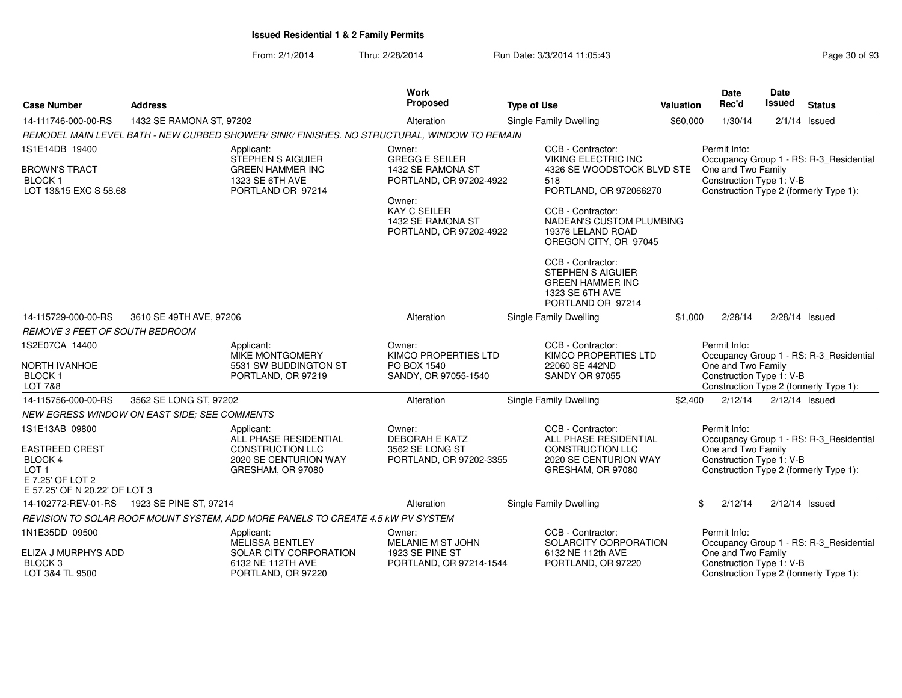**Issued Residential 1 & 2 Family Permits**

From: 2/1/2014 Thru: 2/28/2014 Run Date: 3/3/2014 11:05:43

| Case Number | Address | Work Proposed | Type of Use | Valuation | Date Rec'd | Date Issued | Status |
|---|---|---|---|---|---|---|---|
| 14-111746-000-00-RS | 1432 SE RAMONA ST, 97202 | Alteration | Single Family Dwelling | $60,000 | 1/30/14 | 2/1/14 | Issued |

*REMODEL MAIN LEVEL BATH - NEW CURBED SHOWER/ SINK/ FINISHES. NO STRUCTURAL, WINDOW TO REMAIN*

1S1E14DB 19400
BROWN'S TRACT
BLOCK 1
LOT 13&15 EXC S 58.68

Applicant:
STEPHEN S AIGUIER
GREEN HAMMER INC
1323 SE 6TH AVE
PORTLAND OR 97214

Owner:
GREGG E SEILER
1432 SE RAMONA ST
PORTLAND, OR 97202-4922

Owner:
KAY C SEILER
1432 SE RAMONA ST
PORTLAND, OR 97202-4922

CCB - Contractor:
VIKING ELECTRIC INC
4326 SE WOODSTOCK BLVD STE 518
PORTLAND, OR 972066270

CCB - Contractor:
NADEAN'S CUSTOM PLUMBING
19376 LELAND ROAD
OREGON CITY, OR 97045

CCB - Contractor:
STEPHEN S AIGUIER
GREEN HAMMER INC
1323 SE 6TH AVE
PORTLAND OR 97214

Permit Info:
Occupancy Group 1 - RS: R-3_Residential One and Two Family
Construction Type 1: V-B
Construction Type 2 (formerly Type 1):

| Case Number | Address | Work Proposed | Type of Use | Valuation | Date Rec'd | Date Issued | Status |
|---|---|---|---|---|---|---|---|
| 14-115729-000-00-RS | 3610 SE 49TH AVE, 97206 | Alteration | Single Family Dwelling | $1,000 | 2/28/14 | 2/28/14 | Issued |

*REMOVE 3 FEET OF SOUTH BEDROOM*

1S2E07CA 14400
NORTH IVANHOE
BLOCK 1
LOT 7&8

Applicant:
MIKE MONTGOMERY
5531 SW BUDDINGTON ST
PORTLAND, OR 97219

Owner:
KIMCO PROPERTIES LTD
PO BOX 1540
SANDY, OR 97055-1540

CCB - Contractor:
KIMCO PROPERTIES LTD
22060 SE 442ND
SANDY OR 97055

Permit Info:
Occupancy Group 1 - RS: R-3_Residential One and Two Family
Construction Type 1: V-B
Construction Type 2 (formerly Type 1):

| Case Number | Address | Work Proposed | Type of Use | Valuation | Date Rec'd | Date Issued | Status |
|---|---|---|---|---|---|---|---|
| 14-115756-000-00-RS | 3562 SE LONG ST, 97202 | Alteration | Single Family Dwelling | $2,400 | 2/12/14 | 2/12/14 | Issued |

*NEW EGRESS WINDOW ON EAST SIDE; SEE COMMENTS*

1S1E13AB 09800
EASTREED CREST
BLOCK 4
LOT 1
E 7.25' OF LOT 2
E 57.25' OF N 20.22' OF LOT 3

Applicant:
ALL PHASE RESIDENTIAL CONSTRUCTION LLC
2020 SE CENTURION WAY
GRESHAM, OR 97080

Owner:
DEBORAH E KATZ
3562 SE LONG ST
PORTLAND, OR 97202-3355

CCB - Contractor:
ALL PHASE RESIDENTIAL CONSTRUCTION LLC
2020 SE CENTURION WAY
GRESHAM, OR 97080

Permit Info:
Occupancy Group 1 - RS: R-3_Residential One and Two Family
Construction Type 1: V-B
Construction Type 2 (formerly Type 1):

| Case Number | Address | Work Proposed | Type of Use | Valuation | Date Rec'd | Date Issued | Status |
|---|---|---|---|---|---|---|---|
| 14-102772-REV-01-RS | 1923 SE PINE ST, 97214 | Alteration | Single Family Dwelling | $ | 2/12/14 | 2/12/14 | Issued |

*REVISION TO SOLAR ROOF MOUNT SYSTEM, ADD MORE PANELS TO CREATE 4.5 kW PV SYSTEM*

1N1E35DD 09500
ELIZA J MURPHYS ADD
BLOCK 3
LOT 3&4 TL 9500

Applicant:
MELISSA BENTLEY
SOLAR CITY CORPORATION
6132 NE 112TH AVE
PORTLAND, OR 97220

Owner:
MELANIE M ST JOHN
1923 SE PINE ST
PORTLAND, OR 97214-1544

CCB - Contractor:
SOLARCITY CORPORATION
6132 NE 112th AVE
PORTLAND, OR 97220

Permit Info:
Occupancy Group 1 - RS: R-3_Residential One and Two Family
Construction Type 1: V-B
Construction Type 2 (formerly Type 1):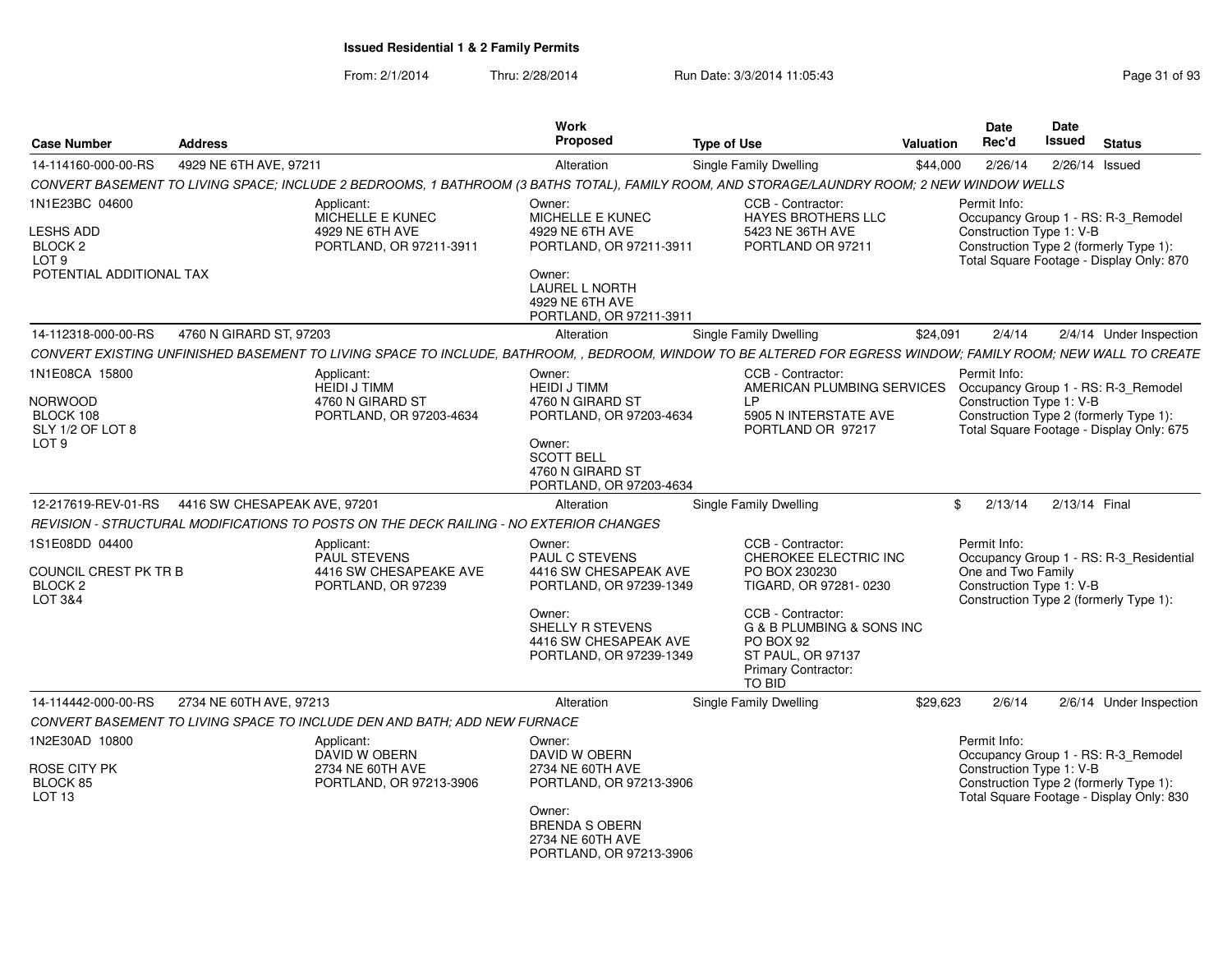**Issued Residential 1 & 2 Family Permits**

From: 2/1/2014 Thru: 2/28/2014 Run Date: 3/3/2014 11:05:43

| Case Number | Address | Work Proposed | Type of Use | Valuation | Date Rec'd | Date Issued | Status |
|---|---|---|---|---|---|---|---|
| 14-114160-000-00-RS | 4929 NE 6TH AVE, 97211 | Alteration | Single Family Dwelling | $44,000 | 2/26/14 | 2/26/14 | Issued |

*CONVERT BASEMENT TO LIVING SPACE; INCLUDE 2 BEDROOMS, 1 BATHROOM (3 BATHS TOTAL), FAMILY ROOM, AND STORAGE/LAUNDRY ROOM; 2 NEW WINDOW WELLS*

1N1E23BC 04600
LESHS ADD
BLOCK 2
LOT 9
POTENTIAL ADDITIONAL TAX

Applicant:
MICHELLE E KUNEC
4929 NE 6TH AVE
PORTLAND, OR 97211-3911

Owner:
MICHELLE E KUNEC
4929 NE 6TH AVE
PORTLAND, OR 97211-3911

Owner:
LAUREL L NORTH
4929 NE 6TH AVE
PORTLAND, OR 97211-3911

CCB - Contractor:
HAYES BROTHERS LLC
5423 NE 36TH AVE
PORTLAND OR 97211

Permit Info:
Occupancy Group 1 - RS: R-3_Remodel
Construction Type 1: V-B
Construction Type 2 (formerly Type 1):
Total Square Footage - Display Only: 870

| Case Number | Address | Work Proposed | Type of Use | Valuation | Date Rec'd | Date Issued | Status |
|---|---|---|---|---|---|---|---|
| 14-112318-000-00-RS | 4760 N GIRARD ST, 97203 | Alteration | Single Family Dwelling | $24,091 | 2/4/14 | 2/4/14 | Under Inspection |

*CONVERT EXISTING UNFINISHED BASEMENT TO LIVING SPACE TO INCLUDE, BATHROOM, , BEDROOM, WINDOW TO BE ALTERED FOR EGRESS WINDOW; FAMILY ROOM; NEW WALL TO CREATE*

1N1E08CA 15800
NORWOOD
BLOCK 108
SLY 1/2 OF LOT 8
LOT 9

Applicant:
HEIDI J TIMM
4760 N GIRARD ST
PORTLAND, OR 97203-4634

Owner:
HEIDI J TIMM
4760 N GIRARD ST
PORTLAND, OR 97203-4634

Owner:
SCOTT BELL
4760 N GIRARD ST
PORTLAND, OR 97203-4634

CCB - Contractor:
AMERICAN PLUMBING SERVICES LP
5905 N INTERSTATE AVE
PORTLAND OR 97217

Permit Info:
Occupancy Group 1 - RS: R-3_Remodel
Construction Type 1: V-B
Construction Type 2 (formerly Type 1):
Total Square Footage - Display Only: 675

| Case Number | Address | Work Proposed | Type of Use | Valuation | Date Rec'd | Date Issued | Status |
|---|---|---|---|---|---|---|---|
| 12-217619-REV-01-RS | 4416 SW CHESAPEAK AVE, 97201 | Alteration | Single Family Dwelling | $ | 2/13/14 | 2/13/14 | Final |

*REVISION - STRUCTURAL MODIFICATIONS TO POSTS ON THE DECK RAILING - NO EXTERIOR CHANGES*

1S1E08DD 04400
COUNCIL CREST PK TR B
BLOCK 2
LOT 3&4

Applicant:
PAUL STEVENS
4416 SW CHESAPEAKE AVE
PORTLAND, OR 97239

Owner:
PAUL C STEVENS
4416 SW CHESAPEAK AVE
PORTLAND, OR 97239-1349

Owner:
SHELLY R STEVENS
4416 SW CHESAPEAK AVE
PORTLAND, OR 97239-1349

CCB - Contractor:
CHEROKEE ELECTRIC INC
PO BOX 230230
TIGARD, OR 97281- 0230

CCB - Contractor:
G & B PLUMBING & SONS INC
PO BOX 92
ST PAUL, OR 97137
Primary Contractor:
TO BID

Permit Info:
Occupancy Group 1 - RS: R-3_Residential One and Two Family
Construction Type 1: V-B
Construction Type 2 (formerly Type 1):

| Case Number | Address | Work Proposed | Type of Use | Valuation | Date Rec'd | Date Issued | Status |
|---|---|---|---|---|---|---|---|
| 14-114442-000-00-RS | 2734 NE 60TH AVE, 97213 | Alteration | Single Family Dwelling | $29,623 | 2/6/14 | 2/6/14 | Under Inspection |

*CONVERT BASEMENT TO LIVING SPACE TO INCLUDE DEN AND BATH; ADD NEW FURNACE*

1N2E30AD 10800
ROSE CITY PK
BLOCK 85
LOT 13

Applicant:
DAVID W OBERN
2734 NE 60TH AVE
PORTLAND, OR 97213-3906

Owner:
DAVID W OBERN
2734 NE 60TH AVE
PORTLAND, OR 97213-3906

Owner:
BRENDA S OBERN
2734 NE 60TH AVE
PORTLAND, OR 97213-3906

Permit Info:
Occupancy Group 1 - RS: R-3_Remodel
Construction Type 1: V-B
Construction Type 2 (formerly Type 1):
Total Square Footage - Display Only: 830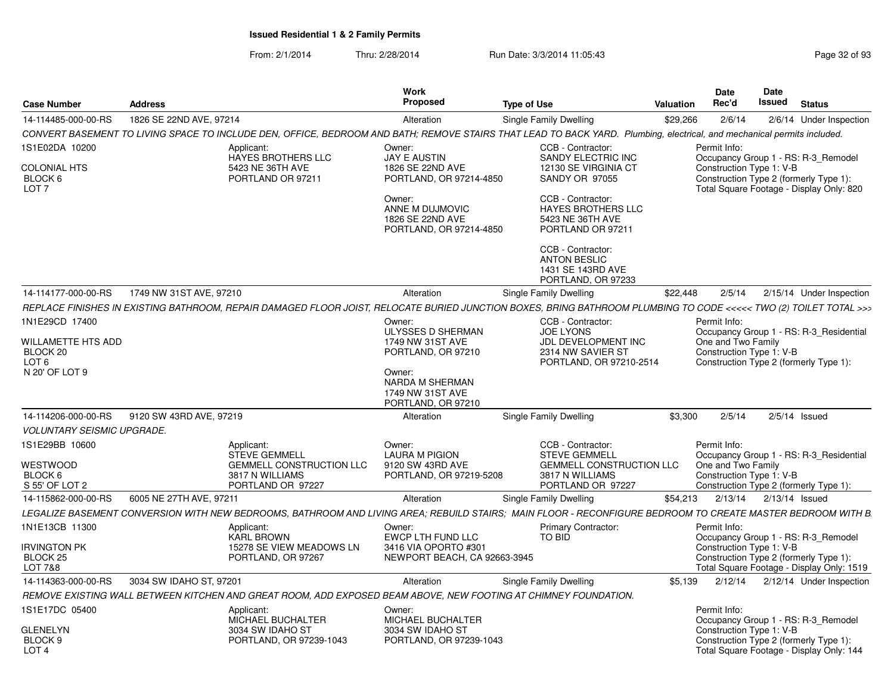## Issued Residential 1 & 2 Family Permits

From: 2/1/2014 Thru: 2/28/2014 Run Date: 3/3/2014 11:05:43

| Case Number | Address | Work Proposed | Type of Use | Valuation | Date Rec'd | Date Issued | Status |
|---|---|---|---|---|---|---|---|
| 14-114485-000-00-RS | 1826 SE 22ND AVE, 97214 | Alteration | Single Family Dwelling | $29,266 | 2/6/14 | 2/6/14 | Under Inspection |

CONVERT BASEMENT TO LIVING SPACE TO INCLUDE DEN, OFFICE, BEDROOM AND BATH; REMOVE STAIRS THAT LEAD TO BACK YARD. Plumbing, electrical, and mechanical permits included.

1S1E02DA 10200
COLONIAL HTS
BLOCK 6
LOT 7

Applicant:
HAYES BROTHERS LLC
5423 NE 36TH AVE
PORTLAND OR 97211

Owner:
JAY E AUSTIN
1826 SE 22ND AVE
PORTLAND, OR 97214-4850

Owner:
ANNE M DUJMOVIC
1826 SE 22ND AVE
PORTLAND, OR 97214-4850

CCB - Contractor:
SANDY ELECTRIC INC
12130 SE VIRGINIA CT
SANDY OR 97055

CCB - Contractor:
HAYES BROTHERS LLC
5423 NE 36TH AVE
PORTLAND OR 97211

CCB - Contractor:
ANTON BESLIC
1431 SE 143RD AVE
PORTLAND, OR 97233

Permit Info:
Occupancy Group 1 - RS: R-3_Remodel
Construction Type 1: V-B
Construction Type 2 (formerly Type 1):
Total Square Footage - Display Only: 820

| Case Number | Address | Work Proposed | Type of Use | Valuation | Date Rec'd | Date Issued | Status |
|---|---|---|---|---|---|---|---|
| 14-114177-000-00-RS | 1749 NW 31ST AVE, 97210 | Alteration | Single Family Dwelling | $22,448 | 2/5/14 | 2/15/14 | Under Inspection |

REPLACE FINISHES IN EXISTING BATHROOM, REPAIR DAMAGED FLOOR JOIST, RELOCATE BURIED JUNCTION BOXES, BRING BATHROOM PLUMBING TO CODE <<<<< TWO (2) TOILET TOTAL >>>

1N1E29CD 17400
WILLAMETTE HTS ADD
BLOCK 20
LOT 6
N 20' OF LOT 9

Owner:
ULYSSES D SHERMAN
1749 NW 31ST AVE
PORTLAND, OR 97210

Owner:
NARDA M SHERMAN
1749 NW 31ST AVE
PORTLAND, OR 97210

CCB - Contractor:
JOE LYONS
JDL DEVELOPMENT INC
2314 NW SAVIER ST
PORTLAND, OR 97210-2514

Permit Info:
Occupancy Group 1 - RS: R-3_Residential One and Two Family
Construction Type 1: V-B
Construction Type 2 (formerly Type 1):

| Case Number | Address | Work Proposed | Type of Use | Valuation | Date Rec'd | Date Issued | Status |
|---|---|---|---|---|---|---|---|
| 14-114206-000-00-RS | 9120 SW 43RD AVE, 97219 | Alteration | Single Family Dwelling | $3,300 | 2/5/14 | 2/5/14 | Issued |

VOLUNTARY SEISMIC UPGRADE.

1S1E29BB 10600
WESTWOOD
BLOCK 6
S 55' OF LOT 2

Applicant:
STEVE GEMMELL
GEMMELL CONSTRUCTION LLC
3817 N WILLIAMS
PORTLAND OR 97227

Owner:
LAURA M PIGION
9120 SW 43RD AVE
PORTLAND, OR 97219-5208

CCB - Contractor:
STEVE GEMMELL
GEMMELL CONSTRUCTION LLC
3817 N WILLIAMS
PORTLAND OR 97227

Permit Info:
Occupancy Group 1 - RS: R-3_Residential One and Two Family
Construction Type 1: V-B
Construction Type 2 (formerly Type 1):

| Case Number | Address | Work Proposed | Type of Use | Valuation | Date Rec'd | Date Issued | Status |
|---|---|---|---|---|---|---|---|
| 14-115862-000-00-RS | 6005 NE 27TH AVE, 97211 | Alteration | Single Family Dwelling | $54,213 | 2/13/14 | 2/13/14 | Issued |

LEGALIZE BASEMENT CONVERSION WITH NEW BEDROOMS, BATHROOM AND LIVING AREA; REBUILD STAIRS; MAIN FLOOR - RECONFIGURE BEDROOM TO CREATE MASTER BEDROOM WITH B

1N1E13CB 11300
IRVINGTON PK
BLOCK 25
LOT 7&8

Applicant:
KARL BROWN
15278 SE VIEW MEADOWS LN
PORTLAND, OR 97267

Owner:
EWCP LTH FUND LLC
3416 VIA OPORTO #301
NEWPORT BEACH, CA 92663-3945

Primary Contractor:
TO BID

Permit Info:
Occupancy Group 1 - RS: R-3_Remodel
Construction Type 1: V-B
Construction Type 2 (formerly Type 1):
Total Square Footage - Display Only: 1519

| Case Number | Address | Work Proposed | Type of Use | Valuation | Date Rec'd | Date Issued | Status |
|---|---|---|---|---|---|---|---|
| 14-114363-000-00-RS | 3034 SW IDAHO ST, 97201 | Alteration | Single Family Dwelling | $5,139 | 2/12/14 | 2/12/14 | Under Inspection |

REMOVE EXISTING WALL BETWEEN KITCHEN AND GREAT ROOM, ADD EXPOSED BEAM ABOVE, NEW FOOTING AT CHIMNEY FOUNDATION.

1S1E17DC 05400
GLENELYN
BLOCK 9
LOT 4

Applicant:
MICHAEL BUCHALTER
3034 SW IDAHO ST
PORTLAND, OR 97239-1043

Owner:
MICHAEL BUCHALTER
3034 SW IDAHO ST
PORTLAND, OR 97239-1043

Permit Info:
Occupancy Group 1 - RS: R-3_Remodel
Construction Type 1: V-B
Construction Type 2 (formerly Type 1):
Total Square Footage - Display Only: 144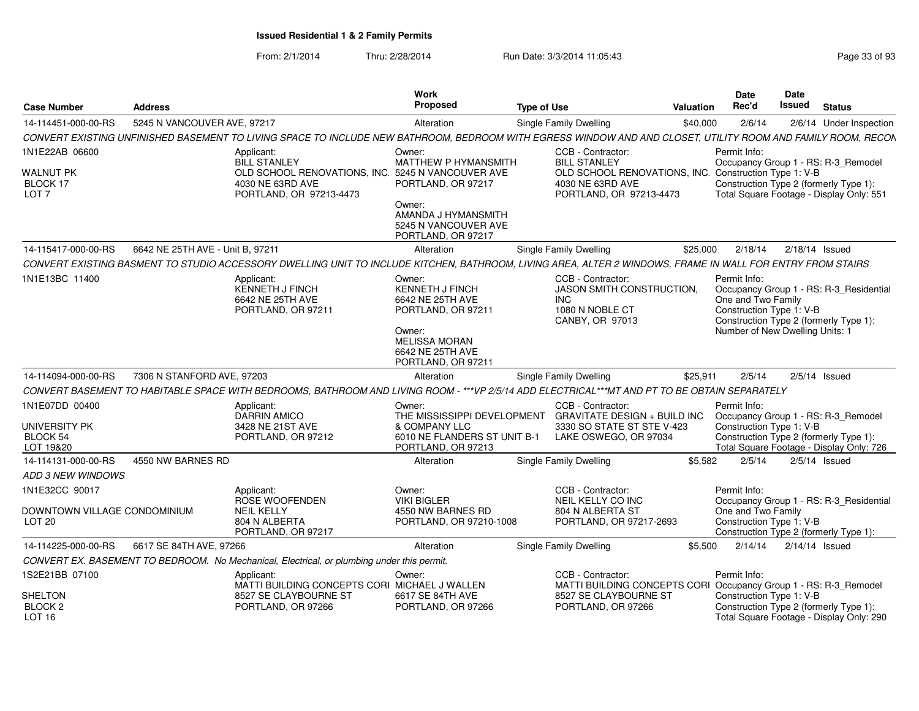**Issued Residential 1 & 2 Family Permits**

From: 2/1/2014 Thru: 2/28/2014 Run Date: 3/3/2014 11:05:43

| Case Number | Address | Work Proposed | Type of Use | Valuation | Date Rec'd | Date Issued | Status |
|---|---|---|---|---|---|---|---|
| 14-114451-000-00-RS | 5245 N VANCOUVER AVE, 97217 | Alteration | Single Family Dwelling | $40,000 | 2/6/14 | 2/6/14 | Under Inspection |

CONVERT EXISTING UNFINISHED BASEMENT TO LIVING SPACE TO INCLUDE NEW BATHROOM, BEDROOM WITH EGRESS WINDOW AND AND CLOSET, UTILITY ROOM AND FAMILY ROOM, RECON

1N1E22AB 06600
WALNUT PK
BLOCK 17
LOT 7

Applicant: BILL STANLEY, OLD SCHOOL RENOVATIONS, INC., 4030 NE 63RD AVE, PORTLAND, OR 97213-4473

Owner: MATTHEW P HYMANSMITH, 5245 N VANCOUVER AVE, PORTLAND, OR 97217

Owner: AMANDA J HYMANSMITH, 5245 N VANCOUVER AVE, PORTLAND, OR 97217

CCB - Contractor: BILL STANLEY, OLD SCHOOL RENOVATIONS, INC., 4030 NE 63RD AVE, PORTLAND, OR 97213-4473

Permit Info: Occupancy Group 1 - RS: R-3_Remodel; Construction Type 1: V-B; Construction Type 2 (formerly Type 1):; Total Square Footage - Display Only: 551

| Case Number | Address | Work Proposed | Type of Use | Valuation | Date Rec'd | Date Issued | Status |
|---|---|---|---|---|---|---|---|
| 14-115417-000-00-RS | 6642 NE 25TH AVE - Unit B, 97211 | Alteration | Single Family Dwelling | $25,000 | 2/18/14 | 2/18/14 | Issued |

CONVERT EXISTING BASMENT TO STUDIO ACCESSORY DWELLING UNIT TO INCLUDE KITCHEN, BATHROOM, LIVING AREA, ALTER 2 WINDOWS, FRAME IN WALL FOR ENTRY FROM STAIRS

1N1E13BC 11400

Applicant: KENNETH J FINCH, 6642 NE 25TH AVE, PORTLAND, OR 97211

Owner: KENNETH J FINCH, 6642 NE 25TH AVE, PORTLAND, OR 97211

Owner: MELISSA MORAN, 6642 NE 25TH AVE, PORTLAND, OR 97211

CCB - Contractor: JASON SMITH CONSTRUCTION, INC, 1080 N NOBLE CT, CANBY, OR 97013

Permit Info: Occupancy Group 1 - RS: R-3_Residential One and Two Family; Construction Type 1: V-B; Construction Type 2 (formerly Type 1):; Number of New Dwelling Units: 1

| Case Number | Address | Work Proposed | Type of Use | Valuation | Date Rec'd | Date Issued | Status |
|---|---|---|---|---|---|---|---|
| 14-114094-000-00-RS | 7306 N STANFORD AVE, 97203 | Alteration | Single Family Dwelling | $25,911 | 2/5/14 | 2/5/14 | Issued |

CONVERT BASEMENT TO HABITABLE SPACE WITH BEDROOMS, BATHROOM AND LIVING ROOM - ***VP 2/5/14 ADD ELECTRICAL***MT AND PT TO BE OBTAIN SEPARATELY

1N1E07DD 00400
UNIVERSITY PK
BLOCK 54
LOT 19&20

Applicant: DARRIN AMICO, 3428 NE 21ST AVE, PORTLAND, OR 97212

Owner: THE MISSISSIPPI DEVELOPMENT & COMPANY LLC, 6010 NE FLANDERS ST UNIT B-1, PORTLAND, OR 97213

CCB - Contractor: GRAVITATE DESIGN + BUILD INC, 3330 SO STATE ST STE V-423, LAKE OSWEGO, OR 97034

Permit Info: Occupancy Group 1 - RS: R-3_Remodel; Construction Type 1: V-B; Construction Type 2 (formerly Type 1):; Total Square Footage - Display Only: 726

| Case Number | Address | Work Proposed | Type of Use | Valuation | Date Rec'd | Date Issued | Status |
|---|---|---|---|---|---|---|---|
| 14-114131-000-00-RS | 4550 NW BARNES RD | Alteration | Single Family Dwelling | $5,582 | 2/5/14 | 2/5/14 | Issued |

ADD 3 NEW WINDOWS

1N1E32CC 90017
DOWNTOWN VILLAGE CONDOMINIUM
LOT 20

Applicant: ROSE WOOFENDEN, NEIL KELLY, 804 N ALBERTA, PORTLAND, OR 97217

Owner: VIKI BIGLER, 4550 NW BARNES RD, PORTLAND, OR 97210-1008

CCB - Contractor: NEIL KELLY CO INC, 804 N ALBERTA ST, PORTLAND, OR 97217-2693

Permit Info: Occupancy Group 1 - RS: R-3_Residential One and Two Family; Construction Type 1: V-B; Construction Type 2 (formerly Type 1):

| Case Number | Address | Work Proposed | Type of Use | Valuation | Date Rec'd | Date Issued | Status |
|---|---|---|---|---|---|---|---|
| 14-114225-000-00-RS | 6617 SE 84TH AVE, 97266 | Alteration | Single Family Dwelling | $5,500 | 2/14/14 | 2/14/14 | Issued |

CONVERT EX. BASEMENT TO BEDROOM. No Mechanical, Electrical, or plumbing under this permit.

1S2E21BB 07100
SHELTON
BLOCK 2
LOT 16

Applicant: MATTI BUILDING CONCEPTS CORI, 8527 SE CLAYBOURNE ST, PORTLAND, OR 97266

Owner: MICHAEL J WALLEN, 6617 SE 84TH AVE, PORTLAND, OR 97266

CCB - Contractor: MATTI BUILDING CONCEPTS CORI, 8527 SE CLAYBOURNE ST, PORTLAND, OR 97266

Permit Info: Occupancy Group 1 - RS: R-3_Remodel; Construction Type 1: V-B; Construction Type 2 (formerly Type 1):; Total Square Footage - Display Only: 290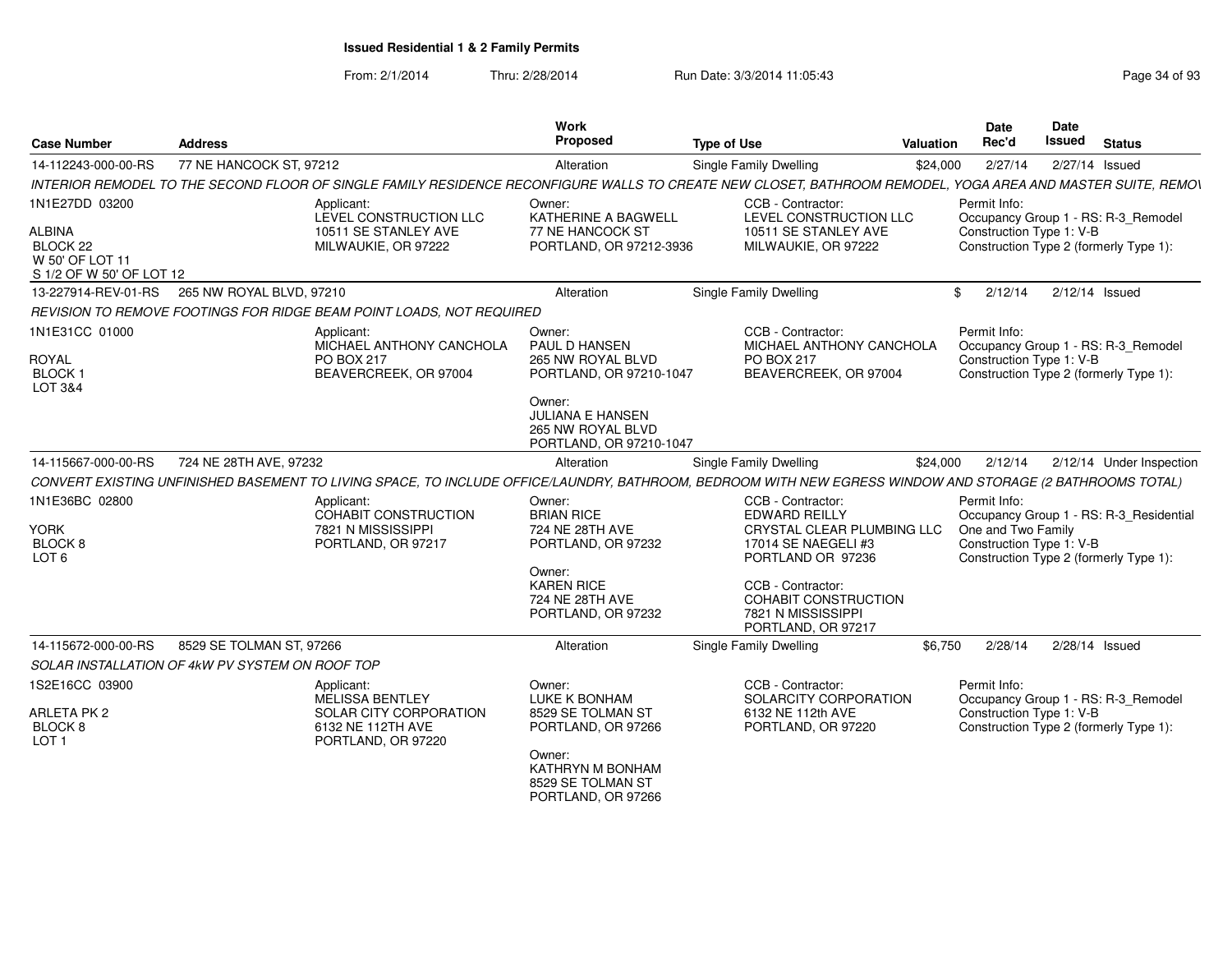## Issued Residential 1 & 2 Family Permits

From: 2/1/2014 Thru: 2/28/2014 Run Date: 3/3/2014 11:05:43

| Case Number | Address | Work Proposed | Type of Use | Valuation | Date Rec'd | Date Issued | Status |
|---|---|---|---|---|---|---|---|
| 14-112243-000-00-RS | 77 NE HANCOCK ST, 97212 | Alteration | Single Family Dwelling | $24,000 | 2/27/14 | 2/27/14 | Issued |

INTERIOR REMODEL TO THE SECOND FLOOR OF SINGLE FAMILY RESIDENCE RECONFIGURE WALLS TO CREATE NEW CLOSET, BATHROOM REMODEL, YOGA AREA AND MASTER SUITE, REMOV

1N1E27DD 03200
ALBINA
BLOCK 22
W 50' OF LOT 11
S 1/2 OF W 50' OF LOT 12

Applicant:
LEVEL CONSTRUCTION LLC
10511 SE STANLEY AVE
MILWAUKIE, OR 97222

Owner:
KATHERINE A BAGWELL
77 NE HANCOCK ST
PORTLAND, OR 97212-3936

CCB - Contractor:
LEVEL CONSTRUCTION LLC
10511 SE STANLEY AVE
MILWAUKIE, OR 97222

Permit Info:
Occupancy Group 1 - RS: R-3_Remodel
Construction Type 1: V-B
Construction Type 2 (formerly Type 1):

| Case Number | Address | Work Proposed | Type of Use | Valuation | Date Rec'd | Date Issued | Status |
|---|---|---|---|---|---|---|---|
| 13-227914-REV-01-RS | 265 NW ROYAL BLVD, 97210 | Alteration | Single Family Dwelling | $ | 2/12/14 | 2/12/14 | Issued |

REVISION TO REMOVE FOOTINGS FOR RIDGE BEAM POINT LOADS, NOT REQUIRED

1N1E31CC 01000
ROYAL
BLOCK 1
LOT 3&4

Applicant:
MICHAEL ANTHONY CANCHOLA
PO BOX 217
BEAVERCREEK, OR 97004

Owner:
PAUL D HANSEN
265 NW ROYAL BLVD
PORTLAND, OR 97210-1047

Owner:
JULIANA E HANSEN
265 NW ROYAL BLVD
PORTLAND, OR 97210-1047

CCB - Contractor:
MICHAEL ANTHONY CANCHOLA
PO BOX 217
BEAVERCREEK, OR 97004

Permit Info:
Occupancy Group 1 - RS: R-3_Remodel
Construction Type 1: V-B
Construction Type 2 (formerly Type 1):

| Case Number | Address | Work Proposed | Type of Use | Valuation | Date Rec'd | Date Issued | Status |
|---|---|---|---|---|---|---|---|
| 14-115667-000-00-RS | 724 NE 28TH AVE, 97232 | Alteration | Single Family Dwelling | $24,000 | 2/12/14 | 2/12/14 | Under Inspection |

CONVERT EXISTING UNFINISHED BASEMENT TO LIVING SPACE, TO INCLUDE OFFICE/LAUNDRY, BATHROOM, BEDROOM WITH NEW EGRESS WINDOW AND STORAGE (2 BATHROOMS TOTAL)

1N1E36BC 02800
YORK
BLOCK 8
LOT 6

Applicant:
COHABIT CONSTRUCTION
7821 N MISSISSIPPI
PORTLAND, OR 97217

Owner:
BRIAN RICE
724 NE 28TH AVE
PORTLAND, OR 97232

Owner:
KAREN RICE
724 NE 28TH AVE
PORTLAND, OR 97232

CCB - Contractor:
EDWARD REILLY
CRYSTAL CLEAR PLUMBING LLC
17014 SE NAEGELI #3
PORTLAND OR 97236

CCB - Contractor:
COHABIT CONSTRUCTION
7821 N MISSISSIPPI
PORTLAND, OR 97217

Permit Info:
Occupancy Group 1 - RS: R-3_Residential One and Two Family
Construction Type 1: V-B
Construction Type 2 (formerly Type 1):

| Case Number | Address | Work Proposed | Type of Use | Valuation | Date Rec'd | Date Issued | Status |
|---|---|---|---|---|---|---|---|
| 14-115672-000-00-RS | 8529 SE TOLMAN ST, 97266 | Alteration | Single Family Dwelling | $6,750 | 2/28/14 | 2/28/14 | Issued |

SOLAR INSTALLATION OF 4kW PV SYSTEM ON ROOF TOP

1S2E16CC 03900
ARLETA PK 2
BLOCK 8
LOT 1

Applicant:
MELISSA BENTLEY
SOLAR CITY CORPORATION
6132 NE 112TH AVE
PORTLAND, OR 97220

Owner:
LUKE K BONHAM
8529 SE TOLMAN ST
PORTLAND, OR 97266

Owner:
KATHRYN M BONHAM
8529 SE TOLMAN ST
PORTLAND, OR 97266

CCB - Contractor:
SOLARCITY CORPORATION
6132 NE 112th AVE
PORTLAND, OR 97220

Permit Info:
Occupancy Group 1 - RS: R-3_Remodel
Construction Type 1: V-B
Construction Type 2 (formerly Type 1):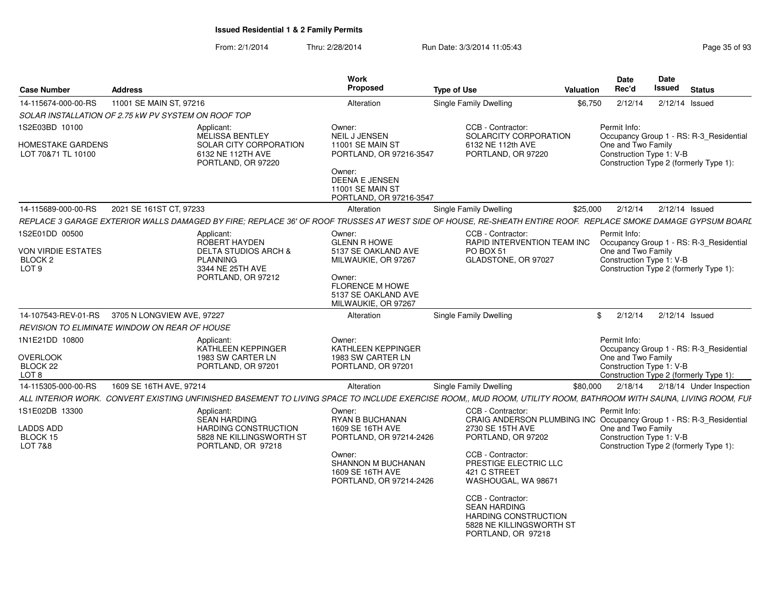**Issued Residential 1 & 2 Family Permits**

From: 2/1/2014 Thru: 2/28/2014 Run Date: 3/3/2014 11:05:43

| Case Number | Address | Work Proposed | Type of Use | Valuation | Date Rec'd | Date Issued | Status |
|---|---|---|---|---|---|---|---|
| 14-115674-000-00-RS | 11001 SE MAIN ST, 97216 | Alteration | Single Family Dwelling | $6,750 | 2/12/14 | 2/12/14 | Issued |

SOLAR INSTALLATION OF 2.75 kW PV SYSTEM ON ROOF TOP

1S2E03BD 10100
HOMESTAKE GARDENS
LOT 70&71 TL 10100

Applicant:
MELISSA BENTLEY
SOLAR CITY CORPORATION
6132 NE 112TH AVE
PORTLAND, OR 97220

Owner:
NEIL J JENSEN
11001 SE MAIN ST
PORTLAND, OR 97216-3547

Owner:
DEENA E JENSEN
11001 SE MAIN ST
PORTLAND, OR 97216-3547

CCB - Contractor:
SOLARCITY CORPORATION
6132 NE 112th AVE
PORTLAND, OR 97220

Permit Info:
Occupancy Group 1 - RS: R-3_Residential One and Two Family
Construction Type 1: V-B
Construction Type 2 (formerly Type 1):

| Case Number | Address | Work Proposed | Type of Use | Valuation | Date Rec'd | Date Issued | Status |
|---|---|---|---|---|---|---|---|
| 14-115689-000-00-RS | 2021 SE 161ST CT, 97233 | Alteration | Single Family Dwelling | $25,000 | 2/12/14 | 2/12/14 | Issued |

REPLACE 3 GARAGE EXTERIOR WALLS DAMAGED BY FIRE; REPLACE 36' OF ROOF TRUSSES AT WEST SIDE OF HOUSE, RE-SHEATH ENTIRE ROOF. REPLACE SMOKE DAMAGE GYPSUM BOARD

1S2E01DD 00500
VON VIRDIE ESTATES
BLOCK 2
LOT 9

Applicant:
ROBERT HAYDEN
DELTA STUDIOS ARCH & PLANNING
3344 NE 25TH AVE
PORTLAND, OR 97212

Owner:
GLENN R HOWE
5137 SE OAKLAND AVE
MILWAUKIE, OR 97267

Owner:
FLORENCE M HOWE
5137 SE OAKLAND AVE
MILWAUKIE, OR 97267

CCB - Contractor:
RAPID INTERVENTION TEAM INC
PO BOX 51
GLADSTONE, OR 97027

Permit Info:
Occupancy Group 1 - RS: R-3_Residential One and Two Family
Construction Type 1: V-B
Construction Type 2 (formerly Type 1):

| Case Number | Address | Work Proposed | Type of Use | Valuation | Date Rec'd | Date Issued | Status |
|---|---|---|---|---|---|---|---|
| 14-107543-REV-01-RS | 3705 N LONGVIEW AVE, 97227 | Alteration | Single Family Dwelling | $ | 2/12/14 | 2/12/14 | Issued |

REVISION TO ELIMINATE WINDOW ON REAR OF HOUSE

1N1E21DD 10800
OVERLOOK
BLOCK 22
LOT 8

Applicant:
KATHLEEN KEPPINGER
1983 SW CARTER LN
PORTLAND, OR 97201

Owner:
KATHLEEN KEPPINGER
1983 SW CARTER LN
PORTLAND, OR 97201

Permit Info:
Occupancy Group 1 - RS: R-3_Residential One and Two Family
Construction Type 1: V-B
Construction Type 2 (formerly Type 1):

| Case Number | Address | Work Proposed | Type of Use | Valuation | Date Rec'd | Date Issued | Status |
|---|---|---|---|---|---|---|---|
| 14-115305-000-00-RS | 1609 SE 16TH AVE, 97214 | Alteration | Single Family Dwelling | $80,000 | 2/18/14 | 2/18/14 | Under Inspection |

ALL INTERIOR WORK. CONVERT EXISTING UNFINISHED BASEMENT TO LIVING SPACE TO INCLUDE EXERCISE ROOM,, MUD ROOM, UTILITY ROOM, BATHROOM WITH SAUNA, LIVING ROOM, FUR

1S1E02DB 13300
LADDS ADD
BLOCK 15
LOT 7&8

Applicant:
SEAN HARDING
HARDING CONSTRUCTION
5828 NE KILLINGSWORTH ST
PORTLAND, OR 97218

Owner:
RYAN B BUCHANAN
1609 SE 16TH AVE
PORTLAND, OR 97214-2426

Owner:
SHANNON M BUCHANAN
1609 SE 16TH AVE
PORTLAND, OR 97214-2426

CCB - Contractor:
CRAIG ANDERSON PLUMBING INC
2730 SE 15TH AVE
PORTLAND, OR 97202

CCB - Contractor:
PRESTIGE ELECTRIC LLC
421 C STREET
WASHOUGAL, WA 98671

CCB - Contractor:
SEAN HARDING
HARDING CONSTRUCTION
5828 NE KILLINGSWORTH ST
PORTLAND, OR 97218

Permit Info:
Occupancy Group 1 - RS: R-3_Residential One and Two Family
Construction Type 1: V-B
Construction Type 2 (formerly Type 1):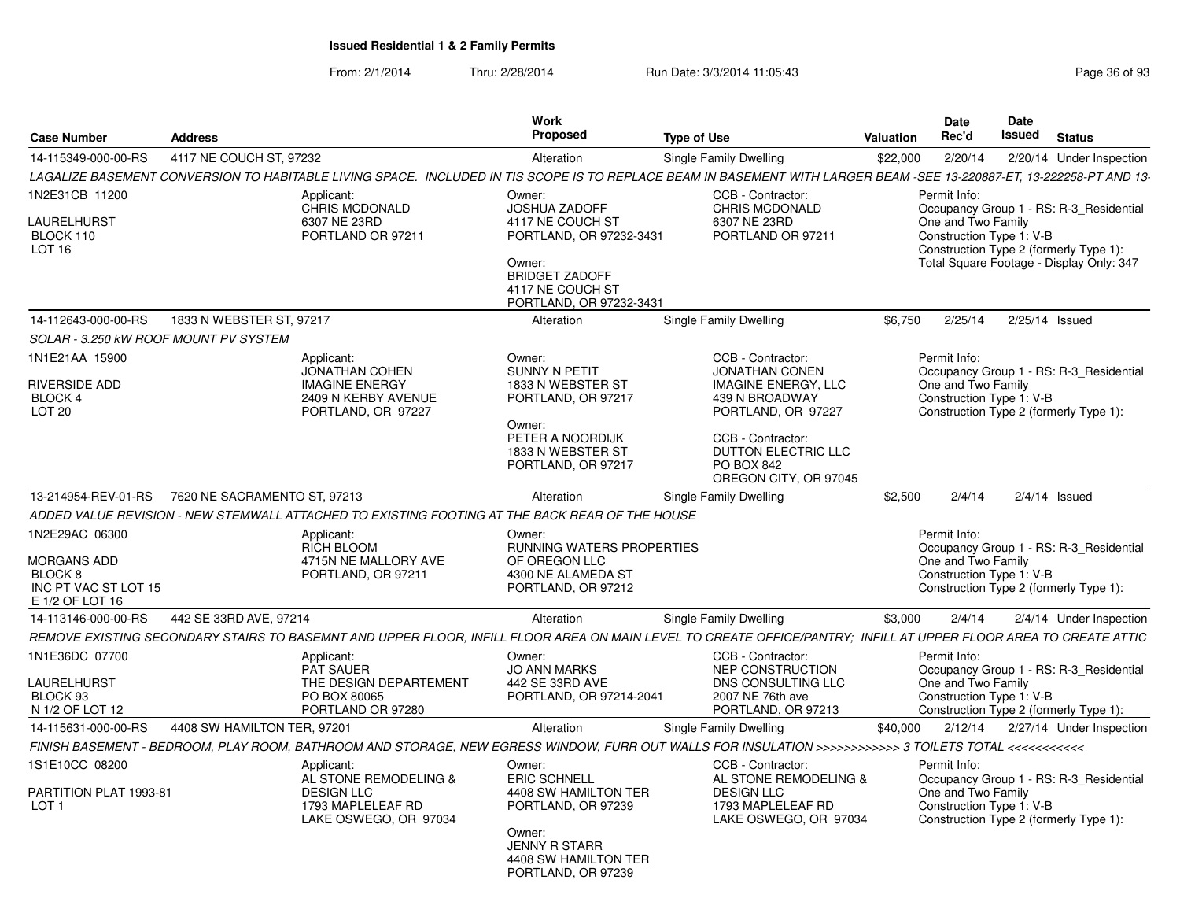**Issued Residential 1 & 2 Family Permits**

From: 2/1/2014 Thru: 2/28/2014 Run Date: 3/3/2014 11:05:43

| Case Number | Address | Work Proposed | Type of Use | Valuation | Date Rec'd | Date Issued | Status |
|---|---|---|---|---|---|---|---|
| 14-115349-000-00-RS | 4117 NE COUCH ST, 97232 | Alteration | Single Family Dwelling | $22,000 | 2/20/14 | 2/20/14 | Under Inspection |

*LAGALIZE BASEMENT CONVERSION TO HABITABLE LIVING SPACE. INCLUDED IN TIS SCOPE IS TO REPLACE BEAM IN BASEMENT WITH LARGER BEAM -SEE 13-220887-ET, 13-222258-PT AND 13-*

1N2E31CB 11200
LAURELHURST
BLOCK 110
LOT 16

Applicant:
CHRIS MCDONALD
6307 NE 23RD
PORTLAND OR 97211

Owner:
JOSHUA ZADOFF
4117 NE COUCH ST
PORTLAND, OR 97232-3431

Owner:
BRIDGET ZADOFF
4117 NE COUCH ST
PORTLAND, OR 97232-3431

CCB - Contractor:
CHRIS MCDONALD
6307 NE 23RD
PORTLAND OR 97211

Permit Info:
Occupancy Group 1 - RS: R-3_Residential One and Two Family
Construction Type 1: V-B
Construction Type 2 (formerly Type 1):
Total Square Footage - Display Only: 347

| Case Number | Address | Work Proposed | Type of Use | Valuation | Date Rec'd | Date Issued | Status |
|---|---|---|---|---|---|---|---|
| 14-112643-000-00-RS | 1833 N WEBSTER ST, 97217 | Alteration | Single Family Dwelling | $6,750 | 2/25/14 | 2/25/14 | Issued |

*SOLAR - 3.250 kW ROOF MOUNT PV SYSTEM*

1N1E21AA 15900
RIVERSIDE ADD
BLOCK 4
LOT 20

Applicant:
JONATHAN COHEN
IMAGINE ENERGY
2409 N KERBY AVENUE
PORTLAND, OR 97227

Owner:
SUNNY N PETIT
1833 N WEBSTER ST
PORTLAND, OR 97217

Owner:
PETER A NOORDIJK
1833 N WEBSTER ST
PORTLAND, OR 97217

CCB - Contractor:
JONATHAN CONEN
IMAGINE ENERGY, LLC
439 N BROADWAY
PORTLAND, OR 97227

CCB - Contractor:
DUTTON ELECTRIC LLC
PO BOX 842
OREGON CITY, OR 97045

Permit Info:
Occupancy Group 1 - RS: R-3_Residential One and Two Family
Construction Type 1: V-B
Construction Type 2 (formerly Type 1):

| Case Number | Address | Work Proposed | Type of Use | Valuation | Date Rec'd | Date Issued | Status |
|---|---|---|---|---|---|---|---|
| 13-214954-REV-01-RS | 7620 NE SACRAMENTO ST, 97213 | Alteration | Single Family Dwelling | $2,500 | 2/4/14 | 2/4/14 | Issued |

*ADDED VALUE REVISION - NEW STEMWALL ATTACHED TO EXISTING FOOTING AT THE BACK REAR OF THE HOUSE*

1N2E29AC 06300
MORGANS ADD
BLOCK 8
INC PT VAC ST LOT 15
E 1/2 OF LOT 16

Applicant:
RICH BLOOM
4715N NE MALLORY AVE
PORTLAND, OR 97211

Owner:
RUNNING WATERS PROPERTIES OF OREGON LLC
4300 NE ALAMEDA ST
PORTLAND, OR 97212

Permit Info:
Occupancy Group 1 - RS: R-3_Residential One and Two Family
Construction Type 1: V-B
Construction Type 2 (formerly Type 1):

| Case Number | Address | Work Proposed | Type of Use | Valuation | Date Rec'd | Date Issued | Status |
|---|---|---|---|---|---|---|---|
| 14-113146-000-00-RS | 442 SE 33RD AVE, 97214 | Alteration | Single Family Dwelling | $3,000 | 2/4/14 | 2/4/14 | Under Inspection |

*REMOVE EXISTING SECONDARY STAIRS TO BASEMNT AND UPPER FLOOR, INFILL FLOOR AREA ON MAIN LEVEL TO CREATE OFFICE/PANTRY; INFILL AT UPPER FLOOR AREA TO CREATE ATTIC*

1N1E36DC 07700
LAURELHURST
BLOCK 93
N 1/2 OF LOT 12

Applicant:
PAT SAUER
THE DESIGN DEPARTEMENT
PO BOX 80065
PORTLAND OR 97280

Owner:
JO ANN MARKS
442 SE 33RD AVE
PORTLAND, OR 97214-2041

CCB - Contractor:
NEP CONSTRUCTION
DNS CONSULTING LLC
2007 NE 76th ave
PORTLAND, OR 97213

Permit Info:
Occupancy Group 1 - RS: R-3_Residential One and Two Family
Construction Type 1: V-B
Construction Type 2 (formerly Type 1):

| Case Number | Address | Work Proposed | Type of Use | Valuation | Date Rec'd | Date Issued | Status |
|---|---|---|---|---|---|---|---|
| 14-115631-000-00-RS | 4408 SW HAMILTON TER, 97201 | Alteration | Single Family Dwelling | $40,000 | 2/12/14 | 2/27/14 | Under Inspection |

*FINISH BASEMENT - BEDROOM, PLAY ROOM, BATHROOM AND STORAGE, NEW EGRESS WINDOW, FURR OUT WALLS FOR INSULATION >>>>>>>>>>>> 3 TOILETS TOTAL <<<<<<<<<<<*

1S1E10CC 08200
PARTITION PLAT 1993-81
LOT 1

Applicant:
AL STONE REMODELING & DESIGN LLC
1793 MAPLELEAF RD
LAKE OSWEGO, OR 97034

Owner:
ERIC SCHNELL
4408 SW HAMILTON TER
PORTLAND, OR 97239

Owner:
JENNY R STARR
4408 SW HAMILTON TER
PORTLAND, OR 97239

CCB - Contractor:
AL STONE REMODELING & DESIGN LLC
1793 MAPLELEAF RD
LAKE OSWEGO, OR 97034

Permit Info:
Occupancy Group 1 - RS: R-3_Residential One and Two Family
Construction Type 1: V-B
Construction Type 2 (formerly Type 1):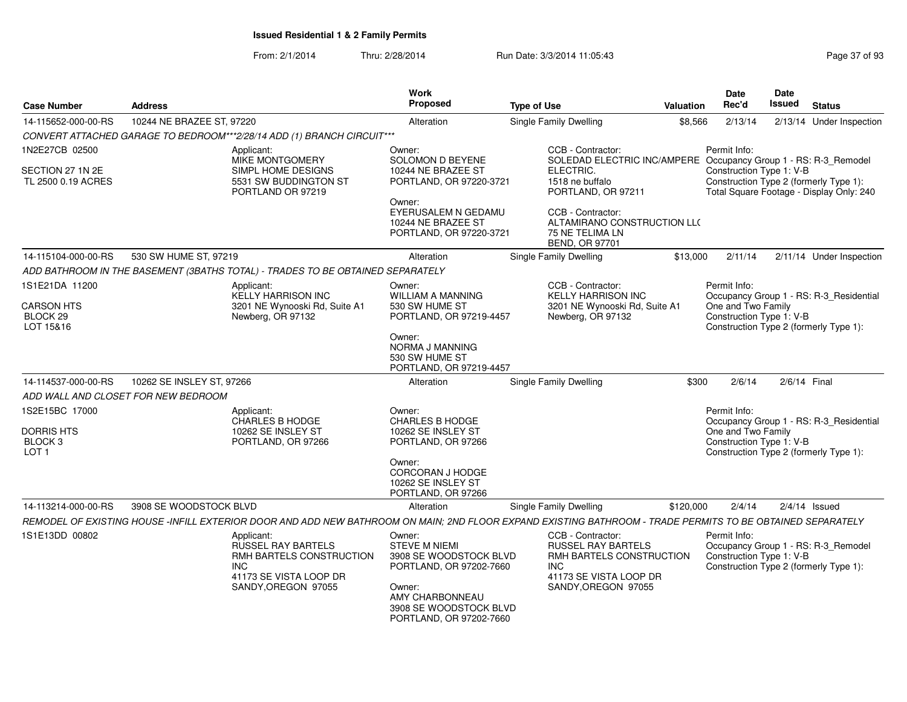# Issued Residential 1 & 2 Family Permits

From: 2/1/2014 Thru: 2/28/2014 Run Date: 3/3/2014 11:05:43

| Case Number | Address | Work Proposed | Type of Use | Valuation | Date Rec'd | Date Issued | Status |
|---|---|---|---|---|---|---|---|
| 14-115652-000-00-RS | 10244 NE BRAZEE ST, 97220 | Alteration | Single Family Dwelling | $8,566 | 2/13/14 | 2/13/14 | Under Inspection |

*CONVERT ATTACHED GARAGE TO BEDROOM***2/28/14 ADD (1) BRANCH CIRCUIT****

1N2E27CB 02500
SECTION 27 1N 2E
TL 2500 0.19 ACRES

Applicant:
MIKE MONTGOMERY
SIMPL HOME DESIGNS
5531 SW BUDDINGTON ST
PORTLAND OR 97219

Owner:
SOLOMON D BEYENE
10244 NE BRAZEE ST
PORTLAND, OR 97220-3721

Owner:
EYERUSALEM N GEDAMU
10244 NE BRAZEE ST
PORTLAND, OR 97220-3721

CCB - Contractor:
SOLEDAD ELECTRIC INC/AMPERE ELECTRIC.
1518 ne buffalo
PORTLAND, OR 97211

CCB - Contractor:
ALTAMIRANO CONSTRUCTION LL(
75 NE TELIMA LN
BEND, OR 97701

Permit Info:
Occupancy Group 1 - RS: R-3_Remodel
Construction Type 1: V-B
Construction Type 2 (formerly Type 1):
Total Square Footage - Display Only: 240

| Case Number | Address | Work Proposed | Type of Use | Valuation | Date Rec'd | Date Issued | Status |
|---|---|---|---|---|---|---|---|
| 14-115104-000-00-RS | 530 SW HUME ST, 97219 | Alteration | Single Family Dwelling | $13,000 | 2/11/14 | 2/11/14 | Under Inspection |

*ADD BATHROOM IN THE BASEMENT (3BATHS TOTAL) - TRADES TO BE OBTAINED SEPARATELY*

1S1E21DA 11200
CARSON HTS
BLOCK 29
LOT 15&16

Applicant:
KELLY HARRISON INC
3201 NE Wynooski Rd, Suite A1
Newberg, OR 97132

Owner:
WILLIAM A MANNING
530 SW HUME ST
PORTLAND, OR 97219-4457

Owner:
NORMA J MANNING
530 SW HUME ST
PORTLAND, OR 97219-4457

CCB - Contractor:
KELLY HARRISON INC
3201 NE Wynooski Rd, Suite A1
Newberg, OR 97132

Permit Info:
Occupancy Group 1 - RS: R-3_Residential One and Two Family
Construction Type 1: V-B
Construction Type 2 (formerly Type 1):

| Case Number | Address | Work Proposed | Type of Use | Valuation | Date Rec'd | Date Issued | Status |
|---|---|---|---|---|---|---|---|
| 14-114537-000-00-RS | 10262 SE INSLEY ST, 97266 | Alteration | Single Family Dwelling | $300 | 2/6/14 | 2/6/14 | Final |

*ADD WALL AND CLOSET FOR NEW BEDROOM*

1S2E15BC 17000
DORRIS HTS
BLOCK 3
LOT 1

Applicant:
CHARLES B HODGE
10262 SE INSLEY ST
PORTLAND, OR 97266

Owner:
CHARLES B HODGE
10262 SE INSLEY ST
PORTLAND, OR 97266

Owner:
CORCORAN J HODGE
10262 SE INSLEY ST
PORTLAND, OR 97266

Permit Info:
Occupancy Group 1 - RS: R-3_Residential One and Two Family
Construction Type 1: V-B
Construction Type 2 (formerly Type 1):

| Case Number | Address | Work Proposed | Type of Use | Valuation | Date Rec'd | Date Issued | Status |
|---|---|---|---|---|---|---|---|
| 14-113214-000-00-RS | 3908 SE WOODSTOCK BLVD | Alteration | Single Family Dwelling | $120,000 | 2/4/14 | 2/4/14 | Issued |

*REMODEL OF EXISTING HOUSE -INFILL EXTERIOR DOOR AND ADD NEW BATHROOM ON MAIN; 2ND FLOOR EXPAND EXISTING BATHROOM - TRADE PERMITS TO BE OBTAINED SEPARATELY*

1S1E13DD 00802

Applicant:
RUSSEL RAY BARTELS
RMH BARTELS CONSTRUCTION INC
41173 SE VISTA LOOP DR
SANDY,OREGON 97055

Owner:
STEVE M NIEMI
3908 SE WOODSTOCK BLVD
PORTLAND, OR 97202-7660

Owner:
AMY CHARBONNEAU
3908 SE WOODSTOCK BLVD
PORTLAND, OR 97202-7660

CCB - Contractor:
RUSSEL RAY BARTELS
RMH BARTELS CONSTRUCTION INC
41173 SE VISTA LOOP DR
SANDY,OREGON 97055

Permit Info:
Occupancy Group 1 - RS: R-3_Remodel
Construction Type 1: V-B
Construction Type 2 (formerly Type 1):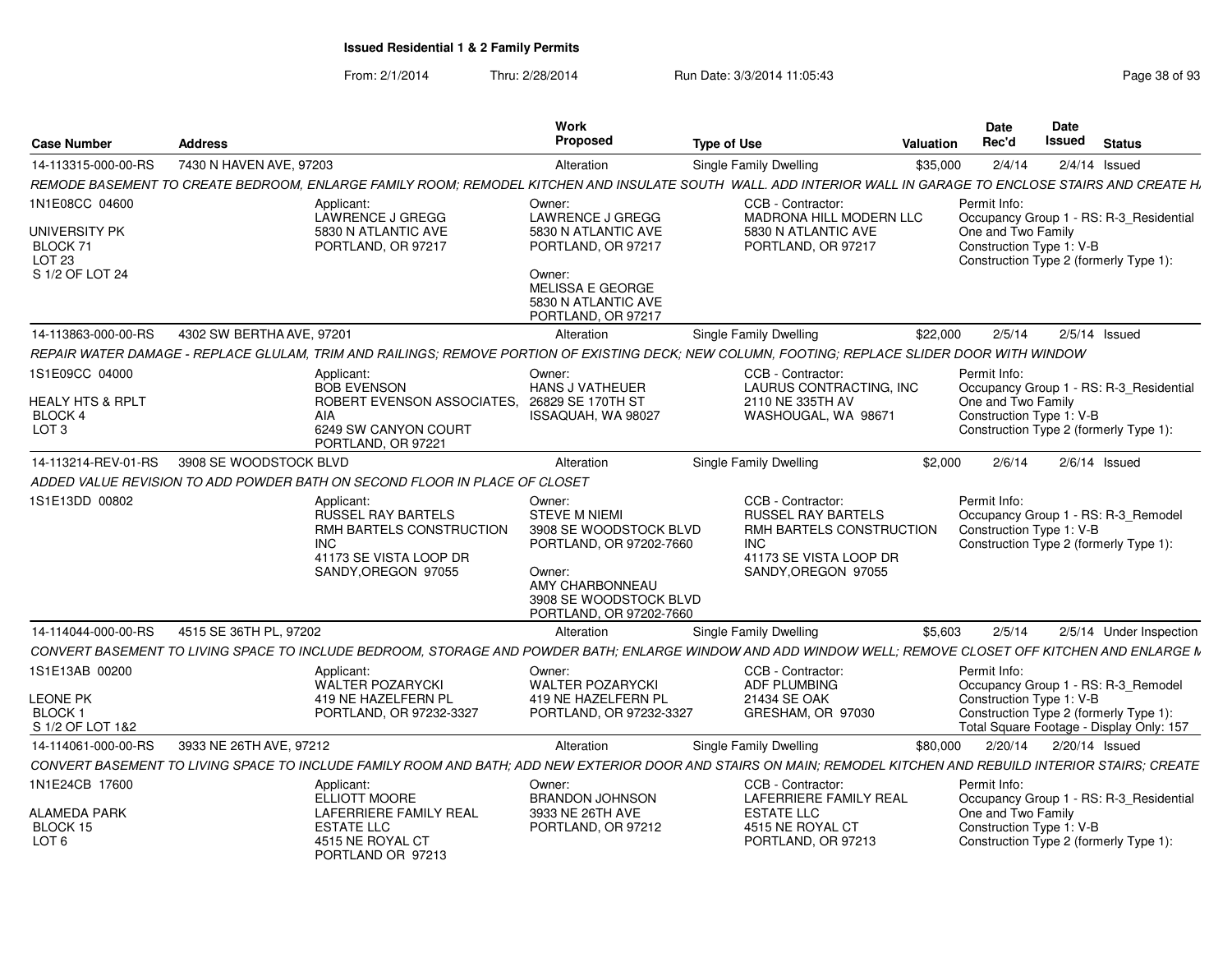**Issued Residential 1 & 2 Family Permits**

From: 2/1/2014 Thru: 2/28/2014 Run Date: 3/3/2014 11:05:43

| Case Number | Address | Work Proposed | Type of Use | Valuation | Date Rec'd | Date Issued | Status |
|---|---|---|---|---|---|---|---|
| 14-113315-000-00-RS | 7430 N HAVEN AVE, 97203 | Alteration | Single Family Dwelling | $35,000 | 2/4/14 | 2/4/14 | Issued |

*REMODE BASEMENT TO CREATE BEDROOM, ENLARGE FAMILY ROOM; REMODEL KITCHEN AND INSULATE SOUTH WALL. ADD INTERIOR WALL IN GARAGE TO ENCLOSE STAIRS AND CREATE H.*

1N1E08CC 04600
UNIVERSITY PK
BLOCK 71
LOT 23
S 1/2 OF LOT 24

Applicant:
LAWRENCE J GREGG
5830 N ATLANTIC AVE
PORTLAND, OR 97217

Owner:
LAWRENCE J GREGG
5830 N ATLANTIC AVE
PORTLAND, OR 97217

Owner:
MELISSA E GEORGE
5830 N ATLANTIC AVE
PORTLAND, OR 97217

CCB - Contractor:
MADRONA HILL MODERN LLC
5830 N ATLANTIC AVE
PORTLAND, OR 97217

Permit Info:
Occupancy Group 1 - RS: R-3_Residential One and Two Family
Construction Type 1: V-B
Construction Type 2 (formerly Type 1):

| Case Number | Address | Work Proposed | Type of Use | Valuation | Date Rec'd | Date Issued | Status |
|---|---|---|---|---|---|---|---|
| 14-113863-000-00-RS | 4302 SW BERTHA AVE, 97201 | Alteration | Single Family Dwelling | $22,000 | 2/5/14 | 2/5/14 | Issued |

*REPAIR WATER DAMAGE - REPLACE GLULAM, TRIM AND RAILINGS; REMOVE PORTION OF EXISTING DECK; NEW COLUMN, FOOTING; REPLACE SLIDER DOOR WITH WINDOW*

1S1E09CC 04000
HEALY HTS & RPLT
BLOCK 4
LOT 3

Applicant:
BOB EVENSON
ROBERT EVENSON ASSOCIATES, AIA
6249 SW CANYON COURT
PORTLAND, OR 97221

Owner:
HANS J VATHEUER
26829 SE 170TH ST
ISSAQUAH, WA 98027

CCB - Contractor:
LAURUS CONTRACTING, INC
2110 NE 335TH AV
WASHOUGAL, WA 98671

Permit Info:
Occupancy Group 1 - RS: R-3_Residential One and Two Family
Construction Type 1: V-B
Construction Type 2 (formerly Type 1):

| Case Number | Address | Work Proposed | Type of Use | Valuation | Date Rec'd | Date Issued | Status |
|---|---|---|---|---|---|---|---|
| 14-113214-REV-01-RS | 3908 SE WOODSTOCK BLVD | Alteration | Single Family Dwelling | $2,000 | 2/6/14 | 2/6/14 | Issued |

*ADDED VALUE REVISION TO ADD POWDER BATH ON SECOND FLOOR IN PLACE OF CLOSET*

1S1E13DD 00802

Applicant:
RUSSEL RAY BARTELS
RMH BARTELS CONSTRUCTION INC
41173 SE VISTA LOOP DR
SANDY,OREGON 97055

Owner:
STEVE M NIEMI
3908 SE WOODSTOCK BLVD
PORTLAND, OR 97202-7660

Owner:
AMY CHARBONNEAU
3908 SE WOODSTOCK BLVD
PORTLAND, OR 97202-7660

CCB - Contractor:
RUSSEL RAY BARTELS
RMH BARTELS CONSTRUCTION INC
41173 SE VISTA LOOP DR
SANDY,OREGON 97055

Permit Info:
Occupancy Group 1 - RS: R-3_Remodel
Construction Type 1: V-B
Construction Type 2 (formerly Type 1):

| Case Number | Address | Work Proposed | Type of Use | Valuation | Date Rec'd | Date Issued | Status |
|---|---|---|---|---|---|---|---|
| 14-114044-000-00-RS | 4515 SE 36TH PL, 97202 | Alteration | Single Family Dwelling | $5,603 | 2/5/14 | 2/5/14 | Under Inspection |

*CONVERT BASEMENT TO LIVING SPACE TO INCLUDE BEDROOM, STORAGE AND POWDER BATH; ENLARGE WINDOW AND ADD WINDOW WELL; REMOVE CLOSET OFF KITCHEN AND ENLARGE M*

1S1E13AB 00200
LEONE PK
BLOCK 1
S 1/2 OF LOT 1&2

Applicant:
WALTER POZARYCKI
419 NE HAZELFERN PL
PORTLAND, OR 97232-3327

Owner:
WALTER POZARYCKI
419 NE HAZELFERN PL
PORTLAND, OR 97232-3327

CCB - Contractor:
ADF PLUMBING
21434 SE OAK
GRESHAM, OR 97030

Permit Info:
Occupancy Group 1 - RS: R-3_Remodel
Construction Type 1: V-B
Construction Type 2 (formerly Type 1):
Total Square Footage - Display Only: 157

| Case Number | Address | Work Proposed | Type of Use | Valuation | Date Rec'd | Date Issued | Status |
|---|---|---|---|---|---|---|---|
| 14-114061-000-00-RS | 3933 NE 26TH AVE, 97212 | Alteration | Single Family Dwelling | $80,000 | 2/20/14 | 2/20/14 | Issued |

*CONVERT BASEMENT TO LIVING SPACE TO INCLUDE FAMILY ROOM AND BATH; ADD NEW EXTERIOR DOOR AND STAIRS ON MAIN; REMODEL KITCHEN AND REBUILD INTERIOR STAIRS; CREATE*

1N1E24CB 17600
ALAMEDA PARK
BLOCK 15
LOT 6

Applicant:
ELLIOTT MOORE
LAFERRIERE FAMILY REAL ESTATE LLC
4515 NE ROYAL CT
PORTLAND OR 97213

Owner:
BRANDON JOHNSON
3933 NE 26TH AVE
PORTLAND, OR 97212

CCB - Contractor:
LAFERRIERE FAMILY REAL ESTATE LLC
4515 NE ROYAL CT
PORTLAND, OR 97213

Permit Info:
Occupancy Group 1 - RS: R-3_Residential One and Two Family
Construction Type 1: V-B
Construction Type 2 (formerly Type 1):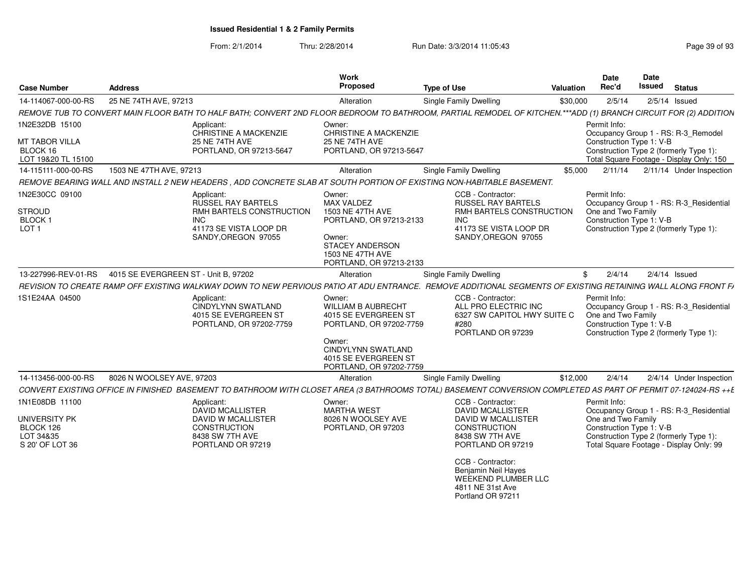# Issued Residential 1 & 2 Family Permits

From: 2/1/2014 Thru: 2/28/2014 Run Date: 3/3/2014 11:05:43

| Case Number | Address | Work Proposed | Type of Use | Valuation | Date Rec'd | Date Issued | Status |
|---|---|---|---|---|---|---|---|
| 14-114067-000-00-RS | 25 NE 74TH AVE, 97213 | Alteration | Single Family Dwelling | $30,000 | 2/5/14 | 2/5/14 | Issued |

REMOVE TUB TO CONVERT MAIN FLOOR BATH TO HALF BATH; CONVERT 2ND FLOOR BEDROOM TO BATHROOM, PARTIAL REMODEL OF KITCHEN.***ADD (1) BRANCH CIRCUIT FOR (2) ADDITION

1N2E32DB 15100
MT TABOR VILLA
BLOCK 16
LOT 19&20 TL 15100

Applicant:
CHRISTINE A MACKENZIE
25 NE 74TH AVE
PORTLAND, OR 97213-5647

Owner:
CHRISTINE A MACKENZIE
25 NE 74TH AVE
PORTLAND, OR 97213-5647

Permit Info:
Occupancy Group 1 - RS: R-3_Remodel
Construction Type 1: V-B
Construction Type 2 (formerly Type 1):
Total Square Footage - Display Only: 150

| Case Number | Address | Work Proposed | Type of Use | Valuation | Date Rec'd | Date Issued | Status |
|---|---|---|---|---|---|---|---|
| 14-115111-000-00-RS | 1503 NE 47TH AVE, 97213 | Alteration | Single Family Dwelling | $5,000 | 2/11/14 | 2/11/14 | Under Inspection |

REMOVE BEARING WALL AND INSTALL 2 NEW HEADERS , ADD CONCRETE SLAB AT SOUTH PORTION OF EXISTING NON-HABITABLE BASEMENT.

1N2E30CC 09100
STROUD
BLOCK 1
LOT 1

Applicant:
RUSSEL RAY BARTELS
RMH BARTELS CONSTRUCTION INC
41173 SE VISTA LOOP DR
SANDY,OREGON 97055

Owner:
MAX VALDEZ
1503 NE 47TH AVE
PORTLAND, OR 97213-2133

Owner:
STACEY ANDERSON
1503 NE 47TH AVE
PORTLAND, OR 97213-2133

CCB - Contractor:
RUSSEL RAY BARTELS
RMH BARTELS CONSTRUCTION INC
41173 SE VISTA LOOP DR
SANDY,OREGON 97055

Permit Info:
Occupancy Group 1 - RS: R-3_Residential One and Two Family
Construction Type 1: V-B
Construction Type 2 (formerly Type 1):

| Case Number | Address | Work Proposed | Type of Use | Valuation | Date Rec'd | Date Issued | Status |
|---|---|---|---|---|---|---|---|
| 13-227996-REV-01-RS | 4015 SE EVERGREEN ST - Unit B, 97202 | Alteration | Single Family Dwelling | $ | 2/4/14 | 2/4/14 | Issued |

REVISION TO CREATE RAMP OFF EXISTING WALKWAY DOWN TO NEW PERVIOUS PATIO AT ADU ENTRANCE. REMOVE ADDITIONAL SEGMENTS OF EXISTING RETAINING WALL ALONG FRONT F/

1S1E24AA 04500

Applicant:
CINDYLYNN SWATLAND
4015 SE EVERGREEN ST
PORTLAND, OR 97202-7759

Owner:
WILLIAM B AUBRECHT
4015 SE EVERGREEN ST
PORTLAND, OR 97202-7759

Owner:
CINDYLYNN SWATLAND
4015 SE EVERGREEN ST
PORTLAND, OR 97202-7759

CCB - Contractor:
ALL PRO ELECTRIC INC
6327 SW CAPITOL HWY SUITE C #280
PORTLAND OR 97239

Permit Info:
Occupancy Group 1 - RS: R-3_Residential One and Two Family
Construction Type 1: V-B
Construction Type 2 (formerly Type 1):

| Case Number | Address | Work Proposed | Type of Use | Valuation | Date Rec'd | Date Issued | Status |
|---|---|---|---|---|---|---|---|
| 14-113456-000-00-RS | 8026 N WOOLSEY AVE, 97203 | Alteration | Single Family Dwelling | $12,000 | 2/4/14 | 2/4/14 | Under Inspection |

CONVERT EXISTING OFFICE IN FINISHED BASEMENT TO BATHROOM WITH CLOSET AREA (3 BATHROOMS TOTAL) BASEMENT CONVERSION COMPLETED AS PART OF PERMIT 07-124024-RS ++E

1N1E08DB 11100
UNIVERSITY PK
BLOCK 126
LOT 34&35
S 20' OF LOT 36

Applicant:
DAVID MCALLISTER
DAVID W MCALLISTER CONSTRUCTION
8438 SW 7TH AVE
PORTLAND OR 97219

Owner:
MARTHA WEST
8026 N WOOLSEY AVE
PORTLAND, OR 97203

CCB - Contractor:
DAVID MCALLISTER
DAVID W MCALLISTER CONSTRUCTION
8438 SW 7TH AVE
PORTLAND OR 97219

CCB - Contractor:
Benjamin Neil Hayes
WEEKEND PLUMBER LLC
4811 NE 31st Ave
Portland OR 97211

Permit Info:
Occupancy Group 1 - RS: R-3_Residential One and Two Family
Construction Type 1: V-B
Construction Type 2 (formerly Type 1):
Total Square Footage - Display Only: 99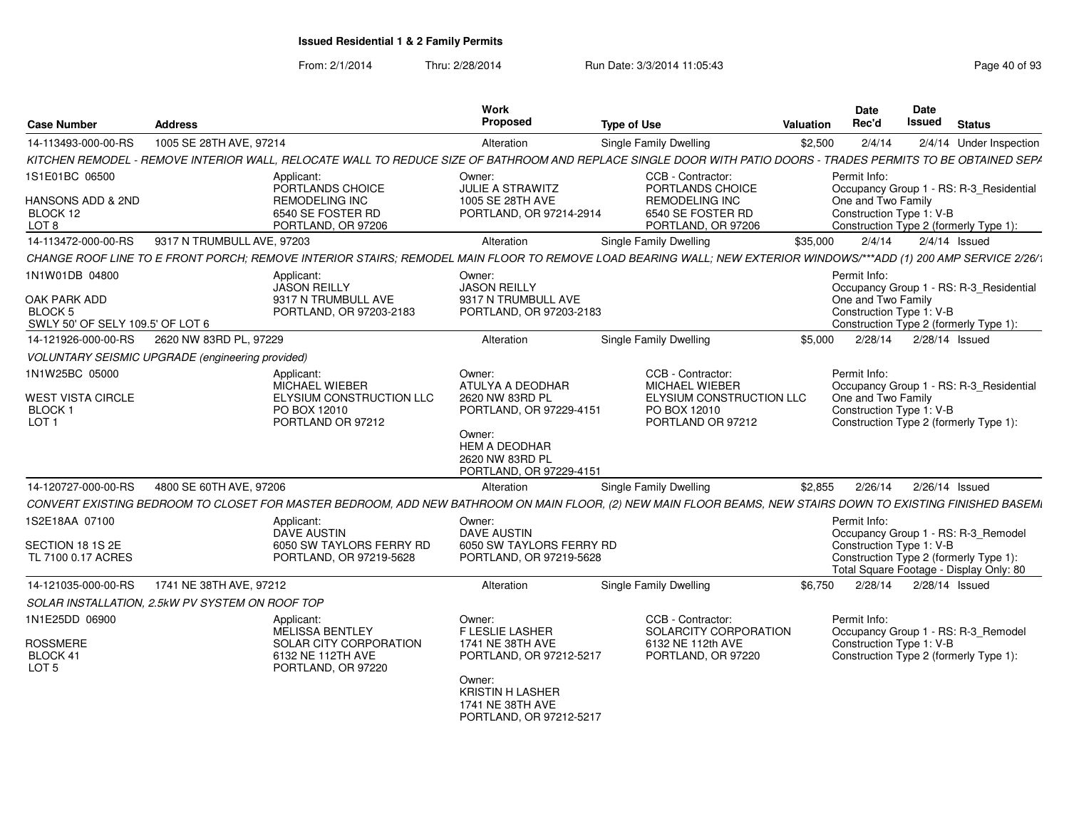# Issued Residential 1 & 2 Family Permits

From: 2/1/2014 Thru: 2/28/2014 Run Date: 3/3/2014 11:05:43

| Case Number | Address | Work Proposed | Type of Use | Valuation | Date Rec'd | Date Issued | Status |
|---|---|---|---|---|---|---|---|
| 14-113493-000-00-RS | 1005 SE 28TH AVE, 97214 | Alteration | Single Family Dwelling | $2,500 | 2/4/14 | 2/4/14 | Under Inspection |

KITCHEN REMODEL - REMOVE INTERIOR WALL, RELOCATE WALL TO REDUCE SIZE OF BATHROOM AND REPLACE SINGLE DOOR WITH PATIO DOORS - TRADES PERMITS TO BE OBTAINED SEPA

1S1E01BC 06500
HANSONS ADD & 2ND
BLOCK 12
LOT 8

Applicant:
PORTLANDS CHOICE
REMODELING INC
6540 SE FOSTER RD
PORTLAND, OR 97206

Owner:
JULIE A STRAWITZ
1005 SE 28TH AVE
PORTLAND, OR 97214-2914

CCB - Contractor:
PORTLANDS CHOICE
REMODELING INC
6540 SE FOSTER RD
PORTLAND, OR 97206

Permit Info:
Occupancy Group 1 - RS: R-3_Residential One and Two Family
Construction Type 1: V-B
Construction Type 2 (formerly Type 1):

| Case Number | Address | Work Proposed | Type of Use | Valuation | Date Rec'd | Date Issued | Status |
|---|---|---|---|---|---|---|---|
| 14-113472-000-00-RS | 9317 N TRUMBULL AVE, 97203 | Alteration | Single Family Dwelling | $35,000 | 2/4/14 | 2/4/14 | Issued |

CHANGE ROOF LINE TO E FRONT PORCH; REMOVE INTERIOR STAIRS; REMODEL MAIN FLOOR TO REMOVE LOAD BEARING WALL; NEW EXTERIOR WINDOWS/***ADD (1) 200 AMP SERVICE 2/26/1

1N1W01DB 04800
OAK PARK ADD
BLOCK 5
SWLY 50' OF SELY 109.5' OF LOT 6

Applicant:
JASON REILLY
9317 N TRUMBULL AVE
PORTLAND, OR 97203-2183

Owner:
JASON REILLY
9317 N TRUMBULL AVE
PORTLAND, OR 97203-2183

Permit Info:
Occupancy Group 1 - RS: R-3_Residential One and Two Family
Construction Type 1: V-B
Construction Type 2 (formerly Type 1):

| Case Number | Address | Work Proposed | Type of Use | Valuation | Date Rec'd | Date Issued | Status |
|---|---|---|---|---|---|---|---|
| 14-121926-000-00-RS | 2620 NW 83RD PL, 97229 | Alteration | Single Family Dwelling | $5,000 | 2/28/14 | 2/28/14 | Issued |

VOLUNTARY SEISMIC UPGRADE (engineering provided)

1N1W25BC 05000
WEST VISTA CIRCLE
BLOCK 1
LOT 1

Applicant:
MICHAEL WIEBER
ELYSIUM CONSTRUCTION LLC
PO BOX 12010
PORTLAND OR 97212

Owner:
ATULYA A DEODHAR
2620 NW 83RD PL
PORTLAND, OR 97229-4151

Owner:
HEM A DEODHAR
2620 NW 83RD PL
PORTLAND, OR 97229-4151

CCB - Contractor:
MICHAEL WIEBER
ELYSIUM CONSTRUCTION LLC
PO BOX 12010
PORTLAND OR 97212

Permit Info:
Occupancy Group 1 - RS: R-3_Residential One and Two Family
Construction Type 1: V-B
Construction Type 2 (formerly Type 1):

| Case Number | Address | Work Proposed | Type of Use | Valuation | Date Rec'd | Date Issued | Status |
|---|---|---|---|---|---|---|---|
| 14-120727-000-00-RS | 4800 SE 60TH AVE, 97206 | Alteration | Single Family Dwelling | $2,855 | 2/26/14 | 2/26/14 | Issued |

CONVERT EXISTING BEDROOM TO CLOSET FOR MASTER BEDROOM, ADD NEW BATHROOM ON MAIN FLOOR, (2) NEW MAIN FLOOR BEAMS, NEW STAIRS DOWN TO EXISTING FINISHED BASEMI

1S2E18AA 07100
SECTION 18 1S 2E
TL 7100 0.17 ACRES

Applicant:
DAVE AUSTIN
6050 SW TAYLORS FERRY RD
PORTLAND, OR 97219-5628

Owner:
DAVE AUSTIN
6050 SW TAYLORS FERRY RD
PORTLAND, OR 97219-5628

Permit Info:
Occupancy Group 1 - RS: R-3_Remodel
Construction Type 1: V-B
Construction Type 2 (formerly Type 1):
Total Square Footage - Display Only: 80

| Case Number | Address | Work Proposed | Type of Use | Valuation | Date Rec'd | Date Issued | Status |
|---|---|---|---|---|---|---|---|
| 14-121035-000-00-RS | 1741 NE 38TH AVE, 97212 | Alteration | Single Family Dwelling | $6,750 | 2/28/14 | 2/28/14 | Issued |

SOLAR INSTALLATION, 2.5kW PV SYSTEM ON ROOF TOP

1N1E25DD 06900
ROSSMERE
BLOCK 41
LOT 5

Applicant:
MELISSA BENTLEY
SOLAR CITY CORPORATION
6132 NE 112TH AVE
PORTLAND, OR 97220

Owner:
F LESLIE LASHER
1741 NE 38TH AVE
PORTLAND, OR 97212-5217

Owner:
KRISTIN H LASHER
1741 NE 38TH AVE
PORTLAND, OR 97212-5217

CCB - Contractor:
SOLARCITY CORPORATION
6132 NE 112th AVE
PORTLAND, OR 97220

Permit Info:
Occupancy Group 1 - RS: R-3_Remodel
Construction Type 1: V-B
Construction Type 2 (formerly Type 1):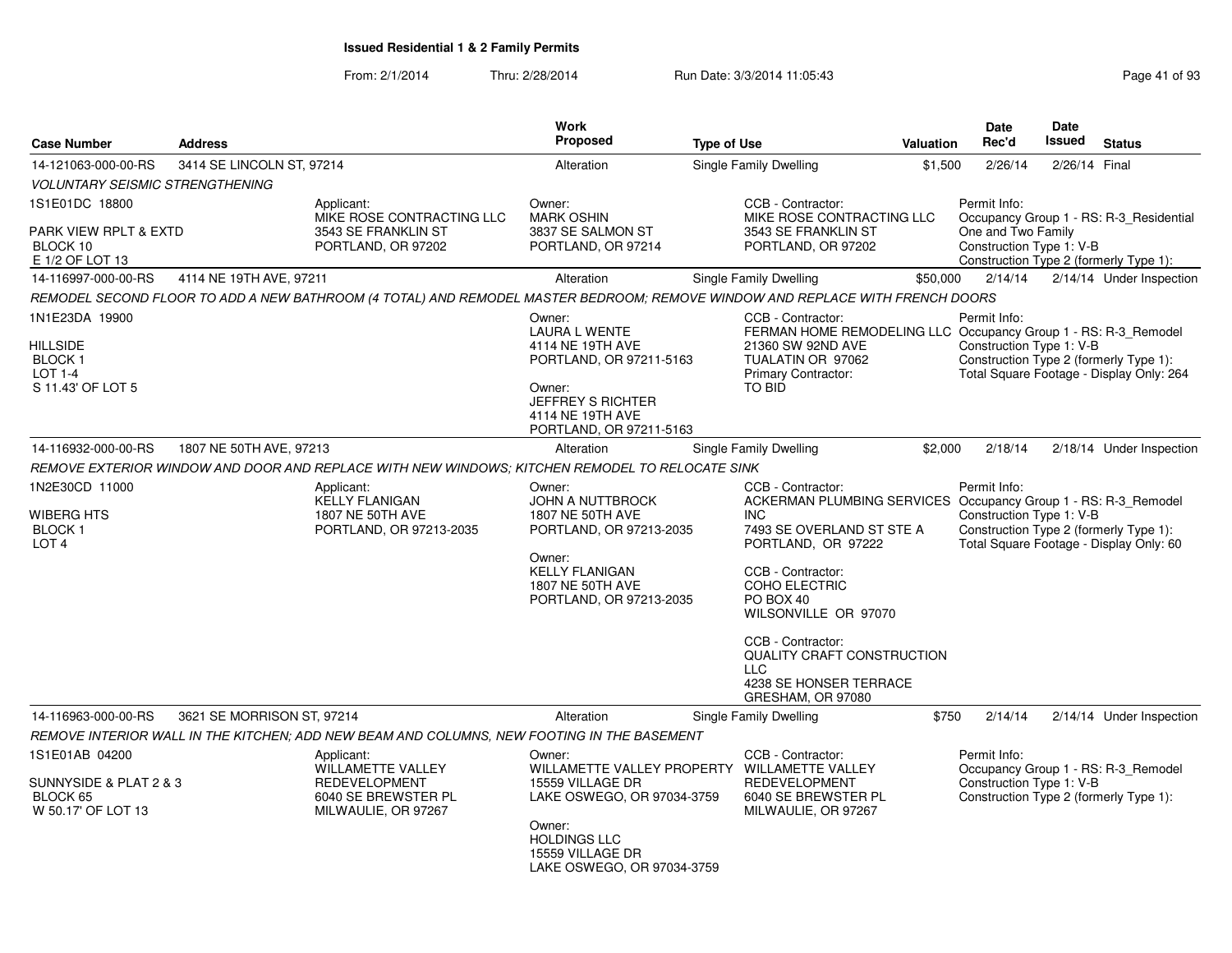# Issued Residential 1 & 2 Family Permits

From: 2/1/2014 Thru: 2/28/2014 Run Date: 3/3/2014 11:05:43

| Case Number | Address | Work Proposed | Type of Use | Valuation | Date Rec'd | Date Issued | Status |
|---|---|---|---|---|---|---|---|
| 14-121063-000-00-RS | 3414 SE LINCOLN ST, 97214 | Alteration | Single Family Dwelling | $1,500 | 2/26/14 | 2/26/14 | Final |

*VOLUNTARY SEISMIC STRENGTHENING*

1S1E01DC 18800

PARK VIEW RPLT & EXTD
BLOCK 10
E 1/2 OF LOT 13

Applicant:
MIKE ROSE CONTRACTING LLC
3543 SE FRANKLIN ST
PORTLAND, OR 97202

Owner:
MARK OSHIN
3837 SE SALMON ST
PORTLAND, OR 97214

CCB - Contractor:
MIKE ROSE CONTRACTING LLC
3543 SE FRANKLIN ST
PORTLAND, OR 97202

Permit Info:
Occupancy Group 1 - RS: R-3_Residential One and Two Family
Construction Type 1: V-B
Construction Type 2 (formerly Type 1):

| Case Number | Address | Work Proposed | Type of Use | Valuation | Date Rec'd | Date Issued | Status |
|---|---|---|---|---|---|---|---|
| 14-116997-000-00-RS | 4114 NE 19TH AVE, 97211 | Alteration | Single Family Dwelling | $50,000 | 2/14/14 | 2/14/14 | Under Inspection |

*REMODEL SECOND FLOOR TO ADD A NEW BATHROOM (4 TOTAL) AND REMODEL MASTER BEDROOM; REMOVE WINDOW AND REPLACE WITH FRENCH DOORS*

1N1E23DA 19900

HILLSIDE
BLOCK 1
LOT 1-4
S 11.43' OF LOT 5

Owner:
LAURA L WENTE
4114 NE 19TH AVE
PORTLAND, OR 97211-5163

Owner:
JEFFREY S RICHTER
4114 NE 19TH AVE
PORTLAND, OR 97211-5163

CCB - Contractor:
FERMAN HOME REMODELING LLC
21360 SW 92ND AVE
TUALATIN OR 97062
Primary Contractor:
TO BID

Permit Info:
Occupancy Group 1 - RS: R-3_Remodel
Construction Type 1: V-B
Construction Type 2 (formerly Type 1):
Total Square Footage - Display Only: 264

| Case Number | Address | Work Proposed | Type of Use | Valuation | Date Rec'd | Date Issued | Status |
|---|---|---|---|---|---|---|---|
| 14-116932-000-00-RS | 1807 NE 50TH AVE, 97213 | Alteration | Single Family Dwelling | $2,000 | 2/18/14 | 2/18/14 | Under Inspection |

*REMOVE EXTERIOR WINDOW AND DOOR AND REPLACE WITH NEW WINDOWS; KITCHEN REMODEL TO RELOCATE SINK*

1N2E30CD 11000

WIBERG HTS
BLOCK 1
LOT 4

Applicant:
KELLY FLANIGAN
1807 NE 50TH AVE
PORTLAND, OR 97213-2035

Owner:
JOHN A NUTTBROCK
1807 NE 50TH AVE
PORTLAND, OR 97213-2035

Owner:
KELLY FLANIGAN
1807 NE 50TH AVE
PORTLAND, OR 97213-2035

CCB - Contractor:
ACKERMAN PLUMBING SERVICES INC
7493 SE OVERLAND ST STE A
PORTLAND, OR 97222

CCB - Contractor:
COHO ELECTRIC
PO BOX 40
WILSONVILLE OR 97070

CCB - Contractor:
QUALITY CRAFT CONSTRUCTION LLC
4238 SE HONSER TERRACE
GRESHAM, OR 97080

Permit Info:
Occupancy Group 1 - RS: R-3_Remodel
Construction Type 1: V-B
Construction Type 2 (formerly Type 1):
Total Square Footage - Display Only: 60

| Case Number | Address | Work Proposed | Type of Use | Valuation | Date Rec'd | Date Issued | Status |
|---|---|---|---|---|---|---|---|
| 14-116963-000-00-RS | 3621 SE MORRISON ST, 97214 | Alteration | Single Family Dwelling | $750 | 2/14/14 | 2/14/14 | Under Inspection |

*REMOVE INTERIOR WALL IN THE KITCHEN; ADD NEW BEAM AND COLUMNS, NEW FOOTING IN THE BASEMENT*

1S1E01AB 04200

SUNNYSIDE & PLAT 2 & 3
BLOCK 65
W 50.17' OF LOT 13

Applicant:
WILLAMETTE VALLEY REDEVELOPMENT
6040 SE BREWSTER PL
MILWAULIE, OR 97267

Owner:
WILLAMETTE VALLEY PROPERTY
15559 VILLAGE DR
LAKE OSWEGO, OR 97034-3759

Owner:
HOLDINGS LLC
15559 VILLAGE DR
LAKE OSWEGO, OR 97034-3759

CCB - Contractor:
WILLAMETTE VALLEY REDEVELOPMENT
6040 SE BREWSTER PL
MILWAULIE, OR 97267

Permit Info:
Occupancy Group 1 - RS: R-3_Remodel
Construction Type 1: V-B
Construction Type 2 (formerly Type 1):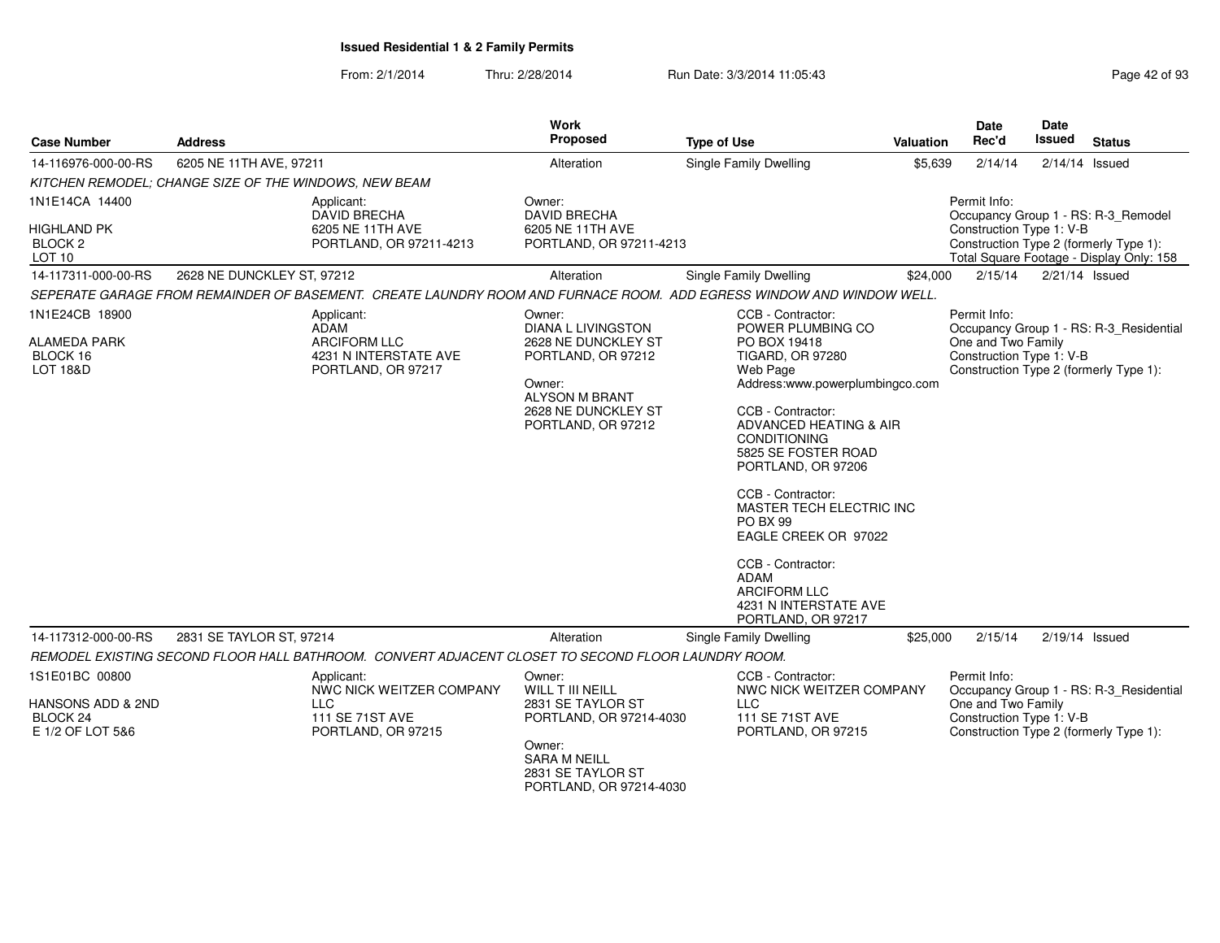# Issued Residential 1 & 2 Family Permits

From: 2/1/2014 Thru: 2/28/2014 Run Date: 3/3/2014 11:05:43

| Case Number | Address | Work Proposed | Type of Use | Valuation | Date Rec'd | Date Issued | Status |
|---|---|---|---|---|---|---|---|
| 14-116976-000-00-RS | 6205 NE 11TH AVE, 97211 | Alteration | Single Family Dwelling | $5,639 | 2/14/14 | 2/14/14 | Issued |

*KITCHEN REMODEL; CHANGE SIZE OF THE WINDOWS, NEW BEAM*

1N1E14CA 14400
HIGHLAND PK
BLOCK 2
LOT 10

Applicant:
DAVID BRECHA
6205 NE 11TH AVE
PORTLAND, OR 97211-4213

Owner:
DAVID BRECHA
6205 NE 11TH AVE
PORTLAND, OR 97211-4213

Permit Info:
Occupancy Group 1 - RS: R-3_Remodel
Construction Type 1: V-B
Construction Type 2 (formerly Type 1):
Total Square Footage - Display Only: 158

| Case Number | Address | Work Proposed | Type of Use | Valuation | Date Rec'd | Date Issued | Status |
|---|---|---|---|---|---|---|---|
| 14-117311-000-00-RS | 2628 NE DUNCKLEY ST, 97212 | Alteration | Single Family Dwelling | $24,000 | 2/15/14 | 2/21/14 | Issued |

*SEPERATE GARAGE FROM REMAINDER OF BASEMENT. CREATE LAUNDRY ROOM AND FURNACE ROOM. ADD EGRESS WINDOW AND WINDOW WELL.*

1N1E24CB 18900
ALAMEDA PARK
BLOCK 16
LOT 18&D

Applicant:
ADAM
ARCIFORM LLC
4231 N INTERSTATE AVE
PORTLAND, OR 97217

Owner:
DIANA L LIVINGSTON
2628 NE DUNCKLEY ST
PORTLAND, OR 97212

Owner:
ALYSON M BRANT
2628 NE DUNCKLEY ST
PORTLAND, OR 97212

CCB - Contractor:
POWER PLUMBING CO
PO BOX 19418
TIGARD, OR 97280
Web Page
Address:www.powerplumbingco.com

CCB - Contractor:
ADVANCED HEATING & AIR CONDITIONING
5825 SE FOSTER ROAD
PORTLAND, OR 97206

CCB - Contractor:
MASTER TECH ELECTRIC INC
PO BX 99
EAGLE CREEK OR 97022

CCB - Contractor:
ADAM
ARCIFORM LLC
4231 N INTERSTATE AVE
PORTLAND, OR 97217

Permit Info:
Occupancy Group 1 - RS: R-3_Residential One and Two Family
Construction Type 1: V-B
Construction Type 2 (formerly Type 1):

| Case Number | Address | Work Proposed | Type of Use | Valuation | Date Rec'd | Date Issued | Status |
|---|---|---|---|---|---|---|---|
| 14-117312-000-00-RS | 2831 SE TAYLOR ST, 97214 | Alteration | Single Family Dwelling | $25,000 | 2/15/14 | 2/19/14 | Issued |

*REMODEL EXISTING SECOND FLOOR HALL BATHROOM. CONVERT ADJACENT CLOSET TO SECOND FLOOR LAUNDRY ROOM.*

1S1E01BC 00800
HANSONS ADD & 2ND
BLOCK 24
E 1/2 OF LOT 5&6

Applicant:
NWC NICK WEITZER COMPANY LLC
111 SE 71ST AVE
PORTLAND, OR 97215

Owner:
WILL T III NEILL
2831 SE TAYLOR ST
PORTLAND, OR 97214-4030

Owner:
SARA M NEILL
2831 SE TAYLOR ST
PORTLAND, OR 97214-4030

CCB - Contractor:
NWC NICK WEITZER COMPANY LLC
111 SE 71ST AVE
PORTLAND, OR 97215

Permit Info:
Occupancy Group 1 - RS: R-3_Residential One and Two Family
Construction Type 1: V-B
Construction Type 2 (formerly Type 1):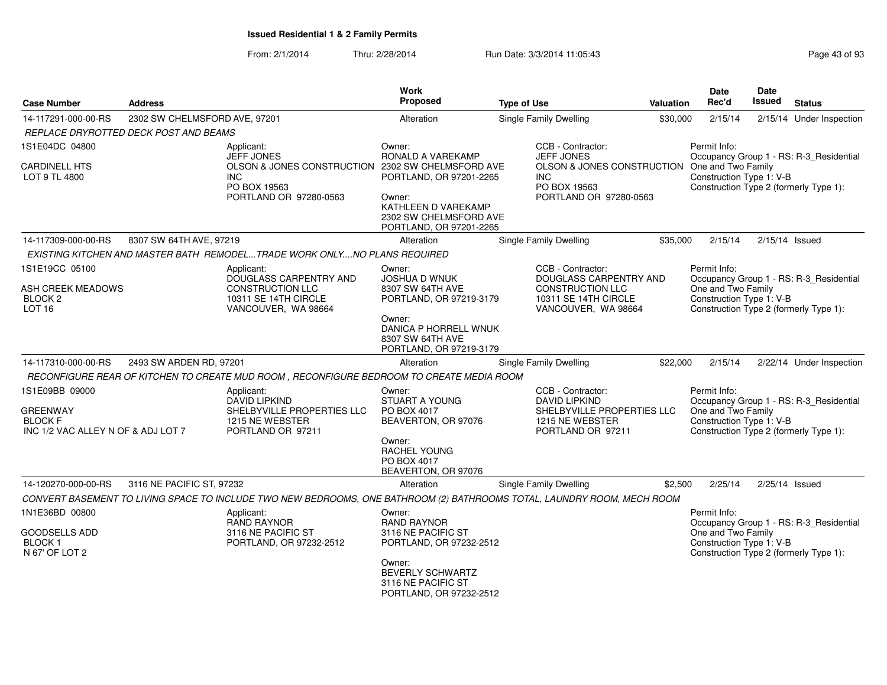# Issued Residential 1 & 2 Family Permits

From: 2/1/2014 Thru: 2/28/2014 Run Date: 3/3/2014 11:05:43

| Case Number | Address | Work Proposed | Type of Use | Valuation | Date Rec'd | Date Issued | Status |
|---|---|---|---|---|---|---|---|
| 14-117291-000-00-RS | 2302 SW CHELMSFORD AVE, 97201 | Alteration | Single Family Dwelling | $30,000 | 2/15/14 | 2/15/14 | Under Inspection |

*REPLACE DRYROTTED DECK POST AND BEAMS*

1S1E04DC 04800
CARDINELL HTS
LOT 9 TL 4800

Applicant:
JEFF JONES
OLSON & JONES CONSTRUCTION INC
PO BOX 19563
PORTLAND OR 97280-0563

Owner:
RONALD A VAREKAMP
2302 SW CHELMSFORD AVE
PORTLAND, OR 97201-2265

Owner:
KATHLEEN D VAREKAMP
2302 SW CHELMSFORD AVE
PORTLAND, OR 97201-2265

CCB - Contractor:
JEFF JONES
OLSON & JONES CONSTRUCTION INC
PO BOX 19563
PORTLAND OR 97280-0563

Permit Info:
Occupancy Group 1 - RS: R-3_Residential One and Two Family
Construction Type 1: V-B
Construction Type 2 (formerly Type 1):

---

| Case Number | Address | Work Proposed | Type of Use | Valuation | Date Rec'd | Date Issued | Status |
|---|---|---|---|---|---|---|---|
| 14-117309-000-00-RS | 8307 SW 64TH AVE, 97219 | Alteration | Single Family Dwelling | $35,000 | 2/15/14 | 2/15/14 | Issued |

*EXISTING KITCHEN AND MASTER BATH REMODEL...TRADE WORK ONLY....NO PLANS REQUIRED*

1S1E19CC 05100
ASH CREEK MEADOWS
BLOCK 2
LOT 16

Applicant:
DOUGLASS CARPENTRY AND CONSTRUCTION LLC
10311 SE 14TH CIRCLE
VANCOUVER, WA 98664

Owner:
JOSHUA D WNUK
8307 SW 64TH AVE
PORTLAND, OR 97219-3179

Owner:
DANICA P HORRELL WNUK
8307 SW 64TH AVE
PORTLAND, OR 97219-3179

CCB - Contractor:
DOUGLASS CARPENTRY AND CONSTRUCTION LLC
10311 SE 14TH CIRCLE
VANCOUVER, WA 98664

Permit Info:
Occupancy Group 1 - RS: R-3_Residential One and Two Family
Construction Type 1: V-B
Construction Type 2 (formerly Type 1):

---

| Case Number | Address | Work Proposed | Type of Use | Valuation | Date Rec'd | Date Issued | Status |
|---|---|---|---|---|---|---|---|
| 14-117310-000-00-RS | 2493 SW ARDEN RD, 97201 | Alteration | Single Family Dwelling | $22,000 | 2/15/14 | 2/22/14 | Under Inspection |

*RECONFIGURE REAR OF KITCHEN TO CREATE MUD ROOM , RECONFIGURE BEDROOM TO CREATE MEDIA ROOM*

1S1E09BB 09000
GREENWAY
BLOCK F
INC 1/2 VAC ALLEY N OF & ADJ LOT 7

Applicant:
DAVID LIPKIND
SHELBYVILLE PROPERTIES LLC
1215 NE WEBSTER
PORTLAND OR 97211

Owner:
STUART A YOUNG
PO BOX 4017
BEAVERTON, OR 97076

Owner:
RACHEL YOUNG
PO BOX 4017
BEAVERTON, OR 97076

CCB - Contractor:
DAVID LIPKIND
SHELBYVILLE PROPERTIES LLC
1215 NE WEBSTER
PORTLAND OR 97211

Permit Info:
Occupancy Group 1 - RS: R-3_Residential One and Two Family
Construction Type 1: V-B
Construction Type 2 (formerly Type 1):

---

| Case Number | Address | Work Proposed | Type of Use | Valuation | Date Rec'd | Date Issued | Status |
|---|---|---|---|---|---|---|---|
| 14-120270-000-00-RS | 3116 NE PACIFIC ST, 97232 | Alteration | Single Family Dwelling | $2,500 | 2/25/14 | 2/25/14 | Issued |

*CONVERT BASEMENT TO LIVING SPACE TO INCLUDE TWO NEW BEDROOMS, ONE BATHROOM (2) BATHROOMS TOTAL, LAUNDRY ROOM, MECH ROOM*

1N1E36BD 00800
GOODSELLS ADD
BLOCK 1
N 67' OF LOT 2

Applicant:
RAND RAYNOR
3116 NE PACIFIC ST
PORTLAND, OR 97232-2512

Owner:
RAND RAYNOR
3116 NE PACIFIC ST
PORTLAND, OR 97232-2512

Owner:
BEVERLY SCHWARTZ
3116 NE PACIFIC ST
PORTLAND, OR 97232-2512

Permit Info:
Occupancy Group 1 - RS: R-3_Residential One and Two Family
Construction Type 1: V-B
Construction Type 2 (formerly Type 1):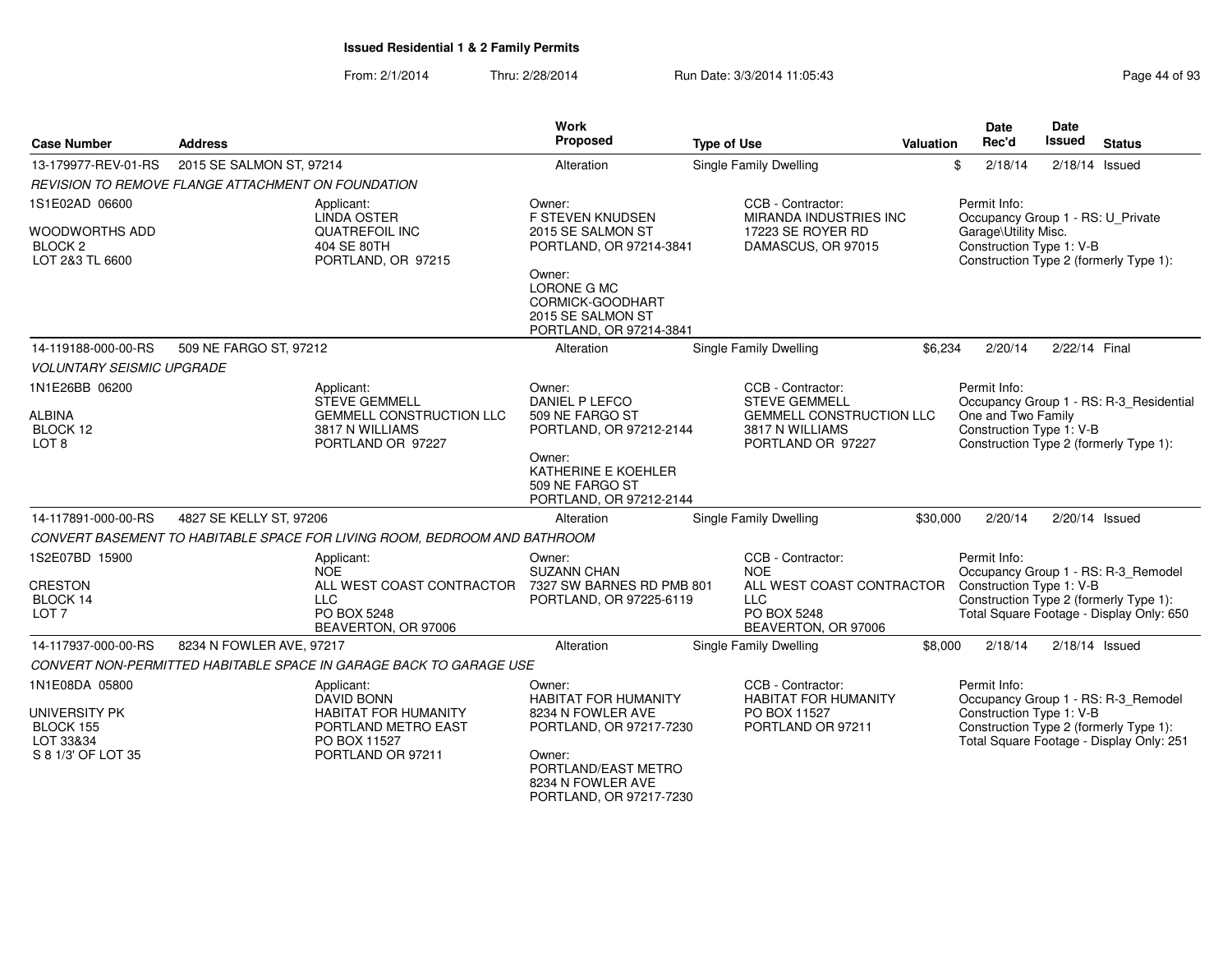**Issued Residential 1 & 2 Family Permits**

From: 2/1/2014 Thru: 2/28/2014 Run Date: 3/3/2014 11:05:43

| Case Number | Address | Work Proposed | Type of Use | Valuation | Date Rec'd | Date Issued | Status |
|---|---|---|---|---|---|---|---|
| 13-179977-REV-01-RS | 2015 SE SALMON ST, 97214 | Alteration | Single Family Dwelling | $ | 2/18/14 | 2/18/14 | Issued |

*REVISION TO REMOVE FLANGE ATTACHMENT ON FOUNDATION*

1S1E02AD 06600

WOODWORTHS ADD
BLOCK 2
LOT 2&3 TL 6600

Applicant:
LINDA OSTER
QUATREFOIL INC
404 SE 80TH
PORTLAND, OR 97215

Owner:
F STEVEN KNUDSEN
2015 SE SALMON ST
PORTLAND, OR 97214-3841

Owner:
LORONE G MC
CORMICK-GOODHART
2015 SE SALMON ST
PORTLAND, OR 97214-3841

CCB - Contractor:
MIRANDA INDUSTRIES INC
17223 SE ROYER RD
DAMASCUS, OR 97015

Permit Info:
Occupancy Group 1 - RS: U_Private Garage\Utility Misc.
Construction Type 1: V-B
Construction Type 2 (formerly Type 1):

| Case Number | Address | Work Proposed | Type of Use | Valuation | Date Rec'd | Date Issued | Status |
|---|---|---|---|---|---|---|---|
| 14-119188-000-00-RS | 509 NE FARGO ST, 97212 | Alteration | Single Family Dwelling | $6,234 | 2/20/14 | 2/22/14 | Final |

*VOLUNTARY SEISMIC UPGRADE*

1N1E26BB 06200

ALBINA
BLOCK 12
LOT 8

Applicant:
STEVE GEMMELL
GEMMELL CONSTRUCTION LLC
3817 N WILLIAMS
PORTLAND OR 97227

Owner:
DANIEL P LEFCO
509 NE FARGO ST
PORTLAND, OR 97212-2144

Owner:
KATHERINE E KOEHLER
509 NE FARGO ST
PORTLAND, OR 97212-2144

CCB - Contractor:
STEVE GEMMELL
GEMMELL CONSTRUCTION LLC
3817 N WILLIAMS
PORTLAND OR 97227

Permit Info:
Occupancy Group 1 - RS: R-3_Residential One and Two Family
Construction Type 1: V-B
Construction Type 2 (formerly Type 1):

| Case Number | Address | Work Proposed | Type of Use | Valuation | Date Rec'd | Date Issued | Status |
|---|---|---|---|---|---|---|---|
| 14-117891-000-00-RS | 4827 SE KELLY ST, 97206 | Alteration | Single Family Dwelling | $30,000 | 2/20/14 | 2/20/14 | Issued |

*CONVERT BASEMENT TO HABITABLE SPACE FOR LIVING ROOM, BEDROOM AND BATHROOM*

1S2E07BD 15900

CRESTON
BLOCK 14
LOT 7

Applicant:
NOE
ALL WEST COAST CONTRACTOR LLC
PO BOX 5248
BEAVERTON, OR 97006

Owner:
SUZANN CHAN
7327 SW BARNES RD PMB 801
PORTLAND, OR 97225-6119

CCB - Contractor:
NOE
ALL WEST COAST CONTRACTOR LLC
PO BOX 5248
BEAVERTON, OR 97006

Permit Info:
Occupancy Group 1 - RS: R-3_Remodel
Construction Type 1: V-B
Construction Type 2 (formerly Type 1):
Total Square Footage - Display Only: 650

| Case Number | Address | Work Proposed | Type of Use | Valuation | Date Rec'd | Date Issued | Status |
|---|---|---|---|---|---|---|---|
| 14-117937-000-00-RS | 8234 N FOWLER AVE, 97217 | Alteration | Single Family Dwelling | $8,000 | 2/18/14 | 2/18/14 | Issued |

*CONVERT NON-PERMITTED HABITABLE SPACE IN GARAGE BACK TO GARAGE USE*

1N1E08DA 05800

UNIVERSITY PK
BLOCK 155
LOT 33&34
S 8 1/3' OF LOT 35

Applicant:
DAVID BONN
HABITAT FOR HUMANITY
PORTLAND METRO EAST
PO BOX 11527
PORTLAND OR 97211

Owner:
HABITAT FOR HUMANITY
8234 N FOWLER AVE
PORTLAND, OR 97217-7230

Owner:
PORTLAND/EAST METRO
8234 N FOWLER AVE
PORTLAND, OR 97217-7230

CCB - Contractor:
HABITAT FOR HUMANITY
PO BOX 11527
PORTLAND OR 97211

Permit Info:
Occupancy Group 1 - RS: R-3_Remodel
Construction Type 1: V-B
Construction Type 2 (formerly Type 1):
Total Square Footage - Display Only: 251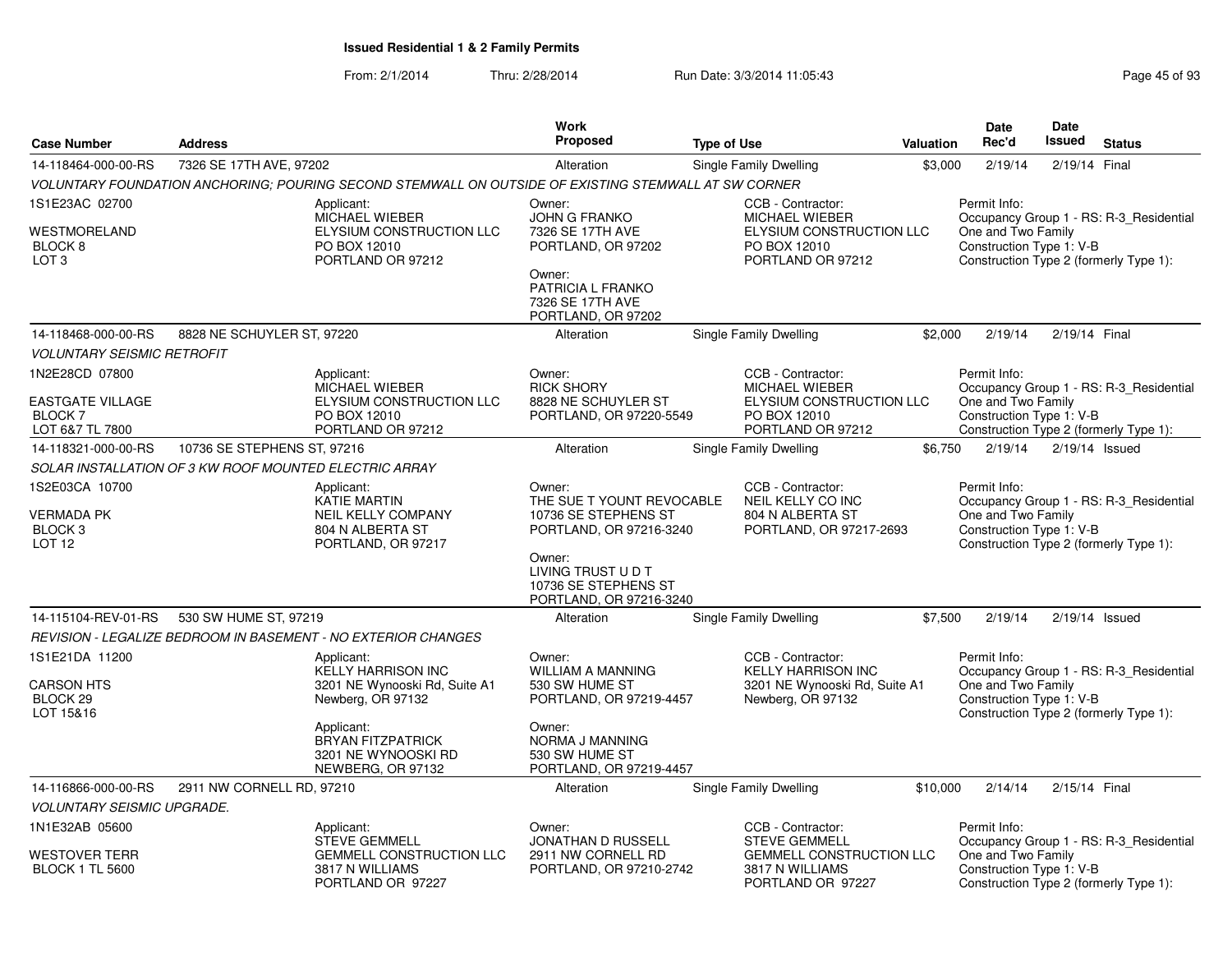**Issued Residential 1 & 2 Family Permits**

From: 2/1/2014 Thru: 2/28/2014 Run Date: 3/3/2014 11:05:43

| Case Number | Address | Work Proposed | Type of Use | Valuation | Date Rec'd | Date Issued | Status |
|---|---|---|---|---|---|---|---|
| 14-118464-000-00-RS | 7326 SE 17TH AVE, 97202 | Alteration | Single Family Dwelling | $3,000 | 2/19/14 | 2/19/14 | Final |

VOLUNTARY FOUNDATION ANCHORING; POURING SECOND STEMWALL ON OUTSIDE OF EXISTING STEMWALL AT SW CORNER

1S1E23AC 02700
WESTMORELAND
BLOCK 8
LOT 3

Applicant: MICHAEL WIEBER, ELYSIUM CONSTRUCTION LLC, PO BOX 12010, PORTLAND OR 97212

Owner: JOHN G FRANKO, 7326 SE 17TH AVE, PORTLAND, OR 97202

Owner: PATRICIA L FRANKO, 7326 SE 17TH AVE, PORTLAND, OR 97202

CCB - Contractor: MICHAEL WIEBER, ELYSIUM CONSTRUCTION LLC, PO BOX 12010, PORTLAND OR 97212

Permit Info: Occupancy Group 1 - RS: R-3_Residential One and Two Family; Construction Type 1: V-B; Construction Type 2 (formerly Type 1):

| Case Number | Address | Work Proposed | Type of Use | Valuation | Date Rec'd | Date Issued | Status |
|---|---|---|---|---|---|---|---|
| 14-118468-000-00-RS | 8828 NE SCHUYLER ST, 97220 | Alteration | Single Family Dwelling | $2,000 | 2/19/14 | 2/19/14 | Final |

VOLUNTARY SEISMIC RETROFIT

1N2E28CD 07800
EASTGATE VILLAGE
BLOCK 7
LOT 6&7 TL 7800

Applicant: MICHAEL WIEBER, ELYSIUM CONSTRUCTION LLC, PO BOX 12010, PORTLAND OR 97212

Owner: RICK SHORY, 8828 NE SCHUYLER ST, PORTLAND, OR 97220-5549

CCB - Contractor: MICHAEL WIEBER, ELYSIUM CONSTRUCTION LLC, PO BOX 12010, PORTLAND OR 97212

Permit Info: Occupancy Group 1 - RS: R-3_Residential One and Two Family; Construction Type 1: V-B; Construction Type 2 (formerly Type 1):

| Case Number | Address | Work Proposed | Type of Use | Valuation | Date Rec'd | Date Issued | Status |
|---|---|---|---|---|---|---|---|
| 14-118321-000-00-RS | 10736 SE STEPHENS ST, 97216 | Alteration | Single Family Dwelling | $6,750 | 2/19/14 | 2/19/14 | Issued |

SOLAR INSTALLATION OF 3 KW ROOF MOUNTED ELECTRIC ARRAY

1S2E03CA 10700
VERMADA PK
BLOCK 3
LOT 12

Applicant: KATIE MARTIN, NEIL KELLY COMPANY, 804 N ALBERTA ST, PORTLAND, OR 97217

Owner: THE SUE T YOUNT REVOCABLE, 10736 SE STEPHENS ST, PORTLAND, OR 97216-3240

Owner: LIVING TRUST U D T, 10736 SE STEPHENS ST, PORTLAND, OR 97216-3240

CCB - Contractor: NEIL KELLY CO INC, 804 N ALBERTA ST, PORTLAND, OR 97217-2693

Permit Info: Occupancy Group 1 - RS: R-3_Residential One and Two Family; Construction Type 1: V-B; Construction Type 2 (formerly Type 1):

| Case Number | Address | Work Proposed | Type of Use | Valuation | Date Rec'd | Date Issued | Status |
|---|---|---|---|---|---|---|---|
| 14-115104-REV-01-RS | 530 SW HUME ST, 97219 | Alteration | Single Family Dwelling | $7,500 | 2/19/14 | 2/19/14 | Issued |

REVISION - LEGALIZE BEDROOM IN BASEMENT - NO EXTERIOR CHANGES

1S1E21DA 11200
CARSON HTS
BLOCK 29
LOT 15&16

Applicant: KELLY HARRISON INC, 3201 NE Wynooski Rd, Suite A1, Newberg, OR 97132

Applicant: BRYAN FITZPATRICK, 3201 NE WYNOOSKI RD, NEWBERG, OR 97132

Owner: WILLIAM A MANNING, 530 SW HUME ST, PORTLAND, OR 97219-4457

Owner: NORMA J MANNING, 530 SW HUME ST, PORTLAND, OR 97219-4457

CCB - Contractor: KELLY HARRISON INC, 3201 NE Wynooski Rd, Suite A1, Newberg, OR 97132

Permit Info: Occupancy Group 1 - RS: R-3_Residential One and Two Family; Construction Type 1: V-B; Construction Type 2 (formerly Type 1):

| Case Number | Address | Work Proposed | Type of Use | Valuation | Date Rec'd | Date Issued | Status |
|---|---|---|---|---|---|---|---|
| 14-116866-000-00-RS | 2911 NW CORNELL RD, 97210 | Alteration | Single Family Dwelling | $10,000 | 2/14/14 | 2/15/14 | Final |

VOLUNTARY SEISMIC UPGRADE.

1N1E32AB 05600
WESTOVER TERR
BLOCK 1 TL 5600

Applicant: STEVE GEMMELL, GEMMELL CONSTRUCTION LLC, 3817 N WILLIAMS, PORTLAND OR 97227

Owner: JONATHAN D RUSSELL, 2911 NW CORNELL RD, PORTLAND, OR 97210-2742

CCB - Contractor: STEVE GEMMELL, GEMMELL CONSTRUCTION LLC, 3817 N WILLIAMS, PORTLAND OR 97227

Permit Info: Occupancy Group 1 - RS: R-3_Residential One and Two Family; Construction Type 1: V-B; Construction Type 2 (formerly Type 1):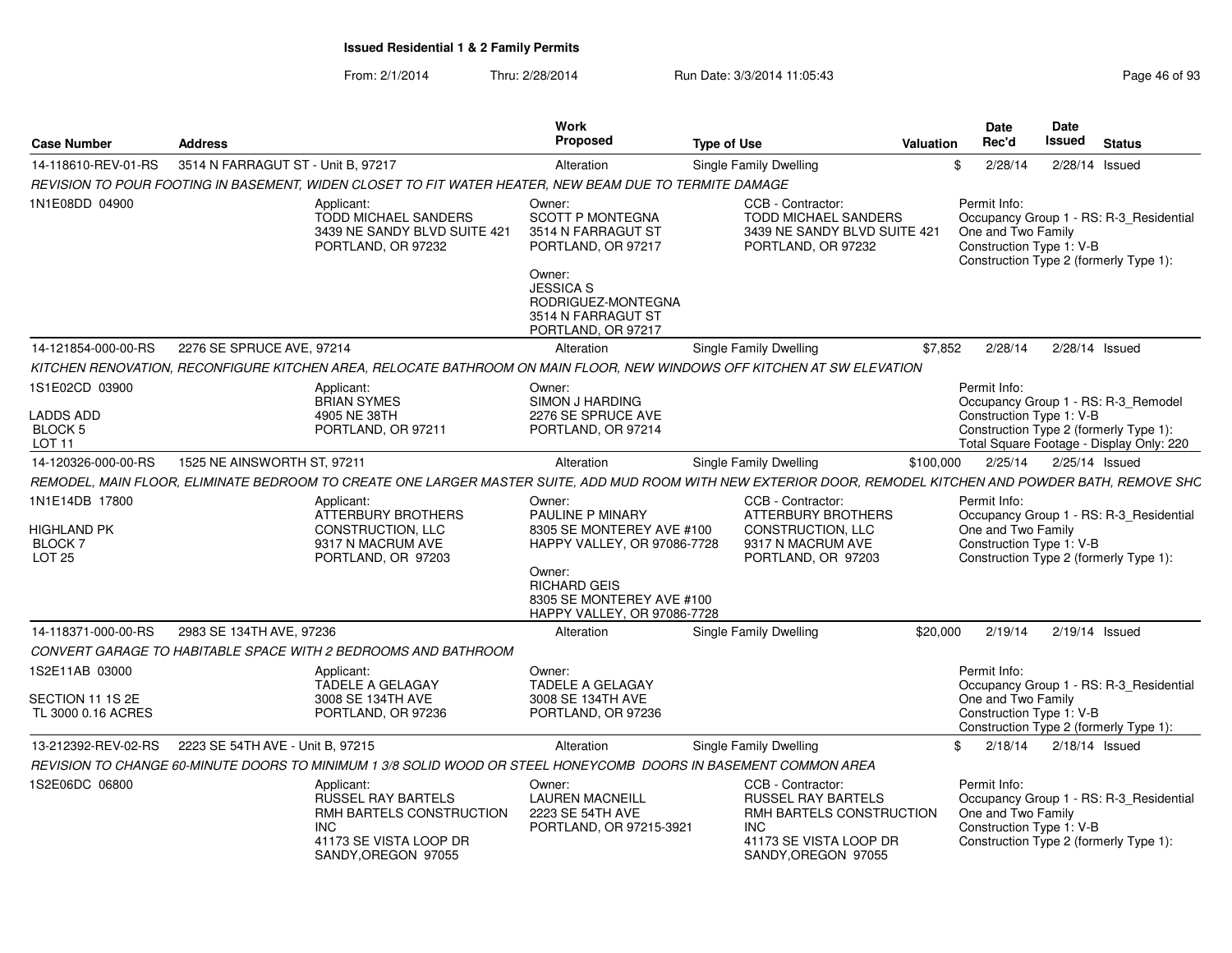**Issued Residential 1 & 2 Family Permits**

From: 2/1/2014 Thru: 2/28/2014 Run Date: 3/3/2014 11:05:43

| Case Number | Address | Work Proposed | Type of Use | Valuation | Date Rec'd | Date Issued | Status |
|---|---|---|---|---|---|---|---|
| 14-118610-REV-01-RS | 3514 N FARRAGUT ST - Unit B, 97217 | Alteration | Single Family Dwelling | $ | 2/28/14 | 2/28/14 | Issued |

*REVISION TO POUR FOOTING IN BASEMENT, WIDEN CLOSET TO FIT WATER HEATER, NEW BEAM DUE TO TERMITE DAMAGE*

1N1E08DD 04900

Applicant: TODD MICHAEL SANDERS, 3439 NE SANDY BLVD SUITE 421, PORTLAND, OR 97232

Owner: SCOTT P MONTEGNA, 3514 N FARRAGUT ST, PORTLAND, OR 97217

Owner: JESSICA S RODRIGUEZ-MONTEGNA, 3514 N FARRAGUT ST, PORTLAND, OR 97217

CCB - Contractor: TODD MICHAEL SANDERS, 3439 NE SANDY BLVD SUITE 421, PORTLAND, OR 97232

Permit Info: Occupancy Group 1 - RS: R-3_Residential One and Two Family; Construction Type 1: V-B; Construction Type 2 (formerly Type 1):

| Case Number | Address | Work Proposed | Type of Use | Valuation | Date Rec'd | Date Issued | Status |
|---|---|---|---|---|---|---|---|
| 14-121854-000-00-RS | 2276 SE SPRUCE AVE, 97214 | Alteration | Single Family Dwelling | $7,852 | 2/28/14 | 2/28/14 | Issued |

*KITCHEN RENOVATION, RECONFIGURE KITCHEN AREA, RELOCATE BATHROOM ON MAIN FLOOR, NEW WINDOWS OFF KITCHEN AT SW ELEVATION*

1S1E02CD 03900
LADDS ADD
BLOCK 5
LOT 11

Applicant: BRIAN SYMES, 4905 NE 38TH, PORTLAND, OR 97211

Owner: SIMON J HARDING, 2276 SE SPRUCE AVE, PORTLAND, OR 97214

Permit Info: Occupancy Group 1 - RS: R-3_Remodel; Construction Type 1: V-B; Construction Type 2 (formerly Type 1):; Total Square Footage - Display Only: 220

| Case Number | Address | Work Proposed | Type of Use | Valuation | Date Rec'd | Date Issued | Status |
|---|---|---|---|---|---|---|---|
| 14-120326-000-00-RS | 1525 NE AINSWORTH ST, 97211 | Alteration | Single Family Dwelling | $100,000 | 2/25/14 | 2/25/14 | Issued |

*REMODEL, MAIN FLOOR, ELIMINATE BEDROOM TO CREATE ONE LARGER MASTER SUITE, ADD MUD ROOM WITH NEW EXTERIOR DOOR, REMODEL KITCHEN AND POWDER BATH, REMOVE SHC*

1N1E14DB 17800
HIGHLAND PK
BLOCK 7
LOT 25

Applicant: ATTERBURY BROTHERS CONSTRUCTION, LLC, 9317 N MACRUM AVE, PORTLAND, OR 97203

Owner: PAULINE P MINARY, 8305 SE MONTEREY AVE #100, HAPPY VALLEY, OR 97086-7728

Owner: RICHARD GEIS, 8305 SE MONTEREY AVE #100, HAPPY VALLEY, OR 97086-7728

CCB - Contractor: ATTERBURY BROTHERS CONSTRUCTION, LLC, 9317 N MACRUM AVE, PORTLAND, OR 97203

Permit Info: Occupancy Group 1 - RS: R-3_Residential One and Two Family; Construction Type 1: V-B; Construction Type 2 (formerly Type 1):

| Case Number | Address | Work Proposed | Type of Use | Valuation | Date Rec'd | Date Issued | Status |
|---|---|---|---|---|---|---|---|
| 14-118371-000-00-RS | 2983 SE 134TH AVE, 97236 | Alteration | Single Family Dwelling | $20,000 | 2/19/14 | 2/19/14 | Issued |

*CONVERT GARAGE TO HABITABLE SPACE WITH 2 BEDROOMS AND BATHROOM*

1S2E11AB 03000
SECTION 11 1S 2E
TL 3000 0.16 ACRES

Applicant: TADELE A GELAGAY, 3008 SE 134TH AVE, PORTLAND, OR 97236

Owner: TADELE A GELAGAY, 3008 SE 134TH AVE, PORTLAND, OR 97236

Permit Info: Occupancy Group 1 - RS: R-3_Residential One and Two Family; Construction Type 1: V-B; Construction Type 2 (formerly Type 1):

| Case Number | Address | Work Proposed | Type of Use | Valuation | Date Rec'd | Date Issued | Status |
|---|---|---|---|---|---|---|---|
| 13-212392-REV-02-RS | 2223 SE 54TH AVE - Unit B, 97215 | Alteration | Single Family Dwelling | $ | 2/18/14 | 2/18/14 | Issued |

*REVISION TO CHANGE 60-MINUTE DOORS TO MINIMUM 1 3/8 SOLID WOOD OR STEEL HONEYCOMB DOORS IN BASEMENT COMMON AREA*

1S2E06DC 06800

Applicant: RUSSEL RAY BARTELS, RMH BARTELS CONSTRUCTION INC, 41173 SE VISTA LOOP DR, SANDY,OREGON 97055

Owner: LAUREN MACNEILL, 2223 SE 54TH AVE, PORTLAND, OR 97215-3921

CCB - Contractor: RUSSEL RAY BARTELS, RMH BARTELS CONSTRUCTION INC, 41173 SE VISTA LOOP DR, SANDY,OREGON 97055

Permit Info: Occupancy Group 1 - RS: R-3_Residential One and Two Family; Construction Type 1: V-B; Construction Type 2 (formerly Type 1):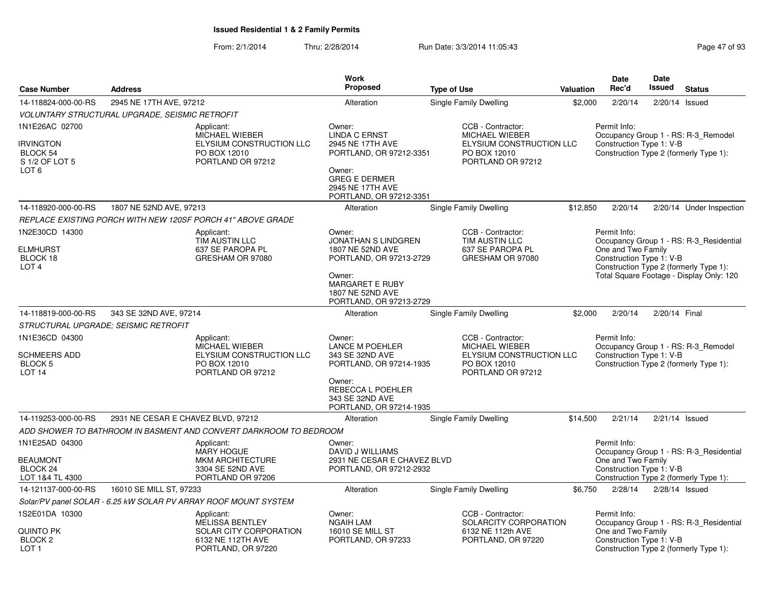# Issued Residential 1 & 2 Family Permits

From: 2/1/2014 Thru: 2/28/2014 Run Date: 3/3/2014 11:05:43

| Case Number | Address | Work Proposed | Type of Use | Valuation | Date Rec'd | Date Issued | Status |
|---|---|---|---|---|---|---|---|
| 14-118824-000-00-RS | 2945 NE 17TH AVE, 97212 | Alteration | Single Family Dwelling | $2,000 | 2/20/14 | 2/20/14 | Issued |

*VOLUNTARY STRUCTURAL UPGRADE, SEISMIC RETROFIT*

1N1E26AC 02700
IRVINGTON
BLOCK 54
S 1/2 OF LOT 5
LOT 6

Applicant:
MICHAEL WIEBER
ELYSIUM CONSTRUCTION LLC
PO BOX 12010
PORTLAND OR 97212

Owner:
LINDA C ERNST
2945 NE 17TH AVE
PORTLAND, OR 97212-3351

Owner:
GREG E DERMER
2945 NE 17TH AVE
PORTLAND, OR 97212-3351

CCB - Contractor:
MICHAEL WIEBER
ELYSIUM CONSTRUCTION LLC
PO BOX 12010
PORTLAND OR 97212

Permit Info:
Occupancy Group 1 - RS: R-3_Remodel
Construction Type 1: V-B
Construction Type 2 (formerly Type 1):

---

| Case Number | Address | Work Proposed | Type of Use | Valuation | Date Rec'd | Date Issued | Status |
|---|---|---|---|---|---|---|---|
| 14-118920-000-00-RS | 1807 NE 52ND AVE, 97213 | Alteration | Single Family Dwelling | $12,850 | 2/20/14 | 2/20/14 | Under Inspection |

*REPLACE EXISTING PORCH WITH NEW 120SF PORCH 41" ABOVE GRADE*

1N2E30CD 14300
ELMHURST
BLOCK 18
LOT 4

Applicant:
TIM AUSTIN LLC
637 SE PAROPA PL
GRESHAM OR 97080

Owner:
JONATHAN S LINDGREN
1807 NE 52ND AVE
PORTLAND, OR 97213-2729

Owner:
MARGARET E RUBY
1807 NE 52ND AVE
PORTLAND, OR 97213-2729

CCB - Contractor:
TIM AUSTIN LLC
637 SE PAROPA PL
GRESHAM OR 97080

Permit Info:
Occupancy Group 1 - RS: R-3_Residential One and Two Family
Construction Type 1: V-B
Construction Type 2 (formerly Type 1):
Total Square Footage - Display Only: 120

---

| Case Number | Address | Work Proposed | Type of Use | Valuation | Date Rec'd | Date Issued | Status |
|---|---|---|---|---|---|---|---|
| 14-118819-000-00-RS | 343 SE 32ND AVE, 97214 | Alteration | Single Family Dwelling | $2,000 | 2/20/14 | 2/20/14 | Final |

*STRUCTURAL UPGRADE; SEISMIC RETROFIT*

1N1E36CD 04300
SCHMEERS ADD
BLOCK 5
LOT 14

Applicant:
MICHAEL WIEBER
ELYSIUM CONSTRUCTION LLC
PO BOX 12010
PORTLAND OR 97212

Owner:
LANCE M POEHLER
343 SE 32ND AVE
PORTLAND, OR 97214-1935

Owner:
REBECCA L POEHLER
343 SE 32ND AVE
PORTLAND, OR 97214-1935

CCB - Contractor:
MICHAEL WIEBER
ELYSIUM CONSTRUCTION LLC
PO BOX 12010
PORTLAND OR 97212

Permit Info:
Occupancy Group 1 - RS: R-3_Remodel
Construction Type 1: V-B
Construction Type 2 (formerly Type 1):

---

| Case Number | Address | Work Proposed | Type of Use | Valuation | Date Rec'd | Date Issued | Status |
|---|---|---|---|---|---|---|---|
| 14-119253-000-00-RS | 2931 NE CESAR E CHAVEZ BLVD, 97212 | Alteration | Single Family Dwelling | $14,500 | 2/21/14 | 2/21/14 | Issued |

*ADD SHOWER TO BATHROOM IN BASMENT AND CONVERT DARKROOM TO BEDROOM*

1N1E25AD 04300
BEAUMONT
BLOCK 24
LOT 1&4 TL 4300

Applicant:
MARY HOGUE
MKM ARCHITECTURE
3304 SE 52ND AVE
PORTLAND OR 97206

Owner:
DAVID J WILLIAMS
2931 NE CESAR E CHAVEZ BLVD
PORTLAND, OR 97212-2932

Permit Info:
Occupancy Group 1 - RS: R-3_Residential One and Two Family
Construction Type 1: V-B
Construction Type 2 (formerly Type 1):

---

| Case Number | Address | Work Proposed | Type of Use | Valuation | Date Rec'd | Date Issued | Status |
|---|---|---|---|---|---|---|---|
| 14-121137-000-00-RS | 16010 SE MILL ST, 97233 | Alteration | Single Family Dwelling | $6,750 | 2/28/14 | 2/28/14 | Issued |

*Solar/PV panel SOLAR - 6.25 kW SOLAR PV ARRAY ROOF MOUNT SYSTEM*

1S2E01DA 10300
QUINTO PK
BLOCK 2
LOT 1

Applicant:
MELISSA BENTLEY
SOLAR CITY CORPORATION
6132 NE 112TH AVE
PORTLAND, OR 97220

Owner:
NGAIH LAM
16010 SE MILL ST
PORTLAND, OR 97233

CCB - Contractor:
SOLARCITY CORPORATION
6132 NE 112th AVE
PORTLAND, OR 97220

Permit Info:
Occupancy Group 1 - RS: R-3_Residential One and Two Family
Construction Type 1: V-B
Construction Type 2 (formerly Type 1):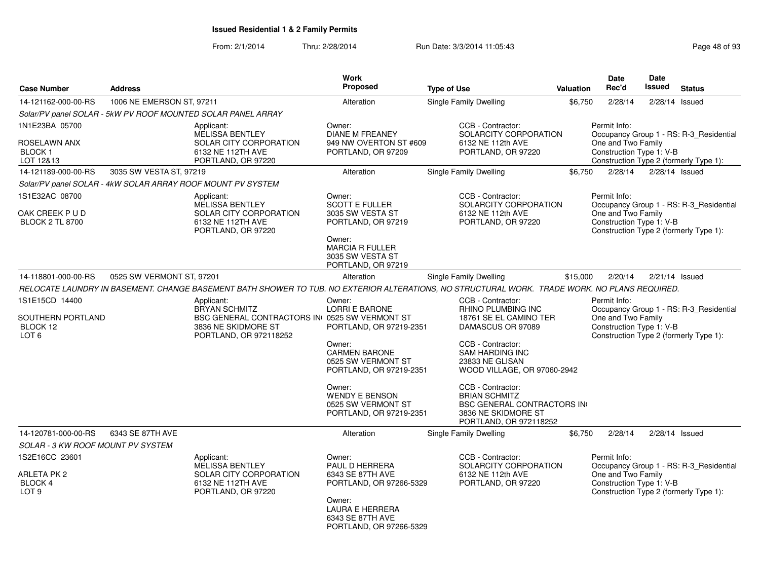# Issued Residential 1 & 2 Family Permits

From: 2/1/2014 Thru: 2/28/2014 Run Date: 3/3/2014 11:05:43

| Case Number | Address | Work Proposed | Type of Use | Valuation | Date Rec'd | Date Issued | Status |
|---|---|---|---|---|---|---|---|
| 14-121162-000-00-RS | 1006 NE EMERSON ST, 97211 | Alteration | Single Family Dwelling | $6,750 | 2/28/14 | 2/28/14 | Issued |

*Solar/PV panel SOLAR - 5kW PV ROOF MOUNTED SOLAR PANEL ARRAY*

1N1E23BA 05700
ROSELAWN ANX
BLOCK 1
LOT 12&13

Applicant: MELISSA BENTLEY, SOLAR CITY CORPORATION, 6132 NE 112TH AVE, PORTLAND, OR 97220

Owner: DIANE M FREANEY, 949 NW OVERTON ST #609, PORTLAND, OR 97209

CCB - Contractor: SOLARCITY CORPORATION, 6132 NE 112th AVE, PORTLAND, OR 97220

Permit Info: Occupancy Group 1 - RS: R-3_Residential One and Two Family; Construction Type 1: V-B; Construction Type 2 (formerly Type 1):

| Case Number | Address | Work Proposed | Type of Use | Valuation | Date Rec'd | Date Issued | Status |
|---|---|---|---|---|---|---|---|
| 14-121189-000-00-RS | 3035 SW VESTA ST, 97219 | Alteration | Single Family Dwelling | $6,750 | 2/28/14 | 2/28/14 | Issued |

*Solar/PV panel SOLAR - 4kW SOLAR ARRAY ROOF MOUNT PV SYSTEM*

1S1E32AC 08700
OAK CREEK P U D
BLOCK 2 TL 8700

Applicant: MELISSA BENTLEY, SOLAR CITY CORPORATION, 6132 NE 112TH AVE, PORTLAND, OR 97220

Owner: SCOTT E FULLER, 3035 SW VESTA ST, PORTLAND, OR 97219

Owner: MARCIA R FULLER, 3035 SW VESTA ST, PORTLAND, OR 97219

CCB - Contractor: SOLARCITY CORPORATION, 6132 NE 112th AVE, PORTLAND, OR 97220

Permit Info: Occupancy Group 1 - RS: R-3_Residential One and Two Family; Construction Type 1: V-B; Construction Type 2 (formerly Type 1):

| Case Number | Address | Work Proposed | Type of Use | Valuation | Date Rec'd | Date Issued | Status |
|---|---|---|---|---|---|---|---|
| 14-118801-000-00-RS | 0525 SW VERMONT ST, 97201 | Alteration | Single Family Dwelling | $15,000 | 2/20/14 | 2/21/14 | Issued |

*RELOCATE LAUNDRY IN BASEMENT. CHANGE BASEMENT BATH SHOWER TO TUB. NO EXTERIOR ALTERATIONS, NO STRUCTURAL WORK. TRADE WORK. NO PLANS REQUIRED.*

1S1E15CD 14400
SOUTHERN PORTLAND
BLOCK 12
LOT 6

Applicant: BRYAN SCHMITZ, BSC GENERAL CONTRACTORS IN(, 3836 NE SKIDMORE ST, PORTLAND, OR 972118252

Owner: LORRI E BARONE, 0525 SW VERMONT ST, PORTLAND, OR 97219-2351

Owner: CARMEN BARONE, 0525 SW VERMONT ST, PORTLAND, OR 97219-2351

Owner: WENDY E BENSON, 0525 SW VERMONT ST, PORTLAND, OR 97219-2351

CCB - Contractor: RHINO PLUMBING INC, 18761 SE EL CAMINO TER, DAMASCUS OR 97089

CCB - Contractor: SAM HARDING INC, 23833 NE GLISAN, WOOD VILLAGE, OR 97060-2942

CCB - Contractor: BRIAN SCHMITZ, BSC GENERAL CONTRACTORS IN(, 3836 NE SKIDMORE ST, PORTLAND, OR 972118252

Permit Info: Occupancy Group 1 - RS: R-3_Residential One and Two Family; Construction Type 1: V-B; Construction Type 2 (formerly Type 1):

| Case Number | Address | Work Proposed | Type of Use | Valuation | Date Rec'd | Date Issued | Status |
|---|---|---|---|---|---|---|---|
| 14-120781-000-00-RS | 6343 SE 87TH AVE | Alteration | Single Family Dwelling | $6,750 | 2/28/14 | 2/28/14 | Issued |

*SOLAR - 3 KW ROOF MOUNT PV SYSTEM*

1S2E16CC 23601
ARLETA PK 2
BLOCK 4
LOT 9

Applicant: MELISSA BENTLEY, SOLAR CITY CORPORATION, 6132 NE 112TH AVE, PORTLAND, OR 97220

Owner: PAUL D HERRERA, 6343 SE 87TH AVE, PORTLAND, OR 97266-5329

Owner: LAURA E HERRERA, 6343 SE 87TH AVE, PORTLAND, OR 97266-5329

CCB - Contractor: SOLARCITY CORPORATION, 6132 NE 112th AVE, PORTLAND, OR 97220

Permit Info: Occupancy Group 1 - RS: R-3_Residential One and Two Family; Construction Type 1: V-B; Construction Type 2 (formerly Type 1):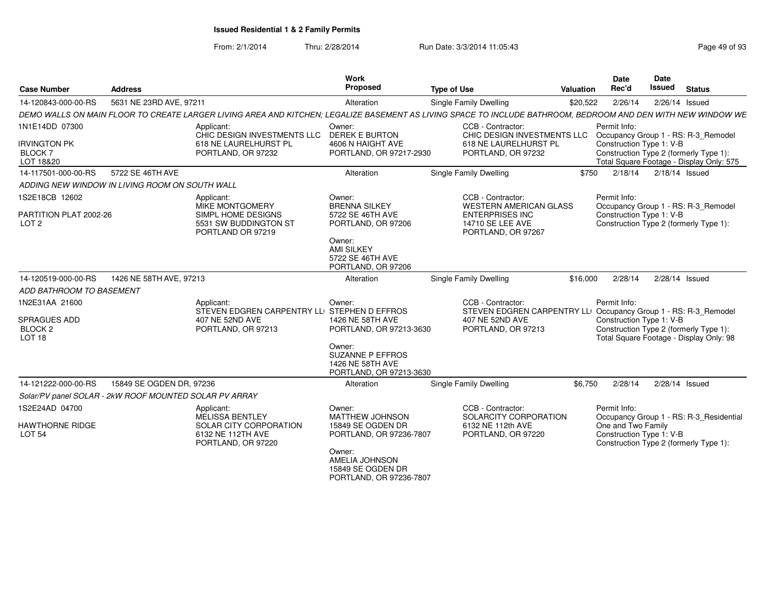**Issued Residential 1 & 2 Family Permits**

From: 2/1/2014 Thru: 2/28/2014 Run Date: 3/3/2014 11:05:43

| Case Number | Address | Work Proposed | Type of Use | Valuation | Date Rec'd | Date Issued | Status |
|---|---|---|---|---|---|---|---|
| 14-120843-000-00-RS | 5631 NE 23RD AVE, 97211 | Alteration | Single Family Dwelling | $20,522 | 2/26/14 | 2/26/14 | Issued |

*DEMO WALLS ON MAIN FLOOR TO CREATE LARGER LIVING AREA AND KITCHEN; LEGALIZE BASEMENT AS LIVING SPACE TO INCLUDE BATHROOM, BEDROOM AND DEN WITH NEW WINDOW WE*

1N1E14DD 07300
IRVINGTON PK
BLOCK 7
LOT 18&20

Applicant:
CHIC DESIGN INVESTMENTS LLC
618 NE LAURELHURST PL
PORTLAND, OR 97232

Owner:
DEREK E BURTON
4606 N HAIGHT AVE
PORTLAND, OR 97217-2930

CCB - Contractor:
CHIC DESIGN INVESTMENTS LLC
618 NE LAURELHURST PL
PORTLAND, OR 97232

Permit Info:
Occupancy Group 1 - RS: R-3_Remodel
Construction Type 1: V-B
Construction Type 2 (formerly Type 1):
Total Square Footage - Display Only: 575

| Case Number | Address | Work Proposed | Type of Use | Valuation | Date Rec'd | Date Issued | Status |
|---|---|---|---|---|---|---|---|
| 14-117501-000-00-RS | 5722 SE 46TH AVE | Alteration | Single Family Dwelling | $750 | 2/18/14 | 2/18/14 | Issued |

*ADDING NEW WINDOW IN LIVING ROOM ON SOUTH WALL*

1S2E18CB 12602
PARTITION PLAT 2002-26
LOT 2

Applicant:
MIKE MONTGOMERY
SIMPL HOME DESIGNS
5531 SW BUDDINGTON ST
PORTLAND OR 97219

Owner:
BRENNA SILKEY
5722 SE 46TH AVE
PORTLAND, OR 97206

Owner:
AMI SILKEY
5722 SE 46TH AVE
PORTLAND, OR 97206

CCB - Contractor:
WESTERN AMERICAN GLASS ENTERPRISES INC
14710 SE LEE AVE
PORTLAND, OR 97267

Permit Info:
Occupancy Group 1 - RS: R-3_Remodel
Construction Type 1: V-B
Construction Type 2 (formerly Type 1):

| Case Number | Address | Work Proposed | Type of Use | Valuation | Date Rec'd | Date Issued | Status |
|---|---|---|---|---|---|---|---|
| 14-120519-000-00-RS | 1426 NE 58TH AVE, 97213 | Alteration | Single Family Dwelling | $16,000 | 2/28/14 | 2/28/14 | Issued |

*ADD BATHROOM TO BASEMENT*

1N2E31AA 21600
SPRAGUES ADD
BLOCK 2
LOT 18

Applicant:
STEVEN EDGREN CARPENTRY LL
407 NE 52ND AVE
PORTLAND, OR 97213

Owner:
STEPHEN D EFFROS
1426 NE 58TH AVE
PORTLAND, OR 97213-3630

Owner:
SUZANNE P EFFROS
1426 NE 58TH AVE
PORTLAND, OR 97213-3630

CCB - Contractor:
STEVEN EDGREN CARPENTRY LL
407 NE 52ND AVE
PORTLAND, OR 97213

Permit Info:
Occupancy Group 1 - RS: R-3_Remodel
Construction Type 1: V-B
Construction Type 2 (formerly Type 1):
Total Square Footage - Display Only: 98

| Case Number | Address | Work Proposed | Type of Use | Valuation | Date Rec'd | Date Issued | Status |
|---|---|---|---|---|---|---|---|
| 14-121222-000-00-RS | 15849 SE OGDEN DR, 97236 | Alteration | Single Family Dwelling | $6,750 | 2/28/14 | 2/28/14 | Issued |

*Solar/PV panel SOLAR - 2kW ROOF MOUNTED SOLAR PV ARRAY*

1S2E24AD 04700
HAWTHORNE RIDGE
LOT 54

Applicant:
MELISSA BENTLEY
SOLAR CITY CORPORATION
6132 NE 112TH AVE
PORTLAND, OR 97220

Owner:
MATTHEW JOHNSON
15849 SE OGDEN DR
PORTLAND, OR 97236-7807

Owner:
AMELIA JOHNSON
15849 SE OGDEN DR
PORTLAND, OR 97236-7807

CCB - Contractor:
SOLARCITY CORPORATION
6132 NE 112th AVE
PORTLAND, OR 97220

Permit Info:
Occupancy Group 1 - RS: R-3_Residential One and Two Family
Construction Type 1: V-B
Construction Type 2 (formerly Type 1):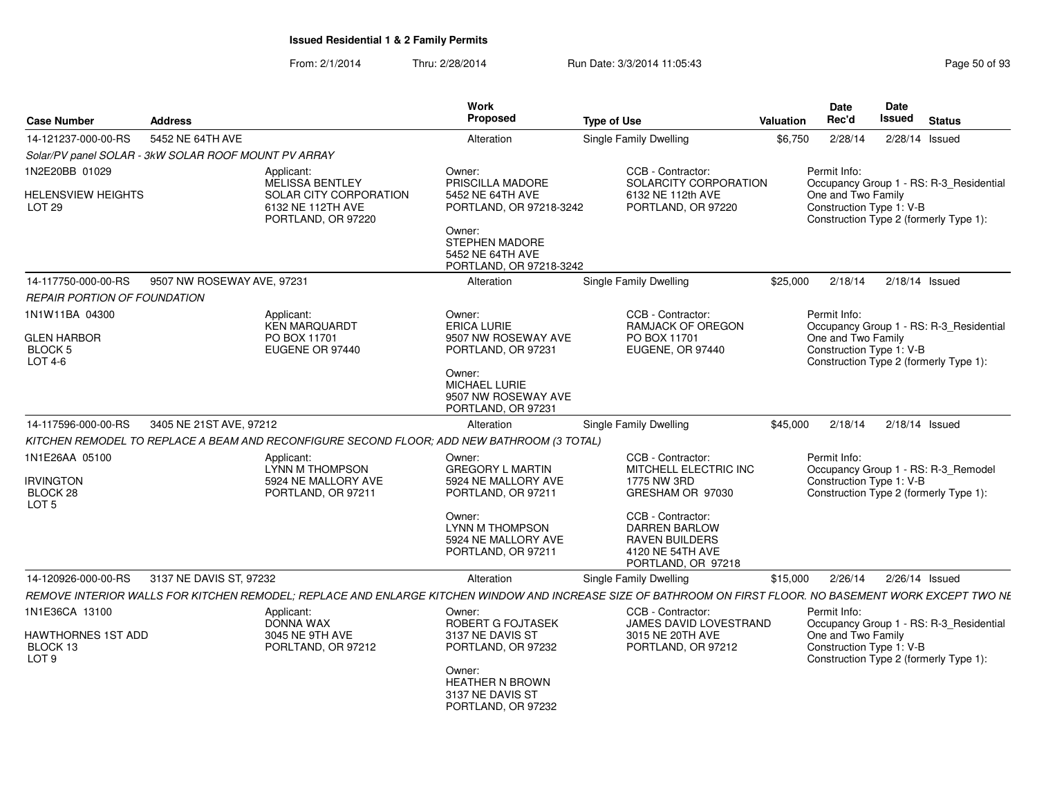## Issued Residential 1 & 2 Family Permits

From: 2/1/2014 Thru: 2/28/2014 Run Date: 3/3/2014 11:05:43

| Case Number | Address | Work Proposed | Type of Use | Valuation | Date Rec'd | Date Issued | Status |
|---|---|---|---|---|---|---|---|
| 14-121237-000-00-RS | 5452 NE 64TH AVE | Alteration | Single Family Dwelling | $6,750 | 2/28/14 | 2/28/14 | Issued |

*Solar/PV panel SOLAR - 3kW SOLAR ROOF MOUNT PV ARRAY*

1N2E20BB 01029
HELENSVIEW HEIGHTS
LOT 29

Applicant:
MELISSA BENTLEY
SOLAR CITY CORPORATION
6132 NE 112TH AVE
PORTLAND, OR 97220

Owner:
PRISCILLA MADORE
5452 NE 64TH AVE
PORTLAND, OR 97218-3242

Owner:
STEPHEN MADORE
5452 NE 64TH AVE
PORTLAND, OR 97218-3242

CCB - Contractor:
SOLARCITY CORPORATION
6132 NE 112th AVE
PORTLAND, OR 97220

Permit Info:
Occupancy Group 1 - RS: R-3_Residential One and Two Family
Construction Type 1: V-B
Construction Type 2 (formerly Type 1):

| Case Number | Address | Work Proposed | Type of Use | Valuation | Date Rec'd | Date Issued | Status |
|---|---|---|---|---|---|---|---|
| 14-117750-000-00-RS | 9507 NW ROSEWAY AVE, 97231 | Alteration | Single Family Dwelling | $25,000 | 2/18/14 | 2/18/14 | Issued |

*REPAIR PORTION OF FOUNDATION*

1N1W11BA 04300
GLEN HARBOR
BLOCK 5
LOT 4-6

Applicant:
KEN MARQUARDT
PO BOX 11701
EUGENE OR 97440

Owner:
ERICA LURIE
9507 NW ROSEWAY AVE
PORTLAND, OR 97231

Owner:
MICHAEL LURIE
9507 NW ROSEWAY AVE
PORTLAND, OR 97231

CCB - Contractor:
RAMJACK OF OREGON
PO BOX 11701
EUGENE, OR 97440

Permit Info:
Occupancy Group 1 - RS: R-3_Residential One and Two Family
Construction Type 1: V-B
Construction Type 2 (formerly Type 1):

| Case Number | Address | Work Proposed | Type of Use | Valuation | Date Rec'd | Date Issued | Status |
|---|---|---|---|---|---|---|---|
| 14-117596-000-00-RS | 3405 NE 21ST AVE, 97212 | Alteration | Single Family Dwelling | $45,000 | 2/18/14 | 2/18/14 | Issued |

*KITCHEN REMODEL TO REPLACE A BEAM AND RECONFIGURE SECOND FLOOR; ADD NEW BATHROOM (3 TOTAL)*

1N1E26AA 05100
IRVINGTON
BLOCK 28
LOT 5

Applicant:
LYNN M THOMPSON
5924 NE MALLORY AVE
PORTLAND, OR 97211

Owner:
GREGORY L MARTIN
5924 NE MALLORY AVE
PORTLAND, OR 97211

Owner:
LYNN M THOMPSON
5924 NE MALLORY AVE
PORTLAND, OR 97211

CCB - Contractor:
MITCHELL ELECTRIC INC
1775 NW 3RD
GRESHAM OR 97030

CCB - Contractor:
DARREN BARLOW
RAVEN BUILDERS
4120 NE 54TH AVE
PORTLAND, OR 97218

Permit Info:
Occupancy Group 1 - RS: R-3_Remodel
Construction Type 1: V-B
Construction Type 2 (formerly Type 1):

| Case Number | Address | Work Proposed | Type of Use | Valuation | Date Rec'd | Date Issued | Status |
|---|---|---|---|---|---|---|---|
| 14-120926-000-00-RS | 3137 NE DAVIS ST, 97232 | Alteration | Single Family Dwelling | $15,000 | 2/26/14 | 2/26/14 | Issued |

*REMOVE INTERIOR WALLS FOR KITCHEN REMODEL; REPLACE AND ENLARGE KITCHEN WINDOW AND INCREASE SIZE OF BATHROOM ON FIRST FLOOR. NO BASEMENT WORK EXCEPT TWO NE*

1N1E36CA 13100
HAWTHORNES 1ST ADD
BLOCK 13
LOT 9

Applicant:
DONNA WAX
3045 NE 9TH AVE
PORLTAND, OR 97212

Owner:
ROBERT G FOJTASEK
3137 NE DAVIS ST
PORTLAND, OR 97232

Owner:
HEATHER N BROWN
3137 NE DAVIS ST
PORTLAND, OR 97232

CCB - Contractor:
JAMES DAVID LOVESTRAND
3015 NE 20TH AVE
PORTLAND, OR 97212

Permit Info:
Occupancy Group 1 - RS: R-3_Residential One and Two Family
Construction Type 1: V-B
Construction Type 2 (formerly Type 1):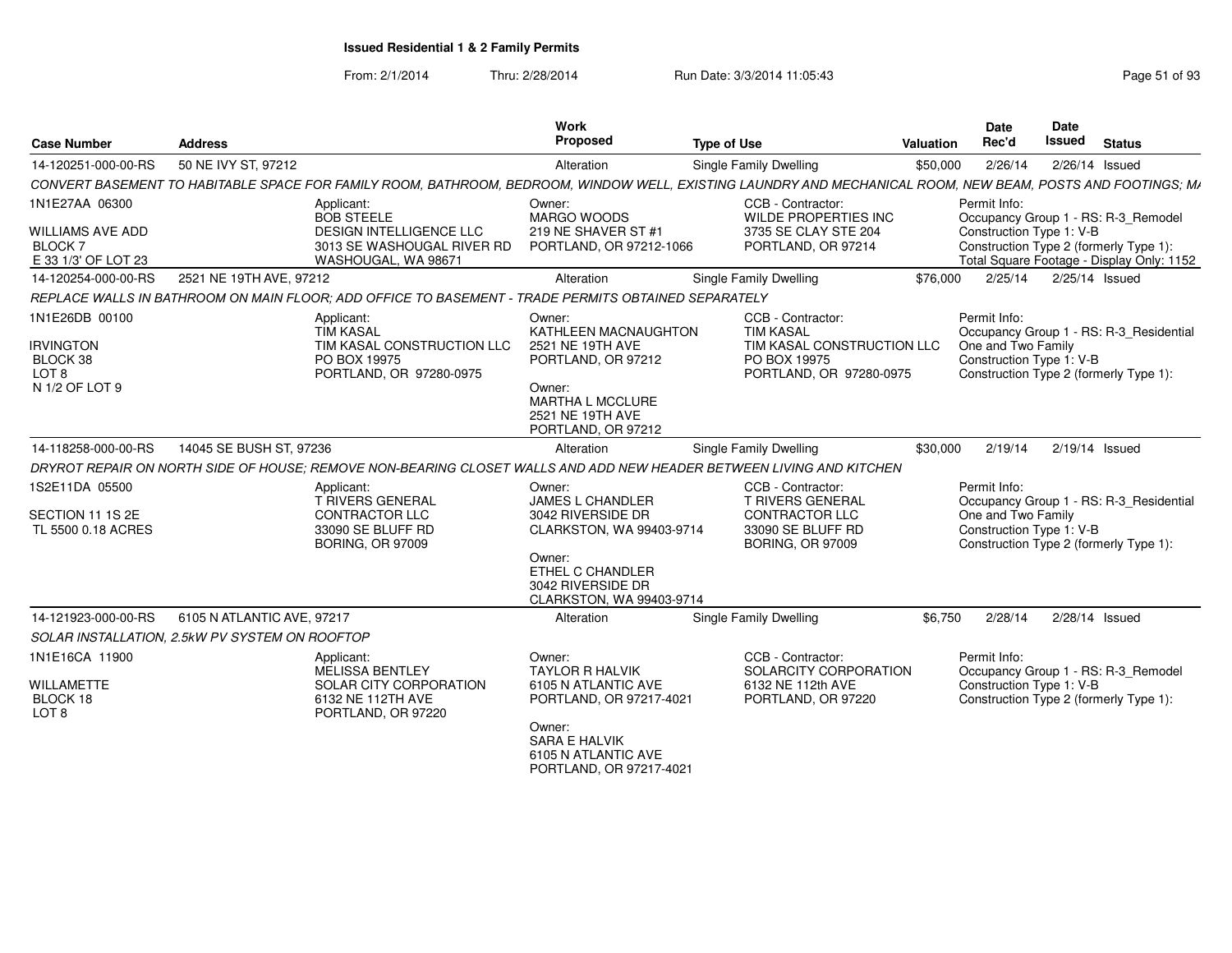**Issued Residential 1 & 2 Family Permits**

From: 2/1/2014 Thru: 2/28/2014 Run Date: 3/3/2014 11:05:43

| Case Number | Address | Work Proposed | Type of Use | Valuation | Date Rec'd | Date Issued | Status |
|---|---|---|---|---|---|---|---|
| 14-120251-000-00-RS | 50 NE IVY ST, 97212 | Alteration | Single Family Dwelling | $50,000 | 2/26/14 | 2/26/14 | Issued |

*CONVERT BASEMENT TO HABITABLE SPACE FOR FAMILY ROOM, BATHROOM, BEDROOM, WINDOW WELL, EXISTING LAUNDRY AND MECHANICAL ROOM, NEW BEAM, POSTS AND FOOTINGS; MA*

1N1E27AA 06300
WILLIAMS AVE ADD
BLOCK 7
E 33 1/3' OF LOT 23

Applicant:
BOB STEELE
DESIGN INTELLIGENCE LLC
3013 SE WASHOUGAL RIVER RD
WASHOUGAL, WA 98671

Owner:
MARGO WOODS
219 NE SHAVER ST #1
PORTLAND, OR 97212-1066

CCB - Contractor:
WILDE PROPERTIES INC
3735 SE CLAY STE 204
PORTLAND, OR 97214

Permit Info:
Occupancy Group 1 - RS: R-3_Remodel
Construction Type 1: V-B
Construction Type 2 (formerly Type 1):
Total Square Footage - Display Only: 1152

| Case Number | Address | Work Proposed | Type of Use | Valuation | Date Rec'd | Date Issued | Status |
|---|---|---|---|---|---|---|---|
| 14-120254-000-00-RS | 2521 NE 19TH AVE, 97212 | Alteration | Single Family Dwelling | $76,000 | 2/25/14 | 2/25/14 | Issued |

*REPLACE WALLS IN BATHROOM ON MAIN FLOOR; ADD OFFICE TO BASEMENT - TRADE PERMITS OBTAINED SEPARATELY*

1N1E26DB 00100
IRVINGTON
BLOCK 38
LOT 8
N 1/2 OF LOT 9

Applicant:
TIM KASAL
TIM KASAL CONSTRUCTION LLC
PO BOX 19975
PORTLAND, OR 97280-0975

Owner:
KATHLEEN MACNAUGHTON
2521 NE 19TH AVE
PORTLAND, OR 97212

Owner:
MARTHA L MCCLURE
2521 NE 19TH AVE
PORTLAND, OR 97212

CCB - Contractor:
TIM KASAL
TIM KASAL CONSTRUCTION LLC
PO BOX 19975
PORTLAND, OR 97280-0975

Permit Info:
Occupancy Group 1 - RS: R-3_Residential One and Two Family
Construction Type 1: V-B
Construction Type 2 (formerly Type 1):

| Case Number | Address | Work Proposed | Type of Use | Valuation | Date Rec'd | Date Issued | Status |
|---|---|---|---|---|---|---|---|
| 14-118258-000-00-RS | 14045 SE BUSH ST, 97236 | Alteration | Single Family Dwelling | $30,000 | 2/19/14 | 2/19/14 | Issued |

*DRYROT REPAIR ON NORTH SIDE OF HOUSE; REMOVE NON-BEARING CLOSET WALLS AND ADD NEW HEADER BETWEEN LIVING AND KITCHEN*

1S2E11DA 05500
SECTION 11 1S 2E
TL 5500 0.18 ACRES

Applicant:
T RIVERS GENERAL CONTRACTOR LLC
33090 SE BLUFF RD
BORING, OR 97009

Owner:
JAMES L CHANDLER
3042 RIVERSIDE DR
CLARKSTON, WA 99403-9714

Owner:
ETHEL C CHANDLER
3042 RIVERSIDE DR
CLARKSTON, WA 99403-9714

CCB - Contractor:
T RIVERS GENERAL CONTRACTOR LLC
33090 SE BLUFF RD
BORING, OR 97009

Permit Info:
Occupancy Group 1 - RS: R-3_Residential One and Two Family
Construction Type 1: V-B
Construction Type 2 (formerly Type 1):

| Case Number | Address | Work Proposed | Type of Use | Valuation | Date Rec'd | Date Issued | Status |
|---|---|---|---|---|---|---|---|
| 14-121923-000-00-RS | 6105 N ATLANTIC AVE, 97217 | Alteration | Single Family Dwelling | $6,750 | 2/28/14 | 2/28/14 | Issued |

*SOLAR INSTALLATION, 2.5kW PV SYSTEM ON ROOFTOP*

1N1E16CA 11900
WILLAMETTE
BLOCK 18
LOT 8

Applicant:
MELISSA BENTLEY
SOLAR CITY CORPORATION
6132 NE 112TH AVE
PORTLAND, OR 97220

Owner:
TAYLOR R HALVIK
6105 N ATLANTIC AVE
PORTLAND, OR 97217-4021

Owner:
SARA E HALVIK
6105 N ATLANTIC AVE
PORTLAND, OR 97217-4021

CCB - Contractor:
SOLARCITY CORPORATION
6132 NE 112th AVE
PORTLAND, OR 97220

Permit Info:
Occupancy Group 1 - RS: R-3_Remodel
Construction Type 1: V-B
Construction Type 2 (formerly Type 1):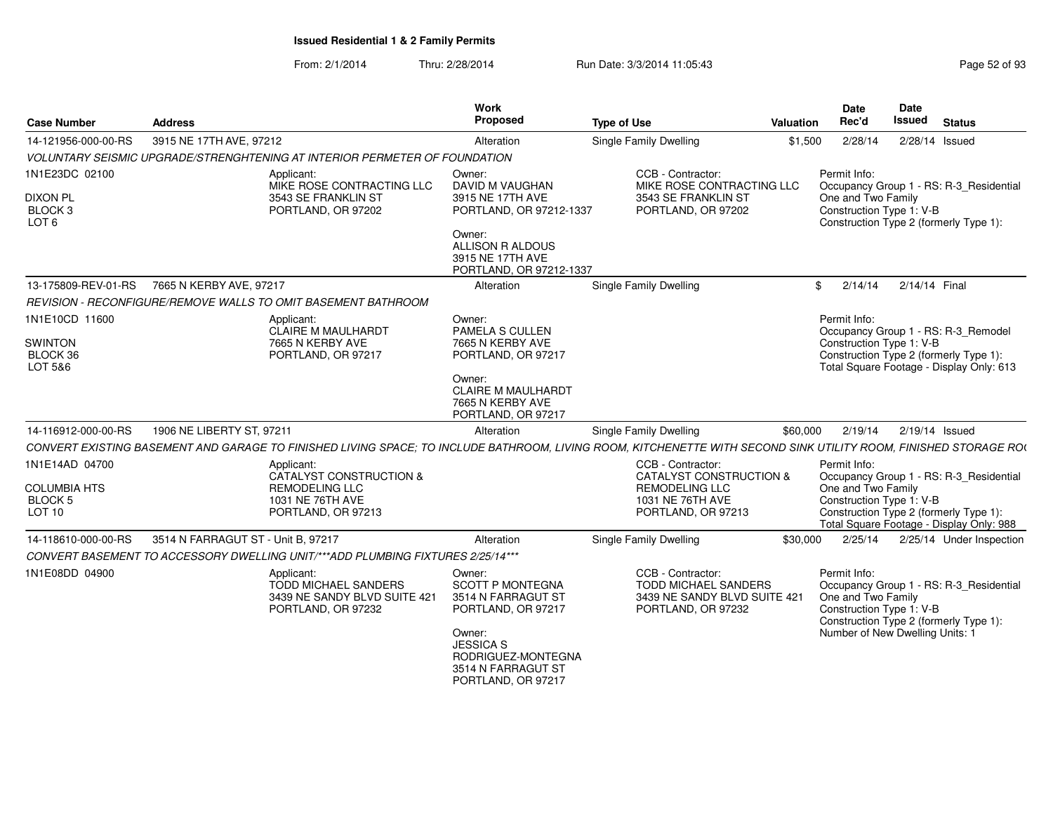# Issued Residential 1 & 2 Family Permits

From: 2/1/2014 Thru: 2/28/2014 Run Date: 3/3/2014 11:05:43

| Case Number | Address | Work Proposed | Type of Use | Valuation | Date Rec'd | Date Issued | Status |
|---|---|---|---|---|---|---|---|
| 14-121956-000-00-RS | 3915 NE 17TH AVE, 97212 | Alteration | Single Family Dwelling | $1,500 | 2/28/14 | 2/28/14 | Issued |

VOLUNTARY SEISMIC UPGRADE/STRENGHTENING AT INTERIOR PERMETER OF FOUNDATION

1N1E23DC 02100
DIXON PL
BLOCK 3
LOT 6

Applicant:
MIKE ROSE CONTRACTING LLC
3543 SE FRANKLIN ST
PORTLAND, OR 97202

Owner:
DAVID M VAUGHAN
3915 NE 17TH AVE
PORTLAND, OR 97212-1337

Owner:
ALLISON R ALDOUS
3915 NE 17TH AVE
PORTLAND, OR 97212-1337

CCB - Contractor:
MIKE ROSE CONTRACTING LLC
3543 SE FRANKLIN ST
PORTLAND, OR 97202

Permit Info:
Occupancy Group 1 - RS: R-3_Residential One and Two Family
Construction Type 1: V-B
Construction Type 2 (formerly Type 1):

| Case Number | Address | Work Proposed | Type of Use | Valuation | Date Rec'd | Date Issued | Status |
|---|---|---|---|---|---|---|---|
| 13-175809-REV-01-RS | 7665 N KERBY AVE, 97217 | Alteration | Single Family Dwelling | $ | 2/14/14 | 2/14/14 | Final |

REVISION - RECONFIGURE/REMOVE WALLS TO OMIT BASEMENT BATHROOM

1N1E10CD 11600
SWINTON
BLOCK 36
LOT 5&6

Applicant:
CLAIRE M MAULHARDT
7665 N KERBY AVE
PORTLAND, OR 97217

Owner:
PAMELA S CULLEN
7665 N KERBY AVE
PORTLAND, OR 97217

Owner:
CLAIRE M MAULHARDT
7665 N KERBY AVE
PORTLAND, OR 97217

Permit Info:
Occupancy Group 1 - RS: R-3_Remodel
Construction Type 1: V-B
Construction Type 2 (formerly Type 1):
Total Square Footage - Display Only: 613

| Case Number | Address | Work Proposed | Type of Use | Valuation | Date Rec'd | Date Issued | Status |
|---|---|---|---|---|---|---|---|
| 14-116912-000-00-RS | 1906 NE LIBERTY ST, 97211 | Alteration | Single Family Dwelling | $60,000 | 2/19/14 | 2/19/14 | Issued |

CONVERT EXISTING BASEMENT AND GARAGE TO FINISHED LIVING SPACE; TO INCLUDE BATHROOM, LIVING ROOM, KITCHENETTE WITH SECOND SINK UTILITY ROOM, FINISHED STORAGE RO

1N1E14AD 04700
COLUMBIA HTS
BLOCK 5
LOT 10

Applicant:
CATALYST CONSTRUCTION & REMODELING LLC
1031 NE 76TH AVE
PORTLAND, OR 97213

CCB - Contractor:
CATALYST CONSTRUCTION & REMODELING LLC
1031 NE 76TH AVE
PORTLAND, OR 97213

Permit Info:
Occupancy Group 1 - RS: R-3_Residential One and Two Family
Construction Type 1: V-B
Construction Type 2 (formerly Type 1):
Total Square Footage - Display Only: 988

| Case Number | Address | Work Proposed | Type of Use | Valuation | Date Rec'd | Date Issued | Status |
|---|---|---|---|---|---|---|---|
| 14-118610-000-00-RS | 3514 N FARRAGUT ST - Unit B, 97217 | Alteration | Single Family Dwelling | $30,000 | 2/25/14 | 2/25/14 | Under Inspection |

CONVERT BASEMENT TO ACCESSORY DWELLING UNIT/***ADD PLUMBING FIXTURES 2/25/14***

1N1E08DD 04900

Applicant:
TODD MICHAEL SANDERS
3439 NE SANDY BLVD SUITE 421
PORTLAND, OR 97232

Owner:
SCOTT P MONTEGNA
3514 N FARRAGUT ST
PORTLAND, OR 97217

Owner:
JESSICA S RODRIGUEZ-MONTEGNA
3514 N FARRAGUT ST
PORTLAND, OR 97217

CCB - Contractor:
TODD MICHAEL SANDERS
3439 NE SANDY BLVD SUITE 421
PORTLAND, OR 97232

Permit Info:
Occupancy Group 1 - RS: R-3_Residential One and Two Family
Construction Type 1: V-B
Construction Type 2 (formerly Type 1):
Number of New Dwelling Units: 1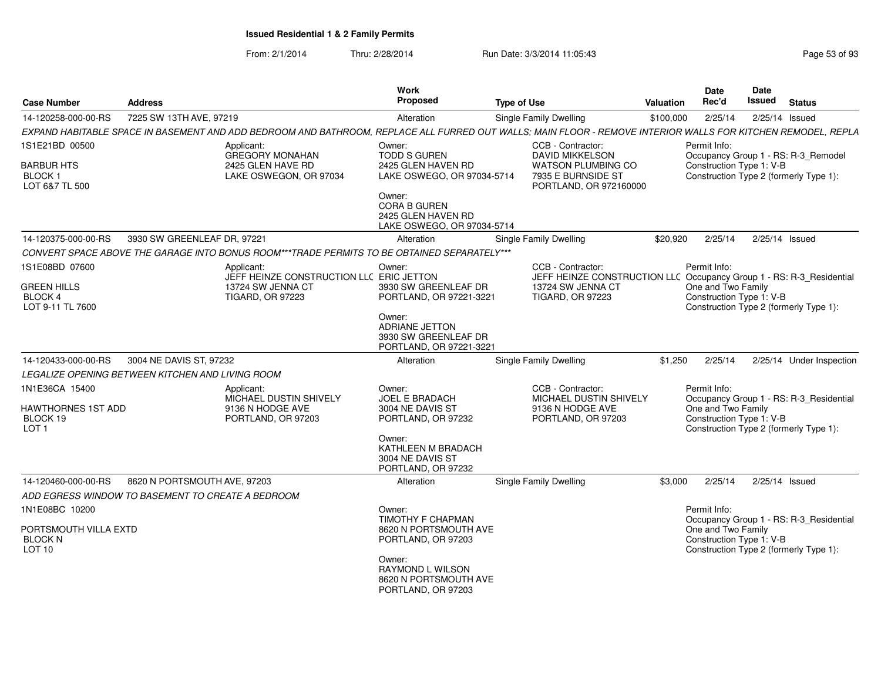# Issued Residential 1 & 2 Family Permits

From: 2/1/2014 Thru: 2/28/2014 Run Date: 3/3/2014 11:05:43

| Case Number | Address | Work Proposed | Type of Use | Valuation | Date Rec'd | Date Issued | Status |
|---|---|---|---|---|---|---|---|
| 14-120258-000-00-RS | 7225 SW 13TH AVE, 97219 | Alteration | Single Family Dwelling | $100,000 | 2/25/14 | 2/25/14 | Issued |

*EXPAND HABITABLE SPACE IN BASEMENT AND ADD BEDROOM AND BATHROOM, REPLACE ALL FURRED OUT WALLS; MAIN FLOOR - REMOVE INTERIOR WALLS FOR KITCHEN REMODEL, REPLA*

1S1E21BD 00500
BARBUR HTS
BLOCK 1
LOT 6&7 TL 500

Applicant:
GREGORY MONAHAN
2425 GLEN HAVE RD
LAKE OSWEGON, OR 97034

Owner:
TODD S GUREN
2425 GLEN HAVEN RD
LAKE OSWEGO, OR 97034-5714

Owner:
CORA B GUREN
2425 GLEN HAVEN RD
LAKE OSWEGO, OR 97034-5714

CCB - Contractor:
DAVID MIKKELSON
WATSON PLUMBING CO
7935 E BURNSIDE ST
PORTLAND, OR 972160000

Permit Info:
Occupancy Group 1 - RS: R-3_Remodel
Construction Type 1: V-B
Construction Type 2 (formerly Type 1):

| Case Number | Address | Work Proposed | Type of Use | Valuation | Date Rec'd | Date Issued | Status |
|---|---|---|---|---|---|---|---|
| 14-120375-000-00-RS | 3930 SW GREENLEAF DR, 97221 | Alteration | Single Family Dwelling | $20,920 | 2/25/14 | 2/25/14 | Issued |

*CONVERT SPACE ABOVE THE GARAGE INTO BONUS ROOM***TRADE PERMITS TO BE OBTAINED SEPARATELY****

1S1E08BD 07600
GREEN HILLS
BLOCK 4
LOT 9-11 TL 7600

Applicant:
JEFF HEINZE CONSTRUCTION LLC
13724 SW JENNA CT
TIGARD, OR 97223

Owner:
ERIC JETTON
3930 SW GREENLEAF DR
PORTLAND, OR 97221-3221

Owner:
ADRIANE JETTON
3930 SW GREENLEAF DR
PORTLAND, OR 97221-3221

CCB - Contractor:
JEFF HEINZE CONSTRUCTION LLC
13724 SW JENNA CT
TIGARD, OR 97223

Permit Info:
Occupancy Group 1 - RS: R-3_Residential One and Two Family
Construction Type 1: V-B
Construction Type 2 (formerly Type 1):

| Case Number | Address | Work Proposed | Type of Use | Valuation | Date Rec'd | Date Issued | Status |
|---|---|---|---|---|---|---|---|
| 14-120433-000-00-RS | 3004 NE DAVIS ST, 97232 | Alteration | Single Family Dwelling | $1,250 | 2/25/14 | 2/25/14 | Under Inspection |

*LEGALIZE OPENING BETWEEN KITCHEN AND LIVING ROOM*

1N1E36CA 15400
HAWTHORNES 1ST ADD
BLOCK 19
LOT 1

Applicant:
MICHAEL DUSTIN SHIVELY
9136 N HODGE AVE
PORTLAND, OR 97203

Owner:
JOEL E BRADACH
3004 NE DAVIS ST
PORTLAND, OR 97232

Owner:
KATHLEEN M BRADACH
3004 NE DAVIS ST
PORTLAND, OR 97232

CCB - Contractor:
MICHAEL DUSTIN SHIVELY
9136 N HODGE AVE
PORTLAND, OR 97203

Permit Info:
Occupancy Group 1 - RS: R-3_Residential One and Two Family
Construction Type 1: V-B
Construction Type 2 (formerly Type 1):

| Case Number | Address | Work Proposed | Type of Use | Valuation | Date Rec'd | Date Issued | Status |
|---|---|---|---|---|---|---|---|
| 14-120460-000-00-RS | 8620 N PORTSMOUTH AVE, 97203 | Alteration | Single Family Dwelling | $3,000 | 2/25/14 | 2/25/14 | Issued |

*ADD EGRESS WINDOW TO BASEMENT TO CREATE A BEDROOM*

1N1E08BC 10200
PORTSMOUTH VILLA EXTD
BLOCK N
LOT 10

Owner:
TIMOTHY F CHAPMAN
8620 N PORTSMOUTH AVE
PORTLAND, OR 97203

Owner:
RAYMOND L WILSON
8620 N PORTSMOUTH AVE
PORTLAND, OR 97203

Permit Info:
Occupancy Group 1 - RS: R-3_Residential One and Two Family
Construction Type 1: V-B
Construction Type 2 (formerly Type 1):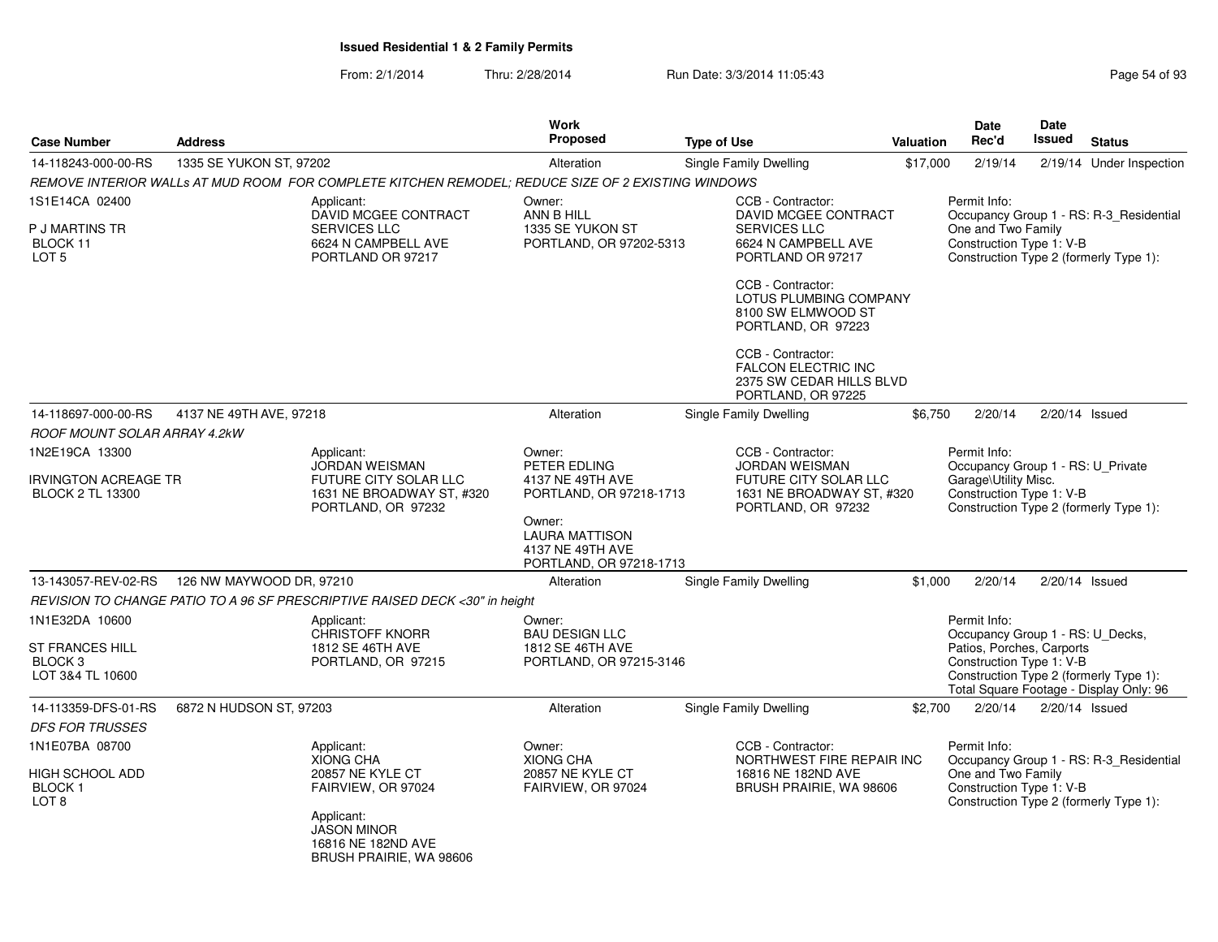**Issued Residential 1 & 2 Family Permits**

From: 2/1/2014 Thru: 2/28/2014 Run Date: 3/3/2014 11:05:43

| Case Number | Address | Work Proposed | Type of Use | Valuation | Date Rec'd | Date Issued | Status |
|---|---|---|---|---|---|---|---|
| 14-118243-000-00-RS | 1335 SE YUKON ST, 97202 | Alteration | Single Family Dwelling | $17,000 | 2/19/14 | 2/19/14 | Under Inspection |

*REMOVE INTERIOR WALLs AT MUD ROOM FOR COMPLETE KITCHEN REMODEL; REDUCE SIZE OF 2 EXISTING WINDOWS*

1S1E14CA 02400
P J MARTINS TR
BLOCK 11
LOT 5

Applicant: DAVID MCGEE CONTRACT SERVICES LLC, 6624 N CAMPBELL AVE, PORTLAND OR 97217

Owner: ANN B HILL, 1335 SE YUKON ST, PORTLAND, OR 97202-5313

CCB - Contractor: DAVID MCGEE CONTRACT SERVICES LLC, 6624 N CAMPBELL AVE, PORTLAND OR 97217

CCB - Contractor: LOTUS PLUMBING COMPANY, 8100 SW ELMWOOD ST, PORTLAND, OR 97223

CCB - Contractor: FALCON ELECTRIC INC, 2375 SW CEDAR HILLS BLVD, PORTLAND, OR 97225

Permit Info: Occupancy Group 1 - RS: R-3_Residential One and Two Family; Construction Type 1: V-B; Construction Type 2 (formerly Type 1):

| Case Number | Address | Work Proposed | Type of Use | Valuation | Date Rec'd | Date Issued | Status |
|---|---|---|---|---|---|---|---|
| 14-118697-000-00-RS | 4137 NE 49TH AVE, 97218 | Alteration | Single Family Dwelling | $6,750 | 2/20/14 | 2/20/14 | Issued |

*ROOF MOUNT SOLAR ARRAY 4.2kW*

1N2E19CA 13300
IRVINGTON ACREAGE TR
BLOCK 2 TL 13300

Applicant: JORDAN WEISMAN, FUTURE CITY SOLAR LLC, 1631 NE BROADWAY ST, #320, PORTLAND, OR 97232

Owner: PETER EDLING, 4137 NE 49TH AVE, PORTLAND, OR 97218-1713

Owner: LAURA MATTISON, 4137 NE 49TH AVE, PORTLAND, OR 97218-1713

CCB - Contractor: JORDAN WEISMAN, FUTURE CITY SOLAR LLC, 1631 NE BROADWAY ST, #320, PORTLAND, OR 97232

Permit Info: Occupancy Group 1 - RS: U_Private Garage\Utility Misc.; Construction Type 1: V-B; Construction Type 2 (formerly Type 1):

| Case Number | Address | Work Proposed | Type of Use | Valuation | Date Rec'd | Date Issued | Status |
|---|---|---|---|---|---|---|---|
| 13-143057-REV-02-RS | 126 NW MAYWOOD DR, 97210 | Alteration | Single Family Dwelling | $1,000 | 2/20/14 | 2/20/14 | Issued |

*REVISION TO CHANGE PATIO TO A 96 SF PRESCRIPTIVE RAISED DECK <30" in height*

1N1E32DA 10600
ST FRANCES HILL
BLOCK 3
LOT 3&4 TL 10600

Applicant: CHRISTOFF KNORR, 1812 SE 46TH AVE, PORTLAND, OR 97215

Owner: BAU DESIGN LLC, 1812 SE 46TH AVE, PORTLAND, OR 97215-3146

Permit Info: Occupancy Group 1 - RS: U_Decks, Patios, Porches, Carports; Construction Type 1: V-B; Construction Type 2 (formerly Type 1):; Total Square Footage - Display Only: 96

| Case Number | Address | Work Proposed | Type of Use | Valuation | Date Rec'd | Date Issued | Status |
|---|---|---|---|---|---|---|---|
| 14-113359-DFS-01-RS | 6872 N HUDSON ST, 97203 | Alteration | Single Family Dwelling | $2,700 | 2/20/14 | 2/20/14 | Issued |

*DFS FOR TRUSSES*

1N1E07BA 08700
HIGH SCHOOL ADD
BLOCK 1
LOT 8

Applicant: XIONG CHA, 20857 NE KYLE CT, FAIRVIEW, OR 97024

Applicant: JASON MINOR, 16816 NE 182ND AVE, BRUSH PRAIRIE, WA 98606

Owner: XIONG CHA, 20857 NE KYLE CT, FAIRVIEW, OR 97024

CCB - Contractor: NORTHWEST FIRE REPAIR INC, 16816 NE 182ND AVE, BRUSH PRAIRIE, WA 98606

Permit Info: Occupancy Group 1 - RS: R-3_Residential One and Two Family; Construction Type 1: V-B; Construction Type 2 (formerly Type 1):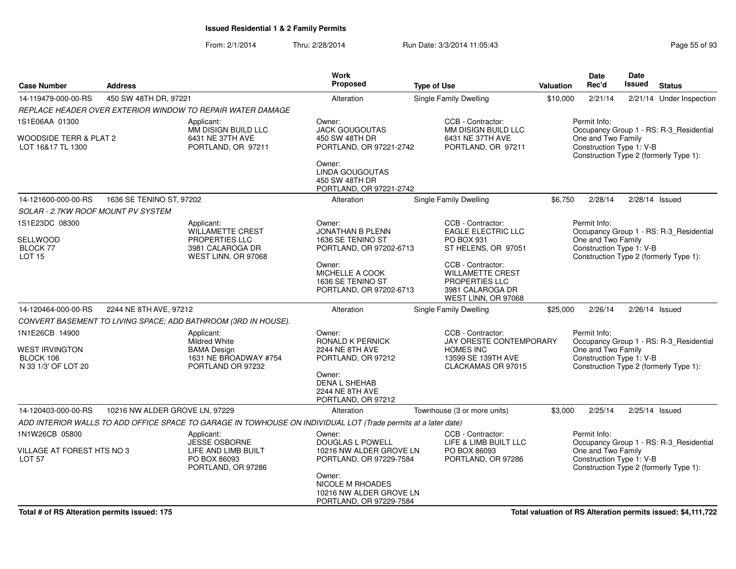**Issued Residential 1 & 2 Family Permits**

From: 2/1/2014 Thru: 2/28/2014 Run Date: 3/3/2014 11:05:43

| Case Number | Address | Work Proposed | Type of Use | Valuation | Date Rec'd | Date Issued | Status |
|---|---|---|---|---|---|---|---|
| 14-119479-000-00-RS | 450 SW 48TH DR, 97221 | Alteration | Single Family Dwelling | $10,000 | 2/21/14 | 2/21/14 | Under Inspection |

*REPLACE HEADER OVER EXTERIOR WINDOW TO REPAIR WATER DAMAGE*

1S1E06AA 01300
WOODSIDE TERR & PLAT 2
LOT 16&17 TL 1300

Applicant:
MM DISIGN BUILD LLC
6431 NE 37TH AVE
PORTLAND, OR 97211

Owner:
JACK GOUGOUTAS
450 SW 48TH DR
PORTLAND, OR 97221-2742

Owner:
LINDA GOUGOUTAS
450 SW 48TH DR
PORTLAND, OR 97221-2742

CCB - Contractor:
MM DISIGN BUILD LLC
6431 NE 37TH AVE
PORTLAND, OR 97211

Permit Info:
Occupancy Group 1 - RS: R-3_Residential One and Two Family
Construction Type 1: V-B
Construction Type 2 (formerly Type 1):

| Case Number | Address | Work Proposed | Type of Use | Valuation | Date Rec'd | Date Issued | Status |
|---|---|---|---|---|---|---|---|
| 14-121600-000-00-RS | 1636 SE TENINO ST, 97202 | Alteration | Single Family Dwelling | $6,750 | 2/28/14 | 2/28/14 | Issued |

*SOLAR - 2.7KW ROOF MOUNT PV SYSTEM*

1S1E23DC 08300
SELLWOOD
BLOCK 77
LOT 15

Applicant:
WILLAMETTE CREST PROPERTIES LLC
3981 CALAROGA DR
WEST LINN, OR 97068

Owner:
JONATHAN B PLENN
1636 SE TENINO ST
PORTLAND, OR 97202-6713

Owner:
MICHELLE A COOK
1636 SE TENINO ST
PORTLAND, OR 97202-6713

CCB - Contractor:
EAGLE ELECTRIC LLC
PO BOX 931
ST HELENS, OR 97051

CCB - Contractor:
WILLAMETTE CREST PROPERTIES LLC
3981 CALAROGA DR
WEST LINN, OR 97068

Permit Info:
Occupancy Group 1 - RS: R-3_Residential One and Two Family
Construction Type 1: V-B
Construction Type 2 (formerly Type 1):

| Case Number | Address | Work Proposed | Type of Use | Valuation | Date Rec'd | Date Issued | Status |
|---|---|---|---|---|---|---|---|
| 14-120464-000-00-RS | 2244 NE 8TH AVE, 97212 | Alteration | Single Family Dwelling | $25,000 | 2/26/14 | 2/26/14 | Issued |

*CONVERT BASEMENT TO LIVING SPACE; ADD BATHROOM (3RD IN HOUSE).*

1N1E26CB 14900
WEST IRVINGTON
BLOCK 106
N 33 1/3' OF LOT 20

Applicant:
Mildred White
BAMA Design
1631 NE BROADWAY #754
PORTLAND OR 97232

Owner:
RONALD K PERNICK
2244 NE 8TH AVE
PORTLAND, OR 97212

Owner:
DENA L SHEHAB
2244 NE 8TH AVE
PORTLAND, OR 97212

CCB - Contractor:
JAY ORESTE CONTEMPORARY HOMES INC
13599 SE 139TH AVE
CLACKAMAS OR 97015

Permit Info:
Occupancy Group 1 - RS: R-3_Residential One and Two Family
Construction Type 1: V-B
Construction Type 2 (formerly Type 1):

| Case Number | Address | Work Proposed | Type of Use | Valuation | Date Rec'd | Date Issued | Status |
|---|---|---|---|---|---|---|---|
| 14-120403-000-00-RS | 10216 NW ALDER GROVE LN, 97229 | Alteration | Townhouse (3 or more units) | $3,000 | 2/25/14 | 2/25/14 | Issued |

*ADD INTERIOR WALLS TO ADD OFFICE SPACE TO GARAGE IN TOWHOUSE ON INDIVIDUAL LOT (Trade permits at a later date)*

1N1W26CB 05800
VILLAGE AT FOREST HTS NO 3
LOT 57

Applicant:
JESSE OSBORNE
LIFE AND LIMB BUILT
PO BOX 86093
PORTLAND, OR 97286

Owner:
DOUGLAS L POWELL
10216 NW ALDER GROVE LN
PORTLAND, OR 97229-7584

Owner:
NICOLE M RHOADES
10216 NW ALDER GROVE LN
PORTLAND, OR 97229-7584

CCB - Contractor:
LIFE & LIMB BUILT LLC
PO BOX 86093
PORTLAND, OR 97286

Permit Info:
Occupancy Group 1 - RS: R-3_Residential One and Two Family
Construction Type 1: V-B
Construction Type 2 (formerly Type 1):

**Total # of RS Alteration permits issued: 175**

**Total valuation of RS Alteration permits issued: $4,111,722**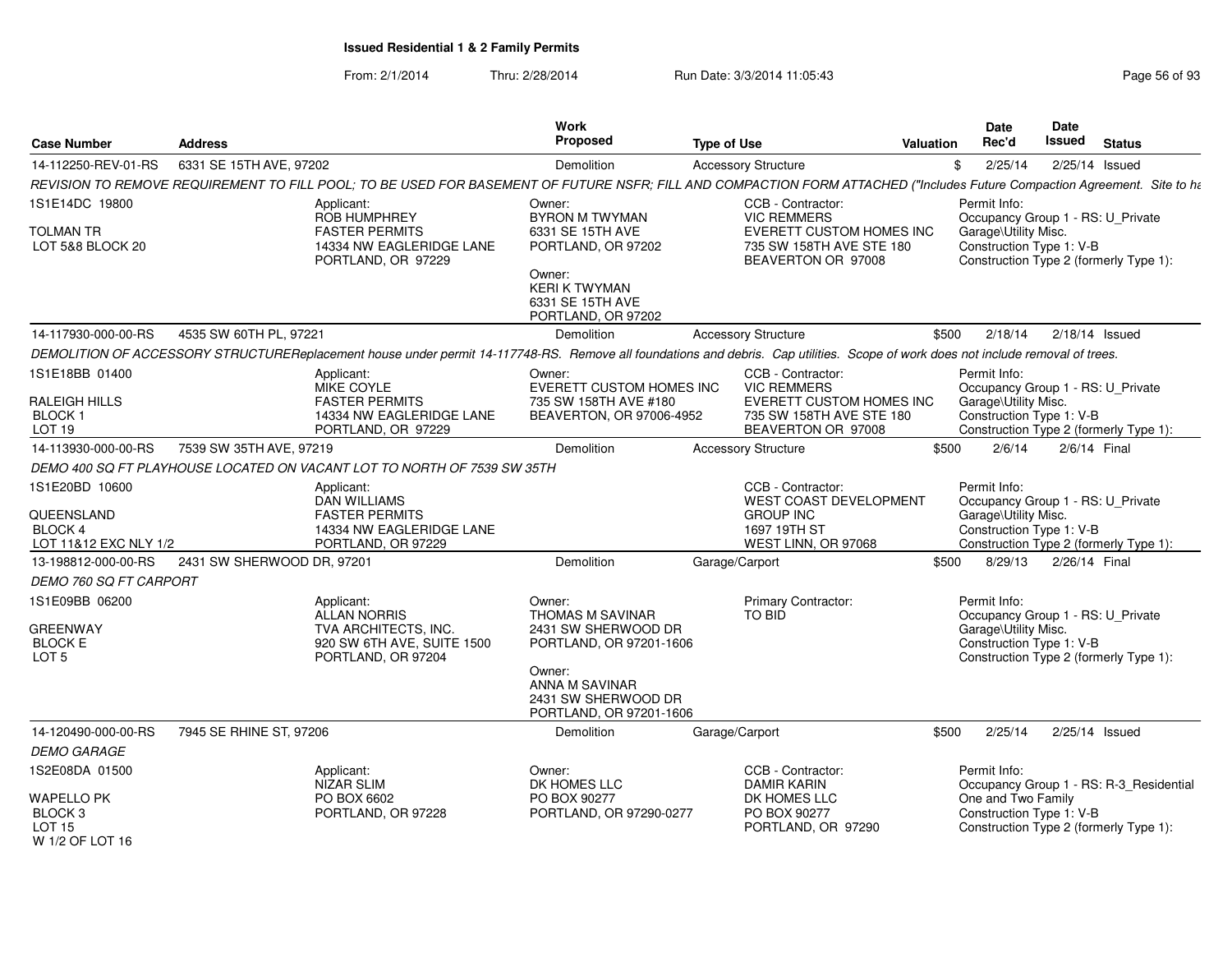# Issued Residential 1 & 2 Family Permits

From: 2/1/2014 Thru: 2/28/2014 Run Date: 3/3/2014 11:05:43

| Case Number | Address | Work Proposed | Type of Use | Valuation | Date Rec'd | Date Issued | Status |
|---|---|---|---|---|---|---|---|
| 14-112250-REV-01-RS | 6331 SE 15TH AVE, 97202 | Demolition | Accessory Structure | $ | 2/25/14 | 2/25/14 | Issued |

*REVISION TO REMOVE REQUIREMENT TO FILL POOL; TO BE USED FOR BASEMENT OF FUTURE NSFR; FILL AND COMPACTION FORM ATTACHED ("Includes Future Compaction Agreement. Site to ha*

1S1E14DC 19800
TOLMAN TR
LOT 5&8 BLOCK 20

Applicant:
ROB HUMPHREY
FASTER PERMITS
14334 NW EAGLERIDGE LANE
PORTLAND, OR 97229

Owner:
BYRON M TWYMAN
6331 SE 15TH AVE
PORTLAND, OR 97202

Owner:
KERI K TWYMAN
6331 SE 15TH AVE
PORTLAND, OR 97202

CCB - Contractor:
VIC REMMERS
EVERETT CUSTOM HOMES INC
735 SW 158TH AVE STE 180
BEAVERTON OR 97008

Permit Info:
Occupancy Group 1 - RS: U_Private
Garage\Utility Misc.
Construction Type 1: V-B
Construction Type 2 (formerly Type 1):

---

| Case Number | Address | Work Proposed | Type of Use | Valuation | Date Rec'd | Date Issued | Status |
|---|---|---|---|---|---|---|---|
| 14-117930-000-00-RS | 4535 SW 60TH PL, 97221 | Demolition | Accessory Structure | $500 | 2/18/14 | 2/18/14 | Issued |

*DEMOLITION OF ACCESSORY STRUCTUREReplacement house under permit 14-117748-RS. Remove all foundations and debris. Cap utilities. Scope of work does not include removal of trees.*

1S1E18BB 01400
RALEIGH HILLS
BLOCK 1
LOT 19

Applicant:
MIKE COYLE
FASTER PERMITS
14334 NW EAGLERIDGE LANE
PORTLAND, OR 97229

Owner:
EVERETT CUSTOM HOMES INC
735 SW 158TH AVE #180
BEAVERTON, OR 97006-4952

CCB - Contractor:
VIC REMMERS
EVERETT CUSTOM HOMES INC
735 SW 158TH AVE STE 180
BEAVERTON OR 97008

Permit Info:
Occupancy Group 1 - RS: U_Private
Garage\Utility Misc.
Construction Type 1: V-B
Construction Type 2 (formerly Type 1):

---

| Case Number | Address | Work Proposed | Type of Use | Valuation | Date Rec'd | Date Issued | Status |
|---|---|---|---|---|---|---|---|
| 14-113930-000-00-RS | 7539 SW 35TH AVE, 97219 | Demolition | Accessory Structure | $500 | 2/6/14 | 2/6/14 | Final |

*DEMO 400 SQ FT PLAYHOUSE LOCATED ON VACANT LOT TO NORTH OF 7539 SW 35TH*

1S1E20BD 10600
QUEENSLAND
BLOCK 4
LOT 11&12 EXC NLY 1/2

Applicant:
DAN WILLIAMS
FASTER PERMITS
14334 NW EAGLERIDGE LANE
PORTLAND, OR 97229

CCB - Contractor:
WEST COAST DEVELOPMENT GROUP INC
1697 19TH ST
WEST LINN, OR 97068

Permit Info:
Occupancy Group 1 - RS: U_Private
Garage\Utility Misc.
Construction Type 1: V-B
Construction Type 2 (formerly Type 1):

---

| Case Number | Address | Work Proposed | Type of Use | Valuation | Date Rec'd | Date Issued | Status |
|---|---|---|---|---|---|---|---|
| 13-198812-000-00-RS | 2431 SW SHERWOOD DR, 97201 | Demolition | Garage/Carport | $500 | 8/29/13 | 2/26/14 | Final |

*DEMO 760 SQ FT CARPORT*

1S1E09BB 06200
GREENWAY
BLOCK E
LOT 5

Applicant:
ALLAN NORRIS
TVA ARCHITECTS, INC.
920 SW 6TH AVE, SUITE 1500
PORTLAND, OR 97204

Owner:
THOMAS M SAVINAR
2431 SW SHERWOOD DR
PORTLAND, OR 97201-1606

Owner:
ANNA M SAVINAR
2431 SW SHERWOOD DR
PORTLAND, OR 97201-1606

Primary Contractor:
TO BID

Permit Info:
Occupancy Group 1 - RS: U_Private
Garage\Utility Misc.
Construction Type 1: V-B
Construction Type 2 (formerly Type 1):

---

| Case Number | Address | Work Proposed | Type of Use | Valuation | Date Rec'd | Date Issued | Status |
|---|---|---|---|---|---|---|---|
| 14-120490-000-00-RS | 7945 SE RHINE ST, 97206 | Demolition | Garage/Carport | $500 | 2/25/14 | 2/25/14 | Issued |

*DEMO GARAGE*

1S2E08DA 01500
WAPELLO PK
BLOCK 3
LOT 15
W 1/2 OF LOT 16

Applicant:
NIZAR SLIM
PO BOX 6602
PORTLAND, OR 97228

Owner:
DK HOMES LLC
PO BOX 90277
PORTLAND, OR 97290-0277

CCB - Contractor:
DAMIR KARIN
DK HOMES LLC
PO BOX 90277
PORTLAND, OR 97290

Permit Info:
Occupancy Group 1 - RS: R-3_Residential
One and Two Family
Construction Type 1: V-B
Construction Type 2 (formerly Type 1):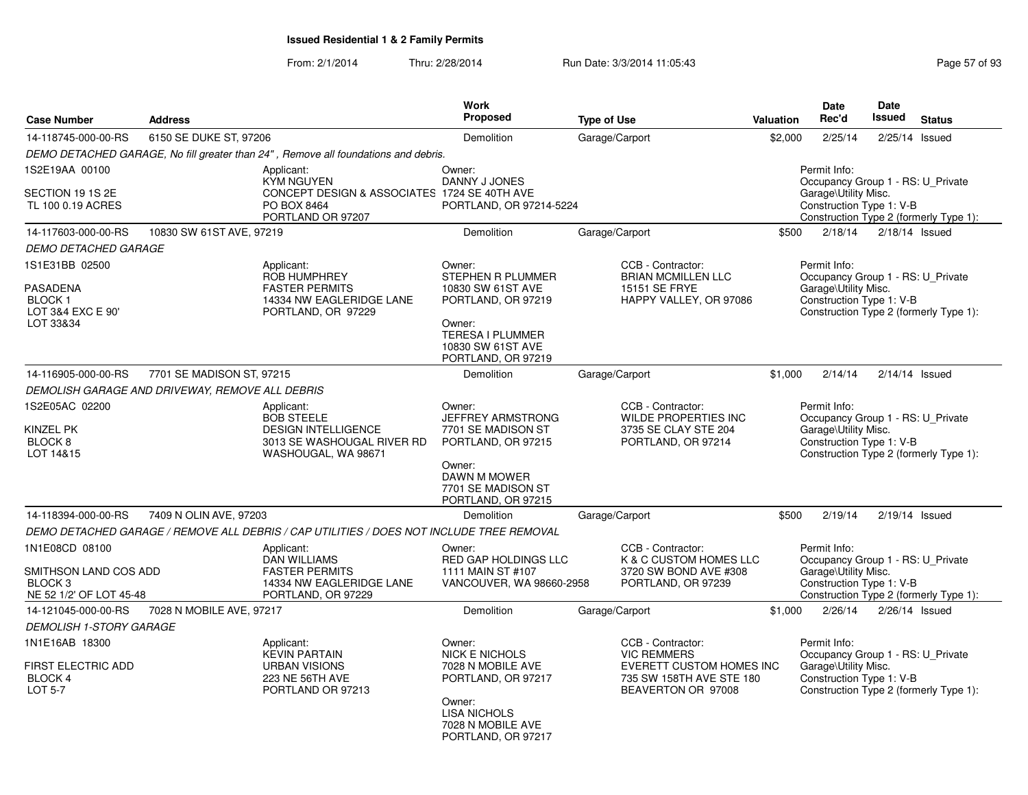## Issued Residential 1 & 2 Family Permits

From: 2/1/2014 Thru: 2/28/2014 Run Date: 3/3/2014 11:05:43

| Case Number | Address | Work Proposed | Type of Use | Valuation | Date Rec'd | Date Issued | Status |
|---|---|---|---|---|---|---|---|
| 14-118745-000-00-RS | 6150 SE DUKE ST, 97206 | Demolition | Garage/Carport | $2,000 | 2/25/14 | 2/25/14 | Issued |

*DEMO DETACHED GARAGE, No fill greater than 24" , Remove all foundations and debris.*

1S2E19AA 00100

SECTION 19 1S 2E
TL 100 0.19 ACRES

Applicant:
KYM NGUYEN
CONCEPT DESIGN & ASSOCIATES
PO BOX 8464
PORTLAND OR 97207

Owner:
DANNY J JONES
1724 SE 40TH AVE
PORTLAND, OR 97214-5224

Permit Info:
Occupancy Group 1 - RS: U_Private Garage\Utility Misc.
Construction Type 1: V-B
Construction Type 2 (formerly Type 1):

| Case Number | Address | Work Proposed | Type of Use | Valuation | Date Rec'd | Date Issued | Status |
|---|---|---|---|---|---|---|---|
| 14-117603-000-00-RS | 10830 SW 61ST AVE, 97219 | Demolition | Garage/Carport | $500 | 2/18/14 | 2/18/14 | Issued |

*DEMO DETACHED GARAGE*

1S1E31BB 02500

PASADENA
BLOCK 1
LOT 3&4 EXC E 90'
LOT 33&34

Applicant:
ROB HUMPHREY
FASTER PERMITS
14334 NW EAGLERIDGE LANE
PORTLAND, OR 97229

Owner:
STEPHEN R PLUMMER
10830 SW 61ST AVE
PORTLAND, OR 97219

Owner:
TERESA I PLUMMER
10830 SW 61ST AVE
PORTLAND, OR 97219

CCB - Contractor:
BRIAN MCMILLEN LLC
15151 SE FRYE
HAPPY VALLEY, OR 97086

Permit Info:
Occupancy Group 1 - RS: U_Private Garage\Utility Misc.
Construction Type 1: V-B
Construction Type 2 (formerly Type 1):

| Case Number | Address | Work Proposed | Type of Use | Valuation | Date Rec'd | Date Issued | Status |
|---|---|---|---|---|---|---|---|
| 14-116905-000-00-RS | 7701 SE MADISON ST, 97215 | Demolition | Garage/Carport | $1,000 | 2/14/14 | 2/14/14 | Issued |

*DEMOLISH GARAGE AND DRIVEWAY, REMOVE ALL DEBRIS*

1S2E05AC 02200

KINZEL PK
BLOCK 8
LOT 14&15

Applicant:
BOB STEELE
DESIGN INTELLIGENCE
3013 SE WASHOUGAL RIVER RD
WASHOUGAL, WA 98671

Owner:
JEFFREY ARMSTRONG
7701 SE MADISON ST
PORTLAND, OR 97215

Owner:
DAWN M MOWER
7701 SE MADISON ST
PORTLAND, OR 97215

CCB - Contractor:
WILDE PROPERTIES INC
3735 SE CLAY STE 204
PORTLAND, OR 97214

Permit Info:
Occupancy Group 1 - RS: U_Private Garage\Utility Misc.
Construction Type 1: V-B
Construction Type 2 (formerly Type 1):

| Case Number | Address | Work Proposed | Type of Use | Valuation | Date Rec'd | Date Issued | Status |
|---|---|---|---|---|---|---|---|
| 14-118394-000-00-RS | 7409 N OLIN AVE, 97203 | Demolition | Garage/Carport | $500 | 2/19/14 | 2/19/14 | Issued |

*DEMO DETACHED GARAGE / REMOVE ALL DEBRIS / CAP UTILITIES / DOES NOT INCLUDE TREE REMOVAL*

1N1E08CD 08100

SMITHSON LAND COS ADD
BLOCK 3
NE 52 1/2' OF LOT 45-48

Applicant:
DAN WILLIAMS
FASTER PERMITS
14334 NW EAGLERIDGE LANE
PORTLAND, OR 97229

Owner:
RED GAP HOLDINGS LLC
1111 MAIN ST #107
VANCOUVER, WA 98660-2958

CCB - Contractor:
K & C CUSTOM HOMES LLC
3720 SW BOND AVE #308
PORTLAND, OR 97239

Permit Info:
Occupancy Group 1 - RS: U_Private Garage\Utility Misc.
Construction Type 1: V-B
Construction Type 2 (formerly Type 1):

| Case Number | Address | Work Proposed | Type of Use | Valuation | Date Rec'd | Date Issued | Status |
|---|---|---|---|---|---|---|---|
| 14-121045-000-00-RS | 7028 N MOBILE AVE, 97217 | Demolition | Garage/Carport | $1,000 | 2/26/14 | 2/26/14 | Issued |

*DEMOLISH 1-STORY GARAGE*

1N1E16AB 18300

FIRST ELECTRIC ADD
BLOCK 4
LOT 5-7

Applicant:
KEVIN PARTAIN
URBAN VISIONS
223 NE 56TH AVE
PORTLAND OR 97213

Owner:
NICK E NICHOLS
7028 N MOBILE AVE
PORTLAND, OR 97217

Owner:
LISA NICHOLS
7028 N MOBILE AVE
PORTLAND, OR 97217

CCB - Contractor:
VIC REMMERS
EVERETT CUSTOM HOMES INC
735 SW 158TH AVE STE 180
BEAVERTON OR 97008

Permit Info:
Occupancy Group 1 - RS: U_Private Garage\Utility Misc.
Construction Type 1: V-B
Construction Type 2 (formerly Type 1):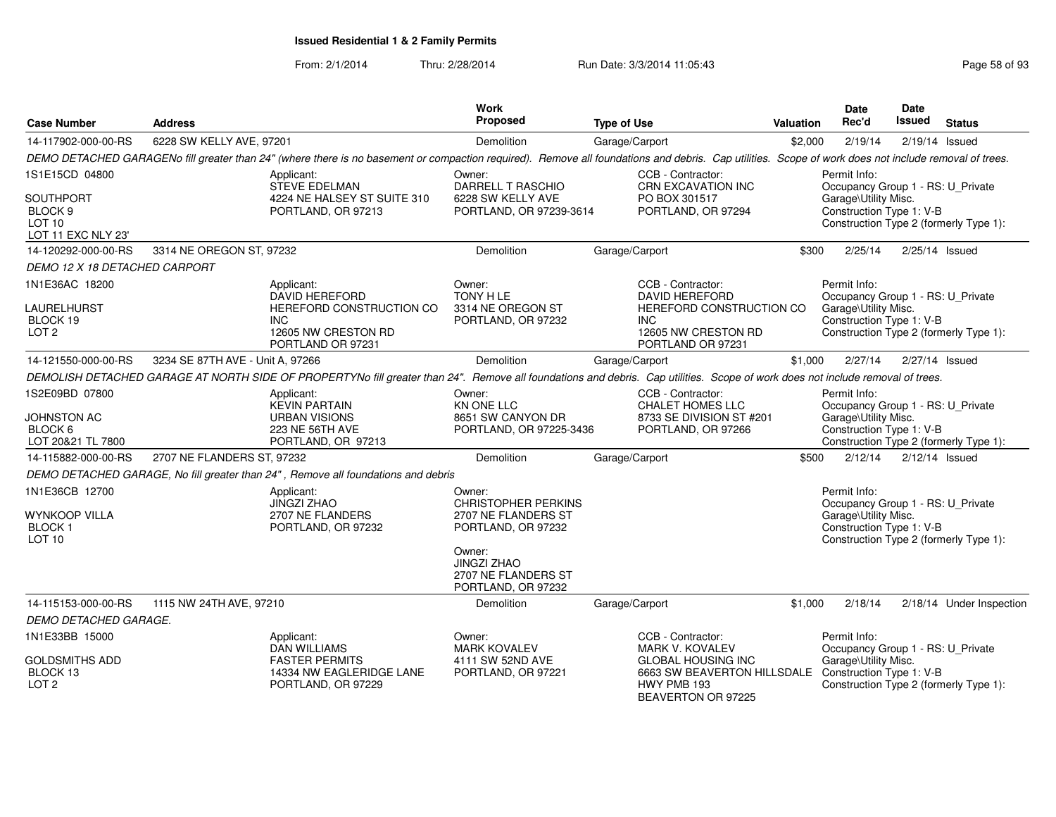**Issued Residential 1 & 2 Family Permits**

From: 2/1/2014 Thru: 2/28/2014 Run Date: 3/3/2014 11:05:43

| Case Number | Address | Work Proposed | Type of Use | Valuation | Date Rec'd | Date Issued | Status |
|---|---|---|---|---|---|---|---|
| 14-117902-000-00-RS | 6228 SW KELLY AVE, 97201 | Demolition | Garage/Carport | $2,000 | 2/19/14 | 2/19/14 | Issued |

*DEMO DETACHED GARAGENo fill greater than 24" (where there is no basement or compaction required). Remove all foundations and debris. Cap utilities. Scope of work does not include removal of trees.*

1S1E15CD 04800
SOUTHPORT
BLOCK 9
LOT 10
LOT 11 EXC NLY 23'

Applicant: STEVE EDELMAN, 4224 NE HALSEY ST SUITE 310, PORTLAND, OR 97213

Owner: DARRELL T RASCHIO, 6228 SW KELLY AVE, PORTLAND, OR 97239-3614

CCB - Contractor: CRN EXCAVATION INC, PO BOX 301517, PORTLAND, OR 97294

Permit Info: Occupancy Group 1 - RS: U_Private Garage\Utility Misc. Construction Type 1: V-B Construction Type 2 (formerly Type 1):

---

| Case Number | Address | Work Proposed | Type of Use | Valuation | Date Rec'd | Date Issued | Status |
|---|---|---|---|---|---|---|---|
| 14-120292-000-00-RS | 3314 NE OREGON ST, 97232 | Demolition | Garage/Carport | $300 | 2/25/14 | 2/25/14 | Issued |

*DEMO 12 X 18 DETACHED CARPORT*

1N1E36AC 18200
LAURELHURST
BLOCK 19
LOT 2

Applicant: DAVID HEREFORD, HEREFORD CONSTRUCTION CO INC, 12605 NW CRESTON RD, PORTLAND OR 97231

Owner: TONY H LE, 3314 NE OREGON ST, PORTLAND, OR 97232

CCB - Contractor: DAVID HEREFORD, HEREFORD CONSTRUCTION CO INC, 12605 NW CRESTON RD, PORTLAND OR 97231

Permit Info: Occupancy Group 1 - RS: U_Private Garage\Utility Misc. Construction Type 1: V-B Construction Type 2 (formerly Type 1):

---

| Case Number | Address | Work Proposed | Type of Use | Valuation | Date Rec'd | Date Issued | Status |
|---|---|---|---|---|---|---|---|
| 14-121550-000-00-RS | 3234 SE 87TH AVE - Unit A, 97266 | Demolition | Garage/Carport | $1,000 | 2/27/14 | 2/27/14 | Issued |

*DEMOLISH DETACHED GARAGE AT NORTH SIDE OF PROPERTYNo fill greater than 24". Remove all foundations and debris. Cap utilities. Scope of work does not include removal of trees.*

1S2E09BD 07800
JOHNSTON AC
BLOCK 6
LOT 20&21 TL 7800

Applicant: KEVIN PARTAIN, URBAN VISIONS, 223 NE 56TH AVE, PORTLAND, OR 97213

Owner: KN ONE LLC, 8651 SW CANYON DR, PORTLAND, OR 97225-3436

CCB - Contractor: CHALET HOMES LLC, 8733 SE DIVISION ST #201, PORTLAND, OR 97266

Permit Info: Occupancy Group 1 - RS: U_Private Garage\Utility Misc. Construction Type 1: V-B Construction Type 2 (formerly Type 1):

---

| Case Number | Address | Work Proposed | Type of Use | Valuation | Date Rec'd | Date Issued | Status |
|---|---|---|---|---|---|---|---|
| 14-115882-000-00-RS | 2707 NE FLANDERS ST, 97232 | Demolition | Garage/Carport | $500 | 2/12/14 | 2/12/14 | Issued |

*DEMO DETACHED GARAGE, No fill greater than 24" , Remove all foundations and debris*

1N1E36CB 12700
WYNKOOP VILLA
BLOCK 1
LOT 10

Applicant: JINGZI ZHAO, 2707 NE FLANDERS, PORTLAND, OR 97232

Owner: CHRISTOPHER PERKINS, 2707 NE FLANDERS ST, PORTLAND, OR 97232

Owner: JINGZI ZHAO, 2707 NE FLANDERS ST, PORTLAND, OR 97232

Permit Info: Occupancy Group 1 - RS: U_Private Garage\Utility Misc. Construction Type 1: V-B Construction Type 2 (formerly Type 1):

---

| Case Number | Address | Work Proposed | Type of Use | Valuation | Date Rec'd | Date Issued | Status |
|---|---|---|---|---|---|---|---|
| 14-115153-000-00-RS | 1115 NW 24TH AVE, 97210 | Demolition | Garage/Carport | $1,000 | 2/18/14 | 2/18/14 | Under Inspection |

*DEMO DETACHED GARAGE.*

1N1E33BB 15000
GOLDSMITHS ADD
BLOCK 13
LOT 2

Applicant: DAN WILLIAMS, FASTER PERMITS, 14334 NW EAGLERIDGE LANE, PORTLAND, OR 97229

Owner: MARK KOVALEV, 4111 SW 52ND AVE, PORTLAND, OR 97221

CCB - Contractor: MARK V. KOVALEV, GLOBAL HOUSING INC, 6663 SW BEAVERTON HILLSDALE HWY PMB 193, BEAVERTON OR 97225

Permit Info: Occupancy Group 1 - RS: U_Private Garage\Utility Misc. Construction Type 1: V-B Construction Type 2 (formerly Type 1):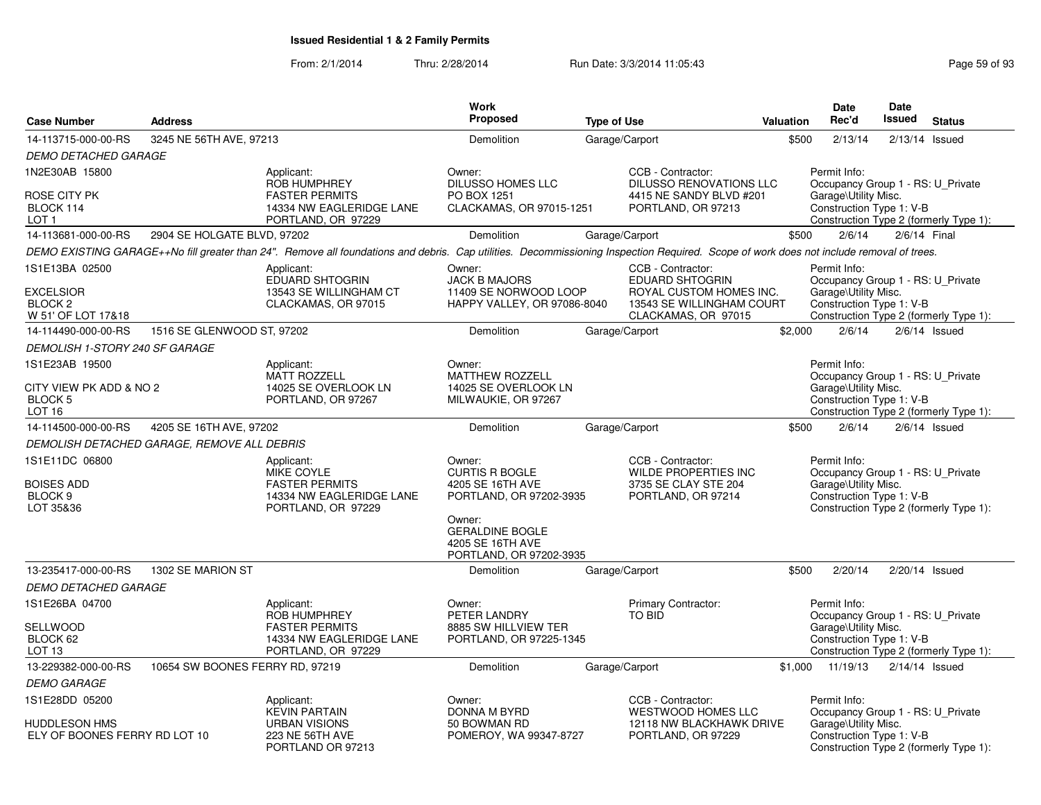# Issued Residential 1 & 2 Family Permits

From: 2/1/2014 Thru: 2/28/2014 Run Date: 3/3/2014 11:05:43

| Case Number | Address | Work Proposed | Type of Use | Valuation | Date Rec'd | Date Issued | Status |
|---|---|---|---|---|---|---|---|
| 14-113715-000-00-RS | 3245 NE 56TH AVE, 97213 | Demolition | Garage/Carport | $500 | 2/13/14 | 2/13/14 | Issued |

*DEMO DETACHED GARAGE*

1N2E30AB 15800
ROSE CITY PK
BLOCK 114
LOT 1

Applicant: ROB HUMPHREY, FASTER PERMITS, 14334 NW EAGLERIDGE LANE, PORTLAND, OR 97229

Owner: DILUSSO HOMES LLC, PO BOX 1251, CLACKAMAS, OR 97015-1251

CCB - Contractor: DILUSSO RENOVATIONS LLC, 4415 NE SANDY BLVD #201, PORTLAND, OR 97213

Permit Info: Occupancy Group 1 - RS: U_Private Garage\Utility Misc. Construction Type 1: V-B Construction Type 2 (formerly Type 1):

| Case Number | Address | Work Proposed | Type of Use | Valuation | Date Rec'd | Date Issued | Status |
|---|---|---|---|---|---|---|---|
| 14-113681-000-00-RS | 2904 SE HOLGATE BLVD, 97202 | Demolition | Garage/Carport | $500 | 2/6/14 | 2/6/14 | Final |

*DEMO EXISTING GARAGE++No fill greater than 24". Remove all foundations and debris. Cap utilities. Decommissioning Inspection Required. Scope of work does not include removal of trees.*

1S1E13BA 02500
EXCELSIOR
BLOCK 2
W 51' OF LOT 17&18

Applicant: EDUARD SHTOGRIN, 13543 SE WILLINGHAM CT, CLACKAMAS, OR 97015

Owner: JACK B MAJORS, 11409 SE NORWOOD LOOP, HAPPY VALLEY, OR 97086-8040

CCB - Contractor: EDUARD SHTOGRIN, ROYAL CUSTOM HOMES INC., 13543 SE WILLINGHAM COURT, CLACKAMAS, OR 97015

Permit Info: Occupancy Group 1 - RS: U_Private Garage\Utility Misc. Construction Type 1: V-B Construction Type 2 (formerly Type 1):

| Case Number | Address | Work Proposed | Type of Use | Valuation | Date Rec'd | Date Issued | Status |
|---|---|---|---|---|---|---|---|
| 14-114490-000-00-RS | 1516 SE GLENWOOD ST, 97202 | Demolition | Garage/Carport | $2,000 | 2/6/14 | 2/6/14 | Issued |

*DEMOLISH 1-STORY 240 SF GARAGE*

1S1E23AB 19500
CITY VIEW PK ADD & NO 2
BLOCK 5
LOT 16

Applicant: MATT ROZZELL, 14025 SE OVERLOOK LN, PORTLAND, OR 97267

Owner: MATTHEW ROZZELL, 14025 SE OVERLOOK LN, MILWAUKIE, OR 97267

Permit Info: Occupancy Group 1 - RS: U_Private Garage\Utility Misc. Construction Type 1: V-B Construction Type 2 (formerly Type 1):

| Case Number | Address | Work Proposed | Type of Use | Valuation | Date Rec'd | Date Issued | Status |
|---|---|---|---|---|---|---|---|
| 14-114500-000-00-RS | 4205 SE 16TH AVE, 97202 | Demolition | Garage/Carport | $500 | 2/6/14 | 2/6/14 | Issued |

*DEMOLISH DETACHED GARAGE, REMOVE ALL DEBRIS*

1S1E11DC 06800
BOISES ADD
BLOCK 9
LOT 35&36

Applicant: MIKE COYLE, FASTER PERMITS, 14334 NW EAGLERIDGE LANE, PORTLAND, OR 97229

Owner: CURTIS R BOGLE, 4205 SE 16TH AVE, PORTLAND, OR 97202-3935

Owner: GERALDINE BOGLE, 4205 SE 16TH AVE, PORTLAND, OR 97202-3935

CCB - Contractor: WILDE PROPERTIES INC, 3735 SE CLAY STE 204, PORTLAND, OR 97214

Permit Info: Occupancy Group 1 - RS: U_Private Garage\Utility Misc. Construction Type 1: V-B Construction Type 2 (formerly Type 1):

| Case Number | Address | Work Proposed | Type of Use | Valuation | Date Rec'd | Date Issued | Status |
|---|---|---|---|---|---|---|---|
| 13-235417-000-00-RS | 1302 SE MARION ST | Demolition | Garage/Carport | $500 | 2/20/14 | 2/20/14 | Issued |

*DEMO DETACHED GARAGE*

1S1E26BA 04700
SELLWOOD
BLOCK 62
LOT 13

Applicant: ROB HUMPHREY, FASTER PERMITS, 14334 NW EAGLERIDGE LANE, PORTLAND, OR 97229

Owner: PETER LANDRY, 8885 SW HILLVIEW TER, PORTLAND, OR 97225-1345

Primary Contractor: TO BID

Permit Info: Occupancy Group 1 - RS: U_Private Garage\Utility Misc. Construction Type 1: V-B Construction Type 2 (formerly Type 1):

| Case Number | Address | Work Proposed | Type of Use | Valuation | Date Rec'd | Date Issued | Status |
|---|---|---|---|---|---|---|---|
| 13-229382-000-00-RS | 10654 SW BOONES FERRY RD, 97219 | Demolition | Garage/Carport | $1,000 | 11/19/13 | 2/14/14 | Issued |

*DEMO GARAGE*

1S1E28DD 05200
HUDDLESON HMS
ELY OF BOONES FERRY RD LOT 10

Applicant: KEVIN PARTAIN, URBAN VISIONS, 223 NE 56TH AVE, PORTLAND OR 97213

Owner: DONNA M BYRD, 50 BOWMAN RD, POMEROY, WA 99347-8727

CCB - Contractor: WESTWOOD HOMES LLC, 12118 NW BLACKHAWK DRIVE, PORTLAND, OR 97229

Permit Info: Occupancy Group 1 - RS: U_Private Garage\Utility Misc. Construction Type 1: V-B Construction Type 2 (formerly Type 1):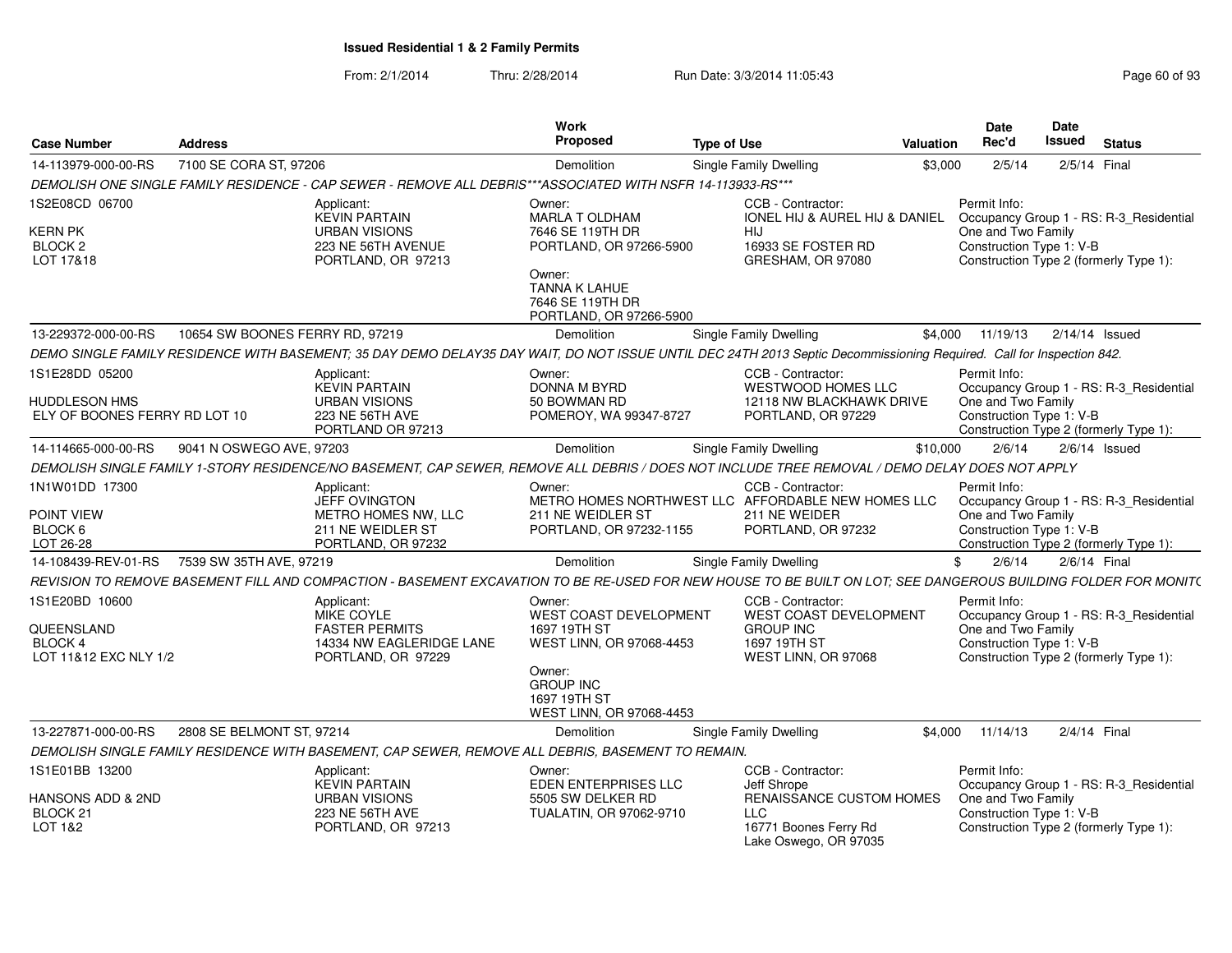# Issued Residential 1 & 2 Family Permits

From: 2/1/2014 Thru: 2/28/2014 Run Date: 3/3/2014 11:05:43

| Case Number | Address | Work Proposed | Type of Use | Valuation | Date Rec'd | Date Issued | Status |
|---|---|---|---|---|---|---|---|
| 14-113979-000-00-RS | 7100 SE CORA ST, 97206 | Demolition | Single Family Dwelling | $3,000 | 2/5/14 | 2/5/14 | Final |

DEMOLISH ONE SINGLE FAMILY RESIDENCE - CAP SEWER - REMOVE ALL DEBRIS***ASSOCIATED WITH NSFR 14-113933-RS***

1S2E08CD 06700
KERN PK
BLOCK 2
LOT 17&18

Applicant:
KEVIN PARTAIN
URBAN VISIONS
223 NE 56TH AVENUE
PORTLAND, OR 97213

Owner:
MARLA T OLDHAM
7646 SE 119TH DR
PORTLAND, OR 97266-5900

Owner:
TANNA K LAHUE
7646 SE 119TH DR
PORTLAND, OR 97266-5900

CCB - Contractor:
IONEL HIJ & AUREL HIJ & DANIEL HIJ
16933 SE FOSTER RD
GRESHAM, OR 97080

Permit Info:
Occupancy Group 1 - RS: R-3_Residential One and Two Family
Construction Type 1: V-B
Construction Type 2 (formerly Type 1):

| Case Number | Address | Work Proposed | Type of Use | Valuation | Date Rec'd | Date Issued | Status |
|---|---|---|---|---|---|---|---|
| 13-229372-000-00-RS | 10654 SW BOONES FERRY RD, 97219 | Demolition | Single Family Dwelling | $4,000 | 11/19/13 | 2/14/14 | Issued |

DEMO SINGLE FAMILY RESIDENCE WITH BASEMENT; 35 DAY DEMO DELAY35 DAY WAIT, DO NOT ISSUE UNTIL DEC 24TH 2013 Septic Decommissioning Required. Call for Inspection 842.

1S1E28DD 05200
HUDDLESON HMS
ELY OF BOONES FERRY RD LOT 10

Applicant:
KEVIN PARTAIN
URBAN VISIONS
223 NE 56TH AVE
PORTLAND OR 97213

Owner:
DONNA M BYRD
50 BOWMAN RD
POMEROY, WA 99347-8727

CCB - Contractor:
WESTWOOD HOMES LLC
12118 NW BLACKHAWK DRIVE
PORTLAND, OR 97229

Permit Info:
Occupancy Group 1 - RS: R-3_Residential One and Two Family
Construction Type 1: V-B
Construction Type 2 (formerly Type 1):

| Case Number | Address | Work Proposed | Type of Use | Valuation | Date Rec'd | Date Issued | Status |
|---|---|---|---|---|---|---|---|
| 14-114665-000-00-RS | 9041 N OSWEGO AVE, 97203 | Demolition | Single Family Dwelling | $10,000 | 2/6/14 | 2/6/14 | Issued |

DEMOLISH SINGLE FAMILY 1-STORY RESIDENCE/NO BASEMENT, CAP SEWER, REMOVE ALL DEBRIS / DOES NOT INCLUDE TREE REMOVAL / DEMO DELAY DOES NOT APPLY

1N1W01DD 17300
POINT VIEW
BLOCK 6
LOT 26-28

Applicant:
JEFF OVINGTON
METRO HOMES NW, LLC
211 NE WEIDLER ST
PORTLAND, OR 97232

Owner:
METRO HOMES NORTHWEST LLC
211 NE WEIDLER ST
PORTLAND, OR 97232-1155

CCB - Contractor:
AFFORDABLE NEW HOMES LLC
211 NE WEIDER
PORTLAND, OR 97232

Permit Info:
Occupancy Group 1 - RS: R-3_Residential One and Two Family
Construction Type 1: V-B
Construction Type 2 (formerly Type 1):

| Case Number | Address | Work Proposed | Type of Use | Valuation | Date Rec'd | Date Issued | Status |
|---|---|---|---|---|---|---|---|
| 14-108439-REV-01-RS | 7539 SW 35TH AVE, 97219 | Demolition | Single Family Dwelling | $ | 2/6/14 | 2/6/14 | Final |

REVISION TO REMOVE BASEMENT FILL AND COMPACTION - BASEMENT EXCAVATION TO BE RE-USED FOR NEW HOUSE TO BE BUILT ON LOT; SEE DANGEROUS BUILDING FOLDER FOR MONITO

1S1E20BD 10600
QUEENSLAND
BLOCK 4
LOT 11&12 EXC NLY 1/2

Applicant:
MIKE COYLE
FASTER PERMITS
14334 NW EAGLERIDGE LANE
PORTLAND, OR 97229

Owner:
WEST COAST DEVELOPMENT
1697 19TH ST
WEST LINN, OR 97068-4453

Owner:
GROUP INC
1697 19TH ST
WEST LINN, OR 97068-4453

CCB - Contractor:
WEST COAST DEVELOPMENT GROUP INC
1697 19TH ST
WEST LINN, OR 97068

Permit Info:
Occupancy Group 1 - RS: R-3_Residential One and Two Family
Construction Type 1: V-B
Construction Type 2 (formerly Type 1):

| Case Number | Address | Work Proposed | Type of Use | Valuation | Date Rec'd | Date Issued | Status |
|---|---|---|---|---|---|---|---|
| 13-227871-000-00-RS | 2808 SE BELMONT ST, 97214 | Demolition | Single Family Dwelling | $4,000 | 11/14/13 | 2/4/14 | Final |

DEMOLISH SINGLE FAMILY RESIDENCE WITH BASEMENT, CAP SEWER, REMOVE ALL DEBRIS, BASEMENT TO REMAIN.

1S1E01BB 13200
HANSONS ADD & 2ND
BLOCK 21
LOT 1&2

Applicant:
KEVIN PARTAIN
URBAN VISIONS
223 NE 56TH AVE
PORTLAND, OR 97213

Owner:
EDEN ENTERPRISES LLC
5505 SW DELKER RD
TUALATIN, OR 97062-9710

CCB - Contractor:
Jeff Shrope
RENAISSANCE CUSTOM HOMES LLC
16771 Boones Ferry Rd
Lake Oswego, OR 97035

Permit Info:
Occupancy Group 1 - RS: R-3_Residential One and Two Family
Construction Type 1: V-B
Construction Type 2 (formerly Type 1):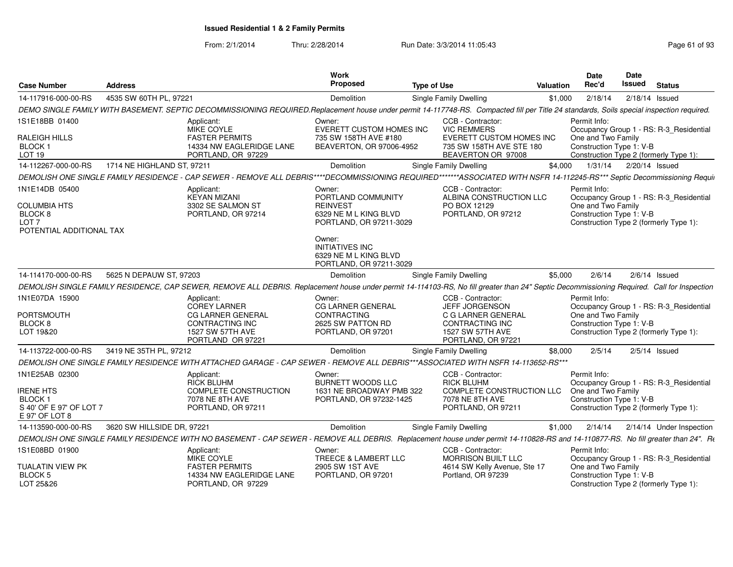# Issued Residential 1 & 2 Family Permits

From: 2/1/2014 Thru: 2/28/2014 Run Date: 3/3/2014 11:05:43

| Case Number | Address | Work Proposed | Type of Use | Valuation | Date Rec'd | Date Issued | Status |
|---|---|---|---|---|---|---|---|
| 14-117916-000-00-RS | 4535 SW 60TH PL, 97221 | Demolition | Single Family Dwelling | $1,000 | 2/18/14 | 2/18/14 | Issued |

DEMO SINGLE FAMILY WITH BASEMENT. SEPTIC DECOMMISSIONING REQUIRED.Replacement house under permit 14-117748-RS. Compacted fill per Title 24 standards, Soils special inspection required.

1S1E18BB 01400
RALEIGH HILLS
BLOCK 1
LOT 19

Applicant: MIKE COYLE, FASTER PERMITS, 14334 NW EAGLERIDGE LANE, PORTLAND, OR 97229

Owner: EVERETT CUSTOM HOMES INC, 735 SW 158TH AVE #180, BEAVERTON, OR 97006-4952

CCB - Contractor: VIC REMMERS, EVERETT CUSTOM HOMES INC, 735 SW 158TH AVE STE 180, BEAVERTON OR 97008

Permit Info: Occupancy Group 1 - RS: R-3_Residential One and Two Family; Construction Type 1: V-B; Construction Type 2 (formerly Type 1):

| Case Number | Address | Work Proposed | Type of Use | Valuation | Date Rec'd | Date Issued | Status |
|---|---|---|---|---|---|---|---|
| 14-112267-000-00-RS | 1714 NE HIGHLAND ST, 97211 | Demolition | Single Family Dwelling | $4,000 | 1/31/14 | 2/20/14 | Issued |

DEMOLISH ONE SINGLE FAMILY RESIDENCE - CAP SEWER - REMOVE ALL DEBRIS****DECOMMISSIONING REQUIRED*******ASSOCIATED WITH NSFR 14-112245-RS*** Septic Decommissioning Requi

1N1E14DB 05400
COLUMBIA HTS
BLOCK 8
LOT 7
POTENTIAL ADDITIONAL TAX

Applicant: KEYAN MIZANI, 3302 SE SALMON ST, PORTLAND, OR 97214

Owner: PORTLAND COMMUNITY REINVEST, 6329 NE M L KING BLVD, PORTLAND, OR 97211-3029

Owner: INITIATIVES INC, 6329 NE M L KING BLVD, PORTLAND, OR 97211-3029

CCB - Contractor: ALBINA CONSTRUCTION LLC, PO BOX 12129, PORTLAND, OR 97212

Permit Info: Occupancy Group 1 - RS: R-3_Residential One and Two Family; Construction Type 1: V-B; Construction Type 2 (formerly Type 1):

| Case Number | Address | Work Proposed | Type of Use | Valuation | Date Rec'd | Date Issued | Status |
|---|---|---|---|---|---|---|---|
| 14-114170-000-00-RS | 5625 N DEPAUW ST, 97203 | Demolition | Single Family Dwelling | $5,000 | 2/6/14 | 2/6/14 | Issued |

DEMOLISH SINGLE FAMILY RESIDENCE, CAP SEWER, REMOVE ALL DEBRIS. Replacement house under permit 14-114103-RS, No fill greater than 24" Septic Decommissioning Required. Call for Inspection

1N1E07DA 15900
PORTSMOUTH
BLOCK 8
LOT 19&20

Applicant: COREY LARNER, CG LARNER GENERAL CONTRACTING INC, 1527 SW 57TH AVE, PORTLAND OR 97221

Owner: CG LARNER GENERAL CONTRACTING, 2625 SW PATTON RD, PORTLAND, OR 97201

CCB - Contractor: JEFF JORGENSON, C G LARNER GENERAL CONTRACTING INC, 1527 SW 57TH AVE, PORTLAND, OR 97221

Permit Info: Occupancy Group 1 - RS: R-3_Residential One and Two Family; Construction Type 1: V-B; Construction Type 2 (formerly Type 1):

| Case Number | Address | Work Proposed | Type of Use | Valuation | Date Rec'd | Date Issued | Status |
|---|---|---|---|---|---|---|---|
| 14-113722-000-00-RS | 3419 NE 35TH PL, 97212 | Demolition | Single Family Dwelling | $8,000 | 2/5/14 | 2/5/14 | Issued |

DEMOLISH ONE SINGLE FAMILY RESIDENCE WITH ATTACHED GARAGE - CAP SEWER - REMOVE ALL DEBRIS***ASSOCIATED WITH NSFR 14-113652-RS***

1N1E25AB 02300
IRENE HTS
BLOCK 1
S 40' OF E 97' OF LOT 7
E 97' OF LOT 8

Applicant: RICK BLUHM, COMPLETE CONSTRUCTION, 7078 NE 8TH AVE, PORTLAND, OR 97211

Owner: BURNETT WOODS LLC, 1631 NE BROADWAY PMB 322, PORTLAND, OR 97232-1425

CCB - Contractor: RICK BLUHM, COMPLETE CONSTRUCTION LLC, 7078 NE 8TH AVE, PORTLAND, OR 97211

Permit Info: Occupancy Group 1 - RS: R-3_Residential One and Two Family; Construction Type 1: V-B; Construction Type 2 (formerly Type 1):

| Case Number | Address | Work Proposed | Type of Use | Valuation | Date Rec'd | Date Issued | Status |
|---|---|---|---|---|---|---|---|
| 14-113590-000-00-RS | 3620 SW HILLSIDE DR, 97221 | Demolition | Single Family Dwelling | $1,000 | 2/14/14 | 2/14/14 | Under Inspection |

DEMOLISH ONE SINGLE FAMILY RESIDENCE WITH NO BASEMENT - CAP SEWER - REMOVE ALL DEBRIS. Replacement house under permit 14-110828-RS and 14-110877-RS. No fill greater than 24". Re

1S1E08BD 01900
TUALATIN VIEW PK
BLOCK 5
LOT 25&26

Applicant: MIKE COYLE, FASTER PERMITS, 14334 NW EAGLERIDGE LANE, PORTLAND, OR 97229

Owner: TREECE & LAMBERT LLC, 2905 SW 1ST AVE, PORTLAND, OR 97201

CCB - Contractor: MORRISON BUILT LLC, 4614 SW Kelly Avenue, Ste 17, Portland, OR 97239

Permit Info: Occupancy Group 1 - RS: R-3_Residential One and Two Family; Construction Type 1: V-B; Construction Type 2 (formerly Type 1):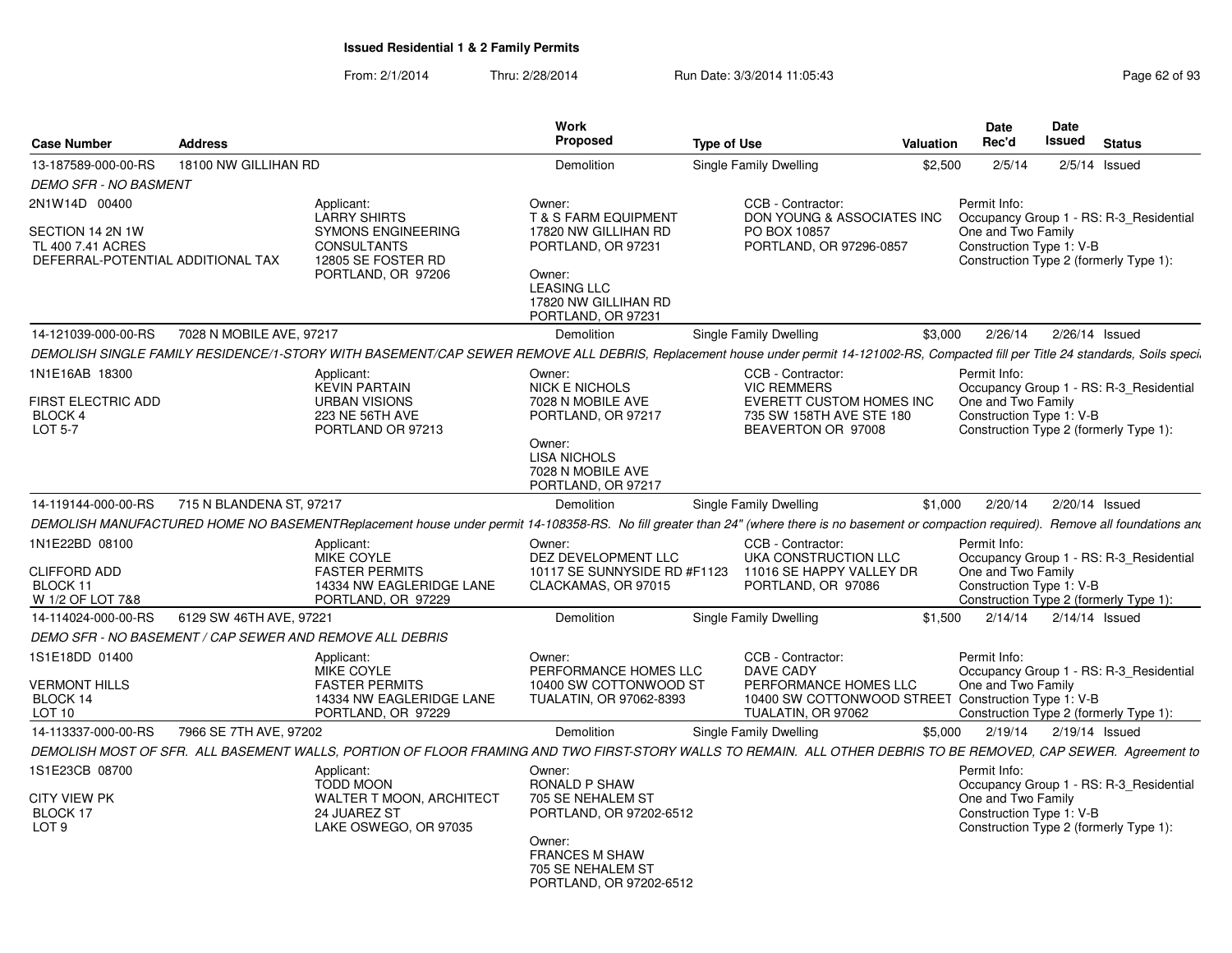# Issued Residential 1 & 2 Family Permits

From: 2/1/2014 Thru: 2/28/2014 Run Date: 3/3/2014 11:05:43

| Case Number | Address | Work Proposed | Type of Use | Valuation | Date Rec'd | Date Issued | Status |
|---|---|---|---|---|---|---|---|
| 13-187589-000-00-RS | 18100 NW GILLIHAN RD | Demolition | Single Family Dwelling | $2,500 | 2/5/14 | 2/5/14 | Issued |

*DEMO SFR - NO BASMENT*

2N1W14D 00400

SECTION 14 2N 1W
TL 400 7.41 ACRES
DEFERRAL-POTENTIAL ADDITIONAL TAX

Applicant:
LARRY SHIRTS
SYMONS ENGINEERING CONSULTANTS
12805 SE FOSTER RD
PORTLAND, OR 97206

Owner:
T & S FARM EQUIPMENT
17820 NW GILLIHAN RD
PORTLAND, OR 97231

Owner:
LEASING LLC
17820 NW GILLIHAN RD
PORTLAND, OR 97231

CCB - Contractor:
DON YOUNG & ASSOCIATES INC
PO BOX 10857
PORTLAND, OR 97296-0857

Permit Info:
Occupancy Group 1 - RS: R-3_Residential One and Two Family
Construction Type 1: V-B
Construction Type 2 (formerly Type 1):

| Case Number | Address | Work Proposed | Type of Use | Valuation | Date Rec'd | Date Issued | Status |
|---|---|---|---|---|---|---|---|
| 14-121039-000-00-RS | 7028 N MOBILE AVE, 97217 | Demolition | Single Family Dwelling | $3,000 | 2/26/14 | 2/26/14 | Issued |

*DEMOLISH SINGLE FAMILY RESIDENCE/1-STORY WITH BASEMENT/CAP SEWER REMOVE ALL DEBRIS, Replacement house under permit 14-121002-RS, Compacted fill per Title 24 standards, Soils speci*

1N1E16AB 18300

FIRST ELECTRIC ADD
BLOCK 4
LOT 5-7

Applicant:
KEVIN PARTAIN
URBAN VISIONS
223 NE 56TH AVE
PORTLAND OR 97213

Owner:
NICK E NICHOLS
7028 N MOBILE AVE
PORTLAND, OR 97217

Owner:
LISA NICHOLS
7028 N MOBILE AVE
PORTLAND, OR 97217

CCB - Contractor:
VIC REMMERS
EVERETT CUSTOM HOMES INC
735 SW 158TH AVE STE 180
BEAVERTON OR 97008

Permit Info:
Occupancy Group 1 - RS: R-3_Residential One and Two Family
Construction Type 1: V-B
Construction Type 2 (formerly Type 1):

| Case Number | Address | Work Proposed | Type of Use | Valuation | Date Rec'd | Date Issued | Status |
|---|---|---|---|---|---|---|---|
| 14-119144-000-00-RS | 715 N BLANDENA ST, 97217 | Demolition | Single Family Dwelling | $1,000 | 2/20/14 | 2/20/14 | Issued |

*DEMOLISH MANUFACTURED HOME NO BASEMENTReplacement house under permit 14-108358-RS. No fill greater than 24" (where there is no basement or compaction required). Remove all foundations and*

1N1E22BD 08100

CLIFFORD ADD
BLOCK 11
W 1/2 OF LOT 7&8

Applicant:
MIKE COYLE
FASTER PERMITS
14334 NW EAGLERIDGE LANE
PORTLAND, OR 97229

Owner:
DEZ DEVELOPMENT LLC
10117 SE SUNNYSIDE RD #F1123
CLACKAMAS, OR 97015

CCB - Contractor:
UKA CONSTRUCTION LLC
11016 SE HAPPY VALLEY DR
PORTLAND, OR 97086

Permit Info:
Occupancy Group 1 - RS: R-3_Residential One and Two Family
Construction Type 1: V-B
Construction Type 2 (formerly Type 1):

| Case Number | Address | Work Proposed | Type of Use | Valuation | Date Rec'd | Date Issued | Status |
|---|---|---|---|---|---|---|---|
| 14-114024-000-00-RS | 6129 SW 46TH AVE, 97221 | Demolition | Single Family Dwelling | $1,500 | 2/14/14 | 2/14/14 | Issued |

*DEMO SFR - NO BASEMENT / CAP SEWER AND REMOVE ALL DEBRIS*

1S1E18DD 01400

VERMONT HILLS
BLOCK 14
LOT 10

Applicant:
MIKE COYLE
FASTER PERMITS
14334 NW EAGLERIDGE LANE
PORTLAND, OR 97229

Owner:
PERFORMANCE HOMES LLC
10400 SW COTTONWOOD ST
TUALATIN, OR 97062-8393

CCB - Contractor:
DAVE CADY
PERFORMANCE HOMES LLC
10400 SW COTTONWOOD STREET
TUALATIN, OR 97062

Permit Info:
Occupancy Group 1 - RS: R-3_Residential One and Two Family
Construction Type 1: V-B
Construction Type 2 (formerly Type 1):

| Case Number | Address | Work Proposed | Type of Use | Valuation | Date Rec'd | Date Issued | Status |
|---|---|---|---|---|---|---|---|
| 14-113337-000-00-RS | 7966 SE 7TH AVE, 97202 | Demolition | Single Family Dwelling | $5,000 | 2/19/14 | 2/19/14 | Issued |

*DEMOLISH MOST OF SFR. ALL BASEMENT WALLS, PORTION OF FLOOR FRAMING AND TWO FIRST-STORY WALLS TO REMAIN. ALL OTHER DEBRIS TO BE REMOVED, CAP SEWER. Agreement to*

1S1E23CB 08700

CITY VIEW PK
BLOCK 17
LOT 9

Applicant:
TODD MOON
WALTER T MOON, ARCHITECT
24 JUAREZ ST
LAKE OSWEGO, OR 97035

Owner:
RONALD P SHAW
705 SE NEHALEM ST
PORTLAND, OR 97202-6512

Owner:
FRANCES M SHAW
705 SE NEHALEM ST
PORTLAND, OR 97202-6512

Permit Info:
Occupancy Group 1 - RS: R-3_Residential One and Two Family
Construction Type 1: V-B
Construction Type 2 (formerly Type 1):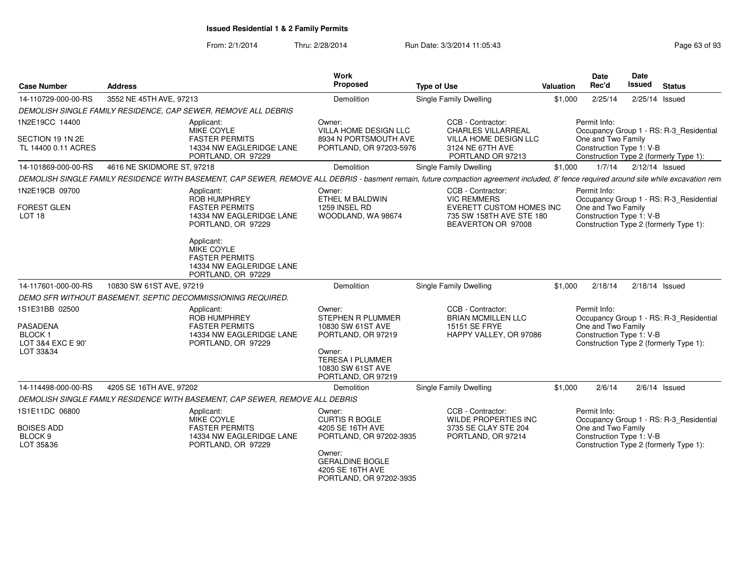# Issued Residential 1 & 2 Family Permits

From: 2/1/2014 Thru: 2/28/2014 Run Date: 3/3/2014 11:05:43

| Case Number | Address | Work Proposed | Type of Use | Valuation | Date Rec'd | Date Issued | Status |
|---|---|---|---|---|---|---|---|
| 14-110729-000-00-RS | 3552 NE 45TH AVE, 97213 | Demolition | Single Family Dwelling | $1,000 | 2/25/14 | 2/25/14 | Issued |

*DEMOLISH SINGLE FAMILY RESIDENCE, CAP SEWER, REMOVE ALL DEBRIS*

1N2E19CC 14400
SECTION 19 1N 2E
TL 14400 0.11 ACRES

Applicant:
MIKE COYLE
FASTER PERMITS
14334 NW EAGLERIDGE LANE
PORTLAND, OR 97229

Owner:
VILLA HOME DESIGN LLC
8934 N PORTSMOUTH AVE
PORTLAND, OR 97203-5976

CCB - Contractor:
CHARLES VILLARREAL
VILLA HOME DESIGN LLC
3124 NE 67TH AVE
PORTLAND OR 97213

Permit Info:
Occupancy Group 1 - RS: R-3_Residential One and Two Family
Construction Type 1: V-B
Construction Type 2 (formerly Type 1):

| Case Number | Address | Work Proposed | Type of Use | Valuation | Date Rec'd | Date Issued | Status |
|---|---|---|---|---|---|---|---|
| 14-101869-000-00-RS | 4616 NE SKIDMORE ST, 97218 | Demolition | Single Family Dwelling | $1,000 | 1/7/14 | 2/12/14 | Issued |

*DEMOLISH SINGLE FAMILY RESIDENCE WITH BASEMENT, CAP SEWER, REMOVE ALL DEBRIS - basment remain, future compaction agreement included, 8' fence required around site while excavation rem*

1N2E19CB 09700
FOREST GLEN
LOT 18

Applicant:
ROB HUMPHREY
FASTER PERMITS
14334 NW EAGLERIDGE LANE
PORTLAND, OR 97229

Applicant:
MIKE COYLE
FASTER PERMITS
14334 NW EAGLERIDGE LANE
PORTLAND, OR 97229

Owner:
ETHEL M BALDWIN
1259 INSEL RD
WOODLAND, WA 98674

CCB - Contractor:
VIC REMMERS
EVERETT CUSTOM HOMES INC
735 SW 158TH AVE STE 180
BEAVERTON OR 97008

Permit Info:
Occupancy Group 1 - RS: R-3_Residential One and Two Family
Construction Type 1: V-B
Construction Type 2 (formerly Type 1):

| Case Number | Address | Work Proposed | Type of Use | Valuation | Date Rec'd | Date Issued | Status |
|---|---|---|---|---|---|---|---|
| 14-117601-000-00-RS | 10830 SW 61ST AVE, 97219 | Demolition | Single Family Dwelling | $1,000 | 2/18/14 | 2/18/14 | Issued |

*DEMO SFR WITHOUT BASEMENT. SEPTIC DECOMMISSIONING REQUIRED.*

1S1E31BB 02500
PASADENA
BLOCK 1
LOT 3&4 EXC E 90'
LOT 33&34

Applicant:
ROB HUMPHREY
FASTER PERMITS
14334 NW EAGLERIDGE LANE
PORTLAND, OR 97229

Owner:
STEPHEN R PLUMMER
10830 SW 61ST AVE
PORTLAND, OR 97219

Owner:
TERESA I PLUMMER
10830 SW 61ST AVE
PORTLAND, OR 97219

CCB - Contractor:
BRIAN MCMILLEN LLC
15151 SE FRYE
HAPPY VALLEY, OR 97086

Permit Info:
Occupancy Group 1 - RS: R-3_Residential One and Two Family
Construction Type 1: V-B
Construction Type 2 (formerly Type 1):

| Case Number | Address | Work Proposed | Type of Use | Valuation | Date Rec'd | Date Issued | Status |
|---|---|---|---|---|---|---|---|
| 14-114498-000-00-RS | 4205 SE 16TH AVE, 97202 | Demolition | Single Family Dwelling | $1,000 | 2/6/14 | 2/6/14 | Issued |

*DEMOLISH SINGLE FAMILY RESIDENCE WITH BASEMENT, CAP SEWER, REMOVE ALL DEBRIS*

1S1E11DC 06800
BOISES ADD
BLOCK 9
LOT 35&36

Applicant:
MIKE COYLE
FASTER PERMITS
14334 NW EAGLERIDGE LANE
PORTLAND, OR 97229

Owner:
CURTIS R BOGLE
4205 SE 16TH AVE
PORTLAND, OR 97202-3935

Owner:
GERALDINE BOGLE
4205 SE 16TH AVE
PORTLAND, OR 97202-3935

CCB - Contractor:
WILDE PROPERTIES INC
3735 SE CLAY STE 204
PORTLAND, OR 97214

Permit Info:
Occupancy Group 1 - RS: R-3_Residential One and Two Family
Construction Type 1: V-B
Construction Type 2 (formerly Type 1):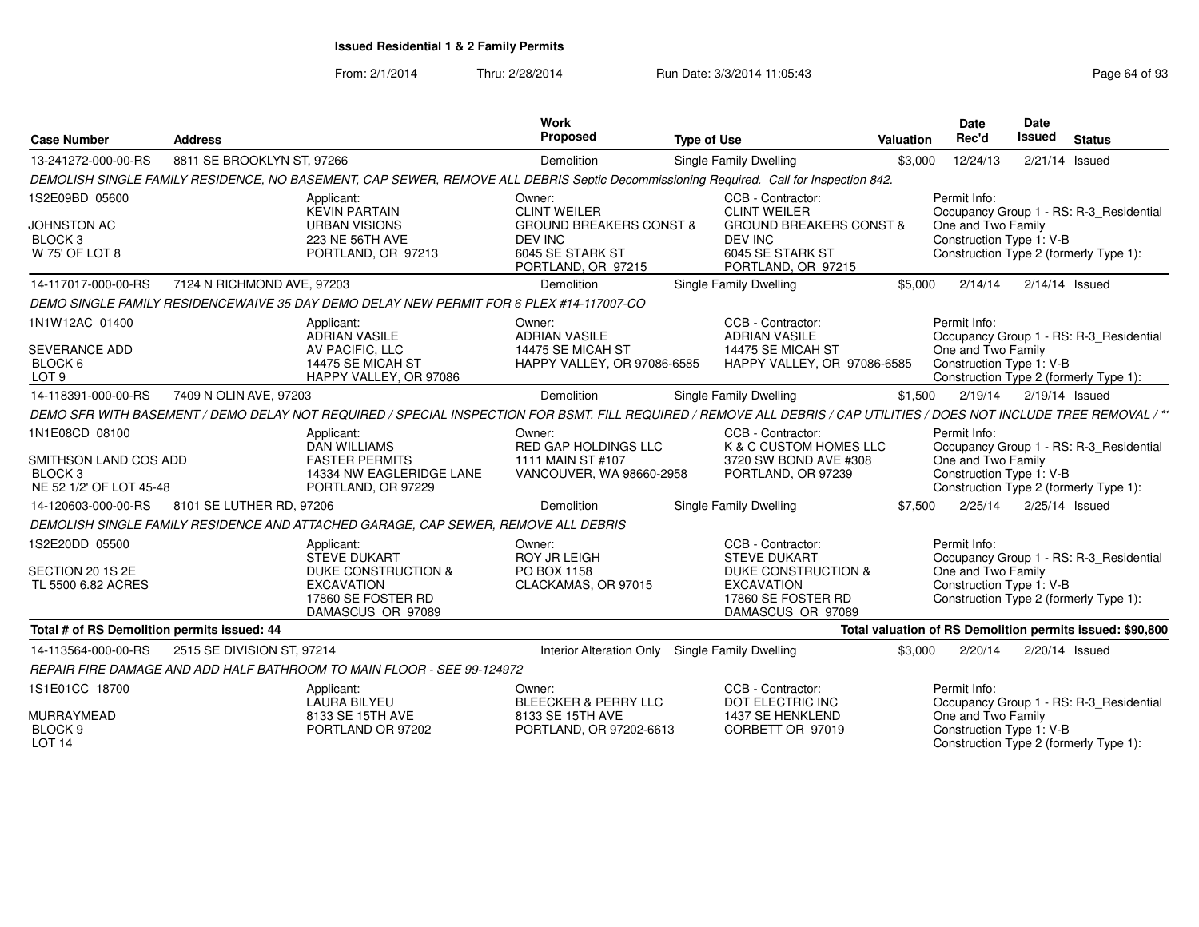# Issued Residential 1 & 2 Family Permits

From: 2/1/2014 Thru: 2/28/2014 Run Date: 3/3/2014 11:05:43

| Case Number | Address | Work Proposed | Type of Use | Valuation | Date Rec'd | Date Issued | Status |
|---|---|---|---|---|---|---|---|
| 13-241272-000-00-RS | 8811 SE BROOKLYN ST, 97266 | Demolition | Single Family Dwelling | $3,000 | 12/24/13 | 2/21/14 | Issued |

*DEMOLISH SINGLE FAMILY RESIDENCE, NO BASEMENT, CAP SEWER, REMOVE ALL DEBRIS Septic Decommissioning Required. Call for Inspection 842.*

1S2E09BD 05600
JOHNSTON AC
BLOCK 3
W 75' OF LOT 8

Applicant: KEVIN PARTAIN, URBAN VISIONS, 223 NE 56TH AVE, PORTLAND, OR 97213

Owner: CLINT WEILER, GROUND BREAKERS CONST & DEV INC, 6045 SE STARK ST, PORTLAND, OR 97215

CCB - Contractor: CLINT WEILER, GROUND BREAKERS CONST & DEV INC, 6045 SE STARK ST, PORTLAND, OR 97215

Permit Info: Occupancy Group 1 - RS: R-3_Residential One and Two Family; Construction Type 1: V-B; Construction Type 2 (formerly Type 1):

| Case Number | Address | Work Proposed | Type of Use | Valuation | Date Rec'd | Date Issued | Status |
|---|---|---|---|---|---|---|---|
| 14-117017-000-00-RS | 7124 N RICHMOND AVE, 97203 | Demolition | Single Family Dwelling | $5,000 | 2/14/14 | 2/14/14 | Issued |

*DEMO SINGLE FAMILY RESIDENCEWAIVE 35 DAY DEMO DELAY NEW PERMIT FOR 6 PLEX #14-117007-CO*

1N1W12AC 01400
SEVERANCE ADD
BLOCK 6
LOT 9

Applicant: ADRIAN VASILE, AV PACIFIC, LLC, 14475 SE MICAH ST, HAPPY VALLEY, OR 97086

Owner: ADRIAN VASILE, 14475 SE MICAH ST, HAPPY VALLEY, OR 97086-6585

CCB - Contractor: ADRIAN VASILE, 14475 SE MICAH ST, HAPPY VALLEY, OR 97086-6585

Permit Info: Occupancy Group 1 - RS: R-3_Residential One and Two Family; Construction Type 1: V-B; Construction Type 2 (formerly Type 1):

| Case Number | Address | Work Proposed | Type of Use | Valuation | Date Rec'd | Date Issued | Status |
|---|---|---|---|---|---|---|---|
| 14-118391-000-00-RS | 7409 N OLIN AVE, 97203 | Demolition | Single Family Dwelling | $1,500 | 2/19/14 | 2/19/14 | Issued |

*DEMO SFR WITH BASEMENT / DEMO DELAY NOT REQUIRED / SPECIAL INSPECTION FOR BSMT. FILL REQUIRED / REMOVE ALL DEBRIS / CAP UTILITIES / DOES NOT INCLUDE TREE REMOVAL / \*'*

1N1E08CD 08100
SMITHSON LAND COS ADD
BLOCK 3
NE 52 1/2' OF LOT 45-48

Applicant: DAN WILLIAMS, FASTER PERMITS, 14334 NW EAGLERIDGE LANE, PORTLAND, OR 97229

Owner: RED GAP HOLDINGS LLC, 1111 MAIN ST #107, VANCOUVER, WA 98660-2958

CCB - Contractor: K & C CUSTOM HOMES LLC, 3720 SW BOND AVE #308, PORTLAND, OR 97239

Permit Info: Occupancy Group 1 - RS: R-3_Residential One and Two Family; Construction Type 1: V-B; Construction Type 2 (formerly Type 1):

| Case Number | Address | Work Proposed | Type of Use | Valuation | Date Rec'd | Date Issued | Status |
|---|---|---|---|---|---|---|---|
| 14-120603-000-00-RS | 8101 SE LUTHER RD, 97206 | Demolition | Single Family Dwelling | $7,500 | 2/25/14 | 2/25/14 | Issued |

*DEMOLISH SINGLE FAMILY RESIDENCE AND ATTACHED GARAGE, CAP SEWER, REMOVE ALL DEBRIS*

1S2E20DD 05500
SECTION 20 1S 2E
TL 5500 6.82 ACRES

Applicant: STEVE DUKART, DUKE CONSTRUCTION & EXCAVATION, 17860 SE FOSTER RD, DAMASCUS OR 97089

Owner: ROY JR LEIGH, PO BOX 1158, CLACKAMAS, OR 97015

CCB - Contractor: STEVE DUKART, DUKE CONSTRUCTION & EXCAVATION, 17860 SE FOSTER RD, DAMASCUS OR 97089

Permit Info: Occupancy Group 1 - RS: R-3_Residential One and Two Family; Construction Type 1: V-B; Construction Type 2 (formerly Type 1):

**Total # of RS Demolition permits issued: 44**

**Total valuation of RS Demolition permits issued: $90,800**

| Case Number | Address | Work Proposed | Type of Use | Valuation | Date Rec'd | Date Issued | Status |
|---|---|---|---|---|---|---|---|
| 14-113564-000-00-RS | 2515 SE DIVISION ST, 97214 | Interior Alteration Only | Single Family Dwelling | $3,000 | 2/20/14 | 2/20/14 | Issued |

*REPAIR FIRE DAMAGE AND ADD HALF BATHROOM TO MAIN FLOOR - SEE 99-124972*

1S1E01CC 18700
MURRAYMEAD
BLOCK 9
LOT 14

Applicant: LAURA BILYEU, 8133 SE 15TH AVE, PORTLAND OR 97202

Owner: BLEECKER & PERRY LLC, 8133 SE 15TH AVE, PORTLAND, OR 97202-6613

CCB - Contractor: DOT ELECTRIC INC, 1437 SE HENKLEND, CORBETT OR 97019

Permit Info: Occupancy Group 1 - RS: R-3_Residential One and Two Family; Construction Type 1: V-B; Construction Type 2 (formerly Type 1):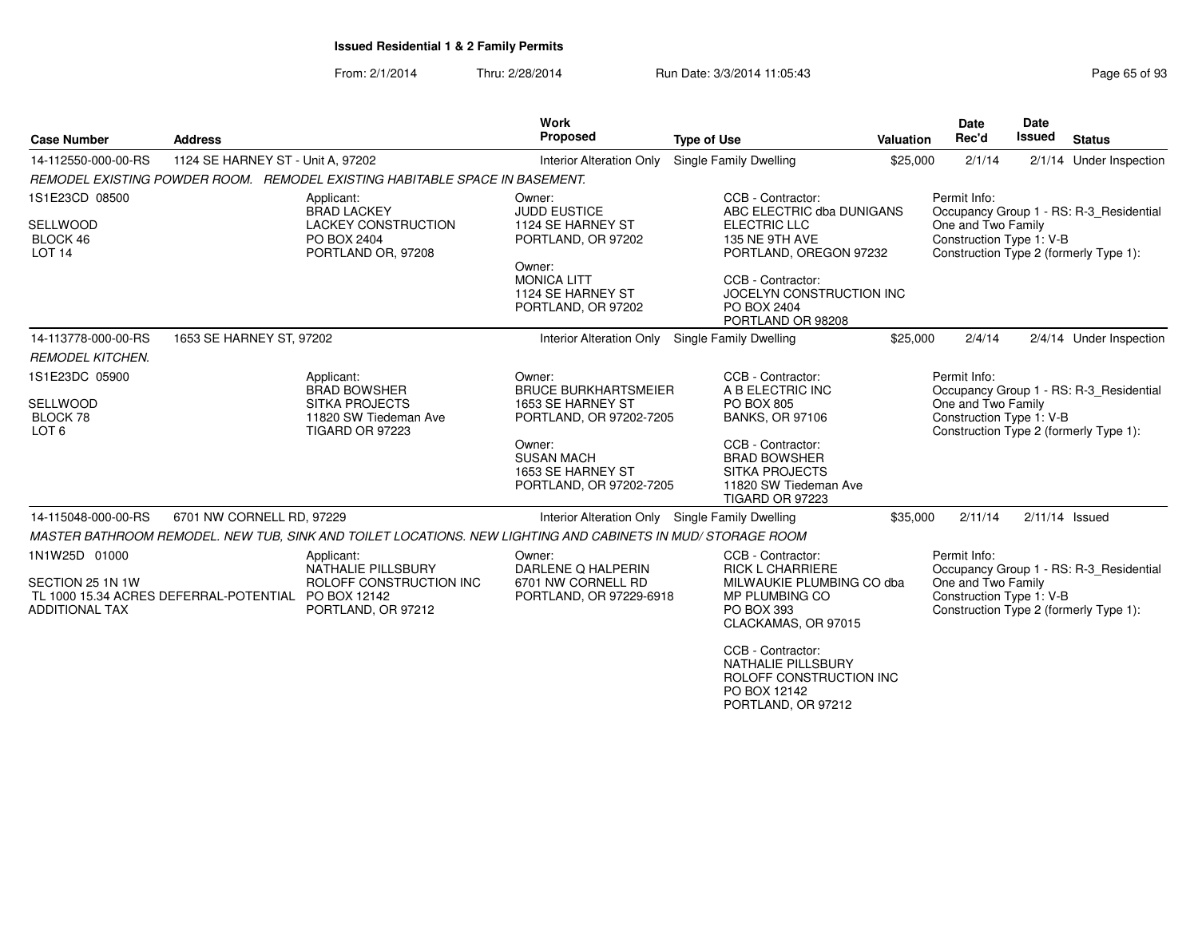**Issued Residential 1 & 2 Family Permits**

From: 2/1/2014 Thru: 2/28/2014 Run Date: 3/3/2014 11:05:43

| Case Number | Address | Work Proposed | Type of Use | Valuation | Date Rec'd | Date Issued | Status |
|---|---|---|---|---|---|---|---|
| 14-112550-000-00-RS | 1124 SE HARNEY ST - Unit A, 97202 | Interior Alteration Only | Single Family Dwelling | $25,000 | 2/1/14 | 2/1/14 | Under Inspection |

*REMODEL EXISTING POWDER ROOM. REMODEL EXISTING HABITABLE SPACE IN BASEMENT.*

1S1E23CD 08500
SELLWOOD
BLOCK 46
LOT 14

Applicant:
BRAD LACKEY
LACKEY CONSTRUCTION
PO BOX 2404
PORTLAND OR, 97208

Owner:
JUDD EUSTICE
1124 SE HARNEY ST
PORTLAND, OR 97202

Owner:
MONICA LITT
1124 SE HARNEY ST
PORTLAND, OR 97202

CCB - Contractor:
ABC ELECTRIC dba DUNIGANS ELECTRIC LLC
135 NE 9TH AVE
PORTLAND, OREGON 97232

CCB - Contractor:
JOCELYN CONSTRUCTION INC
PO BOX 2404
PORTLAND OR 98208

Permit Info:
Occupancy Group 1 - RS: R-3_Residential One and Two Family
Construction Type 1: V-B
Construction Type 2 (formerly Type 1):

| Case Number | Address | Work Proposed | Type of Use | Valuation | Date Rec'd | Date Issued | Status |
|---|---|---|---|---|---|---|---|
| 14-113778-000-00-RS | 1653 SE HARNEY ST, 97202 | Interior Alteration Only | Single Family Dwelling | $25,000 | 2/4/14 | 2/4/14 | Under Inspection |

*REMODEL KITCHEN.*

1S1E23DC 05900
SELLWOOD
BLOCK 78
LOT 6

Applicant:
BRAD BOWSHER
SITKA PROJECTS
11820 SW Tiedeman Ave
TIGARD OR 97223

Owner:
BRUCE BURKHARTSMEIER
1653 SE HARNEY ST
PORTLAND, OR 97202-7205

Owner:
SUSAN MACH
1653 SE HARNEY ST
PORTLAND, OR 97202-7205

CCB - Contractor:
A B ELECTRIC INC
PO BOX 805
BANKS, OR 97106

CCB - Contractor:
BRAD BOWSHER
SITKA PROJECTS
11820 SW Tiedeman Ave
TIGARD OR 97223

Permit Info:
Occupancy Group 1 - RS: R-3_Residential One and Two Family
Construction Type 1: V-B
Construction Type 2 (formerly Type 1):

| Case Number | Address | Work Proposed | Type of Use | Valuation | Date Rec'd | Date Issued | Status |
|---|---|---|---|---|---|---|---|
| 14-115048-000-00-RS | 6701 NW CORNELL RD, 97229 | Interior Alteration Only | Single Family Dwelling | $35,000 | 2/11/14 | 2/11/14 | Issued |

*MASTER BATHROOM REMODEL. NEW TUB, SINK AND TOILET LOCATIONS. NEW LIGHTING AND CABINETS IN MUD/ STORAGE ROOM*

1N1W25D 01000
SECTION 25 1N 1W
TL 1000 15.34 ACRES DEFERRAL-POTENTIAL ADDITIONAL TAX

Applicant:
NATHALIE PILLSBURY
ROLOFF CONSTRUCTION INC
PO BOX 12142
PORTLAND, OR 97212

Owner:
DARLENE Q HALPERIN
6701 NW CORNELL RD
PORTLAND, OR 97229-6918

CCB - Contractor:
RICK L CHARRIERE
MILWAUKIE PLUMBING CO dba MP PLUMBING CO
PO BOX 393
CLACKAMAS, OR 97015

CCB - Contractor:
NATHALIE PILLSBURY
ROLOFF CONSTRUCTION INC
PO BOX 12142
PORTLAND, OR 97212

Permit Info:
Occupancy Group 1 - RS: R-3_Residential One and Two Family
Construction Type 1: V-B
Construction Type 2 (formerly Type 1):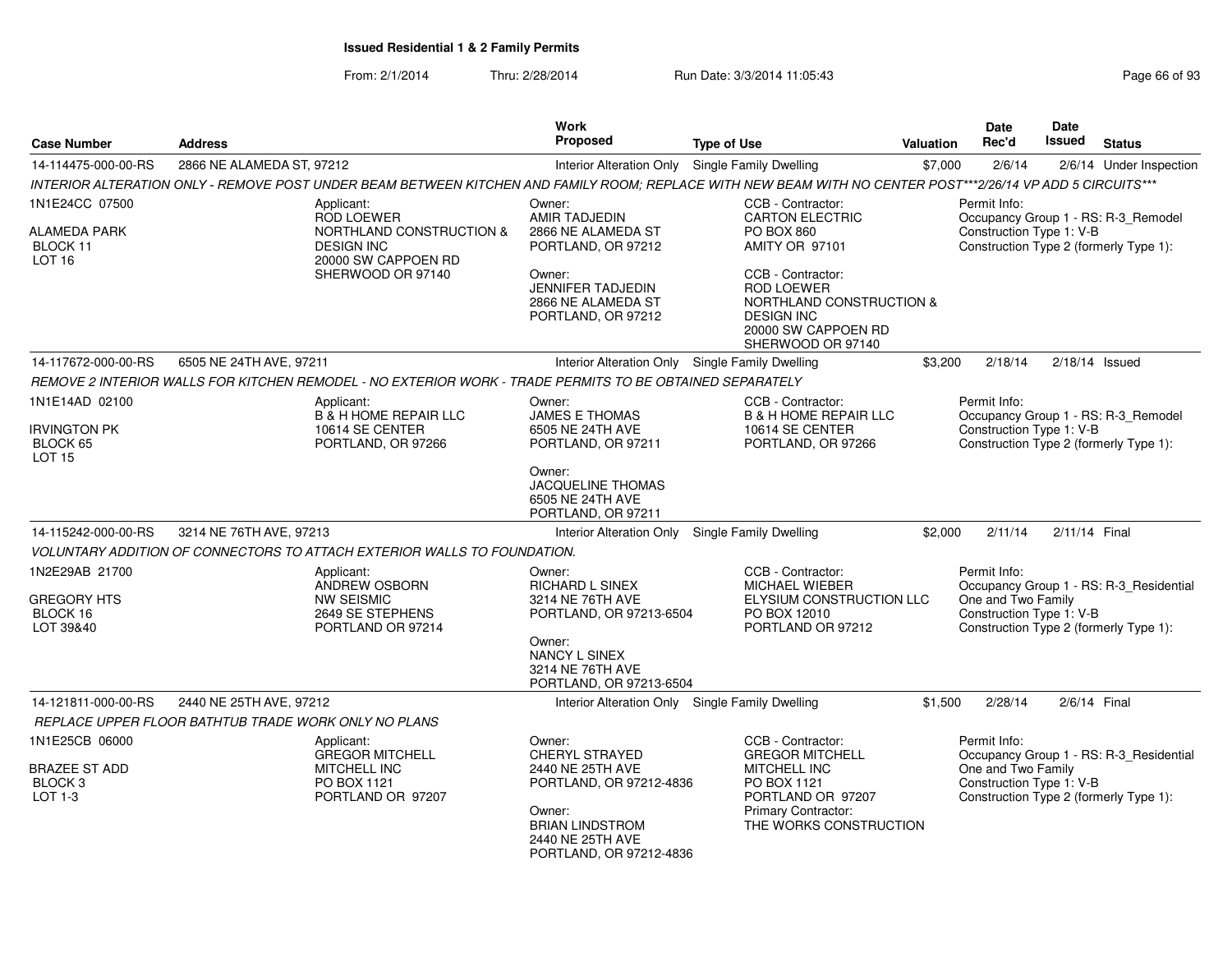# Issued Residential 1 & 2 Family Permits

From: 2/1/2014 Thru: 2/28/2014 Run Date: 3/3/2014 11:05:43

| Case Number | Address | Work Proposed | Type of Use | Valuation | Date Rec'd | Date Issued | Status |
|---|---|---|---|---|---|---|---|
| 14-114475-000-00-RS | 2866 NE ALAMEDA ST, 97212 | Interior Alteration Only | Single Family Dwelling | $7,000 | 2/6/14 | 2/6/14 | Under Inspection |

INTERIOR ALTERATION ONLY - REMOVE POST UNDER BEAM BETWEEN KITCHEN AND FAMILY ROOM; REPLACE WITH NEW BEAM WITH NO CENTER POST***2/26/14 VP ADD 5 CIRCUITS***

1N1E24CC 07500

ALAMEDA PARK
BLOCK 11
LOT 16

Applicant:
ROD LOEWER
NORTHLAND CONSTRUCTION & DESIGN INC
20000 SW CAPPOEN RD
SHERWOOD OR 97140

Owner:
AMIR TADJEDIN
2866 NE ALAMEDA ST
PORTLAND, OR 97212

Owner:
JENNIFER TADJEDIN
2866 NE ALAMEDA ST
PORTLAND, OR 97212

CCB - Contractor:
CARTON ELECTRIC
PO BOX 860
AMITY OR 97101

CCB - Contractor:
ROD LOEWER
NORTHLAND CONSTRUCTION & DESIGN INC
20000 SW CAPPOEN RD
SHERWOOD OR 97140

Permit Info:
Occupancy Group 1 - RS: R-3_Remodel
Construction Type 1: V-B
Construction Type 2 (formerly Type 1):

| Case Number | Address | Work Proposed | Type of Use | Valuation | Date Rec'd | Date Issued | Status |
|---|---|---|---|---|---|---|---|
| 14-117672-000-00-RS | 6505 NE 24TH AVE, 97211 | Interior Alteration Only | Single Family Dwelling | $3,200 | 2/18/14 | 2/18/14 | Issued |

REMOVE 2 INTERIOR WALLS FOR KITCHEN REMODEL - NO EXTERIOR WORK - TRADE PERMITS TO BE OBTAINED SEPARATELY

1N1E14AD 02100

IRVINGTON PK
BLOCK 65
LOT 15

Applicant:
B & H HOME REPAIR LLC
10614 SE CENTER
PORTLAND, OR 97266

Owner:
JAMES E THOMAS
6505 NE 24TH AVE
PORTLAND, OR 97211

Owner:
JACQUELINE THOMAS
6505 NE 24TH AVE
PORTLAND, OR 97211

CCB - Contractor:
B & H HOME REPAIR LLC
10614 SE CENTER
PORTLAND, OR 97266

Permit Info:
Occupancy Group 1 - RS: R-3_Remodel
Construction Type 1: V-B
Construction Type 2 (formerly Type 1):

| Case Number | Address | Work Proposed | Type of Use | Valuation | Date Rec'd | Date Issued | Status |
|---|---|---|---|---|---|---|---|
| 14-115242-000-00-RS | 3214 NE 76TH AVE, 97213 | Interior Alteration Only | Single Family Dwelling | $2,000 | 2/11/14 | 2/11/14 | Final |

VOLUNTARY ADDITION OF CONNECTORS TO ATTACH EXTERIOR WALLS TO FOUNDATION.

1N2E29AB 21700

GREGORY HTS
BLOCK 16
LOT 39&40

Applicant:
ANDREW OSBORN
NW SEISMIC
2649 SE STEPHENS
PORTLAND OR 97214

Owner:
RICHARD L SINEX
3214 NE 76TH AVE
PORTLAND, OR 97213-6504

Owner:
NANCY L SINEX
3214 NE 76TH AVE
PORTLAND, OR 97213-6504

CCB - Contractor:
MICHAEL WIEBER
ELYSIUM CONSTRUCTION LLC
PO BOX 12010
PORTLAND OR 97212

Permit Info:
Occupancy Group 1 - RS: R-3_Residential One and Two Family
Construction Type 1: V-B
Construction Type 2 (formerly Type 1):

| Case Number | Address | Work Proposed | Type of Use | Valuation | Date Rec'd | Date Issued | Status |
|---|---|---|---|---|---|---|---|
| 14-121811-000-00-RS | 2440 NE 25TH AVE, 97212 | Interior Alteration Only | Single Family Dwelling | $1,500 | 2/28/14 | 2/6/14 | Final |

REPLACE UPPER FLOOR BATHTUB TRADE WORK ONLY NO PLANS

1N1E25CB 06000

BRAZEE ST ADD
BLOCK 3
LOT 1-3

Applicant:
GREGOR MITCHELL
MITCHELL INC
PO BOX 1121
PORTLAND OR 97207

Owner:
CHERYL STRAYED
2440 NE 25TH AVE
PORTLAND, OR 97212-4836

Owner:
BRIAN LINDSTROM
2440 NE 25TH AVE
PORTLAND, OR 97212-4836

CCB - Contractor:
GREGOR MITCHELL
MITCHELL INC
PO BOX 1121
PORTLAND OR 97207

Primary Contractor:
THE WORKS CONSTRUCTION

Permit Info:
Occupancy Group 1 - RS: R-3_Residential One and Two Family
Construction Type 1: V-B
Construction Type 2 (formerly Type 1):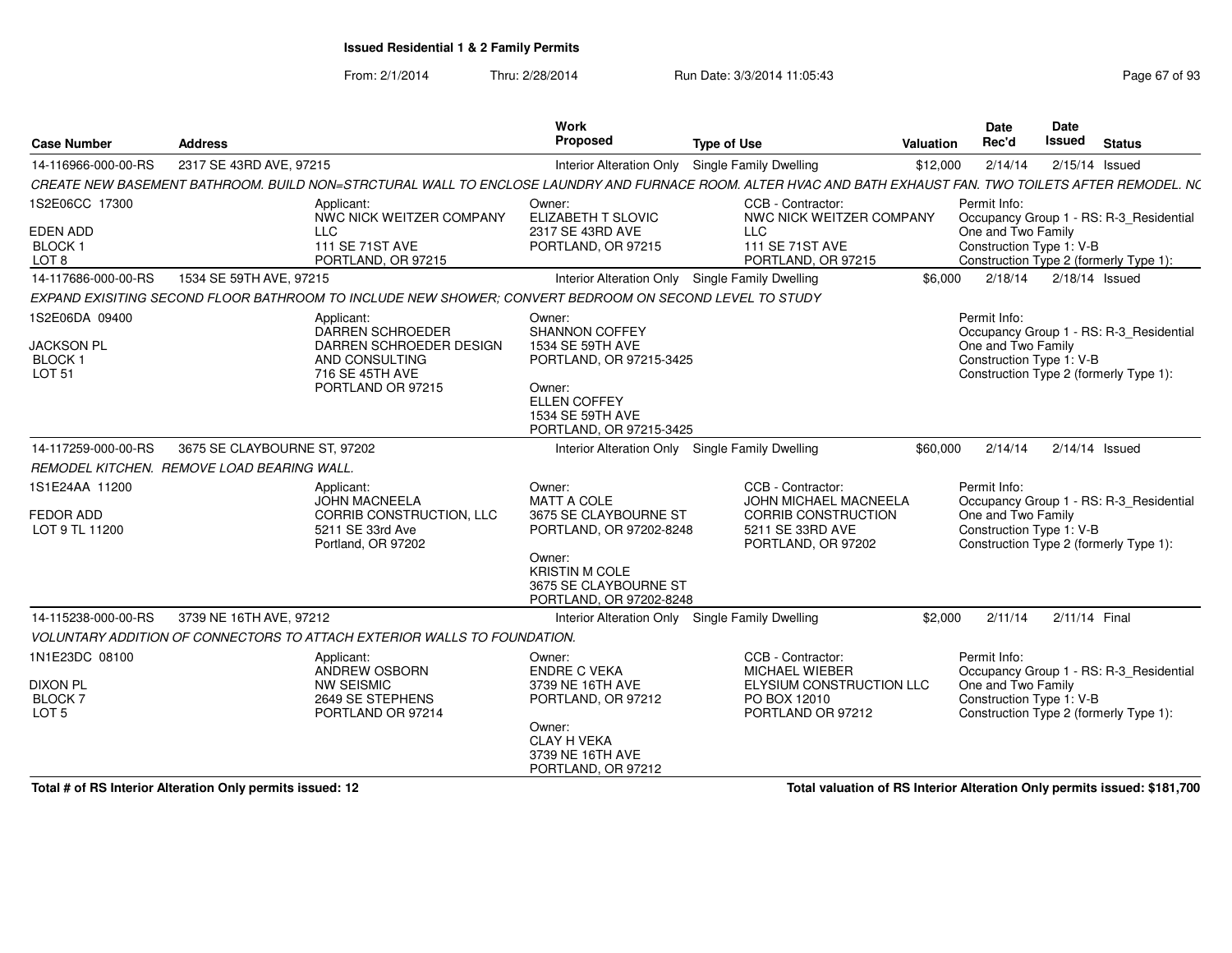**Issued Residential 1 & 2 Family Permits**

From: 2/1/2014 Thru: 2/28/2014 Run Date: 3/3/2014 11:05:43

| Case Number | Address | Work Proposed | Type of Use | Valuation | Date Rec'd | Date Issued | Status |
|---|---|---|---|---|---|---|---|
| 14-116966-000-00-RS | 2317 SE 43RD AVE, 97215 | Interior Alteration Only | Single Family Dwelling | $12,000 | 2/14/14 | 2/15/14 | Issued |

*CREATE NEW BASEMENT BATHROOM. BUILD NON=STRCTURAL WALL TO ENCLOSE LAUNDRY AND FURNACE ROOM. ALTER HVAC AND BATH EXHAUST FAN. TWO TOILETS AFTER REMODEL. NC*

1S2E06CC 17300
EDEN ADD
BLOCK 1
LOT 8

Applicant: NWC NICK WEITZER COMPANY LLC, 111 SE 71ST AVE, PORTLAND, OR 97215

Owner: ELIZABETH T SLOVIC, 2317 SE 43RD AVE, PORTLAND, OR 97215

CCB - Contractor: NWC NICK WEITZER COMPANY LLC, 111 SE 71ST AVE, PORTLAND, OR 97215

Permit Info: Occupancy Group 1 - RS: R-3_Residential One and Two Family; Construction Type 1: V-B; Construction Type 2 (formerly Type 1):

| Case Number | Address | Work Proposed | Type of Use | Valuation | Date Rec'd | Date Issued | Status |
|---|---|---|---|---|---|---|---|
| 14-117686-000-00-RS | 1534 SE 59TH AVE, 97215 | Interior Alteration Only | Single Family Dwelling | $6,000 | 2/18/14 | 2/18/14 | Issued |

*EXPAND EXISITING SECOND FLOOR BATHROOM TO INCLUDE NEW SHOWER; CONVERT BEDROOM ON SECOND LEVEL TO STUDY*

1S2E06DA 09400
JACKSON PL
BLOCK 1
LOT 51

Applicant: DARREN SCHROEDER, DARREN SCHROEDER DESIGN AND CONSULTING, 716 SE 45TH AVE, PORTLAND OR 97215

Owner: SHANNON COFFEY, 1534 SE 59TH AVE, PORTLAND, OR 97215-3425

Owner: ELLEN COFFEY, 1534 SE 59TH AVE, PORTLAND, OR 97215-3425

Permit Info: Occupancy Group 1 - RS: R-3_Residential One and Two Family; Construction Type 1: V-B; Construction Type 2 (formerly Type 1):

| Case Number | Address | Work Proposed | Type of Use | Valuation | Date Rec'd | Date Issued | Status |
|---|---|---|---|---|---|---|---|
| 14-117259-000-00-RS | 3675 SE CLAYBOURNE ST, 97202 | Interior Alteration Only | Single Family Dwelling | $60,000 | 2/14/14 | 2/14/14 | Issued |

*REMODEL KITCHEN. REMOVE LOAD BEARING WALL.*

1S1E24AA 11200
FEDOR ADD
LOT 9 TL 11200

Applicant: JOHN MACNEELA, CORRIB CONSTRUCTION, LLC, 5211 SE 33rd Ave, Portland, OR 97202

Owner: MATT A COLE, 3675 SE CLAYBOURNE ST, PORTLAND, OR 97202-8248

Owner: KRISTIN M COLE, 3675 SE CLAYBOURNE ST, PORTLAND, OR 97202-8248

CCB - Contractor: JOHN MICHAEL MACNEELA, CORRIB CONSTRUCTION, 5211 SE 33RD AVE, PORTLAND, OR 97202

Permit Info: Occupancy Group 1 - RS: R-3_Residential One and Two Family; Construction Type 1: V-B; Construction Type 2 (formerly Type 1):

| Case Number | Address | Work Proposed | Type of Use | Valuation | Date Rec'd | Date Issued | Status |
|---|---|---|---|---|---|---|---|
| 14-115238-000-00-RS | 3739 NE 16TH AVE, 97212 | Interior Alteration Only | Single Family Dwelling | $2,000 | 2/11/14 | 2/11/14 | Final |

*VOLUNTARY ADDITION OF CONNECTORS TO ATTACH EXTERIOR WALLS TO FOUNDATION.*

1N1E23DC 08100
DIXON PL
BLOCK 7
LOT 5

Applicant: ANDREW OSBORN, NW SEISMIC, 2649 SE STEPHENS, PORTLAND OR 97214

Owner: ENDRE C VEKA, 3739 NE 16TH AVE, PORTLAND, OR 97212

Owner: CLAY H VEKA, 3739 NE 16TH AVE, PORTLAND, OR 97212

CCB - Contractor: MICHAEL WIEBER, ELYSIUM CONSTRUCTION LLC, PO BOX 12010, PORTLAND OR 97212

Permit Info: Occupancy Group 1 - RS: R-3_Residential One and Two Family; Construction Type 1: V-B; Construction Type 2 (formerly Type 1):

**Total # of RS Interior Alteration Only permits issued: 12**

**Total valuation of RS Interior Alteration Only permits issued: $181,700**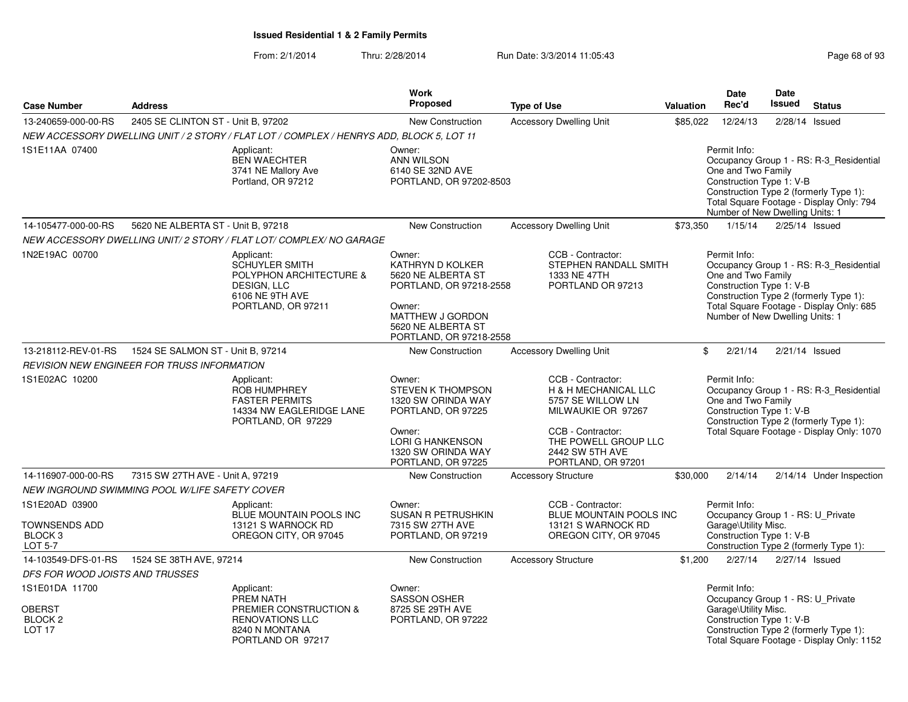**Issued Residential 1 & 2 Family Permits**

From: 2/1/2014 Thru: 2/28/2014 Run Date: 3/3/2014 11:05:43

| Case Number | Address | Work Proposed | Type of Use | Valuation | Date Rec'd | Date Issued | Status |
|---|---|---|---|---|---|---|---|
| 13-240659-000-00-RS | 2405 SE CLINTON ST - Unit B, 97202 | New Construction | Accessory Dwelling Unit | $85,022 | 12/24/13 | 2/28/14 | Issued |

*NEW ACCESSORY DWELLING UNIT / 2 STORY / FLAT LOT / COMPLEX / HENRYS ADD, BLOCK 5, LOT 11*

1S1E11AA 07400

Applicant: BEN WAECHTER, 3741 NE Mallory Ave, Portland, OR 97212

Owner: ANN WILSON, 6140 SE 32ND AVE, PORTLAND, OR 97202-8503

Permit Info: Occupancy Group 1 - RS: R-3_Residential One and Two Family; Construction Type 1: V-B; Construction Type 2 (formerly Type 1):; Total Square Footage - Display Only: 794; Number of New Dwelling Units: 1

| Case Number | Address | Work Proposed | Type of Use | Valuation | Date Rec'd | Date Issued | Status |
|---|---|---|---|---|---|---|---|
| 14-105477-000-00-RS | 5620 NE ALBERTA ST - Unit B, 97218 | New Construction | Accessory Dwelling Unit | $73,350 | 1/15/14 | 2/25/14 | Issued |

*NEW ACCESSORY DWELLING UNIT/ 2 STORY / FLAT LOT/ COMPLEX/ NO GARAGE*

1N2E19AC 00700

Applicant: SCHUYLER SMITH, POLYPHON ARCHITECTURE & DESIGN, LLC, 6106 NE 9TH AVE, PORTLAND, OR 97211

Owner: KATHRYN D KOLKER, 5620 NE ALBERTA ST, PORTLAND, OR 97218-2558

Owner: MATTHEW J GORDON, 5620 NE ALBERTA ST, PORTLAND, OR 97218-2558

CCB - Contractor: STEPHEN RANDALL SMITH, 1333 NE 47TH, PORTLAND OR 97213

Permit Info: Occupancy Group 1 - RS: R-3_Residential One and Two Family; Construction Type 1: V-B; Construction Type 2 (formerly Type 1):; Total Square Footage - Display Only: 685; Number of New Dwelling Units: 1

| Case Number | Address | Work Proposed | Type of Use | Valuation | Date Rec'd | Date Issued | Status |
|---|---|---|---|---|---|---|---|
| 13-218112-REV-01-RS | 1524 SE SALMON ST - Unit B, 97214 | New Construction | Accessory Dwelling Unit | $ | 2/21/14 | 2/21/14 | Issued |

*REVISION NEW ENGINEER FOR TRUSS INFORMATION*

1S1E02AC 10200

Applicant: ROB HUMPHREY, FASTER PERMITS, 14334 NW EAGLERIDGE LANE, PORTLAND, OR 97229

Owner: STEVEN K THOMPSON, 1320 SW ORINDA WAY, PORTLAND, OR 97225

Owner: LORI G HANKENSON, 1320 SW ORINDA WAY, PORTLAND, OR 97225

CCB - Contractor: H & H MECHANICAL LLC, 5757 SE WILLOW LN, MILWAUKIE OR 97267

CCB - Contractor: THE POWELL GROUP LLC, 2442 SW 5TH AVE, PORTLAND, OR 97201

Permit Info: Occupancy Group 1 - RS: R-3_Residential One and Two Family; Construction Type 1: V-B; Construction Type 2 (formerly Type 1):; Total Square Footage - Display Only: 1070

| Case Number | Address | Work Proposed | Type of Use | Valuation | Date Rec'd | Date Issued | Status |
|---|---|---|---|---|---|---|---|
| 14-116907-000-00-RS | 7315 SW 27TH AVE - Unit A, 97219 | New Construction | Accessory Structure | $30,000 | 2/14/14 | 2/14/14 | Under Inspection |

*NEW INGROUND SWIMMING POOL W/LIFE SAFETY COVER*

1S1E20AD 03900

TOWNSENDS ADD, BLOCK 3, LOT 5-7

Applicant: BLUE MOUNTAIN POOLS INC, 13121 S WARNOCK RD, OREGON CITY, OR 97045

Owner: SUSAN R PETRUSHKIN, 7315 SW 27TH AVE, PORTLAND, OR 97219

CCB - Contractor: BLUE MOUNTAIN POOLS INC, 13121 S WARNOCK RD, OREGON CITY, OR 97045

Permit Info: Occupancy Group 1 - RS: U_Private Garage\Utility Misc.; Construction Type 1: V-B; Construction Type 2 (formerly Type 1):

| Case Number | Address | Work Proposed | Type of Use | Valuation | Date Rec'd | Date Issued | Status |
|---|---|---|---|---|---|---|---|
| 14-103549-DFS-01-RS | 1524 SE 38TH AVE, 97214 | New Construction | Accessory Structure | $1,200 | 2/27/14 | 2/27/14 | Issued |

*DFS FOR WOOD JOISTS AND TRUSSES*

1S1E01DA 11700

OBERST, BLOCK 2, LOT 17

Applicant: PREM NATH, PREMIER CONSTRUCTION & RENOVATIONS LLC, 8240 N MONTANA, PORTLAND OR 97217

Owner: SASSON OSHER, 8725 SE 29TH AVE, PORTLAND, OR 97222

Permit Info: Occupancy Group 1 - RS: U_Private Garage\Utility Misc.; Construction Type 1: V-B; Construction Type 2 (formerly Type 1):; Total Square Footage - Display Only: 1152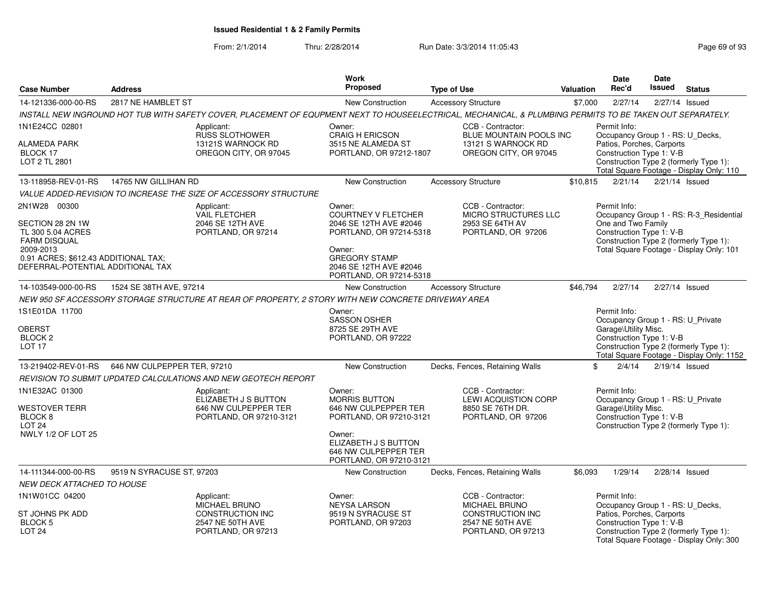**Issued Residential 1 & 2 Family Permits**

From: 2/1/2014 Thru: 2/28/2014 Run Date: 3/3/2014 11:05:43

| Case Number | Address | Work Proposed | Type of Use | Valuation | Date Rec'd | Date Issued | Status |
|---|---|---|---|---|---|---|---|
| 14-121336-000-00-RS | 2817 NE HAMBLET ST | New Construction | Accessory Structure | $7,000 | 2/27/14 | 2/27/14 | Issued |

*INSTALL NEW INGROUND HOT TUB WITH SAFETY COVER, PLACEMENT OF EQUPMENT NEXT TO HOUSEELECTRICAL, MECHANICAL, & PLUMBING PERMITS TO BE TAKEN OUT SEPARATELY.*

1N1E24CC 02801
ALAMEDA PARK
BLOCK 17
LOT 2 TL 2801

Applicant: RUSS SLOTHOWER, 13121S WARNOCK RD, OREGON CITY, OR 97045

Owner: CRAIG H ERICSON, 3515 NE ALAMEDA ST, PORTLAND, OR 97212-1807

CCB - Contractor: BLUE MOUNTAIN POOLS INC, 13121 S WARNOCK RD, OREGON CITY, OR 97045

Permit Info: Occupancy Group 1 - RS: U_Decks, Patios, Porches, Carports; Construction Type 1: V-B; Construction Type 2 (formerly Type 1):; Total Square Footage - Display Only: 110

| Case Number | Address | Work Proposed | Type of Use | Valuation | Date Rec'd | Date Issued | Status |
|---|---|---|---|---|---|---|---|
| 13-118958-REV-01-RS | 14765 NW GILLIHAN RD | New Construction | Accessory Structure | $10,815 | 2/21/14 | 2/21/14 | Issued |

*VALUE ADDED-REVISION TO INCREASE THE SIZE OF ACCESSORY STRUCTURE*

2N1W28 00300
SECTION 28 2N 1W
TL 300 5.04 ACRES
FARM DISQUAL
2009-2013
0.91 ACRES; $612.43 ADDITIONAL TAX;
DEFERRAL-POTENTIAL ADDITIONAL TAX

Applicant: VAIL FLETCHER, 2046 SE 12TH AVE, PORTLAND, OR 97214

Owner: COURTNEY V FLETCHER, 2046 SE 12TH AVE #2046, PORTLAND, OR 97214-5318

Owner: GREGORY STAMP, 2046 SE 12TH AVE #2046, PORTLAND, OR 97214-5318

CCB - Contractor: MICRO STRUCTURES LLC, 2953 SE 64TH AV, PORTLAND, OR 97206

Permit Info: Occupancy Group 1 - RS: R-3_Residential One and Two Family; Construction Type 1: V-B; Construction Type 2 (formerly Type 1):; Total Square Footage - Display Only: 101

| Case Number | Address | Work Proposed | Type of Use | Valuation | Date Rec'd | Date Issued | Status |
|---|---|---|---|---|---|---|---|
| 14-103549-000-00-RS | 1524 SE 38TH AVE, 97214 | New Construction | Accessory Structure | $46,794 | 2/27/14 | 2/27/14 | Issued |

*NEW 950 SF ACCESSORY STORAGE STRUCTURE AT REAR OF PROPERTY, 2 STORY WITH NEW CONCRETE DRIVEWAY AREA*

1S1E01DA 11700
OBERST
BLOCK 2
LOT 17

Owner: SASSON OSHER, 8725 SE 29TH AVE, PORTLAND, OR 97222

Permit Info: Occupancy Group 1 - RS: U_Private Garage\Utility Misc.; Construction Type 1: V-B; Construction Type 2 (formerly Type 1):; Total Square Footage - Display Only: 1152

| Case Number | Address | Work Proposed | Type of Use | Valuation | Date Rec'd | Date Issued | Status |
|---|---|---|---|---|---|---|---|
| 13-219402-REV-01-RS | 646 NW CULPEPPER TER, 97210 | New Construction | Decks, Fences, Retaining Walls | $ | 2/4/14 | 2/19/14 | Issued |

*REVISION TO SUBMIT UPDATED CALCULATIONS AND NEW GEOTECH REPORT*

1N1E32AC 01300
WESTOVER TERR
BLOCK 8
LOT 24
NWLY 1/2 OF LOT 25

Applicant: ELIZABETH J S BUTTON, 646 NW CULPEPPER TER, PORTLAND, OR 97210-3121

Owner: MORRIS BUTTON, 646 NW CULPEPPER TER, PORTLAND, OR 97210-3121

Owner: ELIZABETH J S BUTTON, 646 NW CULPEPPER TER, PORTLAND, OR 97210-3121

CCB - Contractor: LEWI ACQUISTION CORP, 8850 SE 76TH DR., PORTLAND, OR 97206

Permit Info: Occupancy Group 1 - RS: U_Private Garage\Utility Misc.; Construction Type 1: V-B; Construction Type 2 (formerly Type 1):

| Case Number | Address | Work Proposed | Type of Use | Valuation | Date Rec'd | Date Issued | Status |
|---|---|---|---|---|---|---|---|
| 14-111344-000-00-RS | 9519 N SYRACUSE ST, 97203 | New Construction | Decks, Fences, Retaining Walls | $6,093 | 1/29/14 | 2/28/14 | Issued |

*NEW DECK ATTACHED TO HOUSE*

1N1W01CC 04200
ST JOHNS PK ADD
BLOCK 5
LOT 24

Applicant: MICHAEL BRUNO CONSTRUCTION INC, 2547 NE 50TH AVE, PORTLAND, OR 97213

Owner: NEYSA LARSON, 9519 N SYRACUSE ST, PORTLAND, OR 97203

CCB - Contractor: MICHAEL BRUNO CONSTRUCTION INC, 2547 NE 50TH AVE, PORTLAND, OR 97213

Permit Info: Occupancy Group 1 - RS: U_Decks, Patios, Porches, Carports; Construction Type 1: V-B; Construction Type 2 (formerly Type 1):; Total Square Footage - Display Only: 300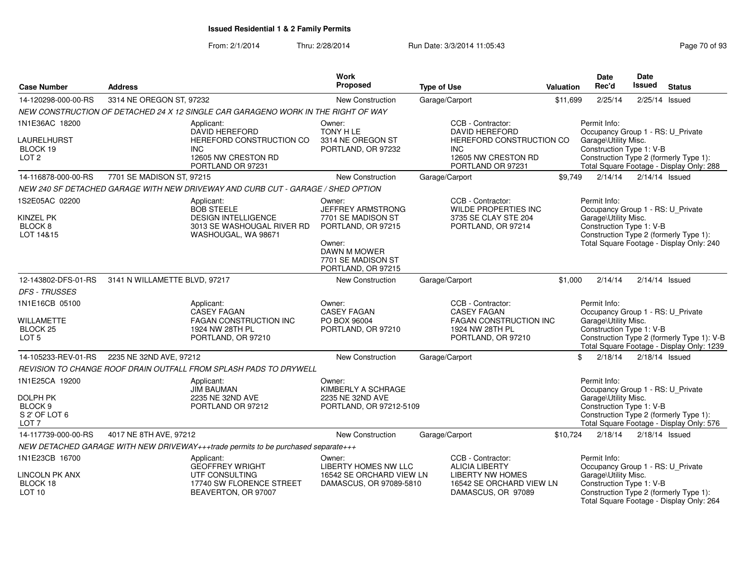# Issued Residential 1 & 2 Family Permits

From: 2/1/2014 Thru: 2/28/2014 Run Date: 3/3/2014 11:05:43

| Case Number | Address | Work Proposed | Type of Use | Valuation | Date Rec'd | Date Issued | Status |
|---|---|---|---|---|---|---|---|
| 14-120298-000-00-RS | 3314 NE OREGON ST, 97232 | New Construction | Garage/Carport | $11,699 | 2/25/14 | 2/25/14 | Issued |

*NEW CONSTRUCTION OF DETACHED 24 X 12 SINGLE CAR GARAGENO WORK IN THE RIGHT OF WAY*

1N1E36AC 18200
LAURELHURST
BLOCK 19
LOT 2

Applicant: DAVID HEREFORD, HEREFORD CONSTRUCTION CO INC, 12605 NW CRESTON RD, PORTLAND OR 97231

Owner: TONY H LE, 3314 NE OREGON ST, PORTLAND, OR 97232

CCB - Contractor: DAVID HEREFORD, HEREFORD CONSTRUCTION CO INC, 12605 NW CRESTON RD, PORTLAND OR 97231

Permit Info: Occupancy Group 1 - RS: U_Private Garage\Utility Misc. Construction Type 1: V-B Construction Type 2 (formerly Type 1): Total Square Footage - Display Only: 288

| Case Number | Address | Work Proposed | Type of Use | Valuation | Date Rec'd | Date Issued | Status |
|---|---|---|---|---|---|---|---|
| 14-116878-000-00-RS | 7701 SE MADISON ST, 97215 | New Construction | Garage/Carport | $9,749 | 2/14/14 | 2/14/14 | Issued |

*NEW 240 SF DETACHED GARAGE WITH NEW DRIVEWAY AND CURB CUT - GARAGE / SHED OPTION*

1S2E05AC 02200
KINZEL PK
BLOCK 8
LOT 14&15

Applicant: BOB STEELE, DESIGN INTELLIGENCE, 3013 SE WASHOUGAL RIVER RD, WASHOUGAL, WA 98671

Owner: JEFFREY ARMSTRONG, 7701 SE MADISON ST, PORTLAND, OR 97215

Owner: DAWN M MOWER, 7701 SE MADISON ST, PORTLAND, OR 97215

CCB - Contractor: WILDE PROPERTIES INC, 3735 SE CLAY STE 204, PORTLAND, OR 97214

Permit Info: Occupancy Group 1 - RS: U_Private Garage\Utility Misc. Construction Type 1: V-B Construction Type 2 (formerly Type 1): Total Square Footage - Display Only: 240

| Case Number | Address | Work Proposed | Type of Use | Valuation | Date Rec'd | Date Issued | Status |
|---|---|---|---|---|---|---|---|
| 12-143802-DFS-01-RS | 3141 N WILLAMETTE BLVD, 97217 | New Construction | Garage/Carport | $1,000 | 2/14/14 | 2/14/14 | Issued |

*DFS - TRUSSES*

1N1E16CB 05100
WILLAMETTE
BLOCK 25
LOT 5

Applicant: CASEY FAGAN, FAGAN CONSTRUCTION INC, 1924 NW 28TH PL, PORTLAND, OR 97210

Owner: CASEY FAGAN, PO BOX 96004, PORTLAND, OR 97210

CCB - Contractor: CASEY FAGAN, FAGAN CONSTRUCTION INC, 1924 NW 28TH PL, PORTLAND, OR 97210

Permit Info: Occupancy Group 1 - RS: U_Private Garage\Utility Misc. Construction Type 1: V-B Construction Type 2 (formerly Type 1): V-B Total Square Footage - Display Only: 1239

| Case Number | Address | Work Proposed | Type of Use | Valuation | Date Rec'd | Date Issued | Status |
|---|---|---|---|---|---|---|---|
| 14-105233-REV-01-RS | 2235 NE 32ND AVE, 97212 | New Construction | Garage/Carport | $ | 2/18/14 | 2/18/14 | Issued |

*REVISION TO CHANGE ROOF DRAIN OUTFALL FROM SPLASH PADS TO DRYWELL*

1N1E25CA 19200
DOLPH PK
BLOCK 9
S 2' OF LOT 6
LOT 7

Applicant: JIM BAUMAN, 2235 NE 32ND AVE, PORTLAND OR 97212

Owner: KIMBERLY A SCHRAGE, 2235 NE 32ND AVE, PORTLAND, OR 97212-5109

Permit Info: Occupancy Group 1 - RS: U_Private Garage\Utility Misc. Construction Type 1: V-B Construction Type 2 (formerly Type 1): Total Square Footage - Display Only: 576

| Case Number | Address | Work Proposed | Type of Use | Valuation | Date Rec'd | Date Issued | Status |
|---|---|---|---|---|---|---|---|
| 14-117739-000-00-RS | 4017 NE 8TH AVE, 97212 | New Construction | Garage/Carport | $10,724 | 2/18/14 | 2/18/14 | Issued |

*NEW DETACHED GARAGE WITH NEW DRIVEWAY+++trade permits to be purchased separate+++*

1N1E23CB 16700
LINCOLN PK ANX
BLOCK 18
LOT 10

Applicant: GEOFFREY WRIGHT, UTF CONSULTING, 17740 SW FLORENCE STREET, BEAVERTON, OR 97007

Owner: LIBERTY HOMES NW LLC, 16542 SE ORCHARD VIEW LN, DAMASCUS, OR 97089-5810

CCB - Contractor: ALICIA LIBERTY, LIBERTY NW HOMES, 16542 SE ORCHARD VIEW LN, DAMASCUS, OR 97089

Permit Info: Occupancy Group 1 - RS: U_Private Garage\Utility Misc. Construction Type 1: V-B Construction Type 2 (formerly Type 1): Total Square Footage - Display Only: 264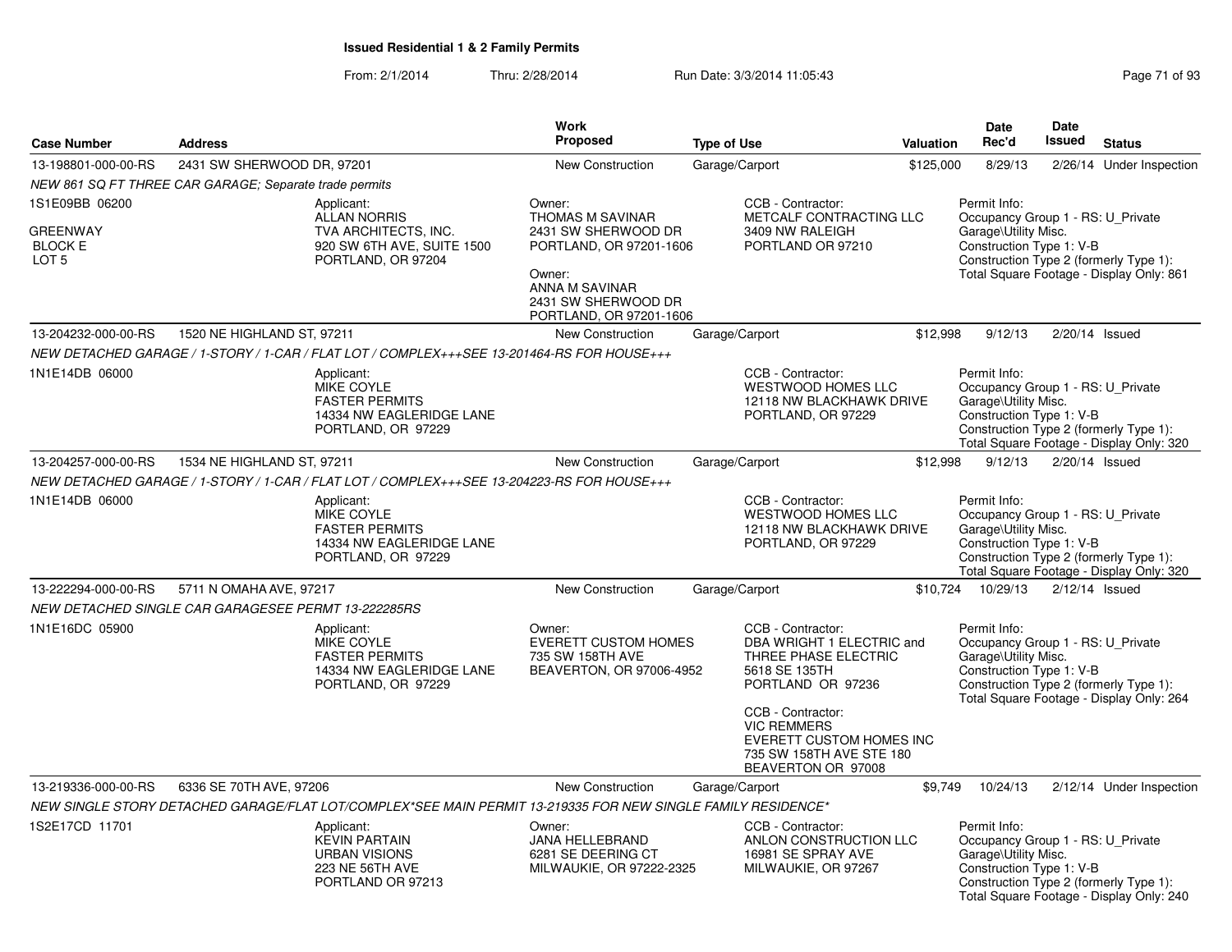# Issued Residential 1 & 2 Family Permits

From: 2/1/2014 Thru: 2/28/2014 Run Date: 3/3/2014 11:05:43

| Case Number | Address | Work Proposed | Type of Use | Valuation | Date Rec'd | Date Issued | Status |
|---|---|---|---|---|---|---|---|
| 13-198801-000-00-RS | 2431 SW SHERWOOD DR, 97201 | New Construction | Garage/Carport | $125,000 | 8/29/13 | 2/26/14 | Under Inspection |

NEW 861 SQ FT THREE CAR GARAGE; Separate trade permits

1S1E09BB 06200
GREENWAY
BLOCK E
LOT 5

Applicant:
ALLAN NORRIS
TVA ARCHITECTS, INC.
920 SW 6TH AVE, SUITE 1500
PORTLAND, OR 97204

Owner:
THOMAS M SAVINAR
2431 SW SHERWOOD DR
PORTLAND, OR 97201-1606

Owner:
ANNA M SAVINAR
2431 SW SHERWOOD DR
PORTLAND, OR 97201-1606

CCB - Contractor:
METCALF CONTRACTING LLC
3409 NW RALEIGH
PORTLAND OR 97210

Permit Info:
Occupancy Group 1 - RS: U_Private Garage\Utility Misc.
Construction Type 1: V-B
Construction Type 2 (formerly Type 1):
Total Square Footage - Display Only: 861

| Case Number | Address | Work Proposed | Type of Use | Valuation | Date Rec'd | Date Issued | Status |
|---|---|---|---|---|---|---|---|
| 13-204232-000-00-RS | 1520 NE HIGHLAND ST, 97211 | New Construction | Garage/Carport | $12,998 | 9/12/13 | 2/20/14 | Issued |

NEW DETACHED GARAGE / 1-STORY / 1-CAR / FLAT LOT / COMPLEX+++SEE 13-201464-RS FOR HOUSE+++

1N1E14DB 06000

Applicant:
MIKE COYLE
FASTER PERMITS
14334 NW EAGLERIDGE LANE
PORTLAND, OR 97229

CCB - Contractor:
WESTWOOD HOMES LLC
12118 NW BLACKHAWK DRIVE
PORTLAND, OR 97229

Permit Info:
Occupancy Group 1 - RS: U_Private Garage\Utility Misc.
Construction Type 1: V-B
Construction Type 2 (formerly Type 1):
Total Square Footage - Display Only: 320

| Case Number | Address | Work Proposed | Type of Use | Valuation | Date Rec'd | Date Issued | Status |
|---|---|---|---|---|---|---|---|
| 13-204257-000-00-RS | 1534 NE HIGHLAND ST, 97211 | New Construction | Garage/Carport | $12,998 | 9/12/13 | 2/20/14 | Issued |

NEW DETACHED GARAGE / 1-STORY / 1-CAR / FLAT LOT / COMPLEX+++SEE 13-204223-RS FOR HOUSE+++

1N1E14DB 06000

Applicant:
MIKE COYLE
FASTER PERMITS
14334 NW EAGLERIDGE LANE
PORTLAND, OR 97229

CCB - Contractor:
WESTWOOD HOMES LLC
12118 NW BLACKHAWK DRIVE
PORTLAND, OR 97229

Permit Info:
Occupancy Group 1 - RS: U_Private Garage\Utility Misc.
Construction Type 1: V-B
Construction Type 2 (formerly Type 1):
Total Square Footage - Display Only: 320

| Case Number | Address | Work Proposed | Type of Use | Valuation | Date Rec'd | Date Issued | Status |
|---|---|---|---|---|---|---|---|
| 13-222294-000-00-RS | 5711 N OMAHA AVE, 97217 | New Construction | Garage/Carport | $10,724 | 10/29/13 | 2/12/14 | Issued |

NEW DETACHED SINGLE CAR GARAGESEE PERMT 13-222285RS

1N1E16DC 05900

Applicant:
MIKE COYLE
FASTER PERMITS
14334 NW EAGLERIDGE LANE
PORTLAND, OR 97229

Owner:
EVERETT CUSTOM HOMES
735 SW 158TH AVE
BEAVERTON, OR 97006-4952

CCB - Contractor:
DBA WRIGHT 1 ELECTRIC and THREE PHASE ELECTRIC
5618 SE 135TH
PORTLAND OR 97236

CCB - Contractor:
VIC REMMERS
EVERETT CUSTOM HOMES INC
735 SW 158TH AVE STE 180
BEAVERTON OR 97008

Permit Info:
Occupancy Group 1 - RS: U_Private Garage\Utility Misc.
Construction Type 1: V-B
Construction Type 2 (formerly Type 1):
Total Square Footage - Display Only: 264

| Case Number | Address | Work Proposed | Type of Use | Valuation | Date Rec'd | Date Issued | Status |
|---|---|---|---|---|---|---|---|
| 13-219336-000-00-RS | 6336 SE 70TH AVE, 97206 | New Construction | Garage/Carport | $9,749 | 10/24/13 | 2/12/14 | Under Inspection |

NEW SINGLE STORY DETACHED GARAGE/FLAT LOT/COMPLEX*SEE MAIN PERMIT 13-219335 FOR NEW SINGLE FAMILY RESIDENCE*

1S2E17CD 11701

Applicant:
KEVIN PARTAIN
URBAN VISIONS
223 NE 56TH AVE
PORTLAND OR 97213

Owner:
JANA HELLEBRAND
6281 SE DEERING CT
MILWAUKIE, OR 97222-2325

CCB - Contractor:
ANLON CONSTRUCTION LLC
16981 SE SPRAY AVE
MILWAUKIE, OR 97267

Permit Info:
Occupancy Group 1 - RS: U_Private Garage\Utility Misc.
Construction Type 1: V-B
Construction Type 2 (formerly Type 1):
Total Square Footage - Display Only: 240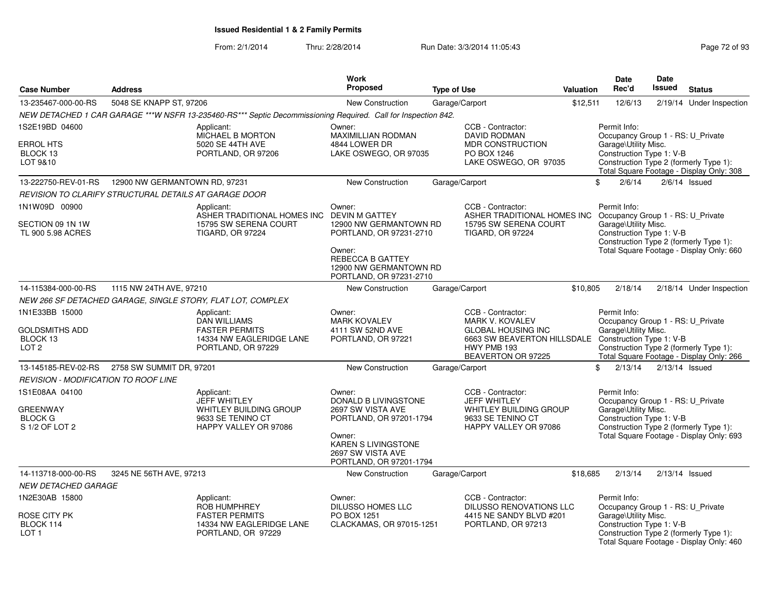**Issued Residential 1 & 2 Family Permits**

From: 2/1/2014 Thru: 2/28/2014 Run Date: 3/3/2014 11:05:43

| Case Number | Address | Work Proposed | Type of Use | Valuation | Date Rec'd | Date Issued | Status |
|---|---|---|---|---|---|---|---|
| 13-235467-000-00-RS | 5048 SE KNAPP ST, 97206 | New Construction | Garage/Carport | $12,511 | 12/6/13 | 2/19/14 | Under Inspection |

NEW DETACHED 1 CAR GARAGE ***W NSFR 13-235460-RS*** Septic Decommissioning Required. Call for Inspection 842.

1S2E19BD 04600
ERROL HTS
BLOCK 13
LOT 9&10

Applicant: MICHAEL B MORTON, 5020 SE 44TH AVE, PORTLAND, OR 97206
Owner: MAXIMILLIAN RODMAN, 4844 LOWER DR, LAKE OSWEGO, OR 97035
CCB - Contractor: DAVID RODMAN, MDR CONSTRUCTION, PO BOX 1246, LAKE OSWEGO, OR 97035
Permit Info: Occupancy Group 1 - RS: U_Private Garage\Utility Misc. Construction Type 1: V-B Construction Type 2 (formerly Type 1): Total Square Footage - Display Only: 308

| Case Number | Address | Work Proposed | Type of Use | Valuation | Date Rec'd | Date Issued | Status |
|---|---|---|---|---|---|---|---|
| 13-222750-REV-01-RS | 12900 NW GERMANTOWN RD, 97231 | New Construction | Garage/Carport | $ | 2/6/14 | 2/6/14 | Issued |

REVISION TO CLARIFY STRUCTURAL DETAILS AT GARAGE DOOR

1N1W09D 00900
SECTION 09 1N 1W
TL 900 5.98 ACRES

Applicant: ASHER TRADITIONAL HOMES INC, 15795 SW SERENA COURT, TIGARD, OR 97224
Owner: DEVIN M GATTEY, 12900 NW GERMANTOWN RD, PORTLAND, OR 97231-2710
Owner: REBECCA B GATTEY, 12900 NW GERMANTOWN RD, PORTLAND, OR 97231-2710
CCB - Contractor: ASHER TRADITIONAL HOMES INC, 15795 SW SERENA COURT, TIGARD, OR 97224
Permit Info: Occupancy Group 1 - RS: U_Private Garage\Utility Misc. Construction Type 1: V-B Construction Type 2 (formerly Type 1): Total Square Footage - Display Only: 660

| Case Number | Address | Work Proposed | Type of Use | Valuation | Date Rec'd | Date Issued | Status |
|---|---|---|---|---|---|---|---|
| 14-115384-000-00-RS | 1115 NW 24TH AVE, 97210 | New Construction | Garage/Carport | $10,805 | 2/18/14 | 2/18/14 | Under Inspection |

NEW 266 SF DETACHED GARAGE, SINGLE STORY, FLAT LOT, COMPLEX

1N1E33BB 15000
GOLDSMITHS ADD
BLOCK 13
LOT 2

Applicant: DAN WILLIAMS, FASTER PERMITS, 14334 NW EAGLERIDGE LANE, PORTLAND, OR 97229
Owner: MARK KOVALEV, 4111 SW 52ND AVE, PORTLAND, OR 97221
CCB - Contractor: MARK V. KOVALEV, GLOBAL HOUSING INC, 6663 SW BEAVERTON HILLSDALE HWY PMB 193, BEAVERTON OR 97225
Permit Info: Occupancy Group 1 - RS: U_Private Garage\Utility Misc. Construction Type 1: V-B Construction Type 2 (formerly Type 1): Total Square Footage - Display Only: 266

| Case Number | Address | Work Proposed | Type of Use | Valuation | Date Rec'd | Date Issued | Status |
|---|---|---|---|---|---|---|---|
| 13-145185-REV-02-RS | 2758 SW SUMMIT DR, 97201 | New Construction | Garage/Carport | $ | 2/13/14 | 2/13/14 | Issued |

REVISION - MODIFICATION TO ROOF LINE

1S1E08AA 04100
GREENWAY
BLOCK G
S 1/2 OF LOT 2

Applicant: JEFF WHITLEY, WHITLEY BUILDING GROUP, 9633 SE TENINO CT, HAPPY VALLEY OR 97086
Owner: DONALD B LIVINGSTONE, 2697 SW VISTA AVE, PORTLAND, OR 97201-1794
Owner: KAREN S LIVINGSTONE, 2697 SW VISTA AVE, PORTLAND, OR 97201-1794
CCB - Contractor: JEFF WHITLEY, WHITLEY BUILDING GROUP, 9633 SE TENINO CT, HAPPY VALLEY OR 97086
Permit Info: Occupancy Group 1 - RS: U_Private Garage\Utility Misc. Construction Type 1: V-B Construction Type 2 (formerly Type 1): Total Square Footage - Display Only: 693

| Case Number | Address | Work Proposed | Type of Use | Valuation | Date Rec'd | Date Issued | Status |
|---|---|---|---|---|---|---|---|
| 14-113718-000-00-RS | 3245 NE 56TH AVE, 97213 | New Construction | Garage/Carport | $18,685 | 2/13/14 | 2/13/14 | Issued |

NEW DETACHED GARAGE

1N2E30AB 15800
ROSE CITY PK
BLOCK 114
LOT 1

Applicant: ROB HUMPHREY, FASTER PERMITS, 14334 NW EAGLERIDGE LANE, PORTLAND, OR 97229
Owner: DILUSSO HOMES LLC, PO BOX 1251, CLACKAMAS, OR 97015-1251
CCB - Contractor: DILUSSO RENOVATIONS LLC, 4415 NE SANDY BLVD #201, PORTLAND, OR 97213
Permit Info: Occupancy Group 1 - RS: U_Private Garage\Utility Misc. Construction Type 1: V-B Construction Type 2 (formerly Type 1): Total Square Footage - Display Only: 460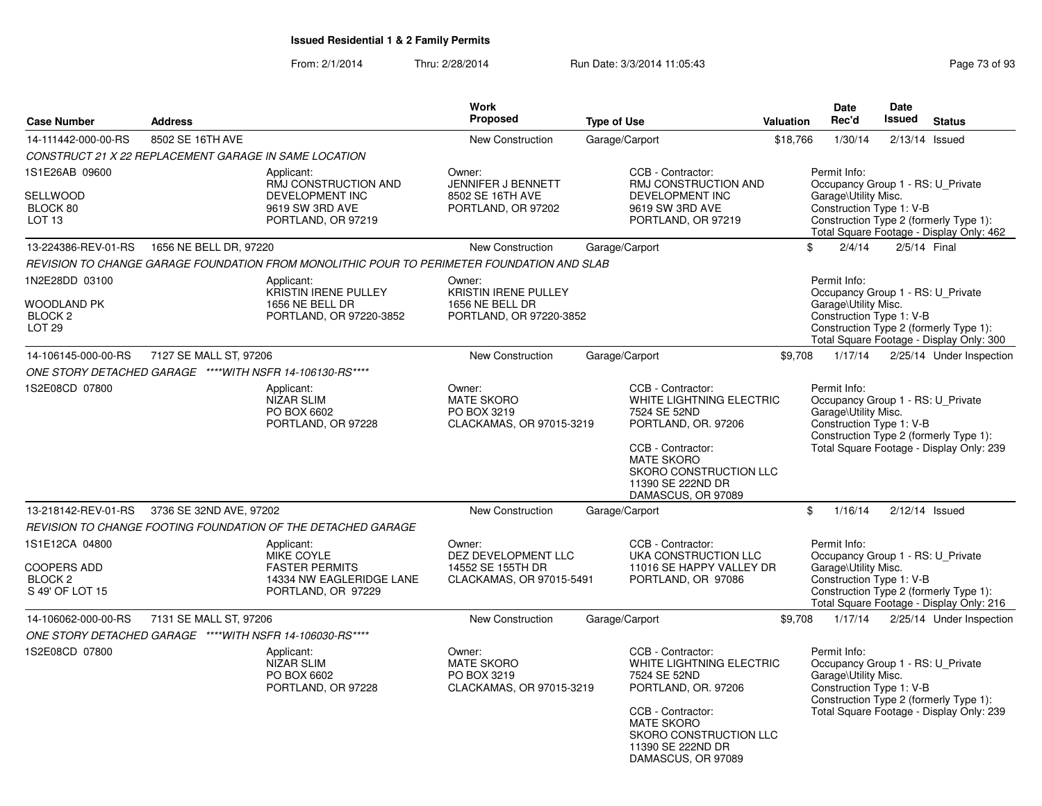# Issued Residential 1 & 2 Family Permits

From: 2/1/2014 Thru: 2/28/2014 Run Date: 3/3/2014 11:05:43

| Case Number | Address | Work Proposed | Type of Use | Valuation | Date Rec'd | Date Issued | Status |
|---|---|---|---|---|---|---|---|
| 14-111442-000-00-RS | 8502 SE 16TH AVE | New Construction | Garage/Carport | $18,766 | 1/30/14 | 2/13/14 | Issued |

CONSTRUCT 21 X 22 REPLACEMENT GARAGE IN SAME LOCATION

1S1E26AB 09600
SELLWOOD
BLOCK 80
LOT 13

Applicant: RMJ CONSTRUCTION AND DEVELOPMENT INC, 9619 SW 3RD AVE, PORTLAND, OR 97219

Owner: JENNIFER J BENNETT, 8502 SE 16TH AVE, PORTLAND, OR 97202

CCB - Contractor: RMJ CONSTRUCTION AND DEVELOPMENT INC, 9619 SW 3RD AVE, PORTLAND, OR 97219

Permit Info: Occupancy Group 1 - RS: U_Private Garage\Utility Misc. Construction Type 1: V-B Construction Type 2 (formerly Type 1): Total Square Footage - Display Only: 462

| Case Number | Address | Work Proposed | Type of Use | Valuation | Date Rec'd | Date Issued | Status |
|---|---|---|---|---|---|---|---|
| 13-224386-REV-01-RS | 1656 NE BELL DR, 97220 | New Construction | Garage/Carport | $ | 2/4/14 | 2/5/14 | Final |

REVISION TO CHANGE GARAGE FOUNDATION FROM MONOLITHIC POUR TO PERIMETER FOUNDATION AND SLAB

1N2E28DD 03100
WOODLAND PK
BLOCK 2
LOT 29

Applicant: KRISTIN IRENE PULLEY, 1656 NE BELL DR, PORTLAND, OR 97220-3852

Owner: KRISTIN IRENE PULLEY, 1656 NE BELL DR, PORTLAND, OR 97220-3852

Permit Info: Occupancy Group 1 - RS: U_Private Garage\Utility Misc. Construction Type 1: V-B Construction Type 2 (formerly Type 1): Total Square Footage - Display Only: 300

| Case Number | Address | Work Proposed | Type of Use | Valuation | Date Rec'd | Date Issued | Status |
|---|---|---|---|---|---|---|---|
| 14-106145-000-00-RS | 7127 SE MALL ST, 97206 | New Construction | Garage/Carport | $9,708 | 1/17/14 | 2/25/14 | Under Inspection |

ONE STORY DETACHED GARAGE ****WITH NSFR 14-106130-RS****

1S2E08CD 07800

Applicant: NIZAR SLIM, PO BOX 6602, PORTLAND, OR 97228

Owner: MATE SKORO, PO BOX 3219, CLACKAMAS, OR 97015-3219

CCB - Contractor: WHITE LIGHTNING ELECTRIC, 7524 SE 52ND, PORTLAND, OR. 97206

CCB - Contractor: MATE SKORO, SKORO CONSTRUCTION LLC, 11390 SE 222ND DR, DAMASCUS, OR 97089

Permit Info: Occupancy Group 1 - RS: U_Private Garage\Utility Misc. Construction Type 1: V-B Construction Type 2 (formerly Type 1): Total Square Footage - Display Only: 239

| Case Number | Address | Work Proposed | Type of Use | Valuation | Date Rec'd | Date Issued | Status |
|---|---|---|---|---|---|---|---|
| 13-218142-REV-01-RS | 3736 SE 32ND AVE, 97202 | New Construction | Garage/Carport | $ | 1/16/14 | 2/12/14 | Issued |

REVISION TO CHANGE FOOTING FOUNDATION OF THE DETACHED GARAGE

1S1E12CA 04800
COOPERS ADD
BLOCK 2
S 49' OF LOT 15

Applicant: MIKE COYLE, FASTER PERMITS, 14334 NW EAGLERIDGE LANE, PORTLAND, OR 97229

Owner: DEZ DEVELOPMENT LLC, 14552 SE 155TH DR, CLACKAMAS, OR 97015-5491

CCB - Contractor: UKA CONSTRUCTION LLC, 11016 SE HAPPY VALLEY DR, PORTLAND, OR 97086

Permit Info: Occupancy Group 1 - RS: U_Private Garage\Utility Misc. Construction Type 1: V-B Construction Type 2 (formerly Type 1): Total Square Footage - Display Only: 216

| Case Number | Address | Work Proposed | Type of Use | Valuation | Date Rec'd | Date Issued | Status |
|---|---|---|---|---|---|---|---|
| 14-106062-000-00-RS | 7131 SE MALL ST, 97206 | New Construction | Garage/Carport | $9,708 | 1/17/14 | 2/25/14 | Under Inspection |

ONE STORY DETACHED GARAGE ****WITH NSFR 14-106030-RS****

1S2E08CD 07800

Applicant: NIZAR SLIM, PO BOX 6602, PORTLAND, OR 97228

Owner: MATE SKORO, PO BOX 3219, CLACKAMAS, OR 97015-3219

CCB - Contractor: WHITE LIGHTNING ELECTRIC, 7524 SE 52ND, PORTLAND, OR. 97206

CCB - Contractor: MATE SKORO, SKORO CONSTRUCTION LLC, 11390 SE 222ND DR, DAMASCUS, OR 97089

Permit Info: Occupancy Group 1 - RS: U_Private Garage\Utility Misc. Construction Type 1: V-B Construction Type 2 (formerly Type 1): Total Square Footage - Display Only: 239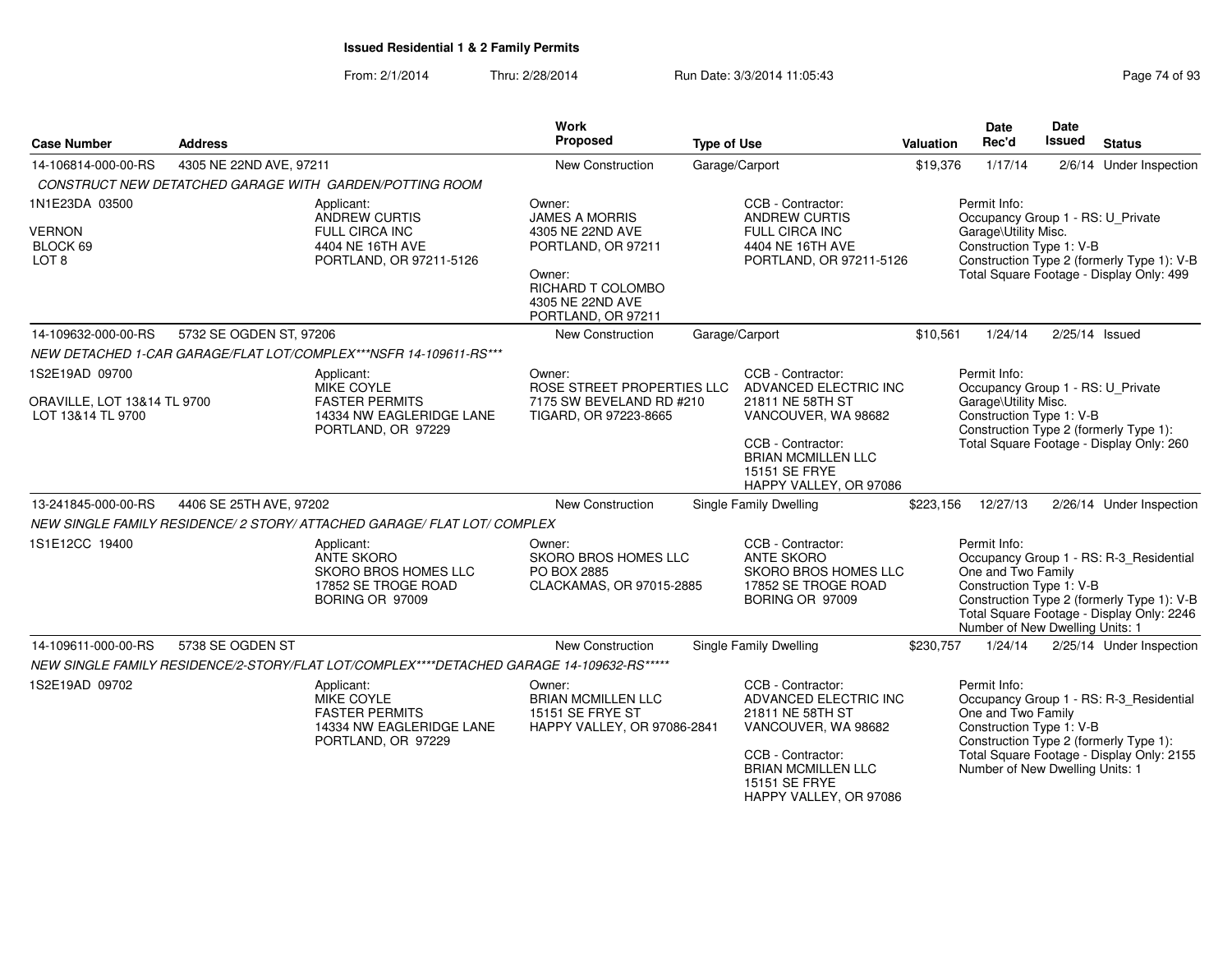# Issued Residential 1 & 2 Family Permits

From: 2/1/2014 Thru: 2/28/2014 Run Date: 3/3/2014 11:05:43

| Case Number | Address | Work Proposed | Type of Use | Valuation | Date Rec'd | Date Issued | Status |
|---|---|---|---|---|---|---|---|
| 14-106814-000-00-RS | 4305 NE 22ND AVE, 97211 | New Construction | Garage/Carport | $19,376 | 1/17/14 | 2/6/14 | Under Inspection |

*CONSTRUCT NEW DETACHED GARAGE WITH GARDEN/POTTING ROOM*

1N1E23DA 03500
VERNON
BLOCK 69
LOT 8

Applicant:
ANDREW CURTIS
FULL CIRCA INC
4404 NE 16TH AVE
PORTLAND, OR 97211-5126

Owner:
JAMES A MORRIS
4305 NE 22ND AVE
PORTLAND, OR 97211

Owner:
RICHARD T COLOMBO
4305 NE 22ND AVE
PORTLAND, OR 97211

CCB - Contractor:
ANDREW CURTIS
FULL CIRCA INC
4404 NE 16TH AVE
PORTLAND, OR 97211-5126

Permit Info:
Occupancy Group 1 - RS: U_Private Garage\Utility Misc.
Construction Type 1: V-B
Construction Type 2 (formerly Type 1): V-B
Total Square Footage - Display Only: 499

| Case Number | Address | Work Proposed | Type of Use | Valuation | Date Rec'd | Date Issued | Status |
|---|---|---|---|---|---|---|---|
| 14-109632-000-00-RS | 5732 SE OGDEN ST, 97206 | New Construction | Garage/Carport | $10,561 | 1/24/14 | 2/25/14 | Issued |

*NEW DETACHED 1-CAR GARAGE/FLAT LOT/COMPLEX***NSFR 14-109611-RS****

1S2E19AD 09700
ORAVILLE, LOT 13&14 TL 9700
LOT 13&14 TL 9700

Applicant:
MIKE COYLE
FASTER PERMITS
14334 NW EAGLERIDGE LANE
PORTLAND, OR 97229

Owner:
ROSE STREET PROPERTIES LLC
7175 SW BEVELAND RD #210
TIGARD, OR 97223-8665

CCB - Contractor:
ADVANCED ELECTRIC INC
21811 NE 58TH ST
VANCOUVER, WA 98682

CCB - Contractor:
BRIAN MCMILLEN LLC
15151 SE FRYE
HAPPY VALLEY, OR 97086

Permit Info:
Occupancy Group 1 - RS: U_Private Garage\Utility Misc.
Construction Type 1: V-B
Construction Type 2 (formerly Type 1):
Total Square Footage - Display Only: 260

| Case Number | Address | Work Proposed | Type of Use | Valuation | Date Rec'd | Date Issued | Status |
|---|---|---|---|---|---|---|---|
| 13-241845-000-00-RS | 4406 SE 25TH AVE, 97202 | New Construction | Single Family Dwelling | $223,156 | 12/27/13 | 2/26/14 | Under Inspection |

*NEW SINGLE FAMILY RESIDENCE/ 2 STORY/ ATTACHED GARAGE/ FLAT LOT/ COMPLEX*

1S1E12CC 19400

Applicant:
ANTE SKORO
SKORO BROS HOMES LLC
17852 SE TROGE ROAD
BORING OR 97009

Owner:
SKORO BROS HOMES LLC
PO BOX 2885
CLACKAMAS, OR 97015-2885

CCB - Contractor:
ANTE SKORO
SKORO BROS HOMES LLC
17852 SE TROGE ROAD
BORING OR 97009

Permit Info:
Occupancy Group 1 - RS: R-3_Residential One and Two Family
Construction Type 1: V-B
Construction Type 2 (formerly Type 1): V-B
Total Square Footage - Display Only: 2246
Number of New Dwelling Units: 1

| Case Number | Address | Work Proposed | Type of Use | Valuation | Date Rec'd | Date Issued | Status |
|---|---|---|---|---|---|---|---|
| 14-109611-000-00-RS | 5738 SE OGDEN ST | New Construction | Single Family Dwelling | $230,757 | 1/24/14 | 2/25/14 | Under Inspection |

*NEW SINGLE FAMILY RESIDENCE/2-STORY/FLAT LOT/COMPLEX****DETACHED GARAGE 14-109632-RS******

1S2E19AD 09702

Applicant:
MIKE COYLE
FASTER PERMITS
14334 NW EAGLERIDGE LANE
PORTLAND, OR 97229

Owner:
BRIAN MCMILLEN LLC
15151 SE FRYE ST
HAPPY VALLEY, OR 97086-2841

CCB - Contractor:
ADVANCED ELECTRIC INC
21811 NE 58TH ST
VANCOUVER, WA 98682

CCB - Contractor:
BRIAN MCMILLEN LLC
15151 SE FRYE
HAPPY VALLEY, OR 97086

Permit Info:
Occupancy Group 1 - RS: R-3_Residential One and Two Family
Construction Type 1: V-B
Construction Type 2 (formerly Type 1):
Total Square Footage - Display Only: 2155
Number of New Dwelling Units: 1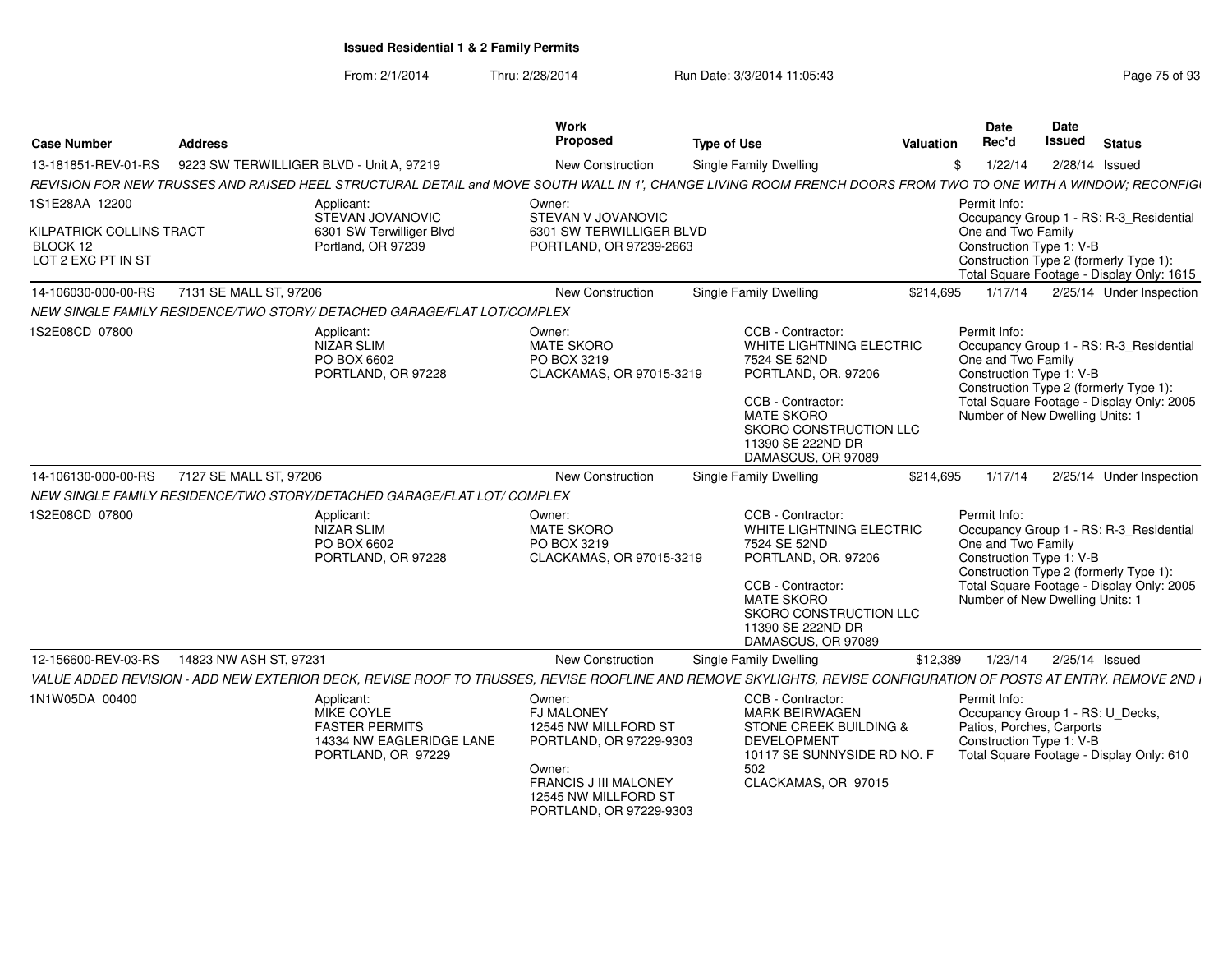**Issued Residential 1 & 2 Family Permits**

From: 2/1/2014 Thru: 2/28/2014 Run Date: 3/3/2014 11:05:43

| Case Number | Address | Work Proposed | Type of Use | Valuation | Date Rec'd | Date Issued | Status |
|---|---|---|---|---|---|---|---|
| 13-181851-REV-01-RS | 9223 SW TERWILLIGER BLVD - Unit A, 97219 | New Construction | Single Family Dwelling | $ | 1/22/14 | 2/28/14 | Issued |

REVISION FOR NEW TRUSSES AND RAISED HEEL STRUCTURAL DETAIL and MOVE SOUTH WALL IN 1', CHANGE LIVING ROOM FRENCH DOORS FROM TWO TO ONE WITH A WINDOW; RECONFIGI

1S1E28AA 12200

KILPATRICK COLLINS TRACT
BLOCK 12
LOT 2 EXC PT IN ST

Applicant:
STEVAN JOVANOVIC
6301 SW Terwilliger Blvd
Portland, OR 97239

Owner:
STEVAN V JOVANOVIC
6301 SW TERWILLIGER BLVD
PORTLAND, OR 97239-2663

Permit Info:
Occupancy Group 1 - RS: R-3_Residential One and Two Family
Construction Type 1: V-B
Construction Type 2 (formerly Type 1):
Total Square Footage - Display Only: 1615

---

| Case Number | Address | Work Proposed | Type of Use | Valuation | Date Rec'd | Date Issued | Status |
|---|---|---|---|---|---|---|---|
| 14-106030-000-00-RS | 7131 SE MALL ST, 97206 | New Construction | Single Family Dwelling | $214,695 | 1/17/14 | 2/25/14 | Under Inspection |

NEW SINGLE FAMILY RESIDENCE/TWO STORY/ DETACHED GARAGE/FLAT LOT/COMPLEX

1S2E08CD 07800

Applicant:
NIZAR SLIM
PO BOX 6602
PORTLAND, OR 97228

Owner:
MATE SKORO
PO BOX 3219
CLACKAMAS, OR 97015-3219

CCB - Contractor:
WHITE LIGHTNING ELECTRIC
7524 SE 52ND
PORTLAND, OR. 97206

CCB - Contractor:
MATE SKORO
SKORO CONSTRUCTION LLC
11390 SE 222ND DR
DAMASCUS, OR 97089

Permit Info:
Occupancy Group 1 - RS: R-3_Residential One and Two Family
Construction Type 1: V-B
Construction Type 2 (formerly Type 1):
Total Square Footage - Display Only: 2005
Number of New Dwelling Units: 1

---

| Case Number | Address | Work Proposed | Type of Use | Valuation | Date Rec'd | Date Issued | Status |
|---|---|---|---|---|---|---|---|
| 14-106130-000-00-RS | 7127 SE MALL ST, 97206 | New Construction | Single Family Dwelling | $214,695 | 1/17/14 | 2/25/14 | Under Inspection |

NEW SINGLE FAMILY RESIDENCE/TWO STORY/DETACHED GARAGE/FLAT LOT/ COMPLEX

1S2E08CD 07800

Applicant:
NIZAR SLIM
PO BOX 6602
PORTLAND, OR 97228

Owner:
MATE SKORO
PO BOX 3219
CLACKAMAS, OR 97015-3219

CCB - Contractor:
WHITE LIGHTNING ELECTRIC
7524 SE 52ND
PORTLAND, OR. 97206

CCB - Contractor:
MATE SKORO
SKORO CONSTRUCTION LLC
11390 SE 222ND DR
DAMASCUS, OR 97089

Permit Info:
Occupancy Group 1 - RS: R-3_Residential One and Two Family
Construction Type 1: V-B
Construction Type 2 (formerly Type 1):
Total Square Footage - Display Only: 2005
Number of New Dwelling Units: 1

---

| Case Number | Address | Work Proposed | Type of Use | Valuation | Date Rec'd | Date Issued | Status |
|---|---|---|---|---|---|---|---|
| 12-156600-REV-03-RS | 14823 NW ASH ST, 97231 | New Construction | Single Family Dwelling | $12,389 | 1/23/14 | 2/25/14 | Issued |

VALUE ADDED REVISION - ADD NEW EXTERIOR DECK, REVISE ROOF TO TRUSSES, REVISE ROOFLINE AND REMOVE SKYLIGHTS, REVISE CONFIGURATION OF POSTS AT ENTRY. REMOVE 2ND I

1N1W05DA 00400

Applicant:
MIKE COYLE
FASTER PERMITS
14334 NW EAGLERIDGE LANE
PORTLAND, OR 97229

Owner:
FJ MALONEY
12545 NW MILLFORD ST
PORTLAND, OR 97229-9303

Owner:
FRANCIS J III MALONEY
12545 NW MILLFORD ST
PORTLAND, OR 97229-9303

CCB - Contractor:
MARK BEIRWAGEN
STONE CREEK BUILDING & DEVELOPMENT
10117 SE SUNNYSIDE RD NO. F 502
CLACKAMAS, OR 97015

Permit Info:
Occupancy Group 1 - RS: U_Decks, Patios, Porches, Carports
Construction Type 1: V-B
Total Square Footage - Display Only: 610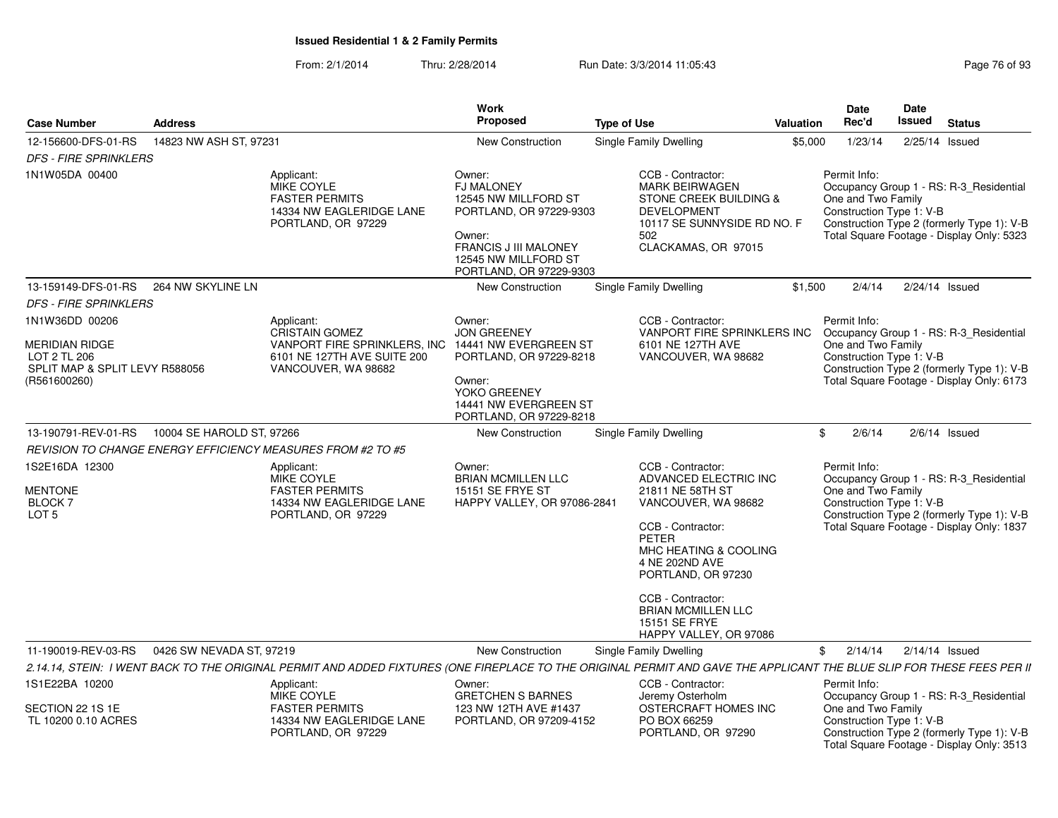**Issued Residential 1 & 2 Family Permits**

From: 2/1/2014 Thru: 2/28/2014 Run Date: 3/3/2014 11:05:43

| Case Number | Address | | Work Proposed | Type of Use | Valuation | Date Rec'd | Date Issued | Status |
|---|---|---|---|---|---|---|---|---|
| 12-156600-DFS-01-RS | 14823 NW ASH ST, 97231 | | New Construction | Single Family Dwelling | $5,000 | 1/23/14 | 2/25/14 | Issued |
| *DFS - FIRE SPRINKLERS* | | | | | | | | |
| 1N1W05DA 00400 | | Applicant: MIKE COYLE FASTER PERMITS 14334 NW EAGLERIDGE LANE PORTLAND, OR 97229 | Owner: FJ MALONEY 12545 NW MILLFORD ST PORTLAND, OR 97229-9303 Owner: FRANCIS J III MALONEY 12545 NW MILLFORD ST PORTLAND, OR 97229-9303 | CCB - Contractor: MARK BEIRWAGEN STONE CREEK BUILDING & DEVELOPMENT 10117 SE SUNNYSIDE RD NO. F 502 CLACKAMAS, OR 97015 | | Permit Info: Occupancy Group 1 - RS: R-3_Residential One and Two Family Construction Type 1: V-B Construction Type 2 (formerly Type 1): V-B Total Square Footage - Display Only: 5323 | | |
| 13-159149-DFS-01-RS | 264 NW SKYLINE LN | | New Construction | Single Family Dwelling | $1,500 | 2/4/14 | 2/24/14 | Issued |
| *DFS - FIRE SPRINKLERS* | | | | | | | | |
| 1N1W36DD 00206 MERIDIAN RIDGE LOT 2 TL 206 SPLIT MAP & SPLIT LEVY R588056 (R561600260) | | Applicant: CRISTAIN GOMEZ VANPORT FIRE SPRINKLERS, INC 6101 NE 127TH AVE SUITE 200 VANCOUVER, WA 98682 | Owner: JON GREENEY 14441 NW EVERGREEN ST PORTLAND, OR 97229-8218 Owner: YOKO GREENEY 14441 NW EVERGREEN ST PORTLAND, OR 97229-8218 | CCB - Contractor: VANPORT FIRE SPRINKLERS INC 6101 NE 127TH AVE VANCOUVER, WA 98682 | | Permit Info: Occupancy Group 1 - RS: R-3_Residential One and Two Family Construction Type 1: V-B Construction Type 2 (formerly Type 1): V-B Total Square Footage - Display Only: 6173 | | |
| 13-190791-REV-01-RS | 10004 SE HAROLD ST, 97266 | | New Construction | Single Family Dwelling | $ | 2/6/14 | 2/6/14 | Issued |
| *REVISION TO CHANGE ENERGY EFFICIENCY MEASURES FROM #2 TO #5* | | | | | | | | |
| 1S2E16DA 12300 MENTONE BLOCK 7 LOT 5 | | Applicant: MIKE COYLE FASTER PERMITS 14334 NW EAGLERIDGE LANE PORTLAND, OR 97229 | Owner: BRIAN MCMILLEN LLC 15151 SE FRYE ST HAPPY VALLEY, OR 97086-2841 | CCB - Contractor: ADVANCED ELECTRIC INC 21811 NE 58TH ST VANCOUVER, WA 98682 CCB - Contractor: PETER MHC HEATING & COOLING 4 NE 202ND AVE PORTLAND, OR 97230 CCB - Contractor: BRIAN MCMILLEN LLC 15151 SE FRYE HAPPY VALLEY, OR 97086 | | Permit Info: Occupancy Group 1 - RS: R-3_Residential One and Two Family Construction Type 1: V-B Construction Type 2 (formerly Type 1): V-B Total Square Footage - Display Only: 1837 | | |
| 11-190019-REV-03-RS | 0426 SW NEVADA ST, 97219 | | New Construction | Single Family Dwelling | $ | 2/14/14 | 2/14/14 | Issued |
| *2.14.14, STEIN: I WENT BACK TO THE ORIGINAL PERMIT AND ADDED FIXTURES (ONE FIREPLACE TO THE ORIGINAL PERMIT AND GAVE THE APPLICANT THE BLUE SLIP FOR THESE FEES PER II* | | | | | | | | |
| 1S1E22BA 10200 SECTION 22 1S 1E TL 10200 0.10 ACRES | | Applicant: MIKE COYLE FASTER PERMITS 14334 NW EAGLERIDGE LANE PORTLAND, OR 97229 | Owner: GRETCHEN S BARNES 123 NW 12TH AVE #1437 PORTLAND, OR 97209-4152 | CCB - Contractor: Jeremy Osterholm OSTERCRAFT HOMES INC PO BOX 66259 PORTLAND, OR 97290 | | Permit Info: Occupancy Group 1 - RS: R-3_Residential One and Two Family Construction Type 1: V-B Construction Type 2 (formerly Type 1): V-B Total Square Footage - Display Only: 3513 | | |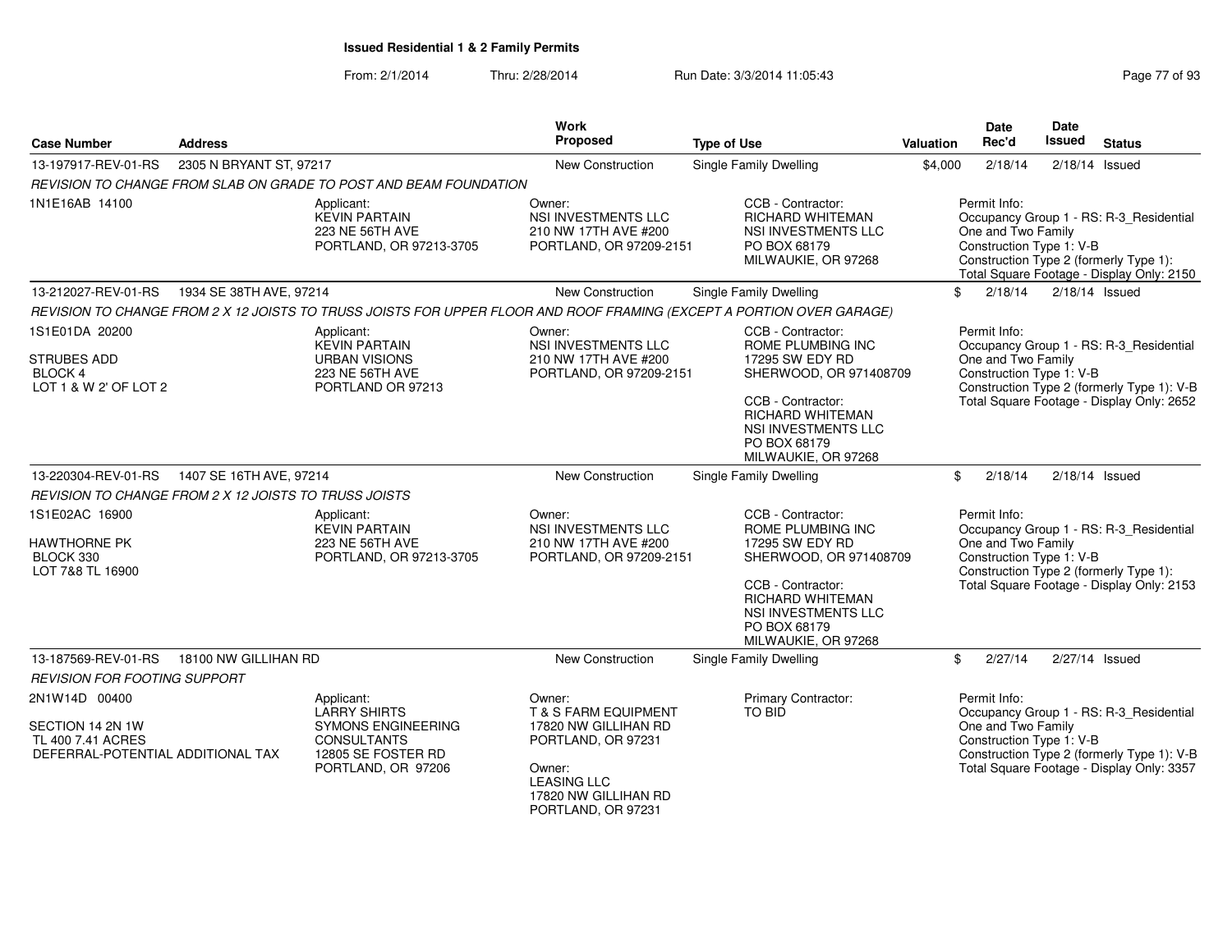## Issued Residential 1 & 2 Family Permits

From: 2/1/2014 Thru: 2/28/2014 Run Date: 3/3/2014 11:05:43

| Case Number | Address | Work Proposed | Type of Use | Valuation | Date Rec'd | Date Issued | Status |
|---|---|---|---|---|---|---|---|
| 13-197917-REV-01-RS | 2305 N BRYANT ST, 97217 | New Construction | Single Family Dwelling | $4,000 | 2/18/14 | 2/18/14 | Issued |

*REVISION TO CHANGE FROM SLAB ON GRADE TO POST AND BEAM FOUNDATION*

1N1E16AB 14100

Applicant: KEVIN PARTAIN, 223 NE 56TH AVE, PORTLAND, OR 97213-3705

Owner: NSI INVESTMENTS LLC, 210 NW 17TH AVE #200, PORTLAND, OR 97209-2151

CCB - Contractor: RICHARD WHITEMAN, NSI INVESTMENTS LLC, PO BOX 68179, MILWAUKIE, OR 97268

Permit Info: Occupancy Group 1 - RS: R-3_Residential One and Two Family; Construction Type 1: V-B; Construction Type 2 (formerly Type 1):; Total Square Footage - Display Only: 2150

| Case Number | Address | Work Proposed | Type of Use | Valuation | Date Rec'd | Date Issued | Status |
|---|---|---|---|---|---|---|---|
| 13-212027-REV-01-RS | 1934 SE 38TH AVE, 97214 | New Construction | Single Family Dwelling | $ | 2/18/14 | 2/18/14 | Issued |

*REVISION TO CHANGE FROM 2 X 12 JOISTS TO TRUSS JOISTS FOR UPPER FLOOR AND ROOF FRAMING (EXCEPT A PORTION OVER GARAGE)*

1S1E01DA 20200
STRUBES ADD
BLOCK 4
LOT 1 & W 2' OF LOT 2

Applicant: KEVIN PARTAIN, URBAN VISIONS, 223 NE 56TH AVE, PORTLAND OR 97213

Owner: NSI INVESTMENTS LLC, 210 NW 17TH AVE #200, PORTLAND, OR 97209-2151

CCB - Contractor: ROME PLUMBING INC, 17295 SW EDY RD, SHERWOOD, OR 971408709

CCB - Contractor: RICHARD WHITEMAN, NSI INVESTMENTS LLC, PO BOX 68179, MILWAUKIE, OR 97268

Permit Info: Occupancy Group 1 - RS: R-3_Residential One and Two Family; Construction Type 1: V-B; Construction Type 2 (formerly Type 1): V-B; Total Square Footage - Display Only: 2652

| Case Number | Address | Work Proposed | Type of Use | Valuation | Date Rec'd | Date Issued | Status |
|---|---|---|---|---|---|---|---|
| 13-220304-REV-01-RS | 1407 SE 16TH AVE, 97214 | New Construction | Single Family Dwelling | $ | 2/18/14 | 2/18/14 | Issued |

*REVISION TO CHANGE FROM 2 X 12 JOISTS TO TRUSS JOISTS*

1S1E02AC 16900
HAWTHORNE PK
BLOCK 330
LOT 7&8 TL 16900

Applicant: KEVIN PARTAIN, 223 NE 56TH AVE, PORTLAND, OR 97213-3705

Owner: NSI INVESTMENTS LLC, 210 NW 17TH AVE #200, PORTLAND, OR 97209-2151

CCB - Contractor: ROME PLUMBING INC, 17295 SW EDY RD, SHERWOOD, OR 971408709

CCB - Contractor: RICHARD WHITEMAN, NSI INVESTMENTS LLC, PO BOX 68179, MILWAUKIE, OR 97268

Permit Info: Occupancy Group 1 - RS: R-3_Residential One and Two Family; Construction Type 1: V-B; Construction Type 2 (formerly Type 1):; Total Square Footage - Display Only: 2153

| Case Number | Address | Work Proposed | Type of Use | Valuation | Date Rec'd | Date Issued | Status |
|---|---|---|---|---|---|---|---|
| 13-187569-REV-01-RS | 18100 NW GILLIHAN RD | New Construction | Single Family Dwelling | $ | 2/27/14 | 2/27/14 | Issued |

*REVISION FOR FOOTING SUPPORT*

2N1W14D 00400
SECTION 14 2N 1W
TL 400 7.41 ACRES
DEFERRAL-POTENTIAL ADDITIONAL TAX

Applicant: LARRY SHIRTS, SYMONS ENGINEERING CONSULTANTS, 12805 SE FOSTER RD, PORTLAND, OR 97206

Owner: T & S FARM EQUIPMENT, 17820 NW GILLIHAN RD, PORTLAND, OR 97231

Owner: LEASING LLC, 17820 NW GILLIHAN RD, PORTLAND, OR 97231

Primary Contractor: TO BID

Permit Info: Occupancy Group 1 - RS: R-3_Residential One and Two Family; Construction Type 1: V-B; Construction Type 2 (formerly Type 1): V-B; Total Square Footage - Display Only: 3357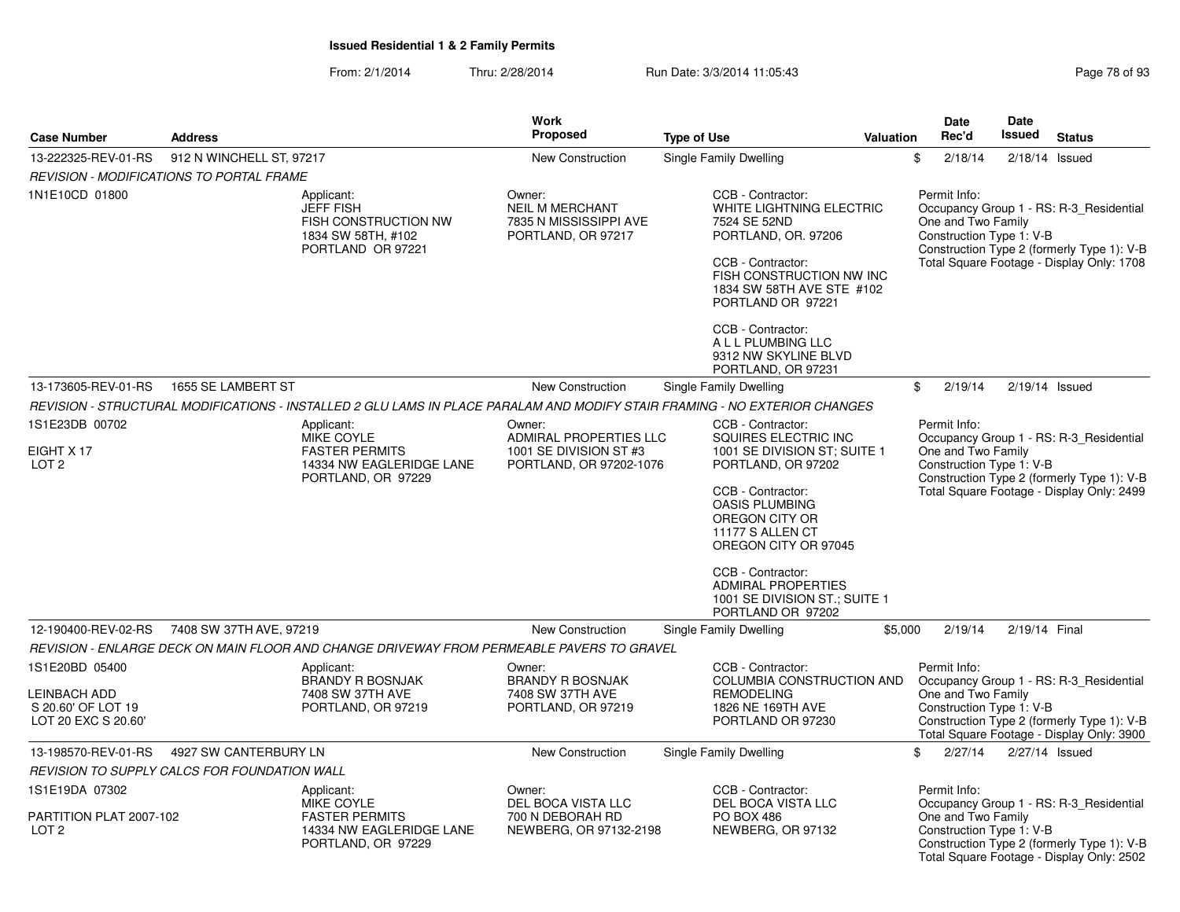**Issued Residential 1 & 2 Family Permits**

From: 2/1/2014 Thru: 2/28/2014 Run Date: 3/3/2014 11:05:43

| Case Number | Address | Work Proposed | Type of Use | Valuation | Date Rec'd | Date Issued | Status |
|---|---|---|---|---|---|---|---|
| 13-222325-REV-01-RS | 912 N WINCHELL ST, 97217 | New Construction | Single Family Dwelling | $ | 2/18/14 | 2/18/14 | Issued |

*REVISION - MODIFICATIONS TO PORTAL FRAME*

1N1E10CD 01800

Applicant: JEFF FISH, FISH CONSTRUCTION NW, 1834 SW 58TH, #102, PORTLAND OR 97221

Owner: NEIL M MERCHANT, 7835 N MISSISSIPPI AVE, PORTLAND, OR 97217

CCB - Contractor: WHITE LIGHTNING ELECTRIC, 7524 SE 52ND, PORTLAND, OR. 97206

CCB - Contractor: FISH CONSTRUCTION NW INC, 1834 SW 58TH AVE STE #102, PORTLAND OR 97221

CCB - Contractor: A L L PLUMBING LLC, 9312 NW SKYLINE BLVD, PORTLAND, OR 97231

Permit Info: Occupancy Group 1 - RS: R-3_Residential One and Two Family; Construction Type 1: V-B; Construction Type 2 (formerly Type 1): V-B; Total Square Footage - Display Only: 1708

| Case Number | Address | Work Proposed | Type of Use | Valuation | Date Rec'd | Date Issued | Status |
|---|---|---|---|---|---|---|---|
| 13-173605-REV-01-RS | 1655 SE LAMBERT ST | New Construction | Single Family Dwelling | $ | 2/19/14 | 2/19/14 | Issued |

*REVISION - STRUCTURAL MODIFICATIONS - INSTALLED 2 GLU LAMS IN PLACE PARALAM AND MODIFY STAIR FRAMING - NO EXTERIOR CHANGES*

1S1E23DB 00702

EIGHT X 17
LOT 2

Applicant: MIKE COYLE, FASTER PERMITS, 14334 NW EAGLERIDGE LANE, PORTLAND, OR 97229

Owner: ADMIRAL PROPERTIES LLC, 1001 SE DIVISION ST #3, PORTLAND, OR 97202-1076

CCB - Contractor: SQUIRES ELECTRIC INC, 1001 SE DIVISION ST; SUITE 1, PORTLAND, OR 97202

CCB - Contractor: OASIS PLUMBING, OREGON CITY OR, 11177 S ALLEN CT, OREGON CITY OR 97045

CCB - Contractor: ADMIRAL PROPERTIES, 1001 SE DIVISION ST.; SUITE 1, PORTLAND OR 97202

Permit Info: Occupancy Group 1 - RS: R-3_Residential One and Two Family; Construction Type 1: V-B; Construction Type 2 (formerly Type 1): V-B; Total Square Footage - Display Only: 2499

| Case Number | Address | Work Proposed | Type of Use | Valuation | Date Rec'd | Date Issued | Status |
|---|---|---|---|---|---|---|---|
| 12-190400-REV-02-RS | 7408 SW 37TH AVE, 97219 | New Construction | Single Family Dwelling | $5,000 | 2/19/14 | 2/19/14 | Final |

*REVISION - ENLARGE DECK ON MAIN FLOOR AND CHANGE DRIVEWAY FROM PERMEABLE PAVERS TO GRAVEL*

1S1E20BD 05400

LEINBACH ADD
S 20.60' OF LOT 19
LOT 20 EXC S 20.60'

Applicant: BRANDY R BOSNJAK, 7408 SW 37TH AVE, PORTLAND, OR 97219

Owner: BRANDY R BOSNJAK, 7408 SW 37TH AVE, PORTLAND, OR 97219

CCB - Contractor: COLUMBIA CONSTRUCTION AND REMODELING, 1826 NE 169TH AVE, PORTLAND OR 97230

Permit Info: Occupancy Group 1 - RS: R-3_Residential One and Two Family; Construction Type 1: V-B; Construction Type 2 (formerly Type 1): V-B; Total Square Footage - Display Only: 3900

| Case Number | Address | Work Proposed | Type of Use | Valuation | Date Rec'd | Date Issued | Status |
|---|---|---|---|---|---|---|---|
| 13-198570-REV-01-RS | 4927 SW CANTERBURY LN | New Construction | Single Family Dwelling | $ | 2/27/14 | 2/27/14 | Issued |

*REVISION TO SUPPLY CALCS FOR FOUNDATION WALL*

1S1E19DA 07302

PARTITION PLAT 2007-102
LOT 2

Applicant: MIKE COYLE, FASTER PERMITS, 14334 NW EAGLERIDGE LANE, PORTLAND, OR 97229

Owner: DEL BOCA VISTA LLC, 700 N DEBORAH RD, NEWBERG, OR 97132-2198

CCB - Contractor: DEL BOCA VISTA LLC, PO BOX 486, NEWBERG, OR 97132

Permit Info: Occupancy Group 1 - RS: R-3_Residential One and Two Family; Construction Type 1: V-B; Construction Type 2 (formerly Type 1): V-B; Total Square Footage - Display Only: 2502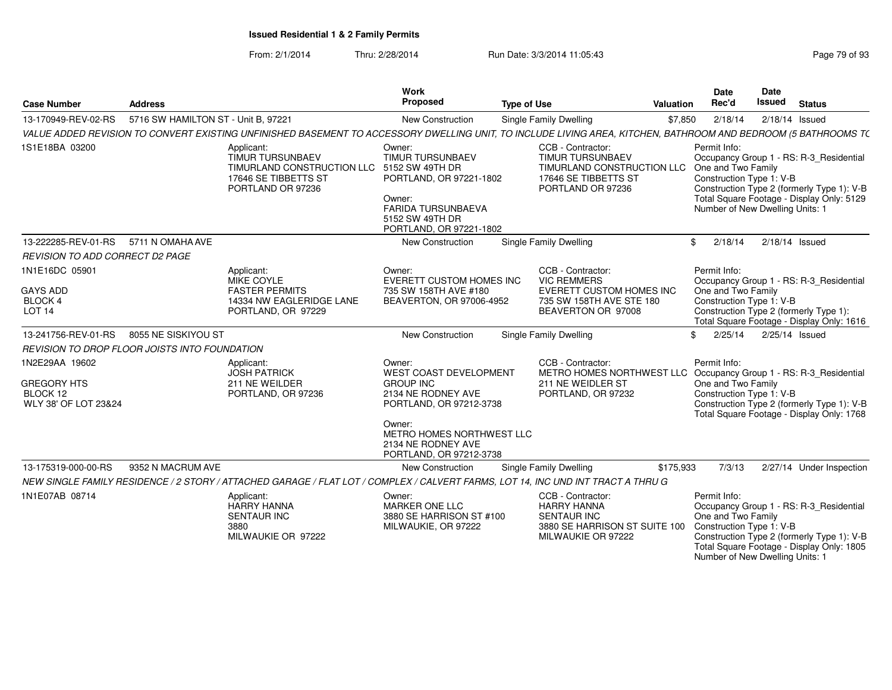**Issued Residential 1 & 2 Family Permits**

From: 2/1/2014 Thru: 2/28/2014 Run Date: 3/3/2014 11:05:43

| Case Number | Address | Work Proposed | Type of Use | Valuation | Date Rec'd | Date Issued | Status |
|---|---|---|---|---|---|---|---|
| 13-170949-REV-02-RS | 5716 SW HAMILTON ST - Unit B, 97221 | New Construction | Single Family Dwelling | $7,850 | 2/18/14 | 2/18/14 | Issued |

*VALUE ADDED REVISION TO CONVERT EXISTING UNFINISHED BASEMENT TO ACCESSORY DWELLING UNIT, TO INCLUDE LIVING AREA, KITCHEN, BATHROOM AND BEDROOM (5 BATHROOMS TC*

1S1E18BA 03200

Applicant:
TIMUR TURSUNBAEV
TIMURLAND CONSTRUCTION LLC
17646 SE TIBBETTS ST
PORTLAND OR 97236

Owner:
TIMUR TURSUNBAEV
5152 SW 49TH DR
PORTLAND, OR 97221-1802

Owner:
FARIDA TURSUNBAEVA
5152 SW 49TH DR
PORTLAND, OR 97221-1802

CCB - Contractor:
TIMUR TURSUNBAEV
TIMURLAND CONSTRUCTION LLC
17646 SE TIBBETTS ST
PORTLAND OR 97236

Permit Info:
Occupancy Group 1 - RS: R-3_Residential One and Two Family
Construction Type 1: V-B
Construction Type 2 (formerly Type 1): V-B
Total Square Footage - Display Only: 5129
Number of New Dwelling Units: 1

| Case Number | Address | Work Proposed | Type of Use | Valuation | Date Rec'd | Date Issued | Status |
|---|---|---|---|---|---|---|---|
| 13-222285-REV-01-RS | 5711 N OMAHA AVE | New Construction | Single Family Dwelling | $ | 2/18/14 | 2/18/14 | Issued |

*REVISION TO ADD CORRECT D2 PAGE*

1N1E16DC 05901
GAYS ADD
BLOCK 4
LOT 14

Applicant:
MIKE COYLE
FASTER PERMITS
14334 NW EAGLERIDGE LANE
PORTLAND, OR 97229

Owner:
EVERETT CUSTOM HOMES INC
735 SW 158TH AVE #180
BEAVERTON, OR 97006-4952

CCB - Contractor:
VIC REMMERS
EVERETT CUSTOM HOMES INC
735 SW 158TH AVE STE 180
BEAVERTON OR 97008

Permit Info:
Occupancy Group 1 - RS: R-3_Residential One and Two Family
Construction Type 1: V-B
Construction Type 2 (formerly Type 1):
Total Square Footage - Display Only: 1616

| Case Number | Address | Work Proposed | Type of Use | Valuation | Date Rec'd | Date Issued | Status |
|---|---|---|---|---|---|---|---|
| 13-241756-REV-01-RS | 8055 NE SISKIYOU ST | New Construction | Single Family Dwelling | $ | 2/25/14 | 2/25/14 | Issued |

*REVISION TO DROP FLOOR JOISTS INTO FOUNDATION*

1N2E29AA 19602
GREGORY HTS
BLOCK 12
WLY 38' OF LOT 23&24

Applicant:
JOSH PATRICK
211 NE WEILDER
PORTLAND, OR 97236

Owner:
WEST COAST DEVELOPMENT GROUP INC
2134 NE RODNEY AVE
PORTLAND, OR 97212-3738

Owner:
METRO HOMES NORTHWEST LLC
2134 NE RODNEY AVE
PORTLAND, OR 97212-3738

CCB - Contractor:
METRO HOMES NORTHWEST LLC
211 NE WEIDLER ST
PORTLAND, OR 97232

Permit Info:
Occupancy Group 1 - RS: R-3_Residential One and Two Family
Construction Type 1: V-B
Construction Type 2 (formerly Type 1): V-B
Total Square Footage - Display Only: 1768

| Case Number | Address | Work Proposed | Type of Use | Valuation | Date Rec'd | Date Issued | Status |
|---|---|---|---|---|---|---|---|
| 13-175319-000-00-RS | 9352 N MACRUM AVE | New Construction | Single Family Dwelling | $175,933 | 7/3/13 | 2/27/14 | Under Inspection |

*NEW SINGLE FAMILY RESIDENCE / 2 STORY / ATTACHED GARAGE / FLAT LOT / COMPLEX / CALVERT FARMS, LOT 14, INC UND INT TRACT A THRU G*

1N1E07AB 08714

Applicant:
HARRY HANNA
SENTAUR INC
3880
MILWAUKIE OR 97222

Owner:
MARKER ONE LLC
3880 SE HARRISON ST #100
MILWAUKIE, OR 97222

CCB - Contractor:
HARRY HANNA
SENTAUR INC
3880 SE HARRISON ST SUITE 100
MILWAUKIE OR 97222

Permit Info:
Occupancy Group 1 - RS: R-3_Residential One and Two Family
Construction Type 1: V-B
Construction Type 2 (formerly Type 1): V-B
Total Square Footage - Display Only: 1805
Number of New Dwelling Units: 1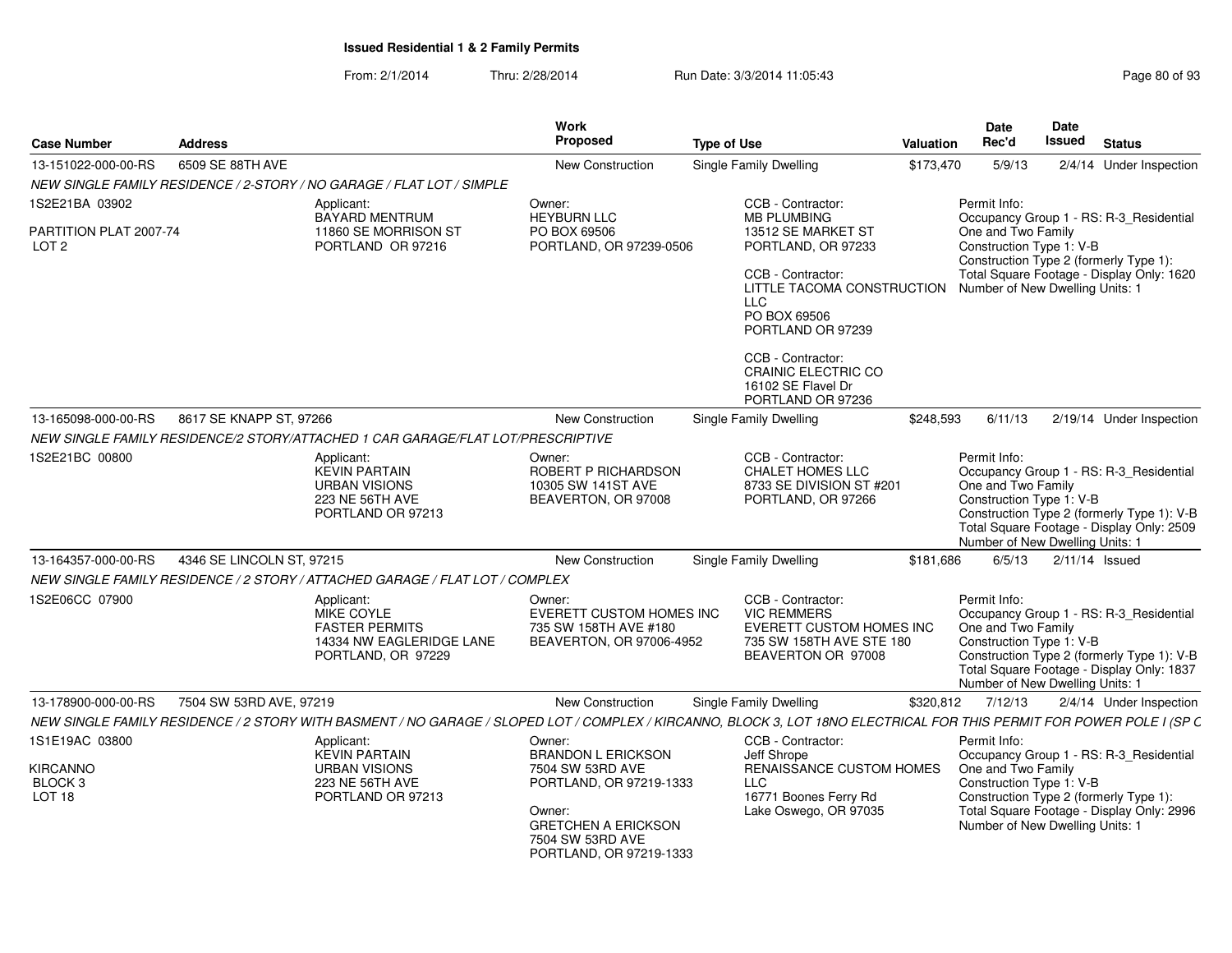# Issued Residential 1 & 2 Family Permits

From: 2/1/2014 Thru: 2/28/2014 Run Date: 3/3/2014 11:05:43

| Case Number | Address | Work Proposed | Type of Use | Valuation | Date Rec'd | Date Issued | Status |
|---|---|---|---|---|---|---|---|
| 13-151022-000-00-RS | 6509 SE 88TH AVE | New Construction | Single Family Dwelling | $173,470 | 5/9/13 | 2/4/14 | Under Inspection |

*NEW SINGLE FAMILY RESIDENCE / 2-STORY / NO GARAGE / FLAT LOT / SIMPLE*

1S2E21BA 03902

PARTITION PLAT 2007-74
LOT 2

Applicant:
BAYARD MENTRUM
11860 SE MORRISON ST
PORTLAND OR 97216

Owner:
HEYBURN LLC
PO BOX 69506
PORTLAND, OR 97239-0506

CCB - Contractor:
MB PLUMBING
13512 SE MARKET ST
PORTLAND, OR 97233

CCB - Contractor:
LITTLE TACOMA CONSTRUCTION LLC
PO BOX 69506
PORTLAND OR 97239

CCB - Contractor:
CRAINIC ELECTRIC CO
16102 SE Flavel Dr
PORTLAND OR 97236

Permit Info:
Occupancy Group 1 - RS: R-3_Residential One and Two Family
Construction Type 1: V-B
Construction Type 2 (formerly Type 1):
Total Square Footage - Display Only: 1620
Number of New Dwelling Units: 1

| Case Number | Address | Work Proposed | Type of Use | Valuation | Date Rec'd | Date Issued | Status |
|---|---|---|---|---|---|---|---|
| 13-165098-000-00-RS | 8617 SE KNAPP ST, 97266 | New Construction | Single Family Dwelling | $248,593 | 6/11/13 | 2/19/14 | Under Inspection |

*NEW SINGLE FAMILY RESIDENCE/2 STORY/ATTACHED 1 CAR GARAGE/FLAT LOT/PRESCRIPTIVE*

1S2E21BC 00800

Applicant:
KEVIN PARTAIN
URBAN VISIONS
223 NE 56TH AVE
PORTLAND OR 97213

Owner:
ROBERT P RICHARDSON
10305 SW 141ST AVE
BEAVERTON, OR 97008

CCB - Contractor:
CHALET HOMES LLC
8733 SE DIVISION ST #201
PORTLAND, OR 97266

Permit Info:
Occupancy Group 1 - RS: R-3_Residential One and Two Family
Construction Type 1: V-B
Construction Type 2 (formerly Type 1): V-B
Total Square Footage - Display Only: 2509
Number of New Dwelling Units: 1

| Case Number | Address | Work Proposed | Type of Use | Valuation | Date Rec'd | Date Issued | Status |
|---|---|---|---|---|---|---|---|
| 13-164357-000-00-RS | 4346 SE LINCOLN ST, 97215 | New Construction | Single Family Dwelling | $181,686 | 6/5/13 | 2/11/14 | Issued |

*NEW SINGLE FAMILY RESIDENCE / 2 STORY / ATTACHED GARAGE / FLAT LOT / COMPLEX*

1S2E06CC 07900

Applicant:
MIKE COYLE
FASTER PERMITS
14334 NW EAGLERIDGE LANE
PORTLAND, OR 97229

Owner:
EVERETT CUSTOM HOMES INC
735 SW 158TH AVE #180
BEAVERTON, OR 97006-4952

CCB - Contractor:
VIC REMMERS
EVERETT CUSTOM HOMES INC
735 SW 158TH AVE STE 180
BEAVERTON OR 97008

Permit Info:
Occupancy Group 1 - RS: R-3_Residential One and Two Family
Construction Type 1: V-B
Construction Type 2 (formerly Type 1): V-B
Total Square Footage - Display Only: 1837
Number of New Dwelling Units: 1

| Case Number | Address | Work Proposed | Type of Use | Valuation | Date Rec'd | Date Issued | Status |
|---|---|---|---|---|---|---|---|
| 13-178900-000-00-RS | 7504 SW 53RD AVE, 97219 | New Construction | Single Family Dwelling | $320,812 | 7/12/13 | 2/4/14 | Under Inspection |

*NEW SINGLE FAMILY RESIDENCE / 2 STORY WITH BASMENT / NO GARAGE / SLOPED LOT / COMPLEX / KIRCANNO, BLOCK 3, LOT 18NO ELECTRICAL FOR THIS PERMIT FOR POWER POLE I (SP C*

1S1E19AC 03800

KIRCANNO
BLOCK 3
LOT 18

Applicant:
KEVIN PARTAIN
URBAN VISIONS
223 NE 56TH AVE
PORTLAND OR 97213

Owner:
BRANDON L ERICKSON
7504 SW 53RD AVE
PORTLAND, OR 97219-1333

Owner:
GRETCHEN A ERICKSON
7504 SW 53RD AVE
PORTLAND, OR 97219-1333

CCB - Contractor:
Jeff Shrope
RENAISSANCE CUSTOM HOMES LLC
16771 Boones Ferry Rd
Lake Oswego, OR 97035

Permit Info:
Occupancy Group 1 - RS: R-3_Residential One and Two Family
Construction Type 1: V-B
Construction Type 2 (formerly Type 1):
Total Square Footage - Display Only: 2996
Number of New Dwelling Units: 1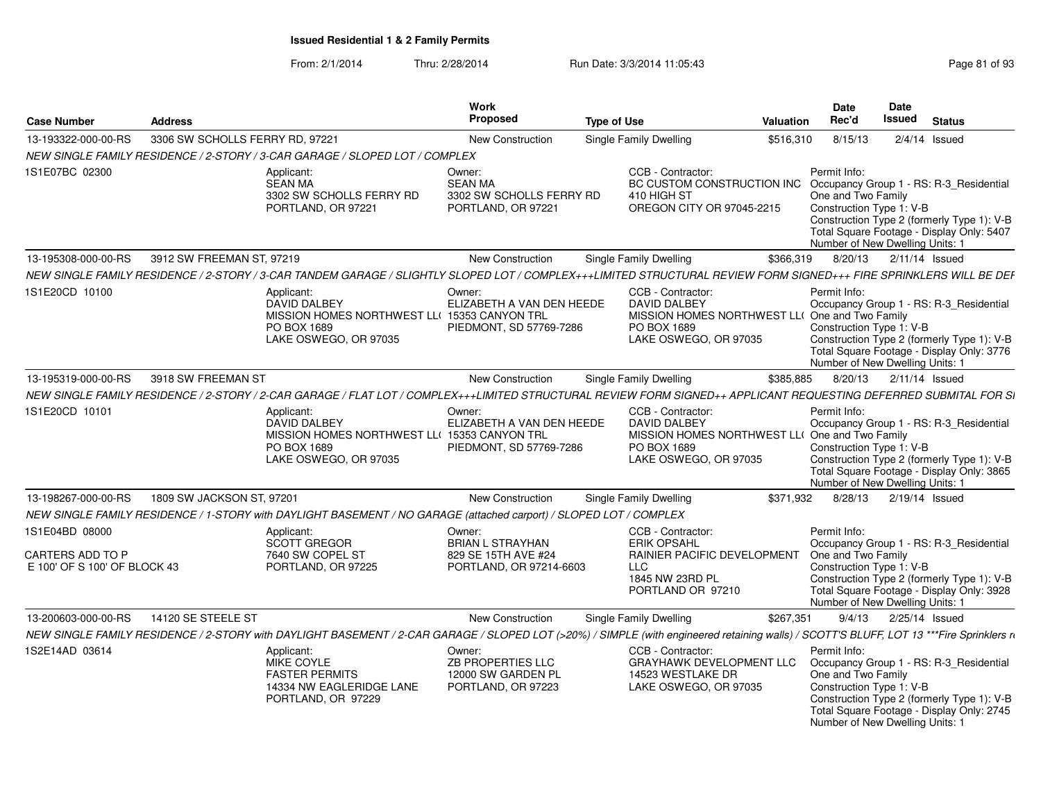# Issued Residential 1 & 2 Family Permits

From: 2/1/2014 Thru: 2/28/2014 Run Date: 3/3/2014 11:05:43

| Case Number | Address | Work Proposed | Type of Use | Valuation | Date Rec'd | Date Issued | Status |
|---|---|---|---|---|---|---|---|
| 13-193322-000-00-RS | 3306 SW SCHOLLS FERRY RD, 97221 | New Construction | Single Family Dwelling | $516,310 | 8/15/13 | 2/4/14 | Issued |
| NEW SINGLE FAMILY RESIDENCE / 2-STORY / 3-CAR GARAGE / SLOPED LOT / COMPLEX | | | | | | | |
| 1S1E07BC 02300 | Applicant: SEAN MA 3302 SW SCHOLLS FERRY RD PORTLAND, OR 97221 | Owner: SEAN MA 3302 SW SCHOLLS FERRY RD PORTLAND, OR 97221 | CCB - Contractor: BC CUSTOM CONSTRUCTION INC 410 HIGH ST OREGON CITY OR 97045-2215 | | Permit Info: Occupancy Group 1 - RS: R-3_Residential One and Two Family Construction Type 1: V-B Construction Type 2 (formerly Type 1): V-B Total Square Footage - Display Only: 5407 Number of New Dwelling Units: 1 | | |
| 13-195308-000-00-RS | 3912 SW FREEMAN ST, 97219 | New Construction | Single Family Dwelling | $366,319 | 8/20/13 | 2/11/14 | Issued |
| NEW SINGLE FAMILY RESIDENCE / 2-STORY / 3-CAR TANDEM GARAGE / SLIGHTLY SLOPED LOT / COMPLEX+++LIMITED STRUCTURAL REVIEW FORM SIGNED+++ FIRE SPRINKLERS WILL BE DEF | | | | | | | |
| 1S1E20CD 10100 | Applicant: DAVID DALBEY MISSION HOMES NORTHWEST LL( PO BOX 1689 LAKE OSWEGO, OR 97035 | Owner: ELIZABETH A VAN DEN HEEDE 15353 CANYON TRL PIEDMONT, SD 57769-7286 | CCB - Contractor: DAVID DALBEY MISSION HOMES NORTHWEST LL( PO BOX 1689 LAKE OSWEGO, OR 97035 | | Permit Info: Occupancy Group 1 - RS: R-3_Residential One and Two Family Construction Type 1: V-B Construction Type 2 (formerly Type 1): V-B Total Square Footage - Display Only: 3776 Number of New Dwelling Units: 1 | | |
| 13-195319-000-00-RS | 3918 SW FREEMAN ST | New Construction | Single Family Dwelling | $385,885 | 8/20/13 | 2/11/14 | Issued |
| NEW SINGLE FAMILY RESIDENCE / 2-STORY / 2-CAR GARAGE / FLAT LOT / COMPLEX+++LIMITED STRUCTURAL REVIEW FORM SIGNED++ APPLICANT REQUESTING DEFERRED SUBMITAL FOR SI | | | | | | | |
| 1S1E20CD 10101 | Applicant: DAVID DALBEY MISSION HOMES NORTHWEST LL( PO BOX 1689 LAKE OSWEGO, OR 97035 | Owner: ELIZABETH A VAN DEN HEEDE 15353 CANYON TRL PIEDMONT, SD 57769-7286 | CCB - Contractor: DAVID DALBEY MISSION HOMES NORTHWEST LL( PO BOX 1689 LAKE OSWEGO, OR 97035 | | Permit Info: Occupancy Group 1 - RS: R-3_Residential One and Two Family Construction Type 1: V-B Construction Type 2 (formerly Type 1): V-B Total Square Footage - Display Only: 3865 Number of New Dwelling Units: 1 | | |
| 13-198267-000-00-RS | 1809 SW JACKSON ST, 97201 | New Construction | Single Family Dwelling | $371,932 | 8/28/13 | 2/19/14 | Issued |
| NEW SINGLE FAMILY RESIDENCE / 1-STORY with DAYLIGHT BASEMENT / NO GARAGE (attached carport) / SLOPED LOT / COMPLEX | | | | | | | |
| 1S1E04BD 08000 CARTERS ADD TO P E 100' OF S 100' OF BLOCK 43 | Applicant: SCOTT GREGOR 7640 SW COPEL ST PORTLAND, OR 97225 | Owner: BRIAN L STRAYHAN 829 SE 15TH AVE #24 PORTLAND, OR 97214-6603 | CCB - Contractor: ERIK OPSAHL RAINIER PACIFIC DEVELOPMENT LLC 1845 NW 23RD PL PORTLAND OR 97210 | | Permit Info: Occupancy Group 1 - RS: R-3_Residential One and Two Family Construction Type 1: V-B Construction Type 2 (formerly Type 1): V-B Total Square Footage - Display Only: 3928 Number of New Dwelling Units: 1 | | |
| 13-200603-000-00-RS | 14120 SE STEELE ST | New Construction | Single Family Dwelling | $267,351 | 9/4/13 | 2/25/14 | Issued |
| NEW SINGLE FAMILY RESIDENCE / 2-STORY with DAYLIGHT BASEMENT / 2-CAR GARAGE / SLOPED LOT (>20%) / SIMPLE (with engineered retaining walls) / SCOTT'S BLUFF, LOT 13 ***Fire Sprinklers r | | | | | | | |
| 1S2E14AD 03614 | Applicant: MIKE COYLE FASTER PERMITS 14334 NW EAGLERIDGE LANE PORTLAND, OR 97229 | Owner: ZB PROPERTIES LLC 12000 SW GARDEN PL PORTLAND, OR 97223 | CCB - Contractor: GRAYHAWK DEVELOPMENT LLC 14523 WESTLAKE DR LAKE OSWEGO, OR 97035 | | Permit Info: Occupancy Group 1 - RS: R-3_Residential One and Two Family Construction Type 1: V-B Construction Type 2 (formerly Type 1): V-B Total Square Footage - Display Only: 2745 Number of New Dwelling Units: 1 | | |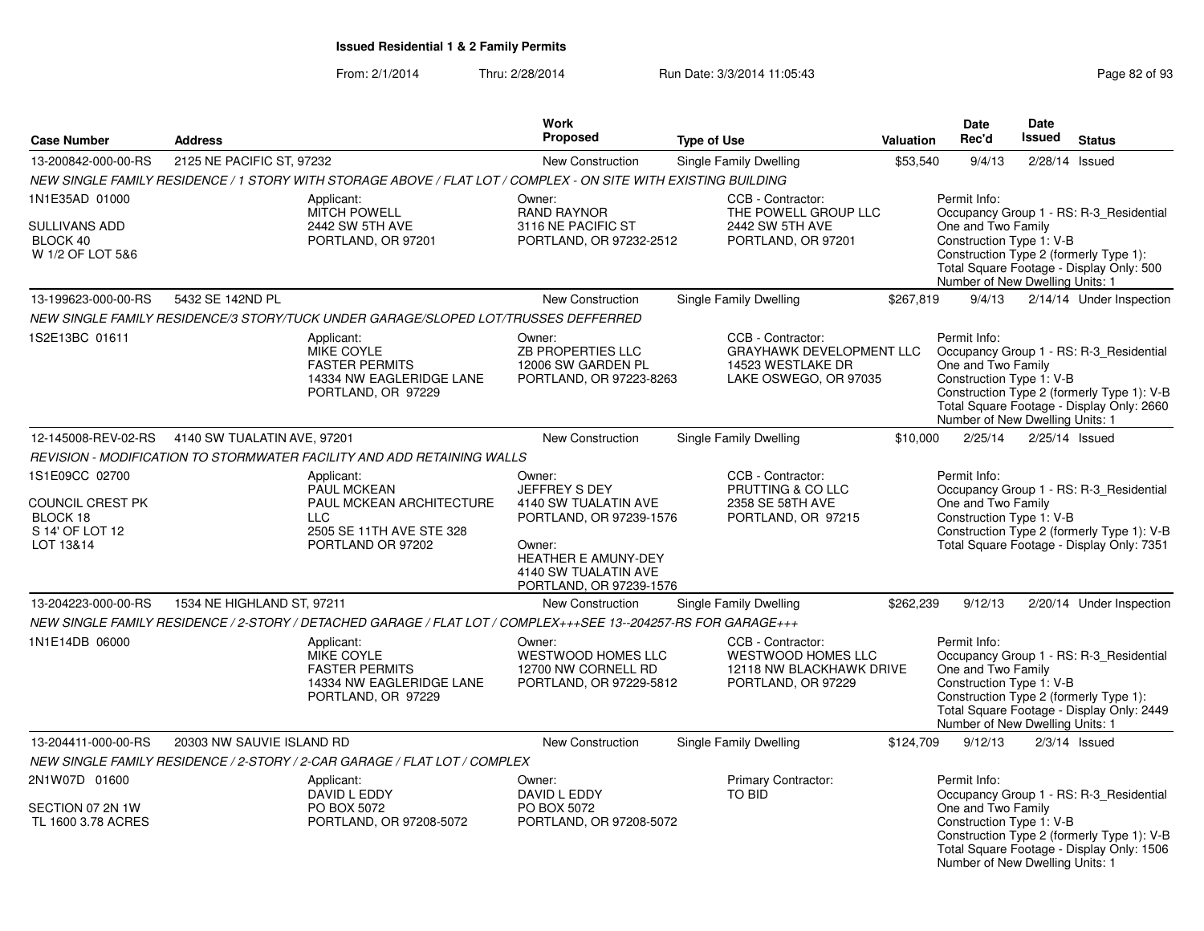**Issued Residential 1 & 2 Family Permits**

From: 2/1/2014 Thru: 2/28/2014 Run Date: 3/3/2014 11:05:43

| Case Number | Address | Work Proposed | Type of Use | Valuation | Date Rec'd | Date Issued | Status |
|---|---|---|---|---|---|---|---|
| 13-200842-000-00-RS | 2125 NE PACIFIC ST, 97232 | New Construction | Single Family Dwelling | $53,540 | 9/4/13 | 2/28/14 | Issued |

NEW SINGLE FAMILY RESIDENCE / 1 STORY WITH STORAGE ABOVE / FLAT LOT / COMPLEX - ON SITE WITH EXISTING BUILDING

1N1E35AD 01000
SULLIVANS ADD
BLOCK 40
W 1/2 OF LOT 5&6

Applicant: MITCH POWELL, 2442 SW 5TH AVE, PORTLAND, OR 97201

Owner: RAND RAYNOR, 3116 NE PACIFIC ST, PORTLAND, OR 97232-2512

CCB - Contractor: THE POWELL GROUP LLC, 2442 SW 5TH AVE, PORTLAND, OR 97201

Permit Info:
Occupancy Group 1 - RS: R-3_Residential One and Two Family
Construction Type 1: V-B
Construction Type 2 (formerly Type 1):
Total Square Footage - Display Only: 500
Number of New Dwelling Units: 1

| Case Number | Address | Work Proposed | Type of Use | Valuation | Date Rec'd | Date Issued | Status |
|---|---|---|---|---|---|---|---|
| 13-199623-000-00-RS | 5432 SE 142ND PL | New Construction | Single Family Dwelling | $267,819 | 9/4/13 | 2/14/14 | Under Inspection |

NEW SINGLE FAMILY RESIDENCE/3 STORY/TUCK UNDER GARAGE/SLOPED LOT/TRUSSES DEFFERRED

1S2E13BC 01611

Applicant: MIKE COYLE, FASTER PERMITS, 14334 NW EAGLERIDGE LANE, PORTLAND, OR 97229

Owner: ZB PROPERTIES LLC, 12006 SW GARDEN PL, PORTLAND, OR 97223-8263

CCB - Contractor: GRAYHAWK DEVELOPMENT LLC, 14523 WESTLAKE DR, LAKE OSWEGO, OR 97035

Permit Info:
Occupancy Group 1 - RS: R-3_Residential One and Two Family
Construction Type 1: V-B
Construction Type 2 (formerly Type 1): V-B
Total Square Footage - Display Only: 2660
Number of New Dwelling Units: 1

| Case Number | Address | Work Proposed | Type of Use | Valuation | Date Rec'd | Date Issued | Status |
|---|---|---|---|---|---|---|---|
| 12-145008-REV-02-RS | 4140 SW TUALATIN AVE, 97201 | New Construction | Single Family Dwelling | $10,000 | 2/25/14 | 2/25/14 | Issued |

REVISION - MODIFICATION TO STORMWATER FACILITY AND ADD RETAINING WALLS

1S1E09CC 02700
COUNCIL CREST PK
BLOCK 18
S 14' OF LOT 12
LOT 13&14

Applicant: PAUL MCKEAN, PAUL MCKEAN ARCHITECTURE LLC, 2505 SE 11TH AVE STE 328, PORTLAND OR 97202

Owner: JEFFREY S DEY, 4140 SW TUALATIN AVE, PORTLAND, OR 97239-1576

Owner: HEATHER E AMUNY-DEY, 4140 SW TUALATIN AVE, PORTLAND, OR 97239-1576

CCB - Contractor: PRUTTING & CO LLC, 2358 SE 58TH AVE, PORTLAND, OR 97215

Permit Info:
Occupancy Group 1 - RS: R-3_Residential One and Two Family
Construction Type 1: V-B
Construction Type 2 (formerly Type 1): V-B
Total Square Footage - Display Only: 7351

| Case Number | Address | Work Proposed | Type of Use | Valuation | Date Rec'd | Date Issued | Status |
|---|---|---|---|---|---|---|---|
| 13-204223-000-00-RS | 1534 NE HIGHLAND ST, 97211 | New Construction | Single Family Dwelling | $262,239 | 9/12/13 | 2/20/14 | Under Inspection |

NEW SINGLE FAMILY RESIDENCE / 2-STORY / DETACHED GARAGE / FLAT LOT / COMPLEX+++SEE 13--204257-RS FOR GARAGE+++

1N1E14DB 06000

Applicant: MIKE COYLE, FASTER PERMITS, 14334 NW EAGLERIDGE LANE, PORTLAND, OR 97229

Owner: WESTWOOD HOMES LLC, 12700 NW CORNELL RD, PORTLAND, OR 97229-5812

CCB - Contractor: WESTWOOD HOMES LLC, 12118 NW BLACKHAWK DRIVE, PORTLAND, OR 97229

Permit Info:
Occupancy Group 1 - RS: R-3_Residential One and Two Family
Construction Type 1: V-B
Construction Type 2 (formerly Type 1):
Total Square Footage - Display Only: 2449
Number of New Dwelling Units: 1

| Case Number | Address | Work Proposed | Type of Use | Valuation | Date Rec'd | Date Issued | Status |
|---|---|---|---|---|---|---|---|
| 13-204411-000-00-RS | 20303 NW SAUVIE ISLAND RD | New Construction | Single Family Dwelling | $124,709 | 9/12/13 | 2/3/14 | Issued |

NEW SINGLE FAMILY RESIDENCE / 2-STORY / 2-CAR GARAGE / FLAT LOT / COMPLEX

2N1W07D 01600
SECTION 07 2N 1W
TL 1600 3.78 ACRES

Applicant: DAVID L EDDY, PO BOX 5072, PORTLAND, OR 97208-5072

Owner: DAVID L EDDY, PO BOX 5072, PORTLAND, OR 97208-5072

Primary Contractor: TO BID

Permit Info:
Occupancy Group 1 - RS: R-3_Residential One and Two Family
Construction Type 1: V-B
Construction Type 2 (formerly Type 1): V-B
Total Square Footage - Display Only: 1506
Number of New Dwelling Units: 1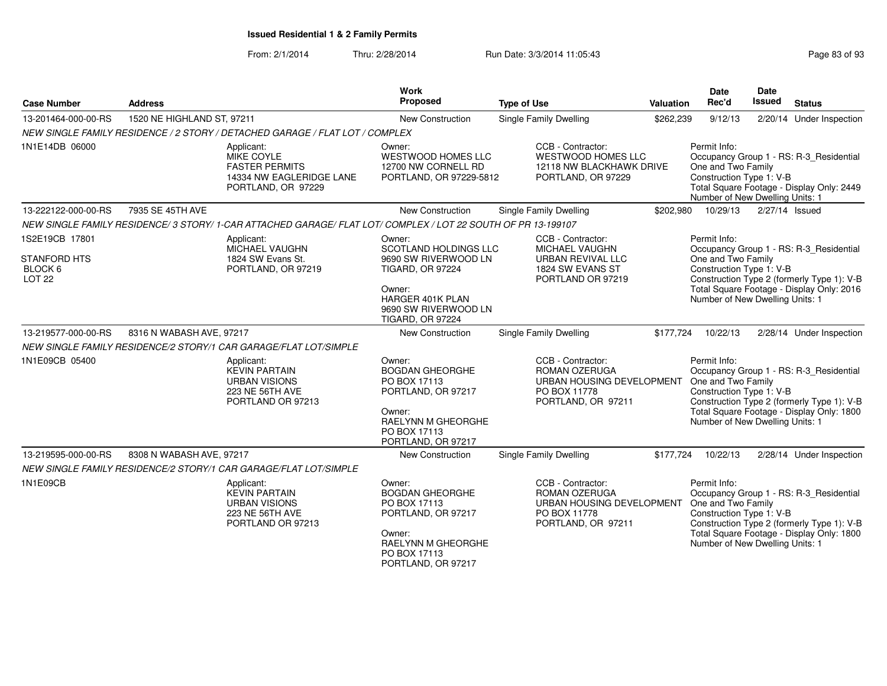# Issued Residential 1 & 2 Family Permits

From: 2/1/2014 Thru: 2/28/2014 Run Date: 3/3/2014 11:05:43

| Case Number | Address | Work Proposed | Type of Use | Valuation | Date Rec'd | Date Issued | Status |
|---|---|---|---|---|---|---|---|
| 13-201464-000-00-RS | 1520 NE HIGHLAND ST, 97211 | New Construction | Single Family Dwelling | $262,239 | 9/12/13 | 2/20/14 | Under Inspection |
| *NEW SINGLE FAMILY RESIDENCE / 2 STORY / DETACHED GARAGE / FLAT LOT / COMPLEX* | | | | | | | |
| 1N1E14DB 06000 | Applicant: MIKE COYLE FASTER PERMITS 14334 NW EAGLERIDGE LANE PORTLAND, OR 97229 | Owner: WESTWOOD HOMES LLC 12700 NW CORNELL RD PORTLAND, OR 97229-5812 | CCB - Contractor: WESTWOOD HOMES LLC 12118 NW BLACKHAWK DRIVE PORTLAND, OR 97229 | | Permit Info: Occupancy Group 1 - RS: R-3_Residential One and Two Family Construction Type 1: V-B Total Square Footage - Display Only: 2449 Number of New Dwelling Units: 1 | | |
| 13-222122-000-00-RS | 7935 SE 45TH AVE | New Construction | Single Family Dwelling | $202,980 | 10/29/13 | 2/27/14 | Issued |
| *NEW SINGLE FAMILY RESIDENCE/ 3 STORY/ 1-CAR ATTACHED GARAGE/ FLAT LOT/ COMPLEX / LOT 22 SOUTH OF PR 13-199107* | | | | | | | |
| 1S2E19CB 17801 STANFORD HTS BLOCK 6 LOT 22 | Applicant: MICHAEL VAUGHN 1824 SW Evans St. PORTLAND, OR 97219 | Owner: SCOTLAND HOLDINGS LLC 9690 SW RIVERWOOD LN TIGARD, OR 97224 Owner: HARGER 401K PLAN 9690 SW RIVERWOOD LN TIGARD, OR 97224 | CCB - Contractor: MICHAEL VAUGHN URBAN REVIVAL LLC 1824 SW EVANS ST PORTLAND OR 97219 | | Permit Info: Occupancy Group 1 - RS: R-3_Residential One and Two Family Construction Type 1: V-B Construction Type 2 (formerly Type 1): V-B Total Square Footage - Display Only: 2016 Number of New Dwelling Units: 1 | | |
| 13-219577-000-00-RS | 8316 N WABASH AVE, 97217 | New Construction | Single Family Dwelling | $177,724 | 10/22/13 | 2/28/14 | Under Inspection |
| *NEW SINGLE FAMILY RESIDENCE/2 STORY/1 CAR GARAGE/FLAT LOT/SIMPLE* | | | | | | | |
| 1N1E09CB 05400 | Applicant: KEVIN PARTAIN URBAN VISIONS 223 NE 56TH AVE PORTLAND OR 97213 | Owner: BOGDAN GHEORGHE PO BOX 17113 PORTLAND, OR 97217 Owner: RAELYNN M GHEORGHE PO BOX 17113 PORTLAND, OR 97217 | CCB - Contractor: ROMAN OZERUGA URBAN HOUSING DEVELOPMENT PO BOX 11778 PORTLAND, OR 97211 | | Permit Info: Occupancy Group 1 - RS: R-3_Residential One and Two Family Construction Type 1: V-B Construction Type 2 (formerly Type 1): V-B Total Square Footage - Display Only: 1800 Number of New Dwelling Units: 1 | | |
| 13-219595-000-00-RS | 8308 N WABASH AVE, 97217 | New Construction | Single Family Dwelling | $177,724 | 10/22/13 | 2/28/14 | Under Inspection |
| *NEW SINGLE FAMILY RESIDENCE/2 STORY/1 CAR GARAGE/FLAT LOT/SIMPLE* | | | | | | | |
| 1N1E09CB | Applicant: KEVIN PARTAIN URBAN VISIONS 223 NE 56TH AVE PORTLAND OR 97213 | Owner: BOGDAN GHEORGHE PO BOX 17113 PORTLAND, OR 97217 Owner: RAELYNN M GHEORGHE PO BOX 17113 PORTLAND, OR 97217 | CCB - Contractor: ROMAN OZERUGA URBAN HOUSING DEVELOPMENT PO BOX 11778 PORTLAND, OR 97211 | | Permit Info: Occupancy Group 1 - RS: R-3_Residential One and Two Family Construction Type 1: V-B Construction Type 2 (formerly Type 1): V-B Total Square Footage - Display Only: 1800 Number of New Dwelling Units: 1 | | |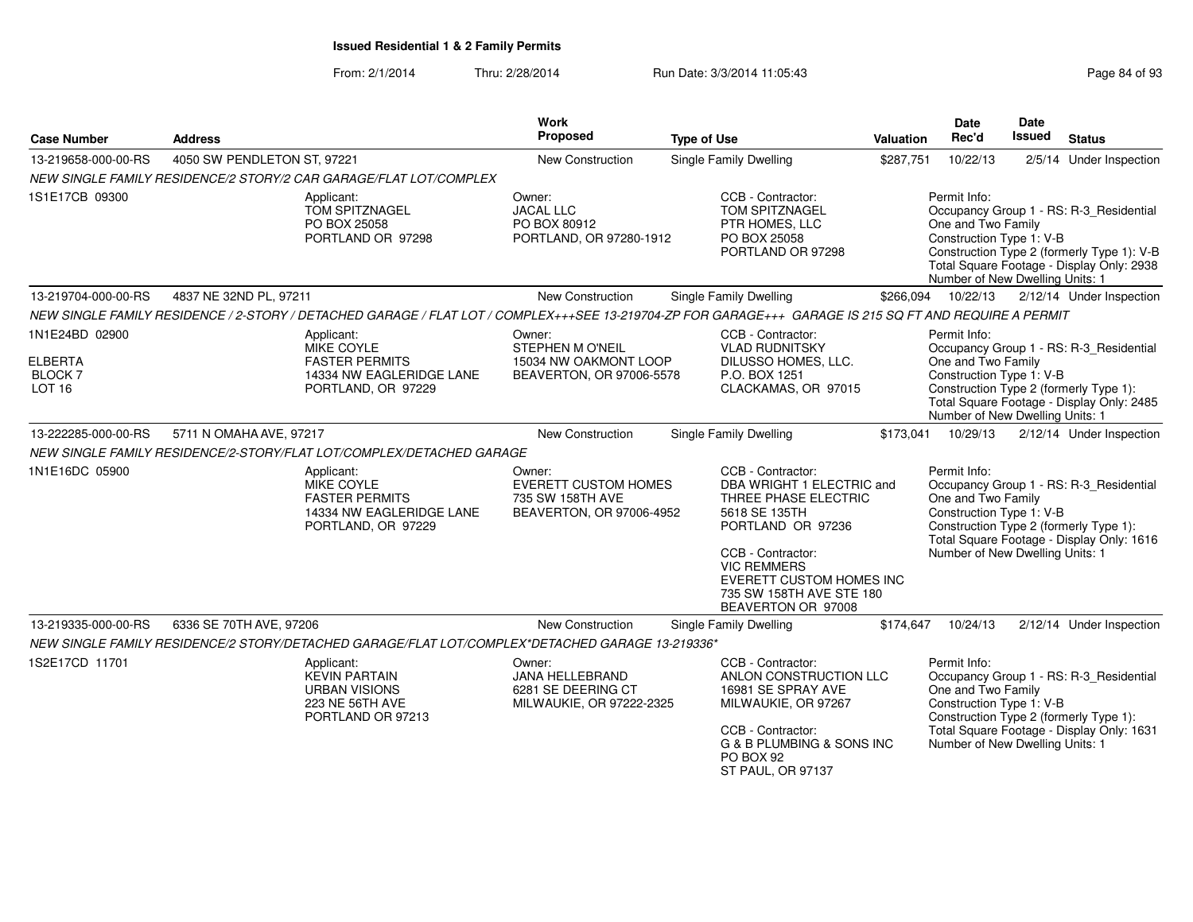**Issued Residential 1 & 2 Family Permits**

From: 2/1/2014 Thru: 2/28/2014 Run Date: 3/3/2014 11:05:43

| Case Number | Address | Work Proposed | Type of Use | Valuation | Date Rec'd | Date Issued | Status |
|---|---|---|---|---|---|---|---|
| 13-219658-000-00-RS | 4050 SW PENDLETON ST, 97221 | New Construction | Single Family Dwelling | $287,751 | 10/22/13 | 2/5/14 | Under Inspection |

NEW SINGLE FAMILY RESIDENCE/2 STORY/2 CAR GARAGE/FLAT LOT/COMPLEX

1S1E17CB 09300

Applicant: TOM SPITZNAGEL, PO BOX 25058, PORTLAND OR 97298

Owner: JACAL LLC, PO BOX 80912, PORTLAND, OR 97280-1912

CCB - Contractor: TOM SPITZNAGEL, PTR HOMES, LLC, PO BOX 25058, PORTLAND OR 97298

Permit Info: Occupancy Group 1 - RS: R-3_Residential One and Two Family; Construction Type 1: V-B; Construction Type 2 (formerly Type 1): V-B; Total Square Footage - Display Only: 2938; Number of New Dwelling Units: 1

| Case Number | Address | Work Proposed | Type of Use | Valuation | Date Rec'd | Date Issued | Status |
|---|---|---|---|---|---|---|---|
| 13-219704-000-00-RS | 4837 NE 32ND PL, 97211 | New Construction | Single Family Dwelling | $266,094 | 10/22/13 | 2/12/14 | Under Inspection |

NEW SINGLE FAMILY RESIDENCE / 2-STORY / DETACHED GARAGE / FLAT LOT / COMPLEX+++SEE 13-219704-ZP FOR GARAGE+++ GARAGE IS 215 SQ FT AND REQUIRE A PERMIT

1N1E24BD 02900, ELBERTA, BLOCK 7, LOT 16

Applicant: MIKE COYLE, FASTER PERMITS, 14334 NW EAGLERIDGE LANE, PORTLAND, OR 97229

Owner: STEPHEN M O'NEIL, 15034 NW OAKMONT LOOP, BEAVERTON, OR 97006-5578

CCB - Contractor: VLAD RUDNITSKY, DILUSSO HOMES, LLC., P.O. BOX 1251, CLACKAMAS, OR 97015

Permit Info: Occupancy Group 1 - RS: R-3_Residential One and Two Family; Construction Type 1: V-B; Construction Type 2 (formerly Type 1):; Total Square Footage - Display Only: 2485; Number of New Dwelling Units: 1

| Case Number | Address | Work Proposed | Type of Use | Valuation | Date Rec'd | Date Issued | Status |
|---|---|---|---|---|---|---|---|
| 13-222285-000-00-RS | 5711 N OMAHA AVE, 97217 | New Construction | Single Family Dwelling | $173,041 | 10/29/13 | 2/12/14 | Under Inspection |

NEW SINGLE FAMILY RESIDENCE/2-STORY/FLAT LOT/COMPLEX/DETACHED GARAGE

1N1E16DC 05900

Applicant: MIKE COYLE, FASTER PERMITS, 14334 NW EAGLERIDGE LANE, PORTLAND, OR 97229

Owner: EVERETT CUSTOM HOMES, 735 SW 158TH AVE, BEAVERTON, OR 97006-4952

CCB - Contractor: DBA WRIGHT 1 ELECTRIC and THREE PHASE ELECTRIC, 5618 SE 135TH, PORTLAND OR 97236

CCB - Contractor: VIC REMMERS, EVERETT CUSTOM HOMES INC, 735 SW 158TH AVE STE 180, BEAVERTON OR 97008

Permit Info: Occupancy Group 1 - RS: R-3_Residential One and Two Family; Construction Type 1: V-B; Construction Type 2 (formerly Type 1):; Total Square Footage - Display Only: 1616; Number of New Dwelling Units: 1

| Case Number | Address | Work Proposed | Type of Use | Valuation | Date Rec'd | Date Issued | Status |
|---|---|---|---|---|---|---|---|
| 13-219335-000-00-RS | 6336 SE 70TH AVE, 97206 | New Construction | Single Family Dwelling | $174,647 | 10/24/13 | 2/12/14 | Under Inspection |

NEW SINGLE FAMILY RESIDENCE/2 STORY/DETACHED GARAGE/FLAT LOT/COMPLEX*DETACHED GARAGE 13-219336*

1S2E17CD 11701

Applicant: KEVIN PARTAIN, URBAN VISIONS, 223 NE 56TH AVE, PORTLAND OR 97213

Owner: JANA HELLEBRAND, 6281 SE DEERING CT, MILWAUKIE, OR 97222-2325

CCB - Contractor: ANLON CONSTRUCTION LLC, 16981 SE SPRAY AVE, MILWAUKIE, OR 97267

CCB - Contractor: G & B PLUMBING & SONS INC, PO BOX 92, ST PAUL, OR 97137

Permit Info: Occupancy Group 1 - RS: R-3_Residential One and Two Family; Construction Type 1: V-B; Construction Type 2 (formerly Type 1):; Total Square Footage - Display Only: 1631; Number of New Dwelling Units: 1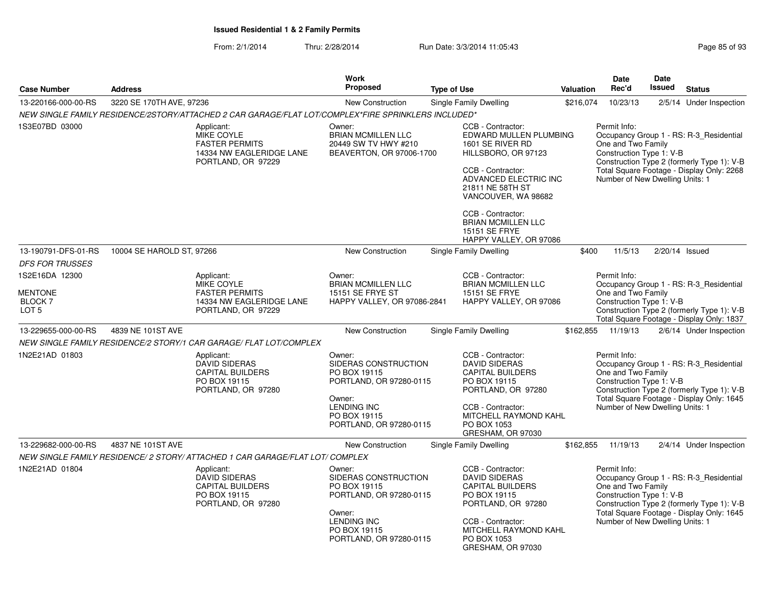**Issued Residential 1 & 2 Family Permits**

From: 2/1/2014 Thru: 2/28/2014 Run Date: 3/3/2014 11:05:43

| Case Number | Address | Work Proposed | Type of Use | Valuation | Date Rec'd | Date Issued | Status |
|---|---|---|---|---|---|---|---|
| 13-220166-000-00-RS | 3220 SE 170TH AVE, 97236 | New Construction | Single Family Dwelling | $216,074 | 10/23/13 | 2/5/14 | Under Inspection |

*NEW SINGLE FAMILY RESIDENCE/2STORY/ATTACHED 2 CAR GARAGE/FLAT LOT/COMPLEX*FIRE SPRINKLERS INCLUDED**

1S3E07BD 03000

Applicant:
MIKE COYLE
FASTER PERMITS
14334 NW EAGLERIDGE LANE
PORTLAND, OR 97229

Owner:
BRIAN MCMILLEN LLC
20449 SW TV HWY #210
BEAVERTON, OR 97006-1700

CCB - Contractor:
EDWARD MULLEN PLUMBING
1601 SE RIVER RD
HILLSBORO, OR 97123

CCB - Contractor:
ADVANCED ELECTRIC INC
21811 NE 58TH ST
VANCOUVER, WA 98682

CCB - Contractor:
BRIAN MCMILLEN LLC
15151 SE FRYE
HAPPY VALLEY, OR 97086

Permit Info:
Occupancy Group 1 - RS: R-3_Residential One and Two Family
Construction Type 1: V-B
Construction Type 2 (formerly Type 1): V-B
Total Square Footage - Display Only: 2268
Number of New Dwelling Units: 1

| Case Number | Address | Work Proposed | Type of Use | Valuation | Date Rec'd | Date Issued | Status |
|---|---|---|---|---|---|---|---|
| 13-190791-DFS-01-RS | 10004 SE HAROLD ST, 97266 | New Construction | Single Family Dwelling | $400 | 11/5/13 | 2/20/14 | Issued |

*DFS FOR TRUSSES*

1S2E16DA 12300
MENTONE
BLOCK 7
LOT 5

Applicant:
MIKE COYLE
FASTER PERMITS
14334 NW EAGLERIDGE LANE
PORTLAND, OR 97229

Owner:
BRIAN MCMILLEN LLC
15151 SE FRYE ST
HAPPY VALLEY, OR 97086-2841

CCB - Contractor:
BRIAN MCMILLEN LLC
15151 SE FRYE
HAPPY VALLEY, OR 97086

Permit Info:
Occupancy Group 1 - RS: R-3_Residential One and Two Family
Construction Type 1: V-B
Construction Type 2 (formerly Type 1): V-B
Total Square Footage - Display Only: 1837

| Case Number | Address | Work Proposed | Type of Use | Valuation | Date Rec'd | Date Issued | Status |
|---|---|---|---|---|---|---|---|
| 13-229655-000-00-RS | 4839 NE 101ST AVE | New Construction | Single Family Dwelling | $162,855 | 11/19/13 | 2/6/14 | Under Inspection |

*NEW SINGLE FAMILY RESIDENCE/2 STORY/1 CAR GARAGE/ FLAT LOT/COMPLEX*

1N2E21AD 01803

Applicant:
DAVID SIDERAS
CAPITAL BUILDERS
PO BOX 19115
PORTLAND, OR 97280

Owner:
SIDERAS CONSTRUCTION
PO BOX 19115
PORTLAND, OR 97280-0115

Owner:
LENDING INC
PO BOX 19115
PORTLAND, OR 97280-0115

CCB - Contractor:
DAVID SIDERAS
CAPITAL BUILDERS
PO BOX 19115
PORTLAND, OR 97280

CCB - Contractor:
MITCHELL RAYMOND KAHL
PO BOX 1053
GRESHAM, OR 97030

Permit Info:
Occupancy Group 1 - RS: R-3_Residential One and Two Family
Construction Type 1: V-B
Construction Type 2 (formerly Type 1): V-B
Total Square Footage - Display Only: 1645
Number of New Dwelling Units: 1

| Case Number | Address | Work Proposed | Type of Use | Valuation | Date Rec'd | Date Issued | Status |
|---|---|---|---|---|---|---|---|
| 13-229682-000-00-RS | 4837 NE 101ST AVE | New Construction | Single Family Dwelling | $162,855 | 11/19/13 | 2/4/14 | Under Inspection |

*NEW SINGLE FAMILY RESIDENCE/ 2 STORY/ ATTACHED 1 CAR GARAGE/FLAT LOT/ COMPLEX*

1N2E21AD 01804

Applicant:
DAVID SIDERAS
CAPITAL BUILDERS
PO BOX 19115
PORTLAND, OR 97280

Owner:
SIDERAS CONSTRUCTION
PO BOX 19115
PORTLAND, OR 97280-0115

Owner:
LENDING INC
PO BOX 19115
PORTLAND, OR 97280-0115

CCB - Contractor:
DAVID SIDERAS
CAPITAL BUILDERS
PO BOX 19115
PORTLAND, OR 97280

CCB - Contractor:
MITCHELL RAYMOND KAHL
PO BOX 1053
GRESHAM, OR 97030

Permit Info:
Occupancy Group 1 - RS: R-3_Residential One and Two Family
Construction Type 1: V-B
Construction Type 2 (formerly Type 1): V-B
Total Square Footage - Display Only: 1645
Number of New Dwelling Units: 1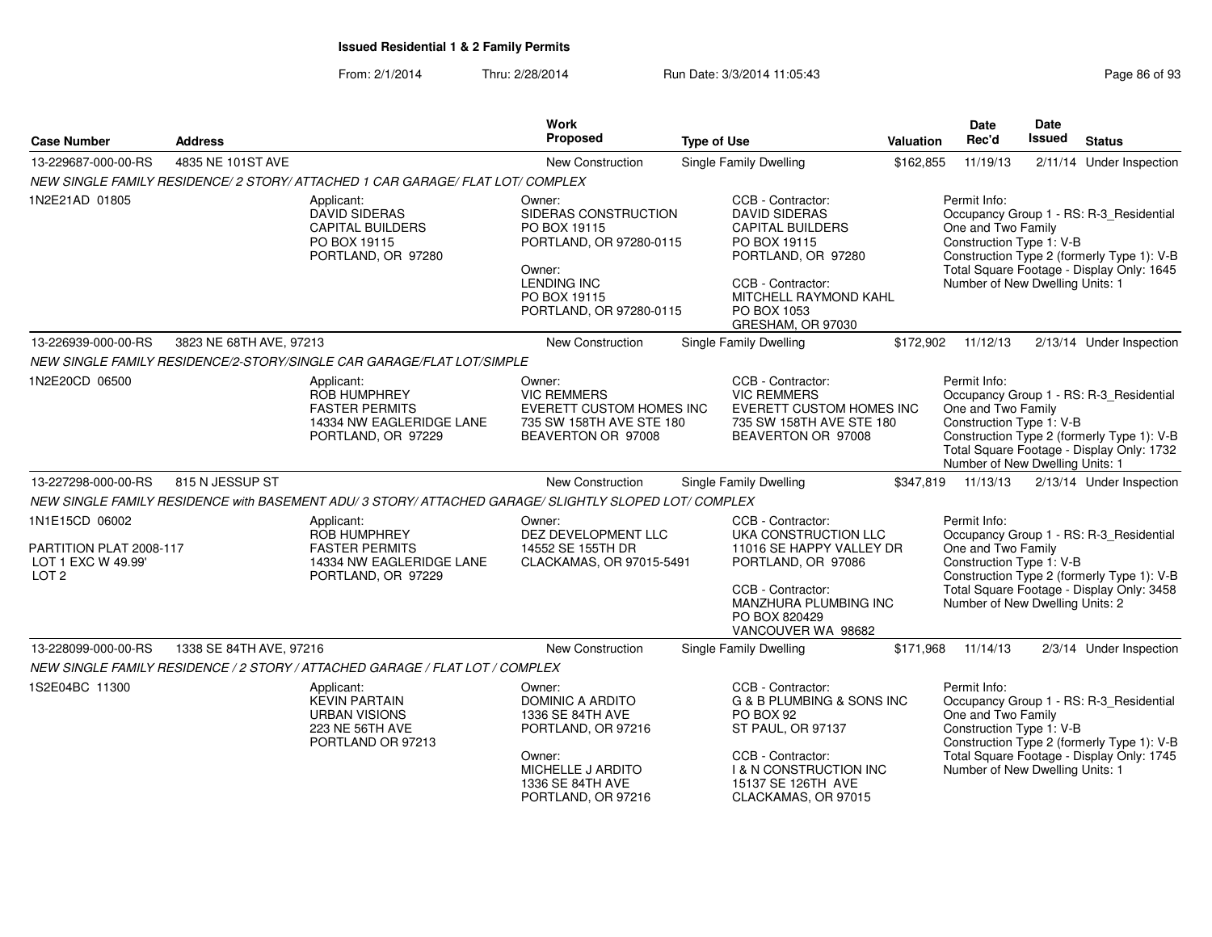**Issued Residential 1 & 2 Family Permits**

From: 2/1/2014 Thru: 2/28/2014 Run Date: 3/3/2014 11:05:43

| Case Number | Address | Work Proposed | Type of Use | Valuation | Date Rec'd | Date Issued | Status |
|---|---|---|---|---|---|---|---|
| 13-229687-000-00-RS | 4835 NE 101ST AVE | New Construction | Single Family Dwelling | $162,855 | 11/19/13 | 2/11/14 | Under Inspection |

NEW SINGLE FAMILY RESIDENCE/ 2 STORY/ ATTACHED 1 CAR GARAGE/ FLAT LOT/ COMPLEX

1N2E21AD 01805

Applicant: DAVID SIDERAS, CAPITAL BUILDERS, PO BOX 19115, PORTLAND, OR 97280

Owner: SIDERAS CONSTRUCTION, PO BOX 19115, PORTLAND, OR 97280-0115
Owner: LENDING INC, PO BOX 19115, PORTLAND, OR 97280-0115

CCB - Contractor: DAVID SIDERAS, CAPITAL BUILDERS, PO BOX 19115, PORTLAND, OR 97280
CCB - Contractor: MITCHELL RAYMOND KAHL, PO BOX 1053, GRESHAM, OR 97030

Permit Info: Occupancy Group 1 - RS: R-3_Residential One and Two Family; Construction Type 1: V-B; Construction Type 2 (formerly Type 1): V-B; Total Square Footage - Display Only: 1645; Number of New Dwelling Units: 1

| Case Number | Address | Work Proposed | Type of Use | Valuation | Date Rec'd | Date Issued | Status |
|---|---|---|---|---|---|---|---|
| 13-226939-000-00-RS | 3823 NE 68TH AVE, 97213 | New Construction | Single Family Dwelling | $172,902 | 11/12/13 | 2/13/14 | Under Inspection |

NEW SINGLE FAMILY RESIDENCE/2-STORY/SINGLE CAR GARAGE/FLAT LOT/SIMPLE

1N2E20CD 06500

Applicant: ROB HUMPHREY, FASTER PERMITS, 14334 NW EAGLERIDGE LANE, PORTLAND, OR 97229

Owner: VIC REMMERS, EVERETT CUSTOM HOMES INC, 735 SW 158TH AVE STE 180, BEAVERTON OR 97008

CCB - Contractor: VIC REMMERS, EVERETT CUSTOM HOMES INC, 735 SW 158TH AVE STE 180, BEAVERTON OR 97008

Permit Info: Occupancy Group 1 - RS: R-3_Residential One and Two Family; Construction Type 1: V-B; Construction Type 2 (formerly Type 1): V-B; Total Square Footage - Display Only: 1732; Number of New Dwelling Units: 1

| Case Number | Address | Work Proposed | Type of Use | Valuation | Date Rec'd | Date Issued | Status |
|---|---|---|---|---|---|---|---|
| 13-227298-000-00-RS | 815 N JESSUP ST | New Construction | Single Family Dwelling | $347,819 | 11/13/13 | 2/13/14 | Under Inspection |

NEW SINGLE FAMILY RESIDENCE with BASEMENT ADU/ 3 STORY/ ATTACHED GARAGE/ SLIGHTLY SLOPED LOT/ COMPLEX

1N1E15CD 06002
PARTITION PLAT 2008-117
LOT 1 EXC W 49.99'
LOT 2

Applicant: ROB HUMPHREY, FASTER PERMITS, 14334 NW EAGLERIDGE LANE, PORTLAND, OR 97229

Owner: DEZ DEVELOPMENT LLC, 14552 SE 155TH DR, CLACKAMAS, OR 97015-5491

CCB - Contractor: UKA CONSTRUCTION LLC, 11016 SE HAPPY VALLEY DR, PORTLAND, OR 97086
CCB - Contractor: MANZHURA PLUMBING INC, PO BOX 820429, VANCOUVER WA 98682

Permit Info: Occupancy Group 1 - RS: R-3_Residential One and Two Family; Construction Type 1: V-B; Construction Type 2 (formerly Type 1): V-B; Total Square Footage - Display Only: 3458; Number of New Dwelling Units: 2

| Case Number | Address | Work Proposed | Type of Use | Valuation | Date Rec'd | Date Issued | Status |
|---|---|---|---|---|---|---|---|
| 13-228099-000-00-RS | 1338 SE 84TH AVE, 97216 | New Construction | Single Family Dwelling | $171,968 | 11/14/13 | 2/3/14 | Under Inspection |

NEW SINGLE FAMILY RESIDENCE / 2 STORY / ATTACHED GARAGE / FLAT LOT / COMPLEX

1S2E04BC 11300

Applicant: KEVIN PARTAIN, URBAN VISIONS, 223 NE 56TH AVE, PORTLAND OR 97213

Owner: DOMINIC A ARDITO, 1336 SE 84TH AVE, PORTLAND, OR 97216
Owner: MICHELLE J ARDITO, 1336 SE 84TH AVE, PORTLAND, OR 97216

CCB - Contractor: G & B PLUMBING & SONS INC, PO BOX 92, ST PAUL, OR 97137
CCB - Contractor: I & N CONSTRUCTION INC, 15137 SE 126TH AVE, CLACKAMAS, OR 97015

Permit Info: Occupancy Group 1 - RS: R-3_Residential One and Two Family; Construction Type 1: V-B; Construction Type 2 (formerly Type 1): V-B; Total Square Footage - Display Only: 1745; Number of New Dwelling Units: 1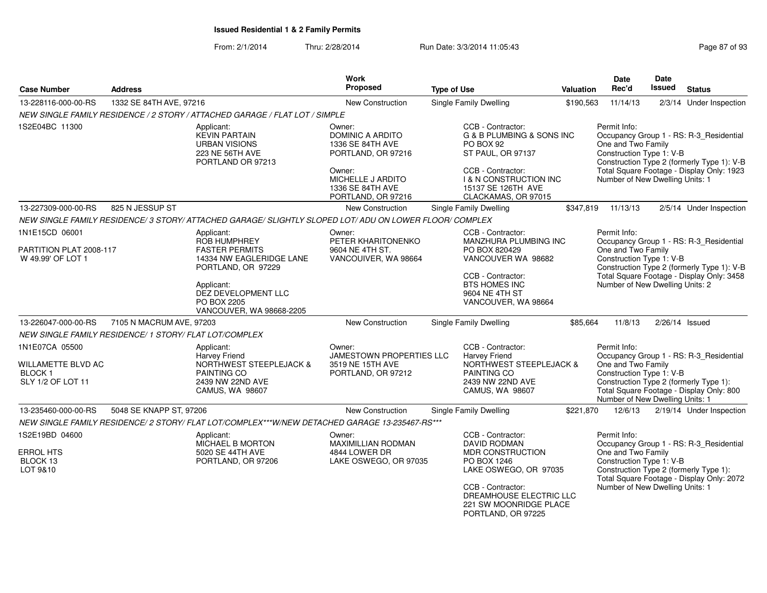## Issued Residential 1 & 2 Family Permits

From: 2/1/2014 Thru: 2/28/2014 Run Date: 3/3/2014 11:05:43

| Case Number | Address | Work Proposed | Type of Use | Valuation | Date Rec'd | Date Issued | Status |
|---|---|---|---|---|---|---|---|
| 13-228116-000-00-RS | 1332 SE 84TH AVE, 97216 | New Construction | Single Family Dwelling | $190,563 | 11/14/13 | 2/3/14 | Under Inspection |

NEW SINGLE FAMILY RESIDENCE / 2 STORY / ATTACHED GARAGE / FLAT LOT / SIMPLE

1S2E04BC 11300

Applicant: KEVIN PARTAIN, URBAN VISIONS, 223 NE 56TH AVE, PORTLAND OR 97213

Owner: DOMINIC A ARDITO, 1336 SE 84TH AVE, PORTLAND, OR 97216
Owner: MICHELLE J ARDITO, 1336 SE 84TH AVE, PORTLAND, OR 97216

CCB - Contractor: G & B PLUMBING & SONS INC, PO BOX 92, ST PAUL, OR 97137
CCB - Contractor: I & N CONSTRUCTION INC, 15137 SE 126TH AVE, CLACKAMAS, OR 97015

Permit Info: Occupancy Group 1 - RS: R-3_Residential One and Two Family; Construction Type 1: V-B; Construction Type 2 (formerly Type 1): V-B; Total Square Footage - Display Only: 1923; Number of New Dwelling Units: 1

| Case Number | Address | Work Proposed | Type of Use | Valuation | Date Rec'd | Date Issued | Status |
|---|---|---|---|---|---|---|---|
| 13-227309-000-00-RS | 825 N JESSUP ST | New Construction | Single Family Dwelling | $347,819 | 11/13/13 | 2/5/14 | Under Inspection |

NEW SINGLE FAMILY RESIDENCE/ 3 STORY/ ATTACHED GARAGE/ SLIGHTLY SLOPED LOT/ ADU ON LOWER FLOOR/ COMPLEX

1N1E15CD 06001
PARTITION PLAT 2008-117
W 49.99' OF LOT 1

Applicant: ROB HUMPHREY, FASTER PERMITS, 14334 NW EAGLERIDGE LANE, PORTLAND, OR 97229
Applicant: DEZ DEVELOPMENT LLC, PO BOX 2205, VANCOUVER, WA 98668-2205

Owner: PETER KHARITONENKO, 9604 NE 4TH ST., VANCOUIVER, WA 98664

CCB - Contractor: MANZHURA PLUMBING INC, PO BOX 820429, VANCOUVER WA 98682
CCB - Contractor: BTS HOMES INC, 9604 NE 4TH ST, VANCOUVER, WA 98664

Permit Info: Occupancy Group 1 - RS: R-3_Residential One and Two Family; Construction Type 1: V-B; Construction Type 2 (formerly Type 1): V-B; Total Square Footage - Display Only: 3458; Number of New Dwelling Units: 2

| Case Number | Address | Work Proposed | Type of Use | Valuation | Date Rec'd | Date Issued | Status |
|---|---|---|---|---|---|---|---|
| 13-226047-000-00-RS | 7105 N MACRUM AVE, 97203 | New Construction | Single Family Dwelling | $85,664 | 11/8/13 | 2/26/14 | Issued |

NEW SINGLE FAMILY RESIDENCE/ 1 STORY/ FLAT LOT/COMPLEX

1N1E07CA 05500
WILLAMETTE BLVD AC
BLOCK 1
SLY 1/2 OF LOT 11

Applicant: Harvey Friend, NORTHWEST STEEPLEJACK & PAINTING CO, 2439 NW 22ND AVE, CAMUS, WA 98607

Owner: JAMESTOWN PROPERTIES LLC, 3519 NE 15TH AVE, PORTLAND, OR 97212

CCB - Contractor: Harvey Friend, NORTHWEST STEEPLEJACK & PAINTING CO, 2439 NW 22ND AVE, CAMUS, WA 98607

Permit Info: Occupancy Group 1 - RS: R-3_Residential One and Two Family; Construction Type 1: V-B; Construction Type 2 (formerly Type 1):; Total Square Footage - Display Only: 800; Number of New Dwelling Units: 1

| Case Number | Address | Work Proposed | Type of Use | Valuation | Date Rec'd | Date Issued | Status |
|---|---|---|---|---|---|---|---|
| 13-235460-000-00-RS | 5048 SE KNAPP ST, 97206 | New Construction | Single Family Dwelling | $221,870 | 12/6/13 | 2/19/14 | Under Inspection |

NEW SINGLE FAMILY RESIDENCE/ 2 STORY/ FLAT LOT/COMPLEX***W/NEW DETACHED GARAGE 13-235467-RS***

1S2E19BD 04600
ERROL HTS
BLOCK 13
LOT 9&10

Applicant: MICHAEL B MORTON, 5020 SE 44TH AVE, PORTLAND, OR 97206

Owner: MAXIMILLIAN RODMAN, 4844 LOWER DR, LAKE OSWEGO, OR 97035

CCB - Contractor: DAVID RODMAN, MDR CONSTRUCTION, PO BOX 1246, LAKE OSWEGO, OR 97035
CCB - Contractor: DREAMHOUSE ELECTRIC LLC, 221 SW MOONRIDGE PLACE, PORTLAND, OR 97225

Permit Info: Occupancy Group 1 - RS: R-3_Residential One and Two Family; Construction Type 1: V-B; Construction Type 2 (formerly Type 1):; Total Square Footage - Display Only: 2072; Number of New Dwelling Units: 1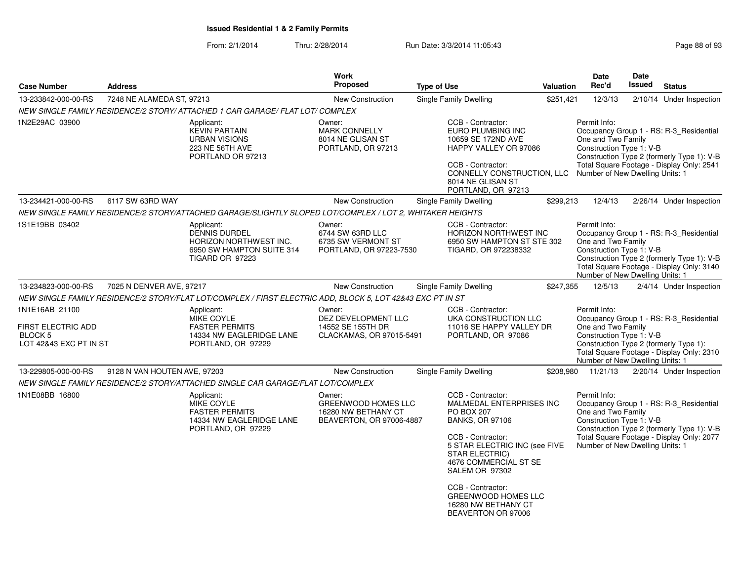**Issued Residential 1 & 2 Family Permits**

From: 2/1/2014 Thru: 2/28/2014 Run Date: 3/3/2014 11:05:43

| Case Number | Address | Work Proposed | Type of Use | Valuation | Date Rec'd | Date Issued | Status |
|---|---|---|---|---|---|---|---|
| 13-233842-000-00-RS | 7248 NE ALAMEDA ST, 97213 | New Construction | Single Family Dwelling | $251,421 | 12/3/13 | 2/10/14 | Under Inspection |

NEW SINGLE FAMILY RESIDENCE/2 STORY/ ATTACHED 1 CAR GARAGE/ FLAT LOT/ COMPLEX

1N2E29AC 03900

Applicant:
KEVIN PARTAIN
URBAN VISIONS
223 NE 56TH AVE
PORTLAND OR 97213

Owner:
MARK CONNELLY
8014 NE GLISAN ST
PORTLAND, OR 97213

CCB - Contractor:
EURO PLUMBING INC
10659 SE 172ND AVE
HAPPY VALLEY OR 97086

CCB - Contractor:
CONNELLY CONSTRUCTION, LLC
8014 NE GLISAN ST
PORTLAND, OR 97213

Permit Info:
Occupancy Group 1 - RS: R-3_Residential One and Two Family
Construction Type 1: V-B
Construction Type 2 (formerly Type 1): V-B
Total Square Footage - Display Only: 2541
Number of New Dwelling Units: 1

| Case Number | Address | Work Proposed | Type of Use | Valuation | Date Rec'd | Date Issued | Status |
|---|---|---|---|---|---|---|---|
| 13-234421-000-00-RS | 6117 SW 63RD WAY | New Construction | Single Family Dwelling | $299,213 | 12/4/13 | 2/26/14 | Under Inspection |

NEW SINGLE FAMILY RESIDENCE/2 STORY/ATTACHED GARAGE/SLIGHTLY SLOPED LOT/COMPLEX / LOT 2, WHITAKER HEIGHTS

1S1E19BB 03402

Applicant:
DENNIS DURDEL
HORIZON NORTHWEST INC.
6950 SW HAMPTON SUITE 314
TIGARD OR 97223

Owner:
6744 SW 63RD LLC
6735 SW VERMONT ST
PORTLAND, OR 97223-7530

CCB - Contractor:
HORIZON NORTHWEST INC
6950 SW HAMPTON ST STE 302
TIGARD, OR 972238332

Permit Info:
Occupancy Group 1 - RS: R-3_Residential One and Two Family
Construction Type 1: V-B
Construction Type 2 (formerly Type 1): V-B
Total Square Footage - Display Only: 3140
Number of New Dwelling Units: 1

| Case Number | Address | Work Proposed | Type of Use | Valuation | Date Rec'd | Date Issued | Status |
|---|---|---|---|---|---|---|---|
| 13-234823-000-00-RS | 7025 N DENVER AVE, 97217 | New Construction | Single Family Dwelling | $247,355 | 12/5/13 | 2/4/14 | Under Inspection |

NEW SINGLE FAMILY RESIDENCE/2 STORY/FLAT LOT/COMPLEX / FIRST ELECTRIC ADD, BLOCK 5, LOT 42&43 EXC PT IN ST

1N1E16AB 21100

FIRST ELECTRIC ADD
BLOCK 5
LOT 42&43 EXC PT IN ST

Applicant:
MIKE COYLE
FASTER PERMITS
14334 NW EAGLERIDGE LANE
PORTLAND, OR 97229

Owner:
DEZ DEVELOPMENT LLC
14552 SE 155TH DR
CLACKAMAS, OR 97015-5491

CCB - Contractor:
UKA CONSTRUCTION LLC
11016 SE HAPPY VALLEY DR
PORTLAND, OR 97086

Permit Info:
Occupancy Group 1 - RS: R-3_Residential One and Two Family
Construction Type 1: V-B
Construction Type 2 (formerly Type 1):
Total Square Footage - Display Only: 2310
Number of New Dwelling Units: 1

| Case Number | Address | Work Proposed | Type of Use | Valuation | Date Rec'd | Date Issued | Status |
|---|---|---|---|---|---|---|---|
| 13-229805-000-00-RS | 9128 N VAN HOUTEN AVE, 97203 | New Construction | Single Family Dwelling | $208,980 | 11/21/13 | 2/20/14 | Under Inspection |

NEW SINGLE FAMILY RESIDENCE/2 STORY/ATTACHED SINGLE CAR GARAGE/FLAT LOT/COMPLEX

1N1E08BB 16800

Applicant:
MIKE COYLE
FASTER PERMITS
14334 NW EAGLERIDGE LANE
PORTLAND, OR 97229

Owner:
GREENWOOD HOMES LLC
16280 NW BETHANY CT
BEAVERTON, OR 97006-4887

CCB - Contractor:
MALMEDAL ENTERPRISES INC
PO BOX 207
BANKS, OR 97106

CCB - Contractor:
5 STAR ELECTRIC INC (see FIVE STAR ELECTRIC)
4676 COMMERCIAL ST SE
SALEM OR 97302

CCB - Contractor:
GREENWOOD HOMES LLC
16280 NW BETHANY CT
BEAVERTON OR 97006

Permit Info:
Occupancy Group 1 - RS: R-3_Residential One and Two Family
Construction Type 1: V-B
Construction Type 2 (formerly Type 1): V-B
Total Square Footage - Display Only: 2077
Number of New Dwelling Units: 1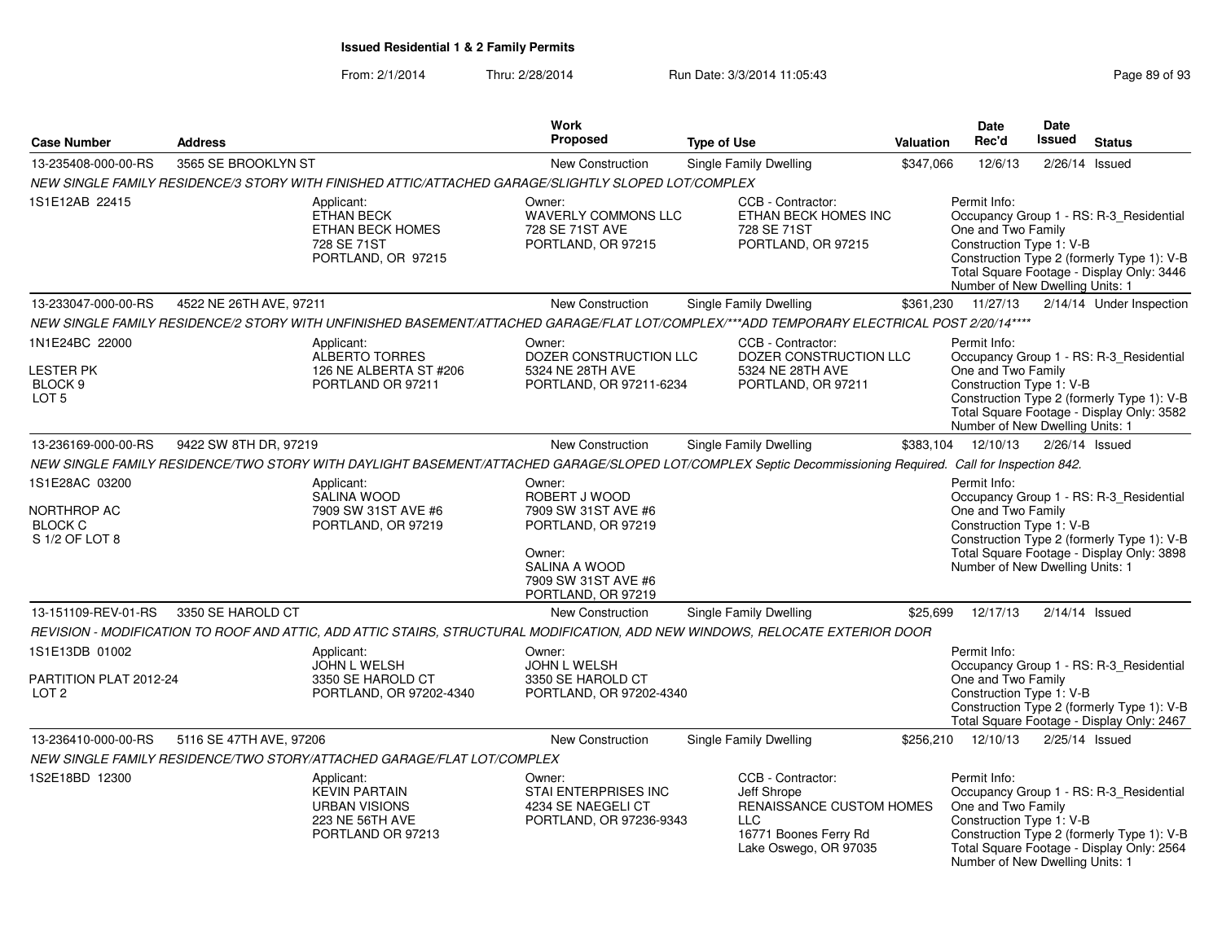## Issued Residential 1 & 2 Family Permits

From: 2/1/2014 Thru: 2/28/2014 Run Date: 3/3/2014 11:05:43

| Case Number | Address | Work Proposed | Type of Use | Valuation | Date Rec'd | Date Issued | Status |
|---|---|---|---|---|---|---|---|
| 13-235408-000-00-RS | 3565 SE BROOKLYN ST | New Construction | Single Family Dwelling | $347,066 | 12/6/13 | 2/26/14 | Issued |

NEW SINGLE FAMILY RESIDENCE/3 STORY WITH FINISHED ATTIC/ATTACHED GARAGE/SLIGHTLY SLOPED LOT/COMPLEX

1S1E12AB 22415

Applicant: ETHAN BECK, ETHAN BECK HOMES, 728 SE 71ST, PORTLAND, OR 97215

Owner: WAVERLY COMMONS LLC, 728 SE 71ST AVE, PORTLAND, OR 97215

CCB - Contractor: ETHAN BECK HOMES INC, 728 SE 71ST, PORTLAND, OR 97215

Permit Info: Occupancy Group 1 - RS: R-3_Residential One and Two Family; Construction Type 1: V-B; Construction Type 2 (formerly Type 1): V-B; Total Square Footage - Display Only: 3446; Number of New Dwelling Units: 1

| Case Number | Address | Work Proposed | Type of Use | Valuation | Date Rec'd | Date Issued | Status |
|---|---|---|---|---|---|---|---|
| 13-233047-000-00-RS | 4522 NE 26TH AVE, 97211 | New Construction | Single Family Dwelling | $361,230 | 11/27/13 | 2/14/14 | Under Inspection |

NEW SINGLE FAMILY RESIDENCE/2 STORY WITH UNFINISHED BASEMENT/ATTACHED GARAGE/FLAT LOT/COMPLEX/***ADD TEMPORARY ELECTRICAL POST 2/20/14****

1N1E24BC 22000
LESTER PK
BLOCK 9
LOT 5

Applicant: ALBERTO TORRES, 126 NE ALBERTA ST #206, PORTLAND OR 97211

Owner: DOZER CONSTRUCTION LLC, 5324 NE 28TH AVE, PORTLAND, OR 97211-6234

CCB - Contractor: DOZER CONSTRUCTION LLC, 5324 NE 28TH AVE, PORTLAND, OR 97211

Permit Info: Occupancy Group 1 - RS: R-3_Residential One and Two Family; Construction Type 1: V-B; Construction Type 2 (formerly Type 1): V-B; Total Square Footage - Display Only: 3582; Number of New Dwelling Units: 1

| Case Number | Address | Work Proposed | Type of Use | Valuation | Date Rec'd | Date Issued | Status |
|---|---|---|---|---|---|---|---|
| 13-236169-000-00-RS | 9422 SW 8TH DR, 97219 | New Construction | Single Family Dwelling | $383,104 | 12/10/13 | 2/26/14 | Issued |

NEW SINGLE FAMILY RESIDENCE/TWO STORY WITH DAYLIGHT BASEMENT/ATTACHED GARAGE/SLOPED LOT/COMPLEX Septic Decommissioning Required. Call for Inspection 842.

1S1E28AC 03200
NORTHROP AC
BLOCK C
S 1/2 OF LOT 8

Applicant: SALINA WOOD, 7909 SW 31ST AVE #6, PORTLAND, OR 97219

Owner: ROBERT J WOOD, 7909 SW 31ST AVE #6, PORTLAND, OR 97219

Owner: SALINA A WOOD, 7909 SW 31ST AVE #6, PORTLAND, OR 97219

Permit Info: Occupancy Group 1 - RS: R-3_Residential One and Two Family; Construction Type 1: V-B; Construction Type 2 (formerly Type 1): V-B; Total Square Footage - Display Only: 3898; Number of New Dwelling Units: 1

| Case Number | Address | Work Proposed | Type of Use | Valuation | Date Rec'd | Date Issued | Status |
|---|---|---|---|---|---|---|---|
| 13-151109-REV-01-RS | 3350 SE HAROLD CT | New Construction | Single Family Dwelling | $25,699 | 12/17/13 | 2/14/14 | Issued |

REVISION - MODIFICATION TO ROOF AND ATTIC, ADD ATTIC STAIRS, STRUCTURAL MODIFICATION, ADD NEW WINDOWS, RELOCATE EXTERIOR DOOR

1S1E13DB 01002
PARTITION PLAT 2012-24
LOT 2

Applicant: JOHN L WELSH, 3350 SE HAROLD CT, PORTLAND, OR 97202-4340

Owner: JOHN L WELSH, 3350 SE HAROLD CT, PORTLAND, OR 97202-4340

Permit Info: Occupancy Group 1 - RS: R-3_Residential One and Two Family; Construction Type 1: V-B; Construction Type 2 (formerly Type 1): V-B; Total Square Footage - Display Only: 2467

| Case Number | Address | Work Proposed | Type of Use | Valuation | Date Rec'd | Date Issued | Status |
|---|---|---|---|---|---|---|---|
| 13-236410-000-00-RS | 5116 SE 47TH AVE, 97206 | New Construction | Single Family Dwelling | $256,210 | 12/10/13 | 2/25/14 | Issued |

NEW SINGLE FAMILY RESIDENCE/TWO STORY/ATTACHED GARAGE/FLAT LOT/COMPLEX

1S2E18BD 12300

Applicant: KEVIN PARTAIN, URBAN VISIONS, 223 NE 56TH AVE, PORTLAND OR 97213

Owner: STAI ENTERPRISES INC, 4234 SE NAEGELI CT, PORTLAND, OR 97236-9343

CCB - Contractor: Jeff Shrope, RENAISSANCE CUSTOM HOMES LLC, 16771 Boones Ferry Rd, Lake Oswego, OR 97035

Permit Info: Occupancy Group 1 - RS: R-3_Residential One and Two Family; Construction Type 1: V-B; Construction Type 2 (formerly Type 1): V-B; Total Square Footage - Display Only: 2564; Number of New Dwelling Units: 1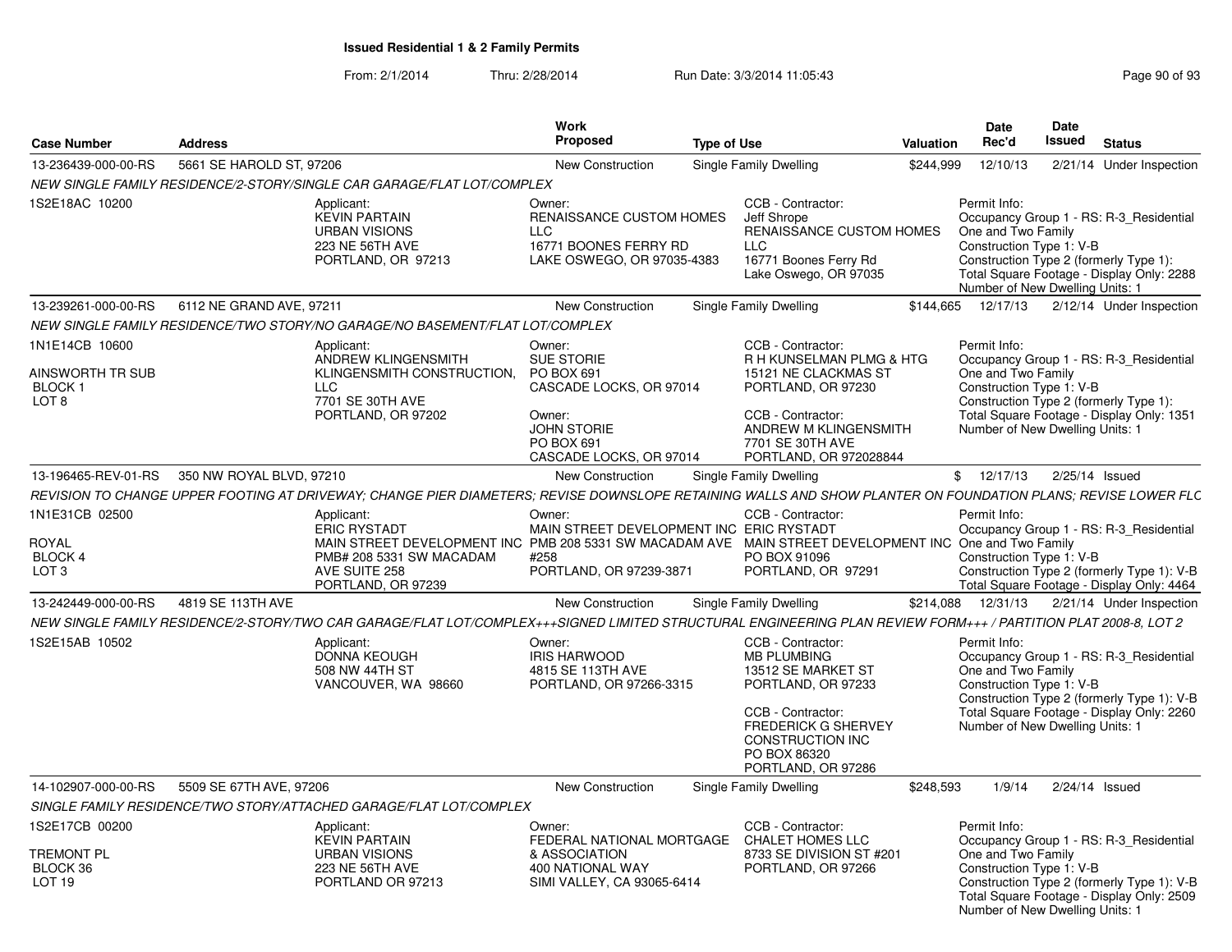## Issued Residential 1 & 2 Family Permits

From: 2/1/2014 Thru: 2/28/2014 Run Date: 3/3/2014 11:05:43

| Case Number | Address | Work Proposed | Type of Use | Valuation | Date Rec'd | Date Issued | Status |
|---|---|---|---|---|---|---|---|
| 13-236439-000-00-RS | 5661 SE HAROLD ST, 97206 | New Construction | Single Family Dwelling | $244,999 | 12/10/13 | 2/21/14 | Under Inspection |

*NEW SINGLE FAMILY RESIDENCE/2-STORY/SINGLE CAR GARAGE/FLAT LOT/COMPLEX*

1S2E18AC 10200

Applicant: KEVIN PARTAIN, URBAN VISIONS, 223 NE 56TH AVE, PORTLAND, OR 97213

Owner: RENAISSANCE CUSTOM HOMES LLC, 16771 BOONES FERRY RD, LAKE OSWEGO, OR 97035-4383

CCB - Contractor: Jeff Shrope, RENAISSANCE CUSTOM HOMES LLC, 16771 Boones Ferry Rd, Lake Oswego, OR 97035

Permit Info: Occupancy Group 1 - RS: R-3_Residential One and Two Family; Construction Type 1: V-B; Construction Type 2 (formerly Type 1):; Total Square Footage - Display Only: 2288; Number of New Dwelling Units: 1

| Case Number | Address | Work Proposed | Type of Use | Valuation | Date Rec'd | Date Issued | Status |
|---|---|---|---|---|---|---|---|
| 13-239261-000-00-RS | 6112 NE GRAND AVE, 97211 | New Construction | Single Family Dwelling | $144,665 | 12/17/13 | 2/12/14 | Under Inspection |

*NEW SINGLE FAMILY RESIDENCE/TWO STORY/NO GARAGE/NO BASEMENT/FLAT LOT/COMPLEX*

1N1E14CB 10600, AINSWORTH TR SUB, BLOCK 1, LOT 8

Applicant: ANDREW KLINGENSMITH, KLINGENSMITH CONSTRUCTION, LLC, 7701 SE 30TH AVE, PORTLAND, OR 97202

Owner: SUE STORIE, PO BOX 691, CASCADE LOCKS, OR 97014

Owner: JOHN STORIE, PO BOX 691, CASCADE LOCKS, OR 97014

CCB - Contractor: R H KUNSELMAN PLMG & HTG, 15121 NE CLACKMAS ST, PORTLAND, OR 97230

CCB - Contractor: ANDREW M KLINGENSMITH, 7701 SE 30TH AVE, PORTLAND, OR 972028844

Permit Info: Occupancy Group 1 - RS: R-3_Residential One and Two Family; Construction Type 1: V-B; Construction Type 2 (formerly Type 1):; Total Square Footage - Display Only: 1351; Number of New Dwelling Units: 1

| Case Number | Address | Work Proposed | Type of Use | Valuation | Date Rec'd | Date Issued | Status |
|---|---|---|---|---|---|---|---|
| 13-196465-REV-01-RS | 350 NW ROYAL BLVD, 97210 | New Construction | Single Family Dwelling | $ | 12/17/13 | 2/25/14 | Issued |

*REVISION TO CHANGE UPPER FOOTING AT DRIVEWAY; CHANGE PIER DIAMETERS; REVISE DOWNSLOPE RETAINING WALLS AND SHOW PLANTER ON FOUNDATION PLANS; REVISE LOWER FLC*

1N1E31CB 02500, ROYAL, BLOCK 4, LOT 3

Applicant: ERIC RYSTADT, MAIN STREET DEVELOPMENT INC, PMB# 208 5331 SW MACADAM AVE SUITE 258, PORTLAND, OR 97239

Owner: MAIN STREET DEVELOPMENT INC, PMB 208 5331 SW MACADAM AVE #258, PORTLAND, OR 97239-3871

CCB - Contractor: ERIC RYSTADT, MAIN STREET DEVELOPMENT INC, PO BOX 91096, PORTLAND, OR 97291

Permit Info: Occupancy Group 1 - RS: R-3_Residential One and Two Family; Construction Type 1: V-B; Construction Type 2 (formerly Type 1): V-B; Total Square Footage - Display Only: 4464

| Case Number | Address | Work Proposed | Type of Use | Valuation | Date Rec'd | Date Issued | Status |
|---|---|---|---|---|---|---|---|
| 13-242449-000-00-RS | 4819 SE 113TH AVE | New Construction | Single Family Dwelling | $214,088 | 12/31/13 | 2/21/14 | Under Inspection |

*NEW SINGLE FAMILY RESIDENCE/2-STORY/TWO CAR GARAGE/FLAT LOT/COMPLEX+++SIGNED LIMITED STRUCTURAL ENGINEERING PLAN REVIEW FORM+++ / PARTITION PLAT 2008-8, LOT 2*

1S2E15AB 10502

Applicant: DONNA KEOUGH, 508 NW 44TH ST, VANCOUVER, WA 98660

Owner: IRIS HARWOOD, 4815 SE 113TH AVE, PORTLAND, OR 97266-3315

CCB - Contractor: MB PLUMBING, 13512 SE MARKET ST, PORTLAND, OR 97233

CCB - Contractor: FREDERICK G SHERVEY CONSTRUCTION INC, PO BOX 86320, PORTLAND, OR 97286

Permit Info: Occupancy Group 1 - RS: R-3_Residential One and Two Family; Construction Type 1: V-B; Construction Type 2 (formerly Type 1): V-B; Total Square Footage - Display Only: 2260; Number of New Dwelling Units: 1

| Case Number | Address | Work Proposed | Type of Use | Valuation | Date Rec'd | Date Issued | Status |
|---|---|---|---|---|---|---|---|
| 14-102907-000-00-RS | 5509 SE 67TH AVE, 97206 | New Construction | Single Family Dwelling | $248,593 | 1/9/14 | 2/24/14 | Issued |

*SINGLE FAMILY RESIDENCE/TWO STORY/ATTACHED GARAGE/FLAT LOT/COMPLEX*

1S2E17CB 00200, TREMONT PL, BLOCK 36, LOT 19

Applicant: KEVIN PARTAIN, URBAN VISIONS, 223 NE 56TH AVE, PORTLAND OR 97213

Owner: FEDERAL NATIONAL MORTGAGE & ASSOCIATION, 400 NATIONAL WAY, SIMI VALLEY, CA 93065-6414

CCB - Contractor: CHALET HOMES LLC, 8733 SE DIVISION ST #201, PORTLAND, OR 97266

Permit Info: Occupancy Group 1 - RS: R-3_Residential One and Two Family; Construction Type 1: V-B; Construction Type 2 (formerly Type 1): V-B; Total Square Footage - Display Only: 2509; Number of New Dwelling Units: 1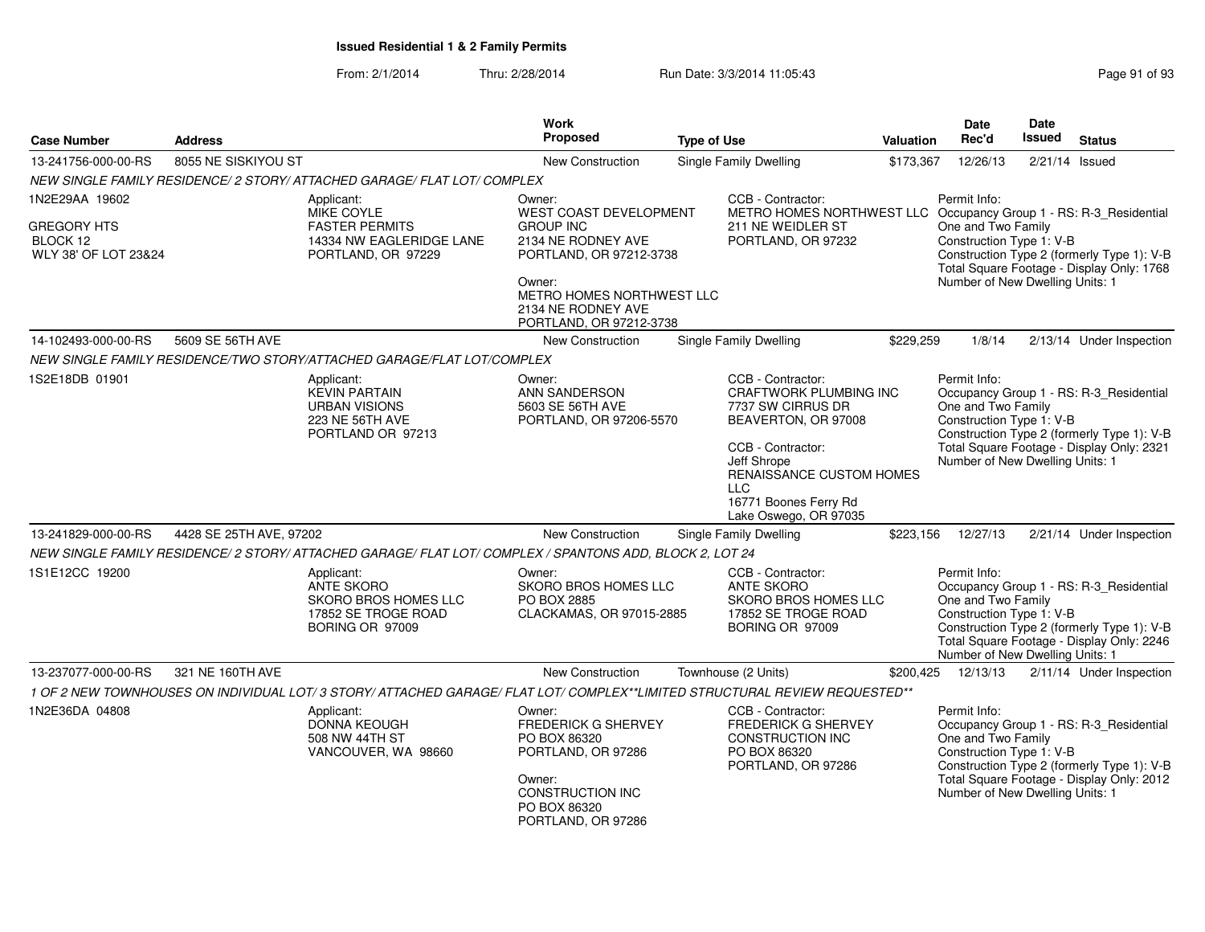## Issued Residential 1 & 2 Family Permits

From: 2/1/2014 Thru: 2/28/2014 Run Date: 3/3/2014 11:05:43

| Case Number | Address | Work Proposed | Type of Use | Valuation | Date Rec'd | Date Issued | Status |
|---|---|---|---|---|---|---|---|
| 13-241756-000-00-RS | 8055 NE SISKIYOU ST | New Construction | Single Family Dwelling | $173,367 | 12/26/13 | 2/21/14 | Issued |

*NEW SINGLE FAMILY RESIDENCE/ 2 STORY/ ATTACHED GARAGE/ FLAT LOT/ COMPLEX*

1N2E29AA 19602
GREGORY HTS
BLOCK 12
WLY 38' OF LOT 23&24

Applicant:
MIKE COYLE
FASTER PERMITS
14334 NW EAGLERIDGE LANE
PORTLAND, OR 97229

Owner:
WEST COAST DEVELOPMENT GROUP INC
2134 NE RODNEY AVE
PORTLAND, OR 97212-3738

Owner:
METRO HOMES NORTHWEST LLC
2134 NE RODNEY AVE
PORTLAND, OR 97212-3738

CCB - Contractor:
METRO HOMES NORTHWEST LLC
211 NE WEIDLER ST
PORTLAND, OR 97232

Permit Info:
Occupancy Group 1 - RS: R-3_Residential One and Two Family
Construction Type 1: V-B
Construction Type 2 (formerly Type 1): V-B
Total Square Footage - Display Only: 1768
Number of New Dwelling Units: 1

| Case Number | Address | Work Proposed | Type of Use | Valuation | Date Rec'd | Date Issued | Status |
|---|---|---|---|---|---|---|---|
| 14-102493-000-00-RS | 5609 SE 56TH AVE | New Construction | Single Family Dwelling | $229,259 | 1/8/14 | 2/13/14 | Under Inspection |

*NEW SINGLE FAMILY RESIDENCE/TWO STORY/ATTACHED GARAGE/FLAT LOT/COMPLEX*

1S2E18DB 01901

Applicant:
KEVIN PARTAIN
URBAN VISIONS
223 NE 56TH AVE
PORTLAND OR 97213

Owner:
ANN SANDERSON
5603 SE 56TH AVE
PORTLAND, OR 97206-5570

CCB - Contractor:
CRAFTWORK PLUMBING INC
7737 SW CIRRUS DR
BEAVERTON, OR 97008

CCB - Contractor:
Jeff Shrope
RENAISSANCE CUSTOM HOMES LLC
16771 Boones Ferry Rd
Lake Oswego, OR 97035

Permit Info:
Occupancy Group 1 - RS: R-3_Residential One and Two Family
Construction Type 1: V-B
Construction Type 2 (formerly Type 1): V-B
Total Square Footage - Display Only: 2321
Number of New Dwelling Units: 1

| Case Number | Address | Work Proposed | Type of Use | Valuation | Date Rec'd | Date Issued | Status |
|---|---|---|---|---|---|---|---|
| 13-241829-000-00-RS | 4428 SE 25TH AVE, 97202 | New Construction | Single Family Dwelling | $223,156 | 12/27/13 | 2/21/14 | Under Inspection |

*NEW SINGLE FAMILY RESIDENCE/ 2 STORY/ ATTACHED GARAGE/ FLAT LOT/ COMPLEX / SPANTONS ADD, BLOCK 2, LOT 24*

1S1E12CC 19200

Applicant:
ANTE SKORO
SKORO BROS HOMES LLC
17852 SE TROGE ROAD
BORING OR 97009

Owner:
SKORO BROS HOMES LLC
PO BOX 2885
CLACKAMAS, OR 97015-2885

CCB - Contractor:
ANTE SKORO
SKORO BROS HOMES LLC
17852 SE TROGE ROAD
BORING OR 97009

Permit Info:
Occupancy Group 1 - RS: R-3_Residential One and Two Family
Construction Type 1: V-B
Construction Type 2 (formerly Type 1): V-B
Total Square Footage - Display Only: 2246
Number of New Dwelling Units: 1

| Case Number | Address | Work Proposed | Type of Use | Valuation | Date Rec'd | Date Issued | Status |
|---|---|---|---|---|---|---|---|
| 13-237077-000-00-RS | 321 NE 160TH AVE | New Construction | Townhouse (2 Units) | $200,425 | 12/13/13 | 2/11/14 | Under Inspection |

*1 OF 2 NEW TOWNHOUSES ON INDIVIDUAL LOT/ 3 STORY/ ATTACHED GARAGE/ FLAT LOT/ COMPLEX**LIMITED STRUCTURAL REVIEW REQUESTED***

1N2E36DA 04808

Applicant:
DONNA KEOUGH
508 NW 44TH ST
VANCOUVER, WA 98660

Owner:
FREDERICK G SHERVEY
PO BOX 86320
PORTLAND, OR 97286

Owner:
CONSTRUCTION INC
PO BOX 86320
PORTLAND, OR 97286

CCB - Contractor:
FREDERICK G SHERVEY
CONSTRUCTION INC
PO BOX 86320
PORTLAND, OR 97286

Permit Info:
Occupancy Group 1 - RS: R-3_Residential One and Two Family
Construction Type 1: V-B
Construction Type 2 (formerly Type 1): V-B
Total Square Footage - Display Only: 2012
Number of New Dwelling Units: 1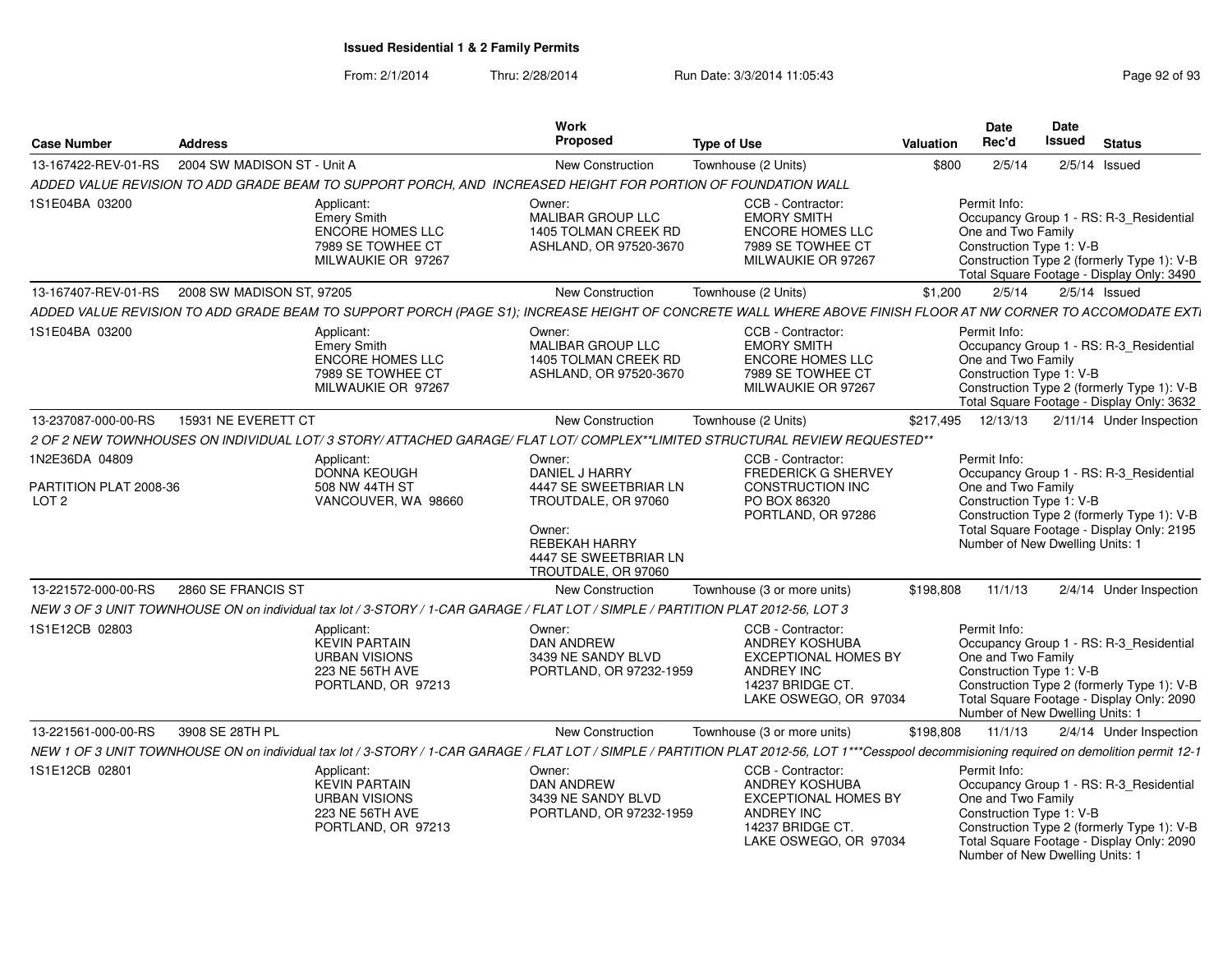**Issued Residential 1 & 2 Family Permits**

From: 2/1/2014 Thru: 2/28/2014 Run Date: 3/3/2014 11:05:43

| Case Number | Address | Work Proposed | Type of Use | Valuation | Date Rec'd | Date Issued | Status |
|---|---|---|---|---|---|---|---|
| 13-167422-REV-01-RS | 2004 SW MADISON ST - Unit A | New Construction | Townhouse (2 Units) | $800 | 2/5/14 | 2/5/14 | Issued |

*ADDED VALUE REVISION TO ADD GRADE BEAM TO SUPPORT PORCH, AND INCREASED HEIGHT FOR PORTION OF FOUNDATION WALL*

1S1E04BA 03200

Applicant: Emery Smith, ENCORE HOMES LLC, 7989 SE TOWHEE CT, MILWAUKIE OR 97267

Owner: MALIBAR GROUP LLC, 1405 TOLMAN CREEK RD, ASHLAND, OR 97520-3670

CCB - Contractor: EMORY SMITH, ENCORE HOMES LLC, 7989 SE TOWHEE CT, MILWAUKIE OR 97267

Permit Info: Occupancy Group 1 - RS: R-3_Residential One and Two Family; Construction Type 1: V-B; Construction Type 2 (formerly Type 1): V-B; Total Square Footage - Display Only: 3490

| Case Number | Address | Work Proposed | Type of Use | Valuation | Date Rec'd | Date Issued | Status |
|---|---|---|---|---|---|---|---|
| 13-167407-REV-01-RS | 2008 SW MADISON ST, 97205 | New Construction | Townhouse (2 Units) | $1,200 | 2/5/14 | 2/5/14 | Issued |

*ADDED VALUE REVISION TO ADD GRADE BEAM TO SUPPORT PORCH (PAGE S1); INCREASE HEIGHT OF CONCRETE WALL WHERE ABOVE FINISH FLOOR AT NW CORNER TO ACCOMODATE EXTI*

1S1E04BA 03200

Applicant: Emery Smith, ENCORE HOMES LLC, 7989 SE TOWHEE CT, MILWAUKIE OR 97267

Owner: MALIBAR GROUP LLC, 1405 TOLMAN CREEK RD, ASHLAND, OR 97520-3670

CCB - Contractor: EMORY SMITH, ENCORE HOMES LLC, 7989 SE TOWHEE CT, MILWAUKIE OR 97267

Permit Info: Occupancy Group 1 - RS: R-3_Residential One and Two Family; Construction Type 1: V-B; Construction Type 2 (formerly Type 1): V-B; Total Square Footage - Display Only: 3632

| Case Number | Address | Work Proposed | Type of Use | Valuation | Date Rec'd | Date Issued | Status |
|---|---|---|---|---|---|---|---|
| 13-237087-000-00-RS | 15931 NE EVERETT CT | New Construction | Townhouse (2 Units) | $217,495 | 12/13/13 | 2/11/14 | Under Inspection |

*2 OF 2 NEW TOWNHOUSES ON INDIVIDUAL LOT/ 3 STORY/ ATTACHED GARAGE/ FLAT LOT/ COMPLEX**LIMITED STRUCTURAL REVIEW REQUESTED***

1N2E36DA 04809, PARTITION PLAT 2008-36, LOT 2

Applicant: DONNA KEOUGH, 508 NW 44TH ST, VANCOUVER, WA 98660

Owner: DANIEL J HARRY, 4447 SE SWEETBRIAR LN, TROUTDALE, OR 97060

Owner: REBEKAH HARRY, 4447 SE SWEETBRIAR LN, TROUTDALE, OR 97060

CCB - Contractor: FREDERICK G SHERVEY CONSTRUCTION INC, PO BOX 86320, PORTLAND, OR 97286

Permit Info: Occupancy Group 1 - RS: R-3_Residential One and Two Family; Construction Type 1: V-B; Construction Type 2 (formerly Type 1): V-B; Total Square Footage - Display Only: 2195; Number of New Dwelling Units: 1

| Case Number | Address | Work Proposed | Type of Use | Valuation | Date Rec'd | Date Issued | Status |
|---|---|---|---|---|---|---|---|
| 13-221572-000-00-RS | 2860 SE FRANCIS ST | New Construction | Townhouse (3 or more units) | $198,808 | 11/1/13 | 2/4/14 | Under Inspection |

*NEW 3 OF 3 UNIT TOWNHOUSE ON on individual tax lot / 3-STORY / 1-CAR GARAGE / FLAT LOT / SIMPLE / PARTITION PLAT 2012-56, LOT 3*

1S1E12CB 02803

Applicant: KEVIN PARTAIN, URBAN VISIONS, 223 NE 56TH AVE, PORTLAND, OR 97213

Owner: DAN ANDREW, 3439 NE SANDY BLVD, PORTLAND, OR 97232-1959

CCB - Contractor: ANDREY KOSHUBA, EXCEPTIONAL HOMES BY ANDREY INC, 14237 BRIDGE CT., LAKE OSWEGO, OR 97034

Permit Info: Occupancy Group 1 - RS: R-3_Residential One and Two Family; Construction Type 1: V-B; Construction Type 2 (formerly Type 1): V-B; Total Square Footage - Display Only: 2090; Number of New Dwelling Units: 1

| Case Number | Address | Work Proposed | Type of Use | Valuation | Date Rec'd | Date Issued | Status |
|---|---|---|---|---|---|---|---|
| 13-221561-000-00-RS | 3908 SE 28TH PL | New Construction | Townhouse (3 or more units) | $198,808 | 11/1/13 | 2/4/14 | Under Inspection |

*NEW 1 OF 3 UNIT TOWNHOUSE ON on individual tax lot / 3-STORY / 1-CAR GARAGE / FLAT LOT / SIMPLE / PARTITION PLAT 2012-56, LOT 1***Cesspool decommisioning required on demolition permit 12-1*

1S1E12CB 02801

Applicant: KEVIN PARTAIN, URBAN VISIONS, 223 NE 56TH AVE, PORTLAND, OR 97213

Owner: DAN ANDREW, 3439 NE SANDY BLVD, PORTLAND, OR 97232-1959

CCB - Contractor: ANDREY KOSHUBA, EXCEPTIONAL HOMES BY ANDREY INC, 14237 BRIDGE CT., LAKE OSWEGO, OR 97034

Permit Info: Occupancy Group 1 - RS: R-3_Residential One and Two Family; Construction Type 1: V-B; Construction Type 2 (formerly Type 1): V-B; Total Square Footage - Display Only: 2090; Number of New Dwelling Units: 1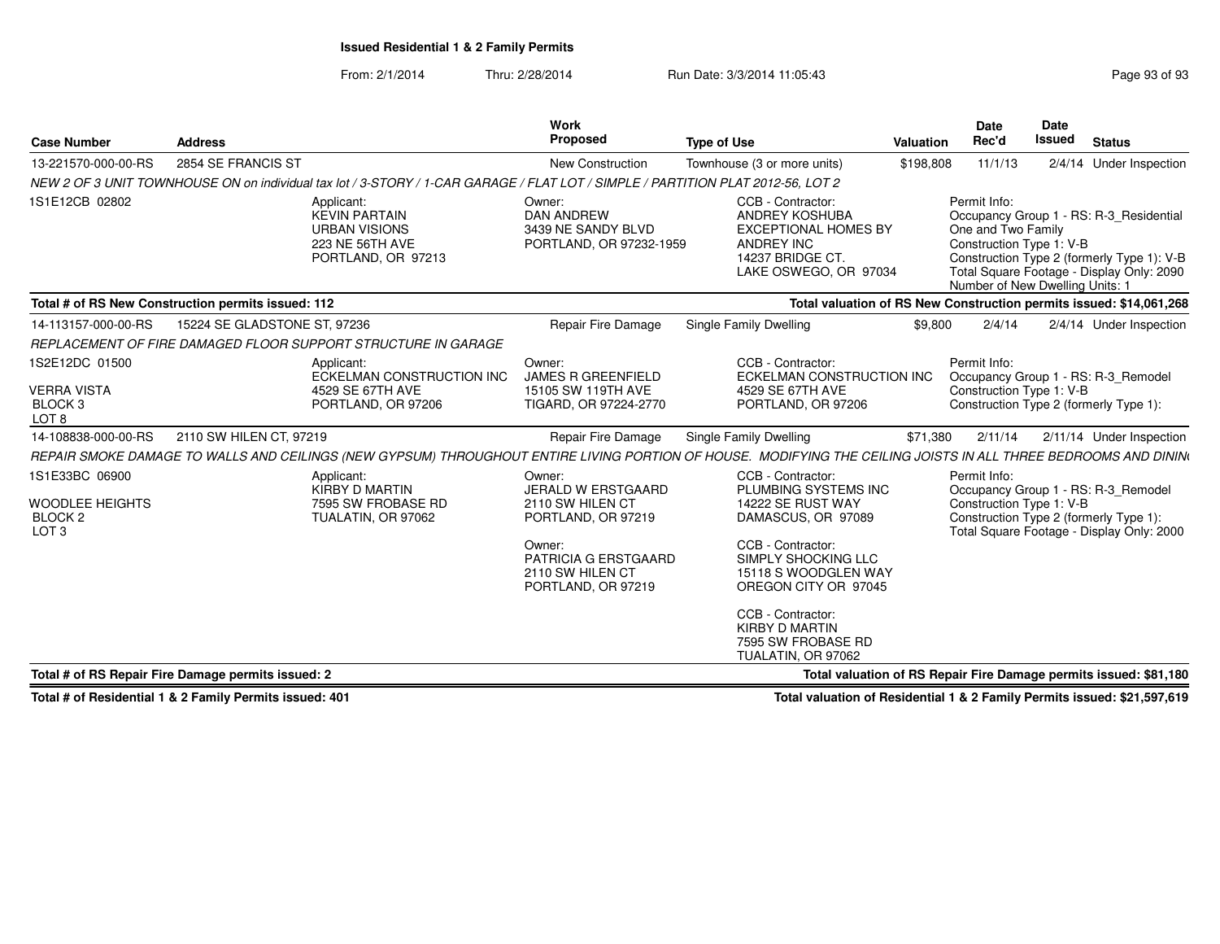**Issued Residential 1 & 2 Family Permits**

From: 2/1/2014 Thru: 2/28/2014 Run Date: 3/3/2014 11:05:43

| Case Number | Address | Work Proposed | Type of Use | Valuation | Date Rec'd | Date Issued | Status |
|---|---|---|---|---|---|---|---|
| 13-221570-000-00-RS | 2854 SE FRANCIS ST | New Construction | Townhouse (3 or more units) | $198,808 | 11/1/13 | 2/4/14 | Under Inspection |

*NEW 2 OF 3 UNIT TOWNHOUSE ON on individual tax lot / 3-STORY / 1-CAR GARAGE / FLAT LOT / SIMPLE / PARTITION PLAT 2012-56, LOT 2*

1S1E12CB 02802

Applicant:
KEVIN PARTAIN
URBAN VISIONS
223 NE 56TH AVE
PORTLAND, OR 97213

Owner:
DAN ANDREW
3439 NE SANDY BLVD
PORTLAND, OR 97232-1959

CCB - Contractor:
ANDREY KOSHUBA
EXCEPTIONAL HOMES BY ANDREY INC
14237 BRIDGE CT.
LAKE OSWEGO, OR 97034

Permit Info:
Occupancy Group 1 - RS: R-3_Residential One and Two Family
Construction Type 1: V-B
Construction Type 2 (formerly Type 1): V-B
Total Square Footage - Display Only: 2090
Number of New Dwelling Units: 1

**Total # of RS New Construction permits issued: 112** — **Total valuation of RS New Construction permits issued: $14,061,268**

| Case Number | Address | Work Proposed | Type of Use | Valuation | Date Rec'd | Date Issued | Status |
|---|---|---|---|---|---|---|---|
| 14-113157-000-00-RS | 15224 SE GLADSTONE ST, 97236 | Repair Fire Damage | Single Family Dwelling | $9,800 | 2/4/14 | 2/4/14 | Under Inspection |

*REPLACEMENT OF FIRE DAMAGED FLOOR SUPPORT STRUCTURE IN GARAGE*

1S2E12DC 01500
VERRA VISTA
BLOCK 3
LOT 8

Applicant:
ECKELMAN CONSTRUCTION INC
4529 SE 67TH AVE
PORTLAND, OR 97206

Owner:
JAMES R GREENFIELD
15105 SW 119TH AVE
TIGARD, OR 97224-2770

CCB - Contractor:
ECKELMAN CONSTRUCTION INC
4529 SE 67TH AVE
PORTLAND, OR 97206

Permit Info:
Occupancy Group 1 - RS: R-3_Remodel
Construction Type 1: V-B
Construction Type 2 (formerly Type 1):

| Case Number | Address | Work Proposed | Type of Use | Valuation | Date Rec'd | Date Issued | Status |
|---|---|---|---|---|---|---|---|
| 14-108838-000-00-RS | 2110 SW HILEN CT, 97219 | Repair Fire Damage | Single Family Dwelling | $71,380 | 2/11/14 | 2/11/14 | Under Inspection |

*REPAIR SMOKE DAMAGE TO WALLS AND CEILINGS (NEW GYPSUM) THROUGHOUT ENTIRE LIVING PORTION OF HOUSE. MODIFYING THE CEILING JOISTS IN ALL THREE BEDROOMS AND DININ*

1S1E33BC 06900
WOODLEE HEIGHTS
BLOCK 2
LOT 3

Applicant:
KIRBY D MARTIN
7595 SW FROBASE RD
TUALATIN, OR 97062

Owner:
JERALD W ERSTGAARD
2110 SW HILEN CT
PORTLAND, OR 97219

Owner:
PATRICIA G ERSTGAARD
2110 SW HILEN CT
PORTLAND, OR 97219

CCB - Contractor:
PLUMBING SYSTEMS INC
14222 SE RUST WAY
DAMASCUS, OR 97089

CCB - Contractor:
SIMPLY SHOCKING LLC
15118 S WOODGLEN WAY
OREGON CITY OR 97045

CCB - Contractor:
KIRBY D MARTIN
7595 SW FROBASE RD
TUALATIN, OR 97062

Permit Info:
Occupancy Group 1 - RS: R-3_Remodel
Construction Type 1: V-B
Construction Type 2 (formerly Type 1):
Total Square Footage - Display Only: 2000

**Total # of RS Repair Fire Damage permits issued: 2** — **Total valuation of RS Repair Fire Damage permits issued: $81,180**

**Total # of Residential 1 & 2 Family Permits issued: 401** — **Total valuation of Residential 1 & 2 Family Permits issued: $21,597,619**